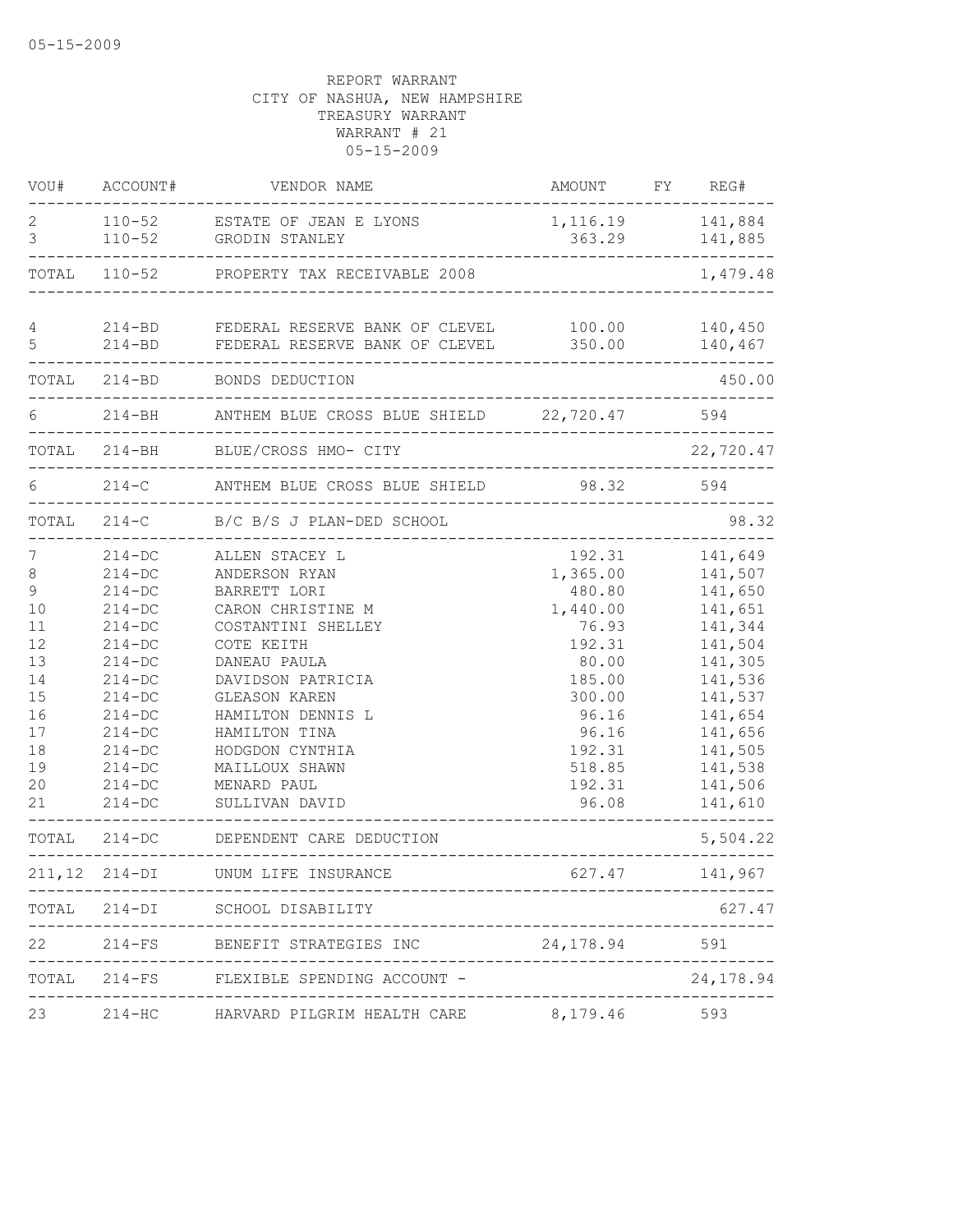05-15-2009

REPORT WARRANT
CITY OF NASHUA, NEW HAMPSHIRE
TREASURY WARRANT
WARRANT # 21
05-15-2009

| VOU# | ACCOUNT# | VENDOR NAME | AMOUNT | FY | REG# |
|---|---|---|---|---|---|
| 2 | 110-52 | ESTATE OF JEAN E LYONS | 1,116.19 | | 141,884 |
| 3 | 110-52 | GRODIN STANLEY | 363.29 | | 141,885 |
| TOTAL | 110-52 | PROPERTY TAX RECEIVABLE 2008 | | | 1,479.48 |
| 4 | 214-BD | FEDERAL RESERVE BANK OF CLEVEL | 100.00 | | 140,450 |
| 5 | 214-BD | FEDERAL RESERVE BANK OF CLEVEL | 350.00 | | 140,467 |
| TOTAL | 214-BD | BONDS DEDUCTION | | | 450.00 |
| 6 | 214-BH | ANTHEM BLUE CROSS BLUE SHIELD | 22,720.47 | | 594 |
| TOTAL | 214-BH | BLUE/CROSS HMO- CITY | | | 22,720.47 |
| 6 | 214-C | ANTHEM BLUE CROSS BLUE SHIELD | 98.32 | | 594 |
| TOTAL | 214-C | B/C B/S J PLAN-DED SCHOOL | | | 98.32 |
| 7 | 214-DC | ALLEN STACEY L | 192.31 | | 141,649 |
| 8 | 214-DC | ANDERSON RYAN | 1,365.00 | | 141,507 |
| 9 | 214-DC | BARRETT LORI | 480.80 | | 141,650 |
| 10 | 214-DC | CARON CHRISTINE M | 1,440.00 | | 141,651 |
| 11 | 214-DC | COSTANTINI SHELLEY | 76.93 | | 141,344 |
| 12 | 214-DC | COTE KEITH | 192.31 | | 141,504 |
| 13 | 214-DC | DANEAU PAULA | 80.00 | | 141,305 |
| 14 | 214-DC | DAVIDSON PATRICIA | 185.00 | | 141,536 |
| 15 | 214-DC | GLEASON KAREN | 300.00 | | 141,537 |
| 16 | 214-DC | HAMILTON DENNIS L | 96.16 | | 141,654 |
| 17 | 214-DC | HAMILTON TINA | 96.16 | | 141,656 |
| 18 | 214-DC | HODGDON CYNTHIA | 192.31 | | 141,505 |
| 19 | 214-DC | MAILLOUX SHAWN | 518.85 | | 141,538 |
| 20 | 214-DC | MENARD PAUL | 192.31 | | 141,506 |
| 21 | 214-DC | SULLIVAN DAVID | 96.08 | | 141,610 |
| TOTAL | 214-DC | DEPENDENT CARE DEDUCTION | | | 5,504.22 |
| 211,12 | 214-DI | UNUM LIFE INSURANCE | 627.47 | | 141,967 |
| TOTAL | 214-DI | SCHOOL DISABILITY | | | 627.47 |
| 22 | 214-FS | BENEFIT STRATEGIES INC | 24,178.94 | | 591 |
| TOTAL | 214-FS | FLEXIBLE SPENDING ACCOUNT - | | | 24,178.94 |
| 23 | 214-HC | HARVARD PILGRIM HEALTH CARE | 8,179.46 | | 593 |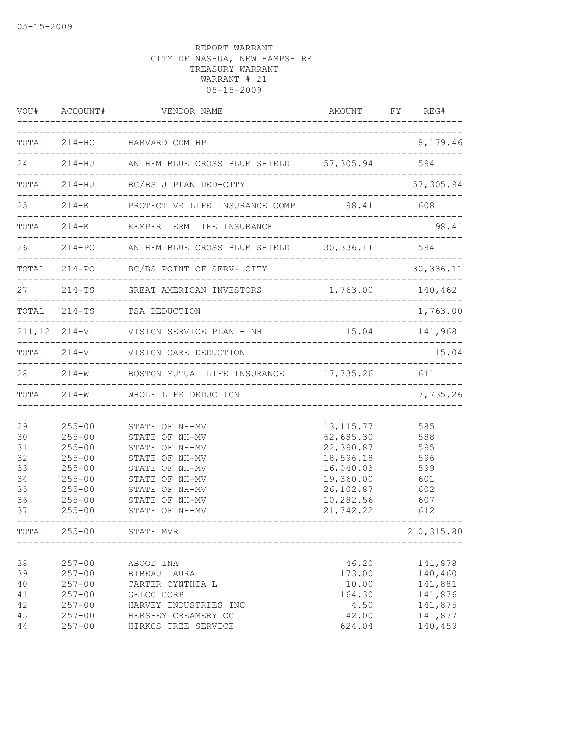REPORT WARRANT
CITY OF NASHUA, NEW HAMPSHIRE
TREASURY WARRANT
WARRANT # 21
05-15-2009

| VOU# | ACCOUNT# | VENDOR NAME | AMOUNT | FY | REG# |
|---|---|---|---|---|---|
| TOTAL | 214-HC | HARVARD COM HP | | | 8,179.46 |
| 24 | 214-HJ | ANTHEM BLUE CROSS BLUE SHIELD | 57,305.94 | | 594 |
| TOTAL | 214-HJ | BC/BS J PLAN DED-CITY | | | 57,305.94 |
| 25 | 214-K | PROTECTIVE LIFE INSURANCE COMP | 98.41 | | 608 |
| TOTAL | 214-K | KEMPER TERM LIFE INSURANCE | | | 98.41 |
| 26 | 214-PO | ANTHEM BLUE CROSS BLUE SHIELD | 30,336.11 | | 594 |
| TOTAL | 214-PO | BC/BS POINT OF SERV- CITY | | | 30,336.11 |
| 27 | 214-TS | GREAT AMERICAN INVESTORS | 1,763.00 | | 140,462 |
| TOTAL | 214-TS | TSA DEDUCTION | | | 1,763.00 |
| 211,12 | 214-V | VISION SERVICE PLAN - NH | 15.04 | | 141,968 |
| TOTAL | 214-V | VISION CARE DEDUCTION | | | 15.04 |
| 28 | 214-W | BOSTON MUTUAL LIFE INSURANCE | 17,735.26 | | 611 |
| TOTAL | 214-W | WHOLE LIFE DEDUCTION | | | 17,735.26 |
| 29 | 255-00 | STATE OF NH-MV | 13,115.77 | | 585 |
| 30 | 255-00 | STATE OF NH-MV | 62,685.30 | | 588 |
| 31 | 255-00 | STATE OF NH-MV | 22,390.87 | | 595 |
| 32 | 255-00 | STATE OF NH-MV | 18,596.18 | | 596 |
| 33 | 255-00 | STATE OF NH-MV | 16,040.03 | | 599 |
| 34 | 255-00 | STATE OF NH-MV | 19,360.00 | | 601 |
| 35 | 255-00 | STATE OF NH-MV | 26,102.87 | | 602 |
| 36 | 255-00 | STATE OF NH-MV | 10,282.56 | | 607 |
| 37 | 255-00 | STATE OF NH-MV | 21,742.22 | | 612 |
| TOTAL | 255-00 | STATE MVR | | | 210,315.80 |
| 38 | 257-00 | ABOOD INA | 46.20 | | 141,878 |
| 39 | 257-00 | BIBEAU LAURA | 173.00 | | 140,460 |
| 40 | 257-00 | CARTER CYNTHIA L | 10.00 | | 141,881 |
| 41 | 257-00 | GELCO CORP | 164.30 | | 141,876 |
| 42 | 257-00 | HARVEY INDUSTRIES INC | 4.50 | | 141,875 |
| 43 | 257-00 | HERSHEY CREAMERY CO | 42.00 | | 141,877 |
| 44 | 257-00 | HIRKOS TREE SERVICE | 624.04 | | 140,459 |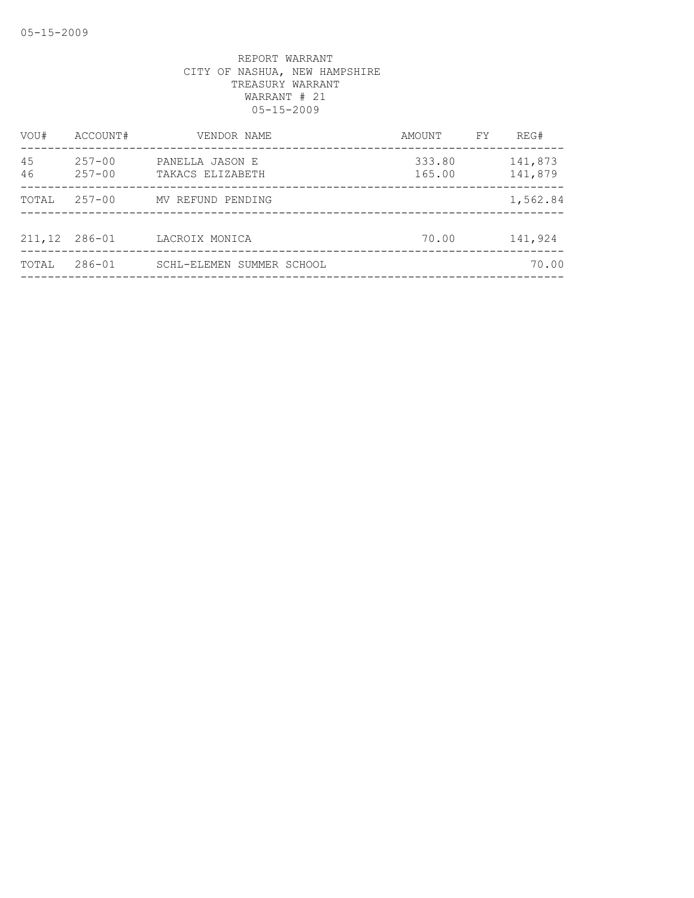REPORT WARRANT
CITY OF NASHUA, NEW HAMPSHIRE
TREASURY WARRANT
WARRANT # 21
05-15-2009

| VOU# | ACCOUNT# | VENDOR NAME | AMOUNT | FY | REG# |
|---|---|---|---|---|---|
| 45 | 257-00 | PANELLA JASON E | 333.80 | | 141,873 |
| 46 | 257-00 | TAKACS ELIZABETH | 165.00 | | 141,879 |
| TOTAL | 257-00 | MV REFUND PENDING | | | 1,562.84 |
| 211,12 | 286-01 | LACROIX MONICA | 70.00 | | 141,924 |
| TOTAL | 286-01 | SCHL-ELEMEN SUMMER SCHOOL | | | 70.00 |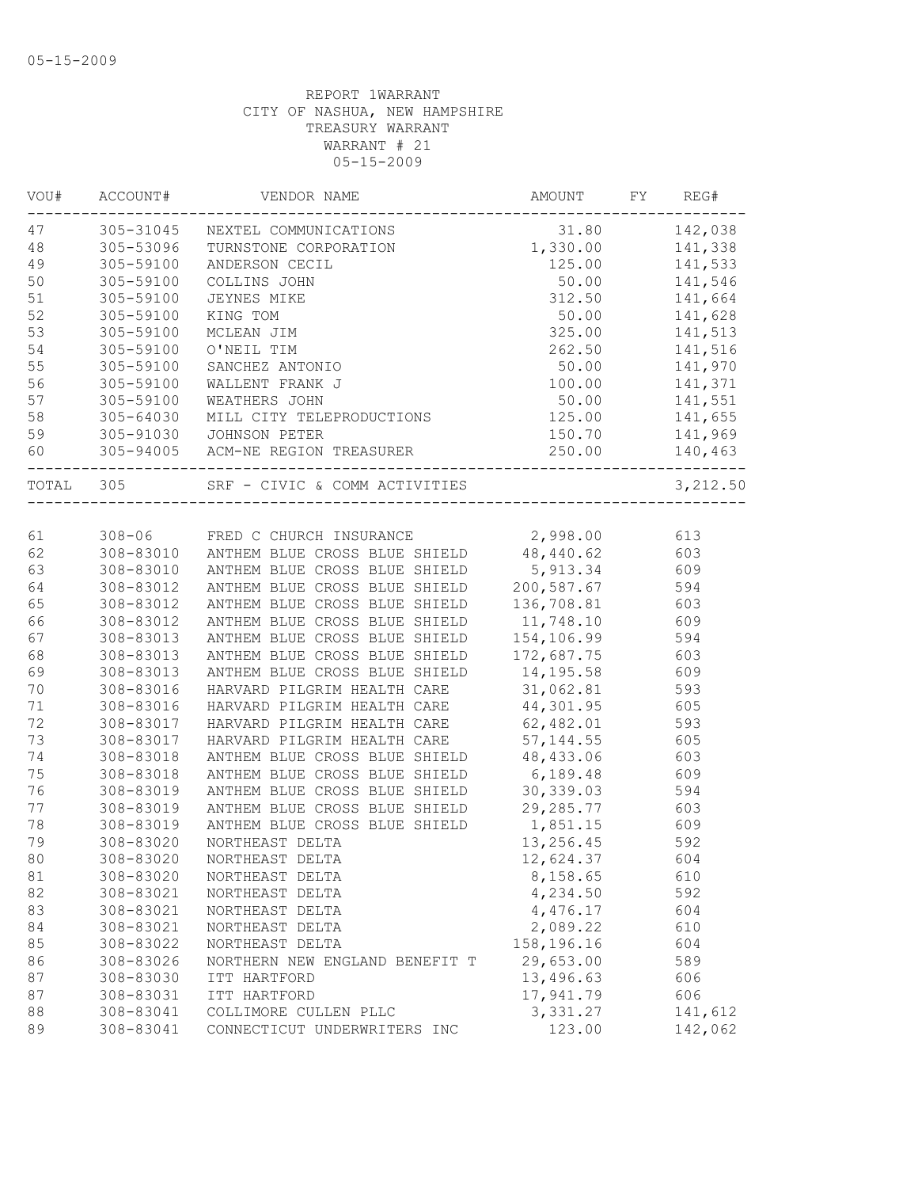05-15-2009

REPORT 1WARRANT
CITY OF NASHUA, NEW HAMPSHIRE
TREASURY WARRANT
WARRANT # 21
05-15-2009

| VOU# | ACCOUNT# | VENDOR NAME | AMOUNT | FY | REG# |
|---|---|---|---|---|---|
| 47 | 305-31045 | NEXTEL COMMUNICATIONS | 31.80 | | 142,038 |
| 48 | 305-53096 | TURNSTONE CORPORATION | 1,330.00 | | 141,338 |
| 49 | 305-59100 | ANDERSON CECIL | 125.00 | | 141,533 |
| 50 | 305-59100 | COLLINS JOHN | 50.00 | | 141,546 |
| 51 | 305-59100 | JEYNES MIKE | 312.50 | | 141,664 |
| 52 | 305-59100 | KING TOM | 50.00 | | 141,628 |
| 53 | 305-59100 | MCLEAN JIM | 325.00 | | 141,513 |
| 54 | 305-59100 | O'NEIL TIM | 262.50 | | 141,516 |
| 55 | 305-59100 | SANCHEZ ANTONIO | 50.00 | | 141,970 |
| 56 | 305-59100 | WALLENT FRANK J | 100.00 | | 141,371 |
| 57 | 305-59100 | WEATHERS JOHN | 50.00 | | 141,551 |
| 58 | 305-64030 | MILL CITY TELEPRODUCTIONS | 125.00 | | 141,655 |
| 59 | 305-91030 | JOHNSON PETER | 150.70 | | 141,969 |
| 60 | 305-94005 | ACM-NE REGION TREASURER | 250.00 | | 140,463 |
| TOTAL | 305 | SRF - CIVIC & COMM ACTIVITIES | | | 3,212.50 |
| 61 | 308-06 | FRED C CHURCH INSURANCE | 2,998.00 | | 613 |
| 62 | 308-83010 | ANTHEM BLUE CROSS BLUE SHIELD | 48,440.62 | | 603 |
| 63 | 308-83010 | ANTHEM BLUE CROSS BLUE SHIELD | 5,913.34 | | 609 |
| 64 | 308-83012 | ANTHEM BLUE CROSS BLUE SHIELD | 200,587.67 | | 594 |
| 65 | 308-83012 | ANTHEM BLUE CROSS BLUE SHIELD | 136,708.81 | | 603 |
| 66 | 308-83012 | ANTHEM BLUE CROSS BLUE SHIELD | 11,748.10 | | 609 |
| 67 | 308-83013 | ANTHEM BLUE CROSS BLUE SHIELD | 154,106.99 | | 594 |
| 68 | 308-83013 | ANTHEM BLUE CROSS BLUE SHIELD | 172,687.75 | | 603 |
| 69 | 308-83013 | ANTHEM BLUE CROSS BLUE SHIELD | 14,195.58 | | 609 |
| 70 | 308-83016 | HARVARD PILGRIM HEALTH CARE | 31,062.81 | | 593 |
| 71 | 308-83016 | HARVARD PILGRIM HEALTH CARE | 44,301.95 | | 605 |
| 72 | 308-83017 | HARVARD PILGRIM HEALTH CARE | 62,482.01 | | 593 |
| 73 | 308-83017 | HARVARD PILGRIM HEALTH CARE | 57,144.55 | | 605 |
| 74 | 308-83018 | ANTHEM BLUE CROSS BLUE SHIELD | 48,433.06 | | 603 |
| 75 | 308-83018 | ANTHEM BLUE CROSS BLUE SHIELD | 6,189.48 | | 609 |
| 76 | 308-83019 | ANTHEM BLUE CROSS BLUE SHIELD | 30,339.03 | | 594 |
| 77 | 308-83019 | ANTHEM BLUE CROSS BLUE SHIELD | 29,285.77 | | 603 |
| 78 | 308-83019 | ANTHEM BLUE CROSS BLUE SHIELD | 1,851.15 | | 609 |
| 79 | 308-83020 | NORTHEAST DELTA | 13,256.45 | | 592 |
| 80 | 308-83020 | NORTHEAST DELTA | 12,624.37 | | 604 |
| 81 | 308-83020 | NORTHEAST DELTA | 8,158.65 | | 610 |
| 82 | 308-83021 | NORTHEAST DELTA | 4,234.50 | | 592 |
| 83 | 308-83021 | NORTHEAST DELTA | 4,476.17 | | 604 |
| 84 | 308-83021 | NORTHEAST DELTA | 2,089.22 | | 610 |
| 85 | 308-83022 | NORTHEAST DELTA | 158,196.16 | | 604 |
| 86 | 308-83026 | NORTHERN NEW ENGLAND BENEFIT T | 29,653.00 | | 589 |
| 87 | 308-83030 | ITT HARTFORD | 13,496.63 | | 606 |
| 87 | 308-83031 | ITT HARTFORD | 17,941.79 | | 606 |
| 88 | 308-83041 | COLLIMORE CULLEN PLLC | 3,331.27 | | 141,612 |
| 89 | 308-83041 | CONNECTICUT UNDERWRITERS INC | 123.00 | | 142,062 |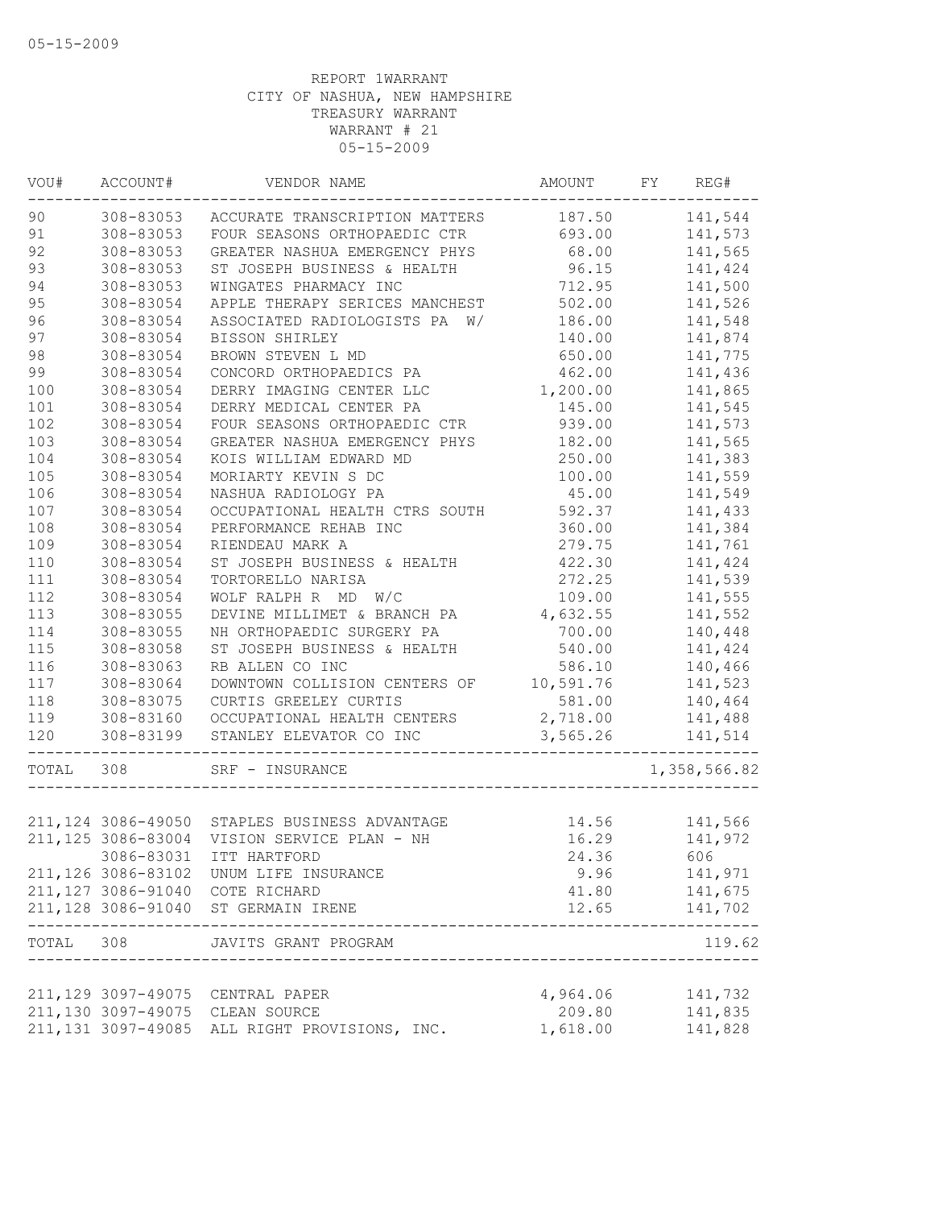05-15-2009

REPORT 1WARRANT
CITY OF NASHUA, NEW HAMPSHIRE
TREASURY WARRANT
WARRANT # 21
05-15-2009

| VOU# | ACCOUNT# | VENDOR NAME | AMOUNT | FY | REG# |
|---|---|---|---|---|---|
| 90 | 308-83053 | ACCURATE TRANSCRIPTION MATTERS | 187.50 | | 141,544 |
| 91 | 308-83053 | FOUR SEASONS ORTHOPAEDIC CTR | 693.00 | | 141,573 |
| 92 | 308-83053 | GREATER NASHUA EMERGENCY PHYS | 68.00 | | 141,565 |
| 93 | 308-83053 | ST JOSEPH BUSINESS & HEALTH | 96.15 | | 141,424 |
| 94 | 308-83053 | WINGATES PHARMACY INC | 712.95 | | 141,500 |
| 95 | 308-83054 | APPLE THERAPY SERICES MANCHEST | 502.00 | | 141,526 |
| 96 | 308-83054 | ASSOCIATED RADIOLOGISTS PA W/ | 186.00 | | 141,548 |
| 97 | 308-83054 | BISSON SHIRLEY | 140.00 | | 141,874 |
| 98 | 308-83054 | BROWN STEVEN L MD | 650.00 | | 141,775 |
| 99 | 308-83054 | CONCORD ORTHOPAEDICS PA | 462.00 | | 141,436 |
| 100 | 308-83054 | DERRY IMAGING CENTER LLC | 1,200.00 | | 141,865 |
| 101 | 308-83054 | DERRY MEDICAL CENTER PA | 145.00 | | 141,545 |
| 102 | 308-83054 | FOUR SEASONS ORTHOPAEDIC CTR | 939.00 | | 141,573 |
| 103 | 308-83054 | GREATER NASHUA EMERGENCY PHYS | 182.00 | | 141,565 |
| 104 | 308-83054 | KOIS WILLIAM EDWARD MD | 250.00 | | 141,383 |
| 105 | 308-83054 | MORIARTY KEVIN S DC | 100.00 | | 141,559 |
| 106 | 308-83054 | NASHUA RADIOLOGY PA | 45.00 | | 141,549 |
| 107 | 308-83054 | OCCUPATIONAL HEALTH CTRS SOUTH | 592.37 | | 141,433 |
| 108 | 308-83054 | PERFORMANCE REHAB INC | 360.00 | | 141,384 |
| 109 | 308-83054 | RIENDEAU MARK A | 279.75 | | 141,761 |
| 110 | 308-83054 | ST JOSEPH BUSINESS & HEALTH | 422.30 | | 141,424 |
| 111 | 308-83054 | TORTORELLO NARISA | 272.25 | | 141,539 |
| 112 | 308-83054 | WOLF RALPH R MD W/C | 109.00 | | 141,555 |
| 113 | 308-83055 | DEVINE MILLIMET & BRANCH PA | 4,632.55 | | 141,552 |
| 114 | 308-83055 | NH ORTHOPAEDIC SURGERY PA | 700.00 | | 140,448 |
| 115 | 308-83058 | ST JOSEPH BUSINESS & HEALTH | 540.00 | | 141,424 |
| 116 | 308-83063 | RB ALLEN CO INC | 586.10 | | 140,466 |
| 117 | 308-83064 | DOWNTOWN COLLISION CENTERS OF | 10,591.76 | | 141,523 |
| 118 | 308-83075 | CURTIS GREELEY CURTIS | 581.00 | | 140,464 |
| 119 | 308-83160 | OCCUPATIONAL HEALTH CENTERS | 2,718.00 | | 141,488 |
| 120 | 308-83199 | STANLEY ELEVATOR CO INC | 3,565.26 | | 141,514 |
| TOTAL | 308 | SRF - INSURANCE | | | 1,358,566.82 |
| 211,124 | 3086-49050 | STAPLES BUSINESS ADVANTAGE | 14.56 | | 141,566 |
| 211,125 | 3086-83004 | VISION SERVICE PLAN - NH | 16.29 | | 141,972 |
| | 3086-83031 | ITT HARTFORD | 24.36 | | 606 |
| 211,126 | 3086-83102 | UNUM LIFE INSURANCE | 9.96 | | 141,971 |
| 211,127 | 3086-91040 | COTE RICHARD | 41.80 | | 141,675 |
| 211,128 | 3086-91040 | ST GERMAIN IRENE | 12.65 | | 141,702 |
| TOTAL | 308 | JAVITS GRANT PROGRAM | | | 119.62 |
| 211,129 | 3097-49075 | CENTRAL PAPER | 4,964.06 | | 141,732 |
| 211,130 | 3097-49075 | CLEAN SOURCE | 209.80 | | 141,835 |
| 211,131 | 3097-49085 | ALL RIGHT PROVISIONS, INC. | 1,618.00 | | 141,828 |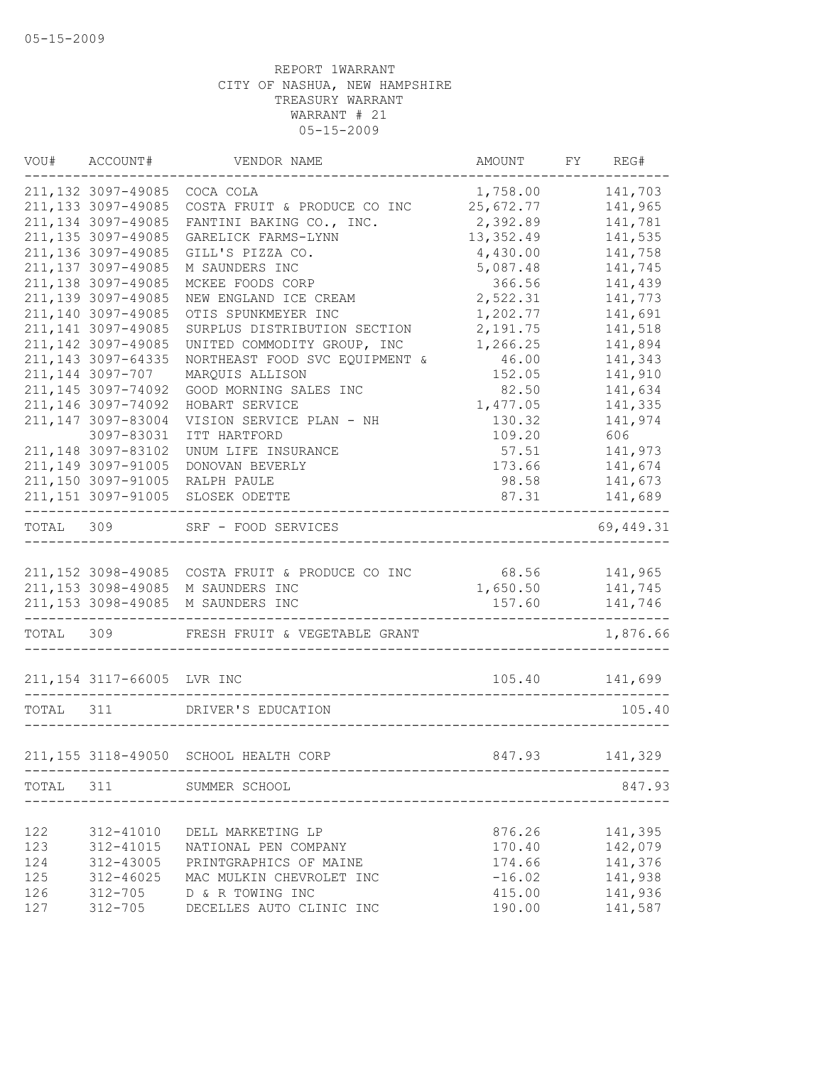REPORT 1WARRANT
CITY OF NASHUA, NEW HAMPSHIRE
TREASURY WARRANT
WARRANT # 21
05-15-2009

| VOU# | ACCOUNT# | VENDOR NAME | AMOUNT | FY | REG# |
|---|---|---|---|---|---|
| 211,132 | 3097-49085 | COCA COLA | 1,758.00 | | 141,703 |
| 211,133 | 3097-49085 | COSTA FRUIT & PRODUCE CO INC | 25,672.77 | | 141,965 |
| 211,134 | 3097-49085 | FANTINI BAKING CO., INC. | 2,392.89 | | 141,781 |
| 211,135 | 3097-49085 | GARELICK FARMS-LYNN | 13,352.49 | | 141,535 |
| 211,136 | 3097-49085 | GILL'S PIZZA CO. | 4,430.00 | | 141,758 |
| 211,137 | 3097-49085 | M SAUNDERS INC | 5,087.48 | | 141,745 |
| 211,138 | 3097-49085 | MCKEE FOODS CORP | 366.56 | | 141,439 |
| 211,139 | 3097-49085 | NEW ENGLAND ICE CREAM | 2,522.31 | | 141,773 |
| 211,140 | 3097-49085 | OTIS SPUNKMEYER INC | 1,202.77 | | 141,691 |
| 211,141 | 3097-49085 | SURPLUS DISTRIBUTION SECTION | 2,191.75 | | 141,518 |
| 211,142 | 3097-49085 | UNITED COMMODITY GROUP, INC | 1,266.25 | | 141,894 |
| 211,143 | 3097-64335 | NORTHEAST FOOD SVC EQUIPMENT & | 46.00 | | 141,343 |
| 211,144 | 3097-707 | MARQUIS ALLISON | 152.05 | | 141,910 |
| 211,145 | 3097-74092 | GOOD MORNING SALES INC | 82.50 | | 141,634 |
| 211,146 | 3097-74092 | HOBART SERVICE | 1,477.05 | | 141,335 |
| 211,147 | 3097-83004 | VISION SERVICE PLAN - NH | 130.32 | | 141,974 |
| | 3097-83031 | ITT HARTFORD | 109.20 | | 606 |
| 211,148 | 3097-83102 | UNUM LIFE INSURANCE | 57.51 | | 141,973 |
| 211,149 | 3097-91005 | DONOVAN BEVERLY | 173.66 | | 141,674 |
| 211,150 | 3097-91005 | RALPH PAULE | 98.58 | | 141,673 |
| 211,151 | 3097-91005 | SLOSEK ODETTE | 87.31 | | 141,689 |
| TOTAL | 309 | SRF - FOOD SERVICES | | | 69,449.31 |
| 211,152 | 3098-49085 | COSTA FRUIT & PRODUCE CO INC | 68.56 | | 141,965 |
| 211,153 | 3098-49085 | M SAUNDERS INC | 1,650.50 | | 141,745 |
| 211,153 | 3098-49085 | M SAUNDERS INC | 157.60 | | 141,746 |
| TOTAL | 309 | FRESH FRUIT & VEGETABLE GRANT | | | 1,876.66 |
| 211,154 | 3117-66005 | LVR INC | 105.40 | | 141,699 |
| TOTAL | 311 | DRIVER'S EDUCATION | | | 105.40 |
| 211,155 | 3118-49050 | SCHOOL HEALTH CORP | 847.93 | | 141,329 |
| TOTAL | 311 | SUMMER SCHOOL | | | 847.93 |
| 122 | 312-41010 | DELL MARKETING LP | 876.26 | | 141,395 |
| 123 | 312-41015 | NATIONAL PEN COMPANY | 170.40 | | 142,079 |
| 124 | 312-43005 | PRINTGRAPHICS OF MAINE | 174.66 | | 141,376 |
| 125 | 312-46025 | MAC MULKIN CHEVROLET INC | -16.02 | | 141,938 |
| 126 | 312-705 | D & R TOWING INC | 415.00 | | 141,936 |
| 127 | 312-705 | DECELLES AUTO CLINIC INC | 190.00 | | 141,587 |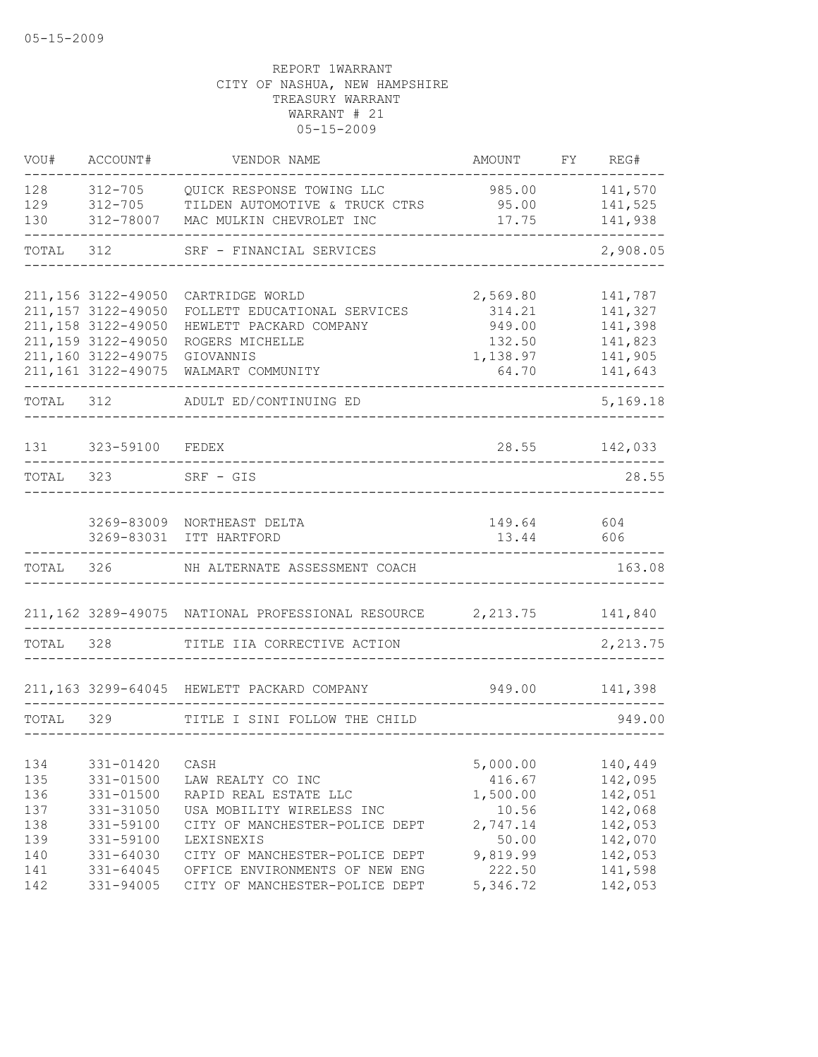05-15-2009

REPORT 1WARRANT
CITY OF NASHUA, NEW HAMPSHIRE
TREASURY WARRANT
WARRANT # 21
05-15-2009

| VOU# | ACCOUNT# | VENDOR NAME | AMOUNT | FY | REG# |
|---|---|---|---|---|---|
| 128 | 312-705 | QUICK RESPONSE TOWING LLC | 985.00 | | 141,570 |
| 129 | 312-705 | TILDEN AUTOMOTIVE & TRUCK CTRS | 95.00 | | 141,525 |
| 130 | 312-78007 | MAC MULKIN CHEVROLET INC | 17.75 | | 141,938 |
| TOTAL | 312 | SRF - FINANCIAL SERVICES | | | 2,908.05 |
| 211,156 | 3122-49050 | CARTRIDGE WORLD | 2,569.80 | | 141,787 |
| 211,157 | 3122-49050 | FOLLETT EDUCATIONAL SERVICES | 314.21 | | 141,327 |
| 211,158 | 3122-49050 | HEWLETT PACKARD COMPANY | 949.00 | | 141,398 |
| 211,159 | 3122-49050 | ROGERS MICHELLE | 132.50 | | 141,823 |
| 211,160 | 3122-49075 | GIOVANNIS | 1,138.97 | | 141,905 |
| 211,161 | 3122-49075 | WALMART COMMUNITY | 64.70 | | 141,643 |
| TOTAL | 312 | ADULT ED/CONTINUING ED | | | 5,169.18 |
| 131 | 323-59100 | FEDEX | 28.55 | | 142,033 |
| TOTAL | 323 | SRF - GIS | | | 28.55 |
| | 3269-83009 | NORTHEAST DELTA | 149.64 | | 604 |
| | 3269-83031 | ITT HARTFORD | 13.44 | | 606 |
| TOTAL | 326 | NH ALTERNATE ASSESSMENT COACH | | | 163.08 |
| 211,162 | 3289-49075 | NATIONAL PROFESSIONAL RESOURCE | 2,213.75 | | 141,840 |
| TOTAL | 328 | TITLE IIA CORRECTIVE ACTION | | | 2,213.75 |
| 211,163 | 3299-64045 | HEWLETT PACKARD COMPANY | 949.00 | | 141,398 |
| TOTAL | 329 | TITLE I SINI FOLLOW THE CHILD | | | 949.00 |
| 134 | 331-01420 | CASH | 5,000.00 | | 140,449 |
| 135 | 331-01500 | LAW REALTY CO INC | 416.67 | | 142,095 |
| 136 | 331-01500 | RAPID REAL ESTATE LLC | 1,500.00 | | 142,051 |
| 137 | 331-31050 | USA MOBILITY WIRELESS INC | 10.56 | | 142,068 |
| 138 | 331-59100 | CITY OF MANCHESTER-POLICE DEPT | 2,747.14 | | 142,053 |
| 139 | 331-59100 | LEXISNEXIS | 50.00 | | 142,070 |
| 140 | 331-64030 | CITY OF MANCHESTER-POLICE DEPT | 9,819.99 | | 142,053 |
| 141 | 331-64045 | OFFICE ENVIRONMENTS OF NEW ENG | 222.50 | | 141,598 |
| 142 | 331-94005 | CITY OF MANCHESTER-POLICE DEPT | 5,346.72 | | 142,053 |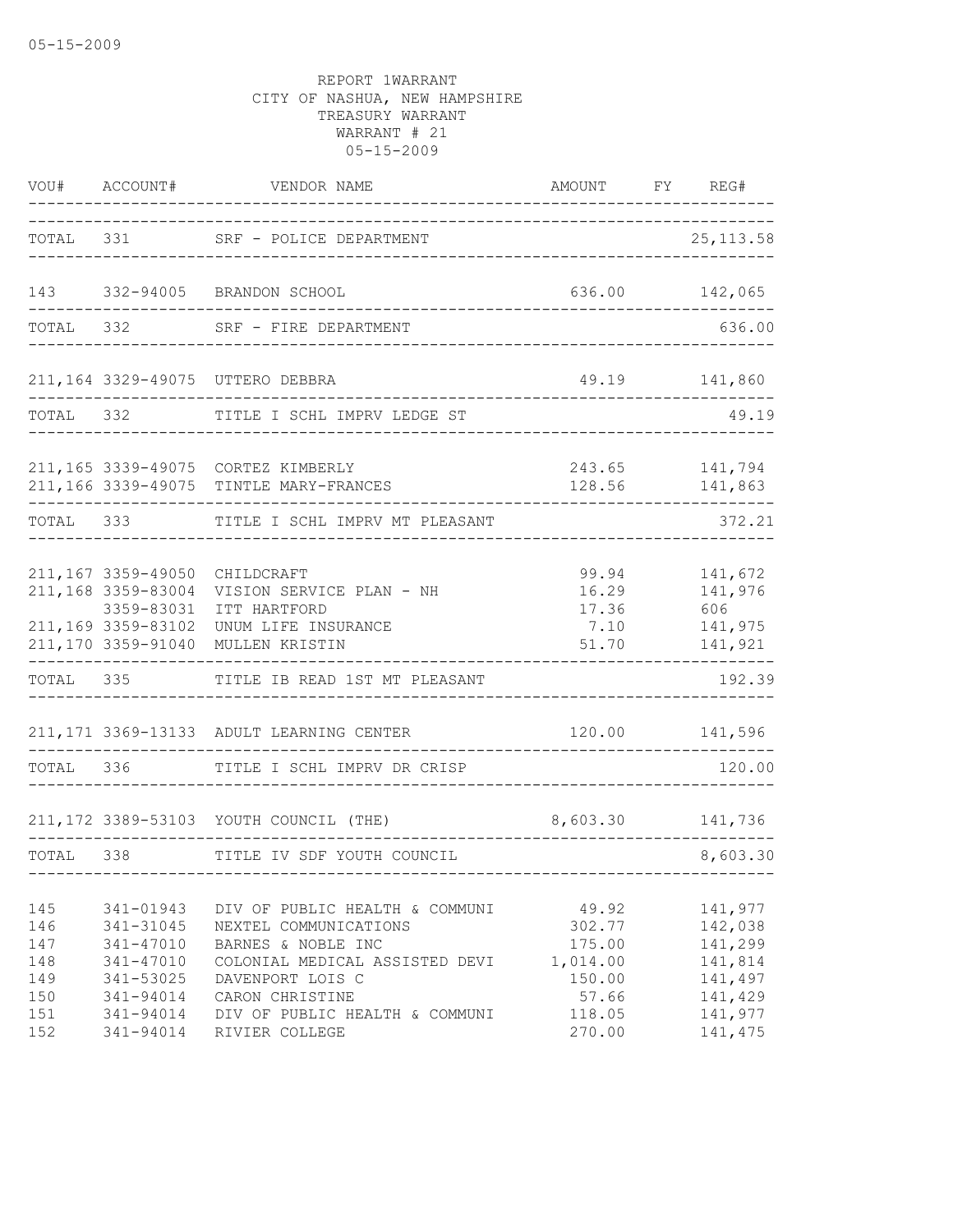REPORT 1WARRANT
CITY OF NASHUA, NEW HAMPSHIRE
TREASURY WARRANT
WARRANT # 21
05-15-2009

| VOU# | ACCOUNT# | VENDOR NAME | AMOUNT | FY | REG# |
|---|---|---|---|---|---|
| TOTAL | 331 | SRF - POLICE DEPARTMENT | | | 25,113.58 |
| 143 | 332-94005 | BRANDON SCHOOL | 636.00 | | 142,065 |
| TOTAL | 332 | SRF - FIRE DEPARTMENT | | | 636.00 |
| 211,164 | 3329-49075 | UTTERO DEBBRA | 49.19 | | 141,860 |
| TOTAL | 332 | TITLE I SCHL IMPRV LEDGE ST | | | 49.19 |
| 211,165 | 3339-49075 | CORTEZ KIMBERLY | 243.65 | | 141,794 |
| 211,166 | 3339-49075 | TINTLE MARY-FRANCES | 128.56 | | 141,863 |
| TOTAL | 333 | TITLE I SCHL IMPRV MT PLEASANT | | | 372.21 |
| 211,167 | 3359-49050 | CHILDCRAFT | 99.94 | | 141,672 |
| 211,168 | 3359-83004 | VISION SERVICE PLAN - NH | 16.29 | | 141,976 |
| | 3359-83031 | ITT HARTFORD | 17.36 | | 606 |
| 211,169 | 3359-83102 | UNUM LIFE INSURANCE | 7.10 | | 141,975 |
| 211,170 | 3359-91040 | MULLEN KRISTIN | 51.70 | | 141,921 |
| TOTAL | 335 | TITLE IB READ 1ST MT PLEASANT | | | 192.39 |
| 211,171 | 3369-13133 | ADULT LEARNING CENTER | 120.00 | | 141,596 |
| TOTAL | 336 | TITLE I SCHL IMPRV DR CRISP | | | 120.00 |
| 211,172 | 3389-53103 | YOUTH COUNCIL (THE) | 8,603.30 | | 141,736 |
| TOTAL | 338 | TITLE IV SDF YOUTH COUNCIL | | | 8,603.30 |
| 145 | 341-01943 | DIV OF PUBLIC HEALTH & COMMUNI | 49.92 | | 141,977 |
| 146 | 341-31045 | NEXTEL COMMUNICATIONS | 302.77 | | 142,038 |
| 147 | 341-47010 | BARNES & NOBLE INC | 175.00 | | 141,299 |
| 148 | 341-47010 | COLONIAL MEDICAL ASSISTED DEVI | 1,014.00 | | 141,814 |
| 149 | 341-53025 | DAVENPORT LOIS C | 150.00 | | 141,497 |
| 150 | 341-94014 | CARON CHRISTINE | 57.66 | | 141,429 |
| 151 | 341-94014 | DIV OF PUBLIC HEALTH & COMMUNI | 118.05 | | 141,977 |
| 152 | 341-94014 | RIVIER COLLEGE | 270.00 | | 141,475 |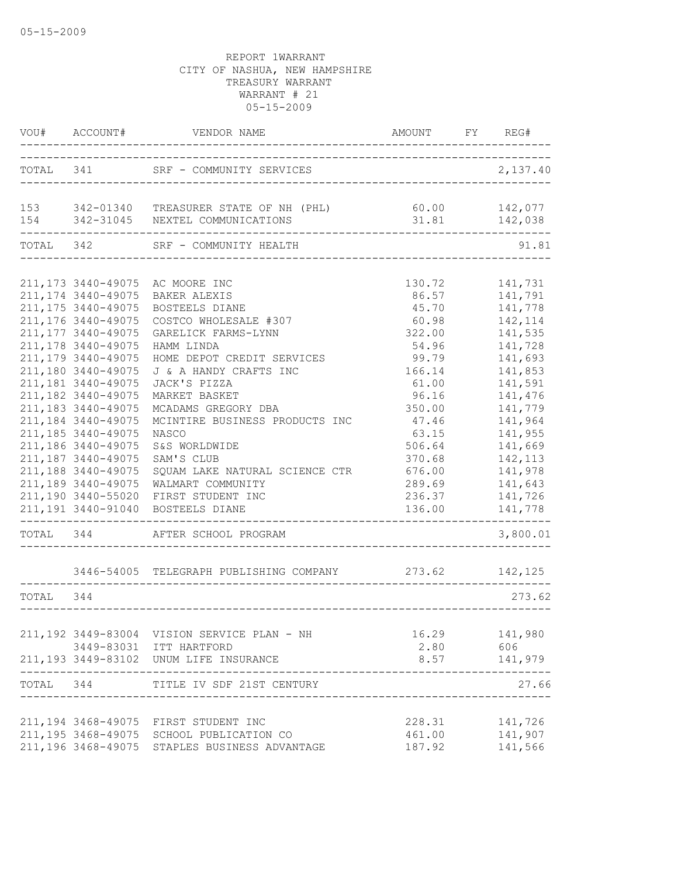05-15-2009

REPORT 1WARRANT
CITY OF NASHUA, NEW HAMPSHIRE
TREASURY WARRANT
WARRANT # 21
05-15-2009

| VOU# | ACCOUNT# | VENDOR NAME | AMOUNT | FY | REG# |
|---|---|---|---|---|---|
| TOTAL | 341 | SRF - COMMUNITY SERVICES | | | 2,137.40 |
| 153 | 342-01340 | TREASURER STATE OF NH (PHL) | 60.00 | | 142,077 |
| 154 | 342-31045 | NEXTEL COMMUNICATIONS | 31.81 | | 142,038 |
| TOTAL | 342 | SRF - COMMUNITY HEALTH | | | 91.81 |
| 211,173 | 3440-49075 | AC MOORE INC | 130.72 | | 141,731 |
| 211,174 | 3440-49075 | BAKER ALEXIS | 86.57 | | 141,791 |
| 211,175 | 3440-49075 | BOSTEELS DIANE | 45.70 | | 141,778 |
| 211,176 | 3440-49075 | COSTCO WHOLESALE #307 | 60.98 | | 142,114 |
| 211,177 | 3440-49075 | GARELICK FARMS-LYNN | 322.00 | | 141,535 |
| 211,178 | 3440-49075 | HAMM LINDA | 54.96 | | 141,728 |
| 211,179 | 3440-49075 | HOME DEPOT CREDIT SERVICES | 99.79 | | 141,693 |
| 211,180 | 3440-49075 | J & A HANDY CRAFTS INC | 166.14 | | 141,853 |
| 211,181 | 3440-49075 | JACK'S PIZZA | 61.00 | | 141,591 |
| 211,182 | 3440-49075 | MARKET BASKET | 96.16 | | 141,476 |
| 211,183 | 3440-49075 | MCADAMS GREGORY DBA | 350.00 | | 141,779 |
| 211,184 | 3440-49075 | MCINTIRE BUSINESS PRODUCTS INC | 47.46 | | 141,964 |
| 211,185 | 3440-49075 | NASCO | 63.15 | | 141,955 |
| 211,186 | 3440-49075 | S&S WORLDWIDE | 506.64 | | 141,669 |
| 211,187 | 3440-49075 | SAM'S CLUB | 370.68 | | 142,113 |
| 211,188 | 3440-49075 | SQUAM LAKE NATURAL SCIENCE CTR | 676.00 | | 141,978 |
| 211,189 | 3440-49075 | WALMART COMMUNITY | 289.69 | | 141,643 |
| 211,190 | 3440-55020 | FIRST STUDENT INC | 236.37 | | 141,726 |
| 211,191 | 3440-91040 | BOSTEELS DIANE | 136.00 | | 141,778 |
| TOTAL | 344 | AFTER SCHOOL PROGRAM | | | 3,800.01 |
| | 3446-54005 | TELEGRAPH PUBLISHING COMPANY | 273.62 | | 142,125 |
| TOTAL | 344 | | | | 273.62 |
| 211,192 | 3449-83004 | VISION SERVICE PLAN - NH | 16.29 | | 141,980 |
| | 3449-83031 | ITT HARTFORD | 2.80 | | 606 |
| 211,193 | 3449-83102 | UNUM LIFE INSURANCE | 8.57 | | 141,979 |
| TOTAL | 344 | TITLE IV SDF 21ST CENTURY | | | 27.66 |
| 211,194 | 3468-49075 | FIRST STUDENT INC | 228.31 | | 141,726 |
| 211,195 | 3468-49075 | SCHOOL PUBLICATION CO | 461.00 | | 141,907 |
| 211,196 | 3468-49075 | STAPLES BUSINESS ADVANTAGE | 187.92 | | 141,566 |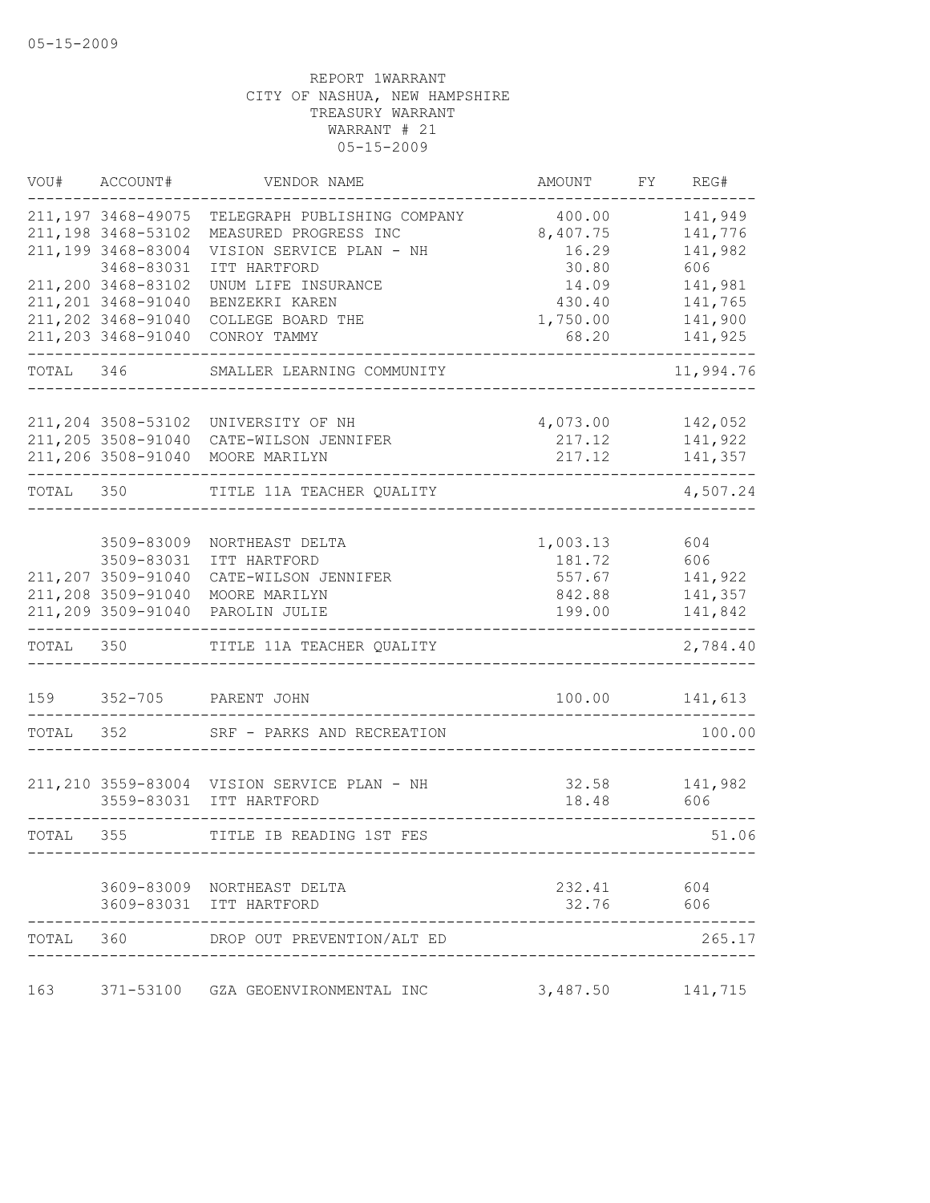REPORT 1WARRANT
CITY OF NASHUA, NEW HAMPSHIRE
TREASURY WARRANT
WARRANT # 21
05-15-2009

| VOU# | ACCOUNT# | VENDOR NAME | AMOUNT | FY | REG# |
|---|---|---|---|---|---|
| 211,197 | 3468-49075 | TELEGRAPH PUBLISHING COMPANY | 400.00 | | 141,949 |
| 211,198 | 3468-53102 | MEASURED PROGRESS INC | 8,407.75 | | 141,776 |
| 211,199 | 3468-83004 | VISION SERVICE PLAN - NH | 16.29 | | 141,982 |
| | 3468-83031 | ITT HARTFORD | 30.80 | | 606 |
| 211,200 | 3468-83102 | UNUM LIFE INSURANCE | 14.09 | | 141,981 |
| 211,201 | 3468-91040 | BENZEKRI KAREN | 430.40 | | 141,765 |
| 211,202 | 3468-91040 | COLLEGE BOARD THE | 1,750.00 | | 141,900 |
| 211,203 | 3468-91040 | CONROY TAMMY | 68.20 | | 141,925 |
| TOTAL | 346 | SMALLER LEARNING COMMUNITY | | | 11,994.76 |
| 211,204 | 3508-53102 | UNIVERSITY OF NH | 4,073.00 | | 142,052 |
| 211,205 | 3508-91040 | CATE-WILSON JENNIFER | 217.12 | | 141,922 |
| 211,206 | 3508-91040 | MOORE MARILYN | 217.12 | | 141,357 |
| TOTAL | 350 | TITLE 11A TEACHER QUALITY | | | 4,507.24 |
| | 3509-83009 | NORTHEAST DELTA | 1,003.13 | | 604 |
| | 3509-83031 | ITT HARTFORD | 181.72 | | 606 |
| 211,207 | 3509-91040 | CATE-WILSON JENNIFER | 557.67 | | 141,922 |
| 211,208 | 3509-91040 | MOORE MARILYN | 842.88 | | 141,357 |
| 211,209 | 3509-91040 | PAROLIN JULIE | 199.00 | | 141,842 |
| TOTAL | 350 | TITLE 11A TEACHER QUALITY | | | 2,784.40 |
| 159 | 352-705 | PARENT JOHN | 100.00 | | 141,613 |
| TOTAL | 352 | SRF - PARKS AND RECREATION | | | 100.00 |
| 211,210 | 3559-83004 | VISION SERVICE PLAN - NH | 32.58 | | 141,982 |
| | 3559-83031 | ITT HARTFORD | 18.48 | | 606 |
| TOTAL | 355 | TITLE IB READING 1ST FES | | | 51.06 |
| | 3609-83009 | NORTHEAST DELTA | 232.41 | | 604 |
| | 3609-83031 | ITT HARTFORD | 32.76 | | 606 |
| TOTAL | 360 | DROP OUT PREVENTION/ALT ED | | | 265.17 |
| 163 | 371-53100 | GZA GEOENVIRONMENTAL INC | 3,487.50 | | 141,715 |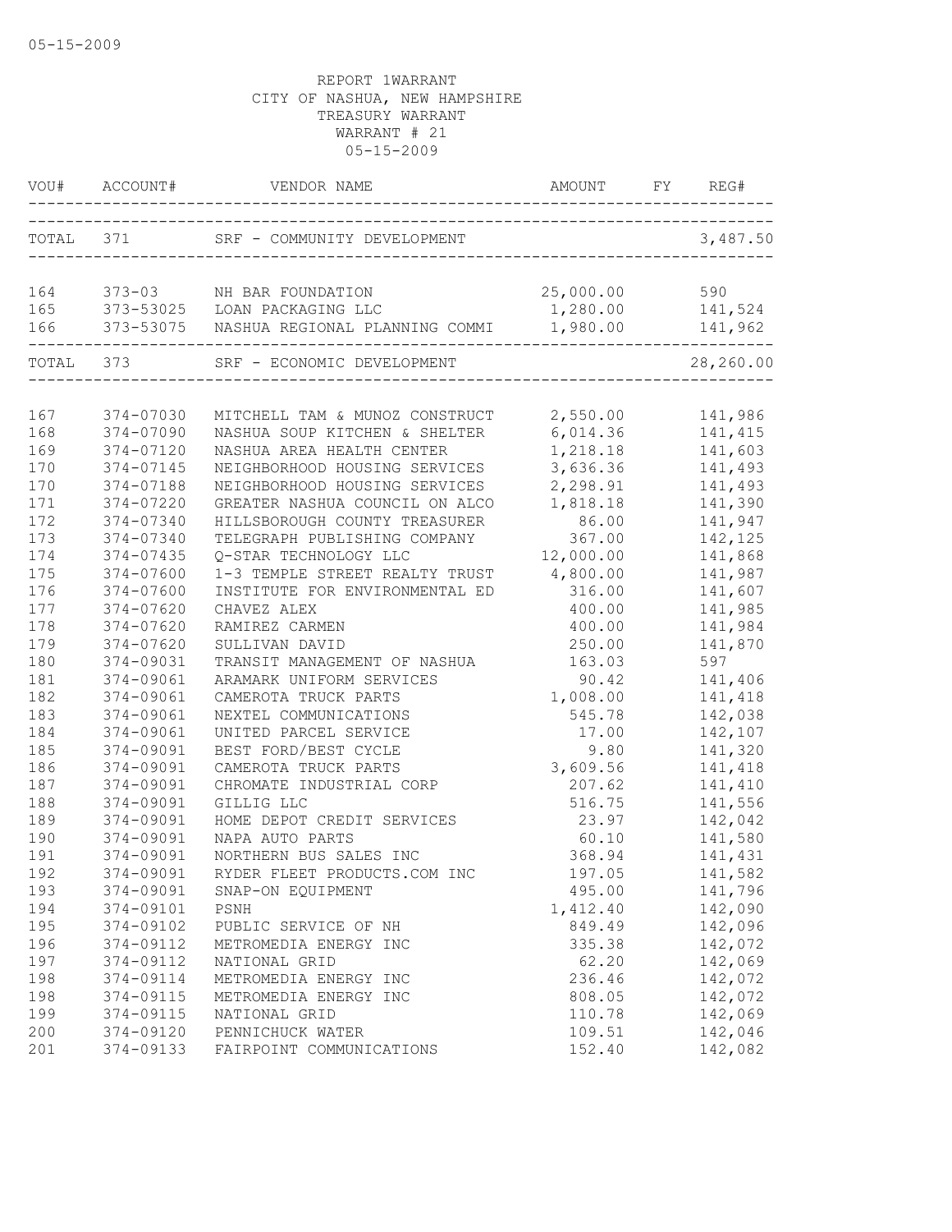05-15-2009

REPORT 1WARRANT
CITY OF NASHUA, NEW HAMPSHIRE
TREASURY WARRANT
WARRANT # 21
05-15-2009

| VOU# | ACCOUNT# | VENDOR NAME | AMOUNT | FY | REG# |
|---|---|---|---|---|---|
| TOTAL | 371 | SRF - COMMUNITY DEVELOPMENT | | | 3,487.50 |
| 164 | 373-03 | NH BAR FOUNDATION | 25,000.00 | | 590 |
| 165 | 373-53025 | LOAN PACKAGING LLC | 1,280.00 | | 141,524 |
| 166 | 373-53075 | NASHUA REGIONAL PLANNING COMMI | 1,980.00 | | 141,962 |
| TOTAL | 373 | SRF - ECONOMIC DEVELOPMENT | | | 28,260.00 |
| 167 | 374-07030 | MITCHELL TAM & MUNOZ CONSTRUCT | 2,550.00 | | 141,986 |
| 168 | 374-07090 | NASHUA SOUP KITCHEN & SHELTER | 6,014.36 | | 141,415 |
| 169 | 374-07120 | NASHUA AREA HEALTH CENTER | 1,218.18 | | 141,603 |
| 170 | 374-07145 | NEIGHBORHOOD HOUSING SERVICES | 3,636.36 | | 141,493 |
| 170 | 374-07188 | NEIGHBORHOOD HOUSING SERVICES | 2,298.91 | | 141,493 |
| 171 | 374-07220 | GREATER NASHUA COUNCIL ON ALCO | 1,818.18 | | 141,390 |
| 172 | 374-07340 | HILLSBOROUGH COUNTY TREASURER | 86.00 | | 141,947 |
| 173 | 374-07340 | TELEGRAPH PUBLISHING COMPANY | 367.00 | | 142,125 |
| 174 | 374-07435 | Q-STAR TECHNOLOGY LLC | 12,000.00 | | 141,868 |
| 175 | 374-07600 | 1-3 TEMPLE STREET REALTY TRUST | 4,800.00 | | 141,987 |
| 176 | 374-07600 | INSTITUTE FOR ENVIRONMENTAL ED | 316.00 | | 141,607 |
| 177 | 374-07620 | CHAVEZ ALEX | 400.00 | | 141,985 |
| 178 | 374-07620 | RAMIREZ CARMEN | 400.00 | | 141,984 |
| 179 | 374-07620 | SULLIVAN DAVID | 250.00 | | 141,870 |
| 180 | 374-09031 | TRANSIT MANAGEMENT OF NASHUA | 163.03 | | 597 |
| 181 | 374-09061 | ARAMARK UNIFORM SERVICES | 90.42 | | 141,406 |
| 182 | 374-09061 | CAMEROTA TRUCK PARTS | 1,008.00 | | 141,418 |
| 183 | 374-09061 | NEXTEL COMMUNICATIONS | 545.78 | | 142,038 |
| 184 | 374-09061 | UNITED PARCEL SERVICE | 17.00 | | 142,107 |
| 185 | 374-09091 | BEST FORD/BEST CYCLE | 9.80 | | 141,320 |
| 186 | 374-09091 | CAMEROTA TRUCK PARTS | 3,609.56 | | 141,418 |
| 187 | 374-09091 | CHROMATE INDUSTRIAL CORP | 207.62 | | 141,410 |
| 188 | 374-09091 | GILLIG LLC | 516.75 | | 141,556 |
| 189 | 374-09091 | HOME DEPOT CREDIT SERVICES | 23.97 | | 142,042 |
| 190 | 374-09091 | NAPA AUTO PARTS | 60.10 | | 141,580 |
| 191 | 374-09091 | NORTHERN BUS SALES INC | 368.94 | | 141,431 |
| 192 | 374-09091 | RYDER FLEET PRODUCTS.COM INC | 197.05 | | 141,582 |
| 193 | 374-09091 | SNAP-ON EQUIPMENT | 495.00 | | 141,796 |
| 194 | 374-09101 | PSNH | 1,412.40 | | 142,090 |
| 195 | 374-09102 | PUBLIC SERVICE OF NH | 849.49 | | 142,096 |
| 196 | 374-09112 | METROMEDIA ENERGY INC | 335.38 | | 142,072 |
| 197 | 374-09112 | NATIONAL GRID | 62.20 | | 142,069 |
| 198 | 374-09114 | METROMEDIA ENERGY INC | 236.46 | | 142,072 |
| 198 | 374-09115 | METROMEDIA ENERGY INC | 808.05 | | 142,072 |
| 199 | 374-09115 | NATIONAL GRID | 110.78 | | 142,069 |
| 200 | 374-09120 | PENNICHUCK WATER | 109.51 | | 142,046 |
| 201 | 374-09133 | FAIRPOINT COMMUNICATIONS | 152.40 | | 142,082 |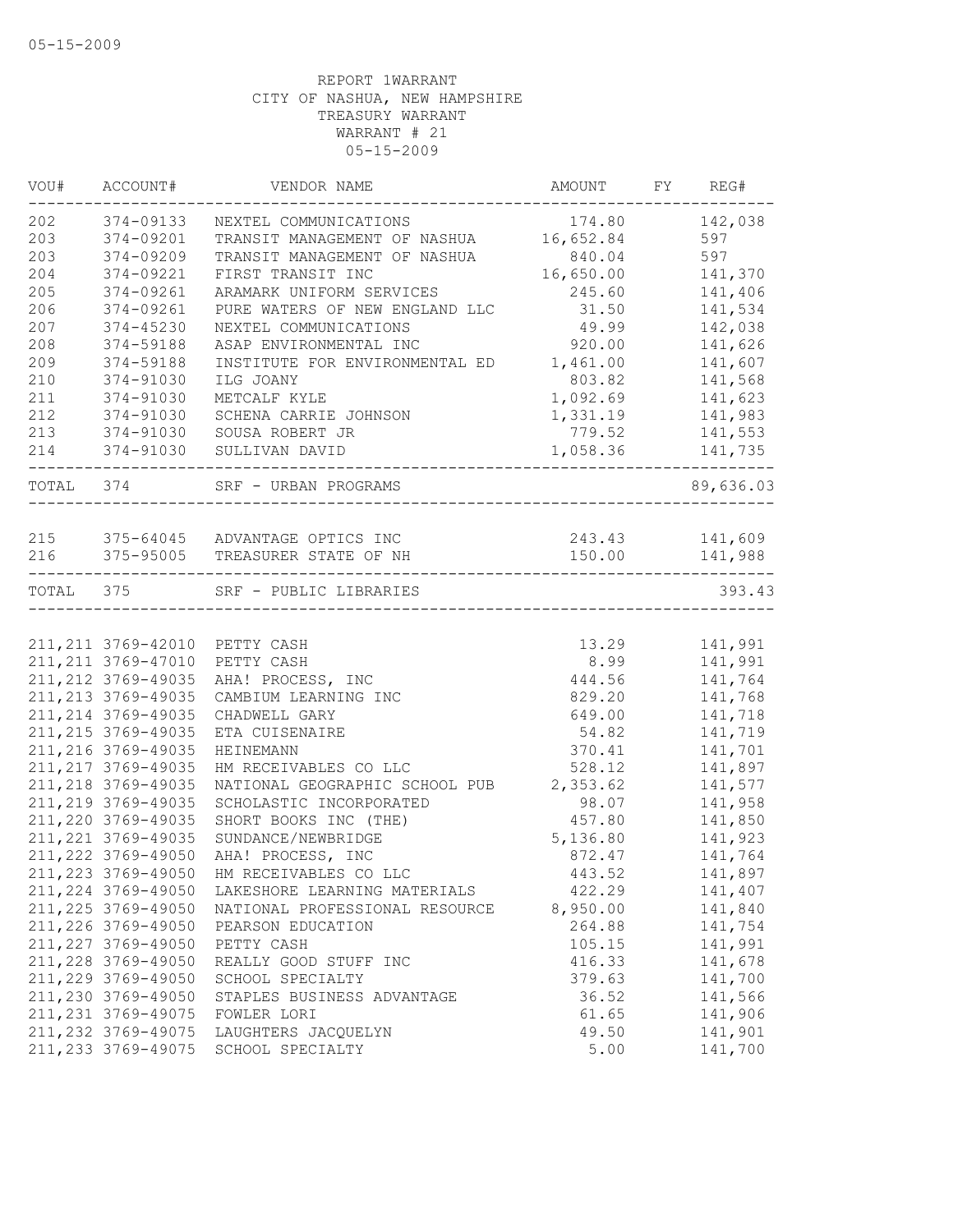05-15-2009

REPORT 1WARRANT
CITY OF NASHUA, NEW HAMPSHIRE
TREASURY WARRANT
WARRANT # 21
05-15-2009

| VOU# | ACCOUNT# | VENDOR NAME | AMOUNT | FY | REG# |
|---|---|---|---|---|---|
| 202 | 374-09133 | NEXTEL COMMUNICATIONS | 174.80 | | 142,038 |
| 203 | 374-09201 | TRANSIT MANAGEMENT OF NASHUA | 16,652.84 | | 597 |
| 203 | 374-09209 | TRANSIT MANAGEMENT OF NASHUA | 840.04 | | 597 |
| 204 | 374-09221 | FIRST TRANSIT INC | 16,650.00 | | 141,370 |
| 205 | 374-09261 | ARAMARK UNIFORM SERVICES | 245.60 | | 141,406 |
| 206 | 374-09261 | PURE WATERS OF NEW ENGLAND LLC | 31.50 | | 141,534 |
| 207 | 374-45230 | NEXTEL COMMUNICATIONS | 49.99 | | 142,038 |
| 208 | 374-59188 | ASAP ENVIRONMENTAL INC | 920.00 | | 141,626 |
| 209 | 374-59188 | INSTITUTE FOR ENVIRONMENTAL ED | 1,461.00 | | 141,607 |
| 210 | 374-91030 | ILG JOANY | 803.82 | | 141,568 |
| 211 | 374-91030 | METCALF KYLE | 1,092.69 | | 141,623 |
| 212 | 374-91030 | SCHENA CARRIE JOHNSON | 1,331.19 | | 141,983 |
| 213 | 374-91030 | SOUSA ROBERT JR | 779.52 | | 141,553 |
| 214 | 374-91030 | SULLIVAN DAVID | 1,058.36 | | 141,735 |
| TOTAL | 374 | SRF - URBAN PROGRAMS | | | 89,636.03 |
| 215 | 375-64045 | ADVANTAGE OPTICS INC | 243.43 | | 141,609 |
| 216 | 375-95005 | TREASURER STATE OF NH | 150.00 | | 141,988 |
| TOTAL | 375 | SRF - PUBLIC LIBRARIES | | | 393.43 |
| 211,211 | 3769-42010 | PETTY CASH | 13.29 | | 141,991 |
| 211,211 | 3769-47010 | PETTY CASH | 8.99 | | 141,991 |
| 211,212 | 3769-49035 | AHA! PROCESS, INC | 444.56 | | 141,764 |
| 211,213 | 3769-49035 | CAMBIUM LEARNING INC | 829.20 | | 141,768 |
| 211,214 | 3769-49035 | CHADWELL GARY | 649.00 | | 141,718 |
| 211,215 | 3769-49035 | ETA CUISENAIRE | 54.82 | | 141,719 |
| 211,216 | 3769-49035 | HEINEMANN | 370.41 | | 141,701 |
| 211,217 | 3769-49035 | HM RECEIVABLES CO LLC | 528.12 | | 141,897 |
| 211,218 | 3769-49035 | NATIONAL GEOGRAPHIC SCHOOL PUB | 2,353.62 | | 141,577 |
| 211,219 | 3769-49035 | SCHOLASTIC INCORPORATED | 98.07 | | 141,958 |
| 211,220 | 3769-49035 | SHORT BOOKS INC (THE) | 457.80 | | 141,850 |
| 211,221 | 3769-49035 | SUNDANCE/NEWBRIDGE | 5,136.80 | | 141,923 |
| 211,222 | 3769-49050 | AHA! PROCESS, INC | 872.47 | | 141,764 |
| 211,223 | 3769-49050 | HM RECEIVABLES CO LLC | 443.52 | | 141,897 |
| 211,224 | 3769-49050 | LAKESHORE LEARNING MATERIALS | 422.29 | | 141,407 |
| 211,225 | 3769-49050 | NATIONAL PROFESSIONAL RESOURCE | 8,950.00 | | 141,840 |
| 211,226 | 3769-49050 | PEARSON EDUCATION | 264.88 | | 141,754 |
| 211,227 | 3769-49050 | PETTY CASH | 105.15 | | 141,991 |
| 211,228 | 3769-49050 | REALLY GOOD STUFF INC | 416.33 | | 141,678 |
| 211,229 | 3769-49050 | SCHOOL SPECIALTY | 379.63 | | 141,700 |
| 211,230 | 3769-49050 | STAPLES BUSINESS ADVANTAGE | 36.52 | | 141,566 |
| 211,231 | 3769-49075 | FOWLER LORI | 61.65 | | 141,906 |
| 211,232 | 3769-49075 | LAUGHTERS JACQUELYN | 49.50 | | 141,901 |
| 211,233 | 3769-49075 | SCHOOL SPECIALTY | 5.00 | | 141,700 |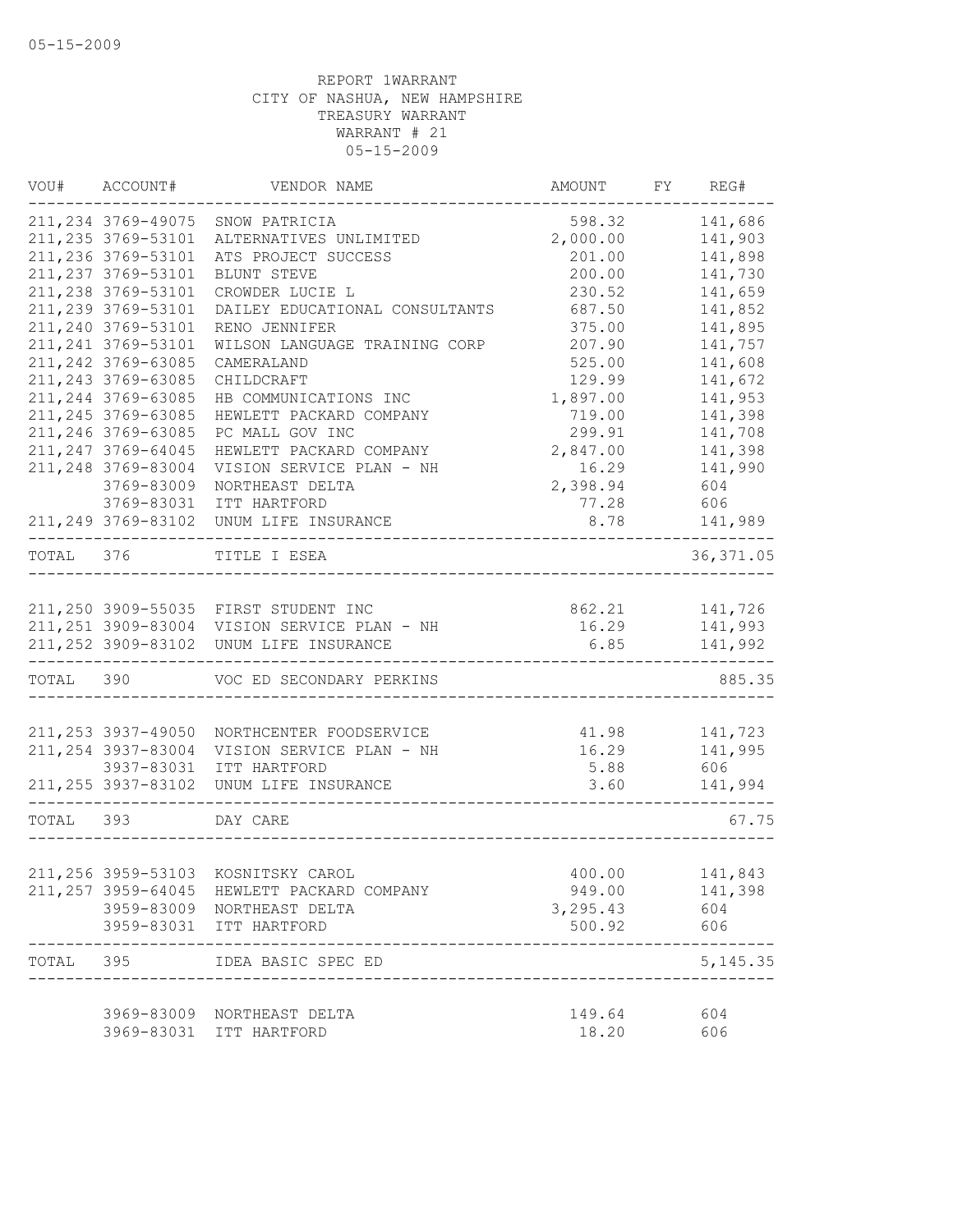REPORT 1WARRANT
CITY OF NASHUA, NEW HAMPSHIRE
TREASURY WARRANT
WARRANT # 21
05-15-2009

| VOU# | ACCOUNT# | VENDOR NAME | AMOUNT | FY | REG# |
|---|---|---|---|---|---|
| 211,234 | 3769-49075 | SNOW PATRICIA | 598.32 | | 141,686 |
| 211,235 | 3769-53101 | ALTERNATIVES UNLIMITED | 2,000.00 | | 141,903 |
| 211,236 | 3769-53101 | ATS PROJECT SUCCESS | 201.00 | | 141,898 |
| 211,237 | 3769-53101 | BLUNT STEVE | 200.00 | | 141,730 |
| 211,238 | 3769-53101 | CROWDER LUCIE L | 230.52 | | 141,659 |
| 211,239 | 3769-53101 | DAILEY EDUCATIONAL CONSULTANTS | 687.50 | | 141,852 |
| 211,240 | 3769-53101 | RENO JENNIFER | 375.00 | | 141,895 |
| 211,241 | 3769-53101 | WILSON LANGUAGE TRAINING CORP | 207.90 | | 141,757 |
| 211,242 | 3769-63085 | CAMERALAND | 525.00 | | 141,608 |
| 211,243 | 3769-63085 | CHILDCRAFT | 129.99 | | 141,672 |
| 211,244 | 3769-63085 | HB COMMUNICATIONS INC | 1,897.00 | | 141,953 |
| 211,245 | 3769-63085 | HEWLETT PACKARD COMPANY | 719.00 | | 141,398 |
| 211,246 | 3769-63085 | PC MALL GOV INC | 299.91 | | 141,708 |
| 211,247 | 3769-64045 | HEWLETT PACKARD COMPANY | 2,847.00 | | 141,398 |
| 211,248 | 3769-83004 | VISION SERVICE PLAN - NH | 16.29 | | 141,990 |
| | 3769-83009 | NORTHEAST DELTA | 2,398.94 | | 604 |
| | 3769-83031 | ITT HARTFORD | 77.28 | | 606 |
| 211,249 | 3769-83102 | UNUM LIFE INSURANCE | 8.78 | | 141,989 |
| TOTAL | 376 | TITLE I ESEA | | | 36,371.05 |
| 211,250 | 3909-55035 | FIRST STUDENT INC | 862.21 | | 141,726 |
| 211,251 | 3909-83004 | VISION SERVICE PLAN - NH | 16.29 | | 141,993 |
| 211,252 | 3909-83102 | UNUM LIFE INSURANCE | 6.85 | | 141,992 |
| TOTAL | 390 | VOC ED SECONDARY PERKINS | | | 885.35 |
| 211,253 | 3937-49050 | NORTHCENTER FOODSERVICE | 41.98 | | 141,723 |
| 211,254 | 3937-83004 | VISION SERVICE PLAN - NH | 16.29 | | 141,995 |
| | 3937-83031 | ITT HARTFORD | 5.88 | | 606 |
| 211,255 | 3937-83102 | UNUM LIFE INSURANCE | 3.60 | | 141,994 |
| TOTAL | 393 | DAY CARE | | | 67.75 |
| 211,256 | 3959-53103 | KOSNITSKY CAROL | 400.00 | | 141,843 |
| 211,257 | 3959-64045 | HEWLETT PACKARD COMPANY | 949.00 | | 141,398 |
| | 3959-83009 | NORTHEAST DELTA | 3,295.43 | | 604 |
| | 3959-83031 | ITT HARTFORD | 500.92 | | 606 |
| TOTAL | 395 | IDEA BASIC SPEC ED | | | 5,145.35 |
| | 3969-83009 | NORTHEAST DELTA | 149.64 | | 604 |
| | 3969-83031 | ITT HARTFORD | 18.20 | | 606 |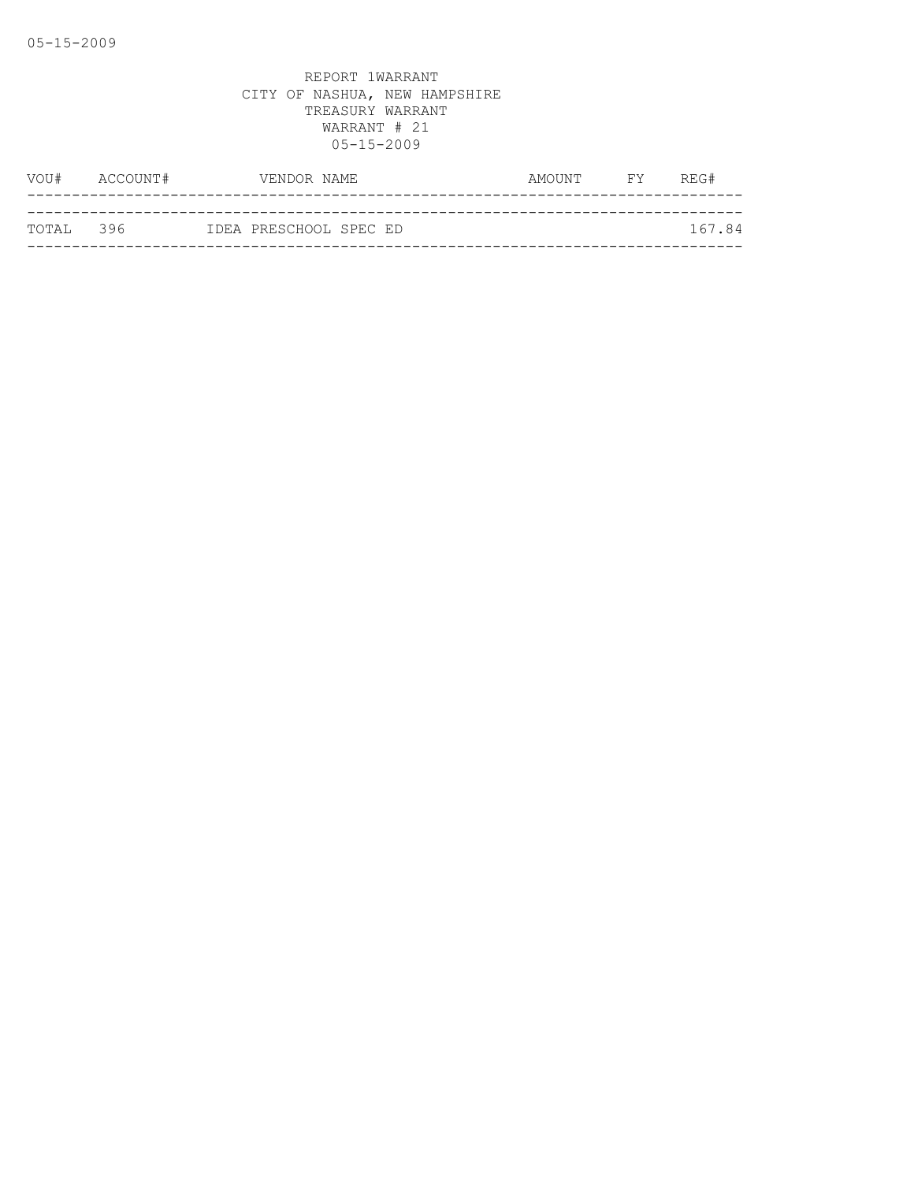REPORT 1WARRANT
CITY OF NASHUA, NEW HAMPSHIRE
TREASURY WARRANT
WARRANT # 21
05-15-2009

| VOU# | ACCOUNT# | VENDOR NAME | AMOUNT | FY | REG# |
|---|---|---|---|---|---|
| TOTAL | 396 | IDEA PRESCHOOL SPEC ED | | | 167.84 |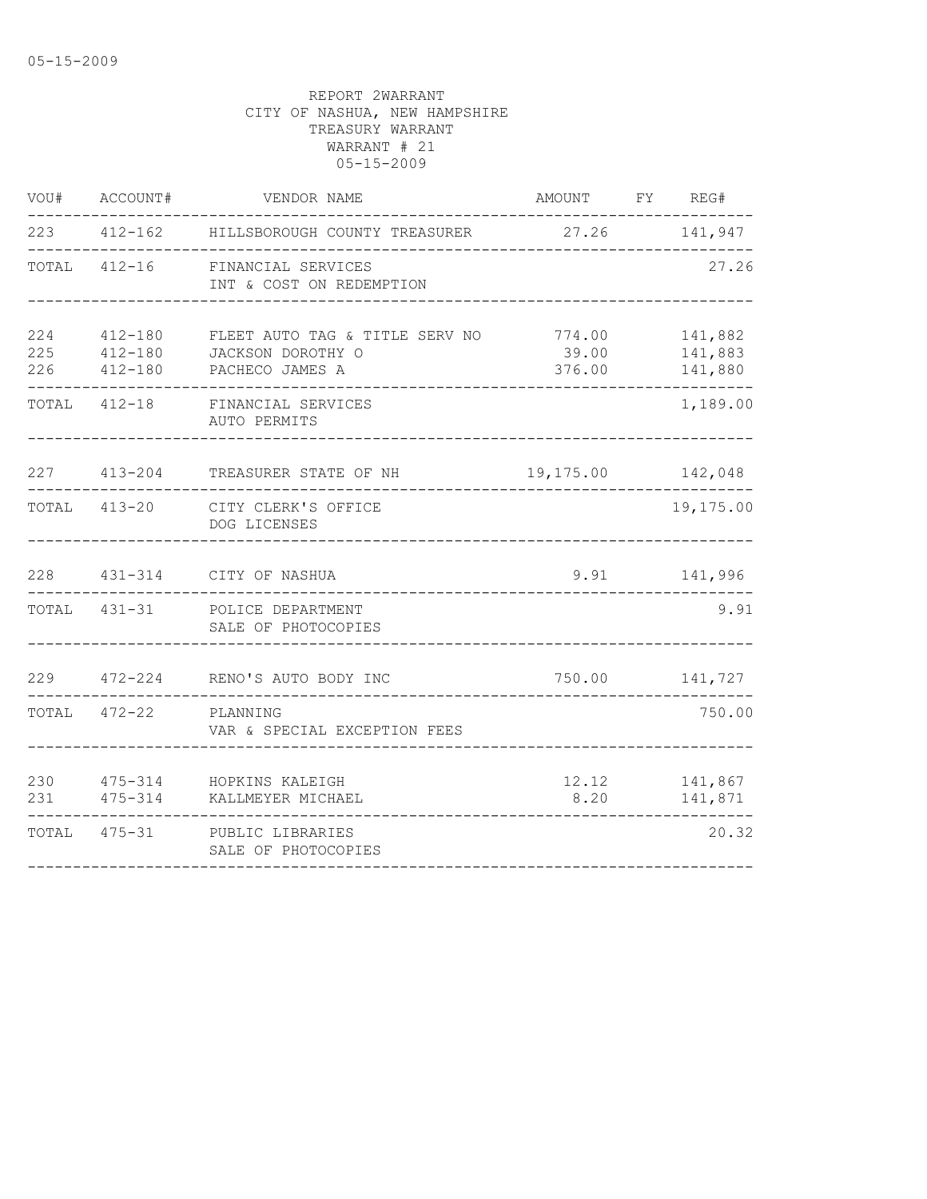05-15-2009

REPORT 2WARRANT
CITY OF NASHUA, NEW HAMPSHIRE
TREASURY WARRANT
WARRANT # 21
05-15-2009

| VOU# | ACCOUNT# | VENDOR NAME | AMOUNT | FY | REG# |
|---|---|---|---|---|---|
| 223 | 412-162 | HILLSBOROUGH COUNTY TREASURER | 27.26 | | 141,947 |
| TOTAL | 412-16 | FINANCIAL SERVICES<br>INT & COST ON REDEMPTION | | | 27.26 |
| 224 | 412-180 | FLEET AUTO TAG & TITLE SERV NO | 774.00 | | 141,882 |
| 225 | 412-180 | JACKSON DOROTHY O | 39.00 | | 141,883 |
| 226 | 412-180 | PACHECO JAMES A | 376.00 | | 141,880 |
| TOTAL | 412-18 | FINANCIAL SERVICES<br>AUTO PERMITS | | | 1,189.00 |
| 227 | 413-204 | TREASURER STATE OF NH | 19,175.00 | | 142,048 |
| TOTAL | 413-20 | CITY CLERK'S OFFICE<br>DOG LICENSES | | | 19,175.00 |
| 228 | 431-314 | CITY OF NASHUA | 9.91 | | 141,996 |
| TOTAL | 431-31 | POLICE DEPARTMENT<br>SALE OF PHOTOCOPIES | | | 9.91 |
| 229 | 472-224 | RENO'S AUTO BODY INC | 750.00 | | 141,727 |
| TOTAL | 472-22 | PLANNING<br>VAR & SPECIAL EXCEPTION FEES | | | 750.00 |
| 230 | 475-314 | HOPKINS KALEIGH | 12.12 | | 141,867 |
| 231 | 475-314 | KALLMEYER MICHAEL | 8.20 | | 141,871 |
| TOTAL | 475-31 | PUBLIC LIBRARIES<br>SALE OF PHOTOCOPIES | | | 20.32 |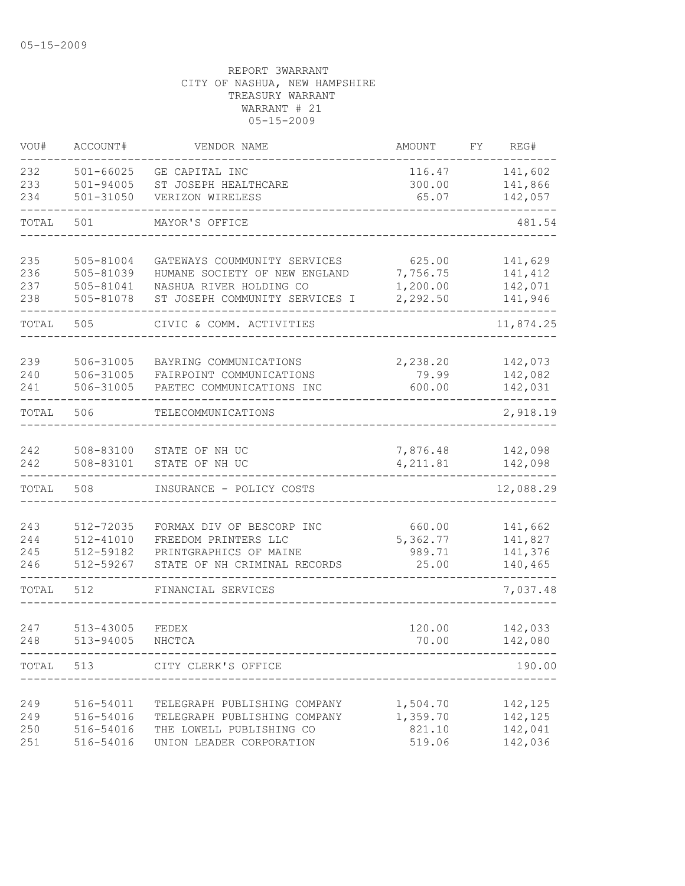REPORT 3WARRANT
CITY OF NASHUA, NEW HAMPSHIRE
TREASURY WARRANT
WARRANT # 21
05-15-2009

| VOU# | ACCOUNT# | VENDOR NAME | AMOUNT | FY | REG# |
|---|---|---|---|---|---|
| 232 | 501-66025 | GE CAPITAL INC | 116.47 | | 141,602 |
| 233 | 501-94005 | ST JOSEPH HEALTHCARE | 300.00 | | 141,866 |
| 234 | 501-31050 | VERIZON WIRELESS | 65.07 | | 142,057 |
| TOTAL | 501 | MAYOR'S OFFICE | | | 481.54 |
| 235 | 505-81004 | GATEWAYS COUMMUNITY SERVICES | 625.00 | | 141,629 |
| 236 | 505-81039 | HUMANE SOCIETY OF NEW ENGLAND | 7,756.75 | | 141,412 |
| 237 | 505-81041 | NASHUA RIVER HOLDING CO | 1,200.00 | | 142,071 |
| 238 | 505-81078 | ST JOSEPH COMMUNITY SERVICES I | 2,292.50 | | 141,946 |
| TOTAL | 505 | CIVIC & COMM. ACTIVITIES | | | 11,874.25 |
| 239 | 506-31005 | BAYRING COMMUNICATIONS | 2,238.20 | | 142,073 |
| 240 | 506-31005 | FAIRPOINT COMMUNICATIONS | 79.99 | | 142,082 |
| 241 | 506-31005 | PAETEC COMMUNICATIONS INC | 600.00 | | 142,031 |
| TOTAL | 506 | TELECOMMUNICATIONS | | | 2,918.19 |
| 242 | 508-83100 | STATE OF NH UC | 7,876.48 | | 142,098 |
| 242 | 508-83101 | STATE OF NH UC | 4,211.81 | | 142,098 |
| TOTAL | 508 | INSURANCE - POLICY COSTS | | | 12,088.29 |
| 243 | 512-72035 | FORMAX DIV OF BESCORP INC | 660.00 | | 141,662 |
| 244 | 512-41010 | FREEDOM PRINTERS LLC | 5,362.77 | | 141,827 |
| 245 | 512-59182 | PRINTGRAPHICS OF MAINE | 989.71 | | 141,376 |
| 246 | 512-59267 | STATE OF NH CRIMINAL RECORDS | 25.00 | | 140,465 |
| TOTAL | 512 | FINANCIAL SERVICES | | | 7,037.48 |
| 247 | 513-43005 | FEDEX | 120.00 | | 142,033 |
| 248 | 513-94005 | NHCTCA | 70.00 | | 142,080 |
| TOTAL | 513 | CITY CLERK'S OFFICE | | | 190.00 |
| 249 | 516-54011 | TELEGRAPH PUBLISHING COMPANY | 1,504.70 | | 142,125 |
| 249 | 516-54016 | TELEGRAPH PUBLISHING COMPANY | 1,359.70 | | 142,125 |
| 250 | 516-54016 | THE LOWELL PUBLISHING CO | 821.10 | | 142,041 |
| 251 | 516-54016 | UNION LEADER CORPORATION | 519.06 | | 142,036 |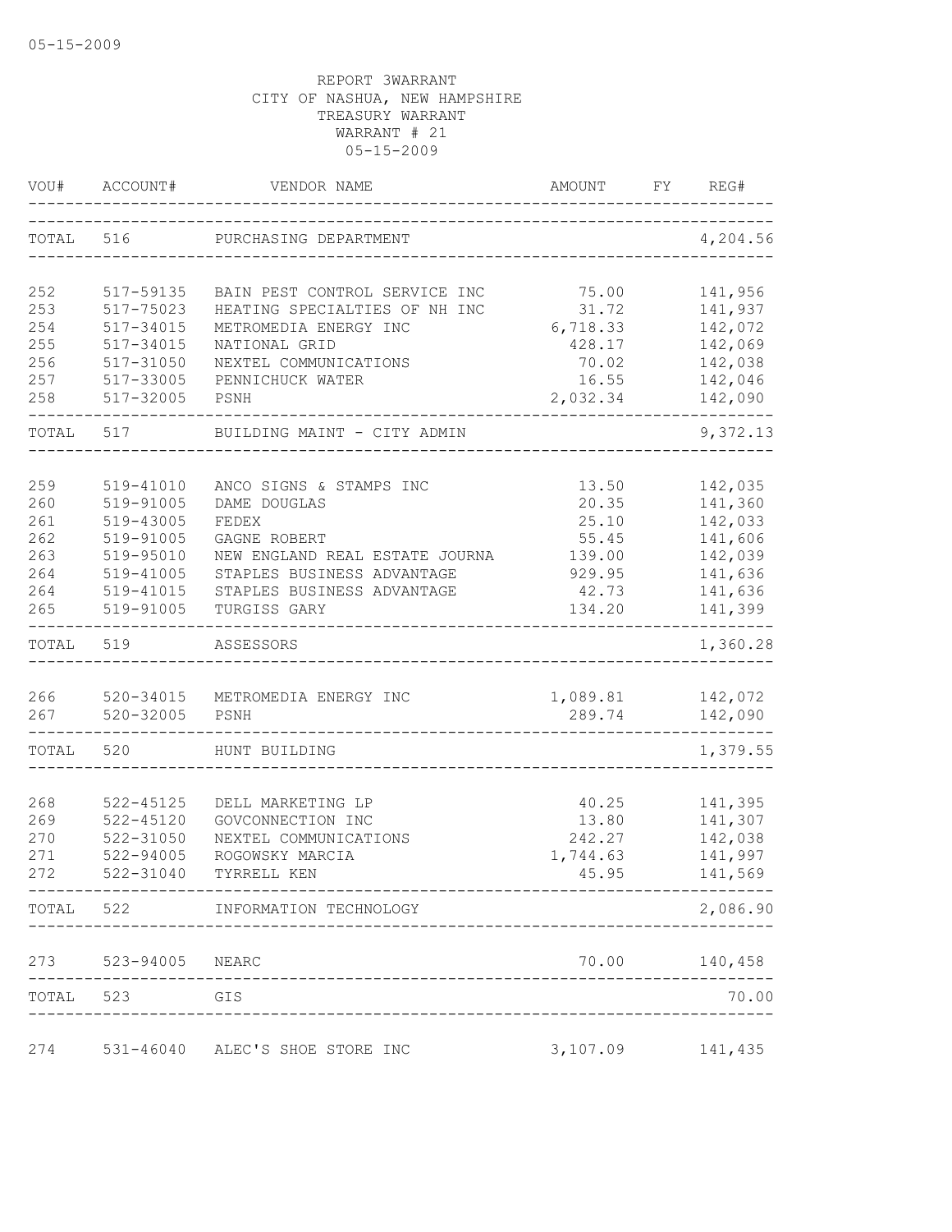05-15-2009

REPORT 3WARRANT
CITY OF NASHUA, NEW HAMPSHIRE
TREASURY WARRANT
WARRANT # 21
05-15-2009

| VOU# | ACCOUNT# | VENDOR NAME | AMOUNT | FY | REG# |
|---|---|---|---|---|---|
| TOTAL | 516 | PURCHASING DEPARTMENT | | | 4,204.56 |
| 252 | 517-59135 | BAIN PEST CONTROL SERVICE INC | 75.00 | | 141,956 |
| 253 | 517-75023 | HEATING SPECIALTIES OF NH INC | 31.72 | | 141,937 |
| 254 | 517-34015 | METROMEDIA ENERGY INC | 6,718.33 | | 142,072 |
| 255 | 517-34015 | NATIONAL GRID | 428.17 | | 142,069 |
| 256 | 517-31050 | NEXTEL COMMUNICATIONS | 70.02 | | 142,038 |
| 257 | 517-33005 | PENNICHUCK WATER | 16.55 | | 142,046 |
| 258 | 517-32005 | PSNH | 2,032.34 | | 142,090 |
| TOTAL | 517 | BUILDING MAINT - CITY ADMIN | | | 9,372.13 |
| 259 | 519-41010 | ANCO SIGNS & STAMPS INC | 13.50 | | 142,035 |
| 260 | 519-91005 | DAME DOUGLAS | 20.35 | | 141,360 |
| 261 | 519-43005 | FEDEX | 25.10 | | 142,033 |
| 262 | 519-91005 | GAGNE ROBERT | 55.45 | | 141,606 |
| 263 | 519-95010 | NEW ENGLAND REAL ESTATE JOURNA | 139.00 | | 142,039 |
| 264 | 519-41005 | STAPLES BUSINESS ADVANTAGE | 929.95 | | 141,636 |
| 264 | 519-41015 | STAPLES BUSINESS ADVANTAGE | 42.73 | | 141,636 |
| 265 | 519-91005 | TURGISS GARY | 134.20 | | 141,399 |
| TOTAL | 519 | ASSESSORS | | | 1,360.28 |
| 266 | 520-34015 | METROMEDIA ENERGY INC | 1,089.81 | | 142,072 |
| 267 | 520-32005 | PSNH | 289.74 | | 142,090 |
| TOTAL | 520 | HUNT BUILDING | | | 1,379.55 |
| 268 | 522-45125 | DELL MARKETING LP | 40.25 | | 141,395 |
| 269 | 522-45120 | GOVCONNECTION INC | 13.80 | | 141,307 |
| 270 | 522-31050 | NEXTEL COMMUNICATIONS | 242.27 | | 142,038 |
| 271 | 522-94005 | ROGOWSKY MARCIA | 1,744.63 | | 141,997 |
| 272 | 522-31040 | TYRRELL KEN | 45.95 | | 141,569 |
| TOTAL | 522 | INFORMATION TECHNOLOGY | | | 2,086.90 |
| 273 | 523-94005 | NEARC | 70.00 | | 140,458 |
| TOTAL | 523 | GIS | | | 70.00 |
| 274 | 531-46040 | ALEC'S SHOE STORE INC | 3,107.09 | | 141,435 |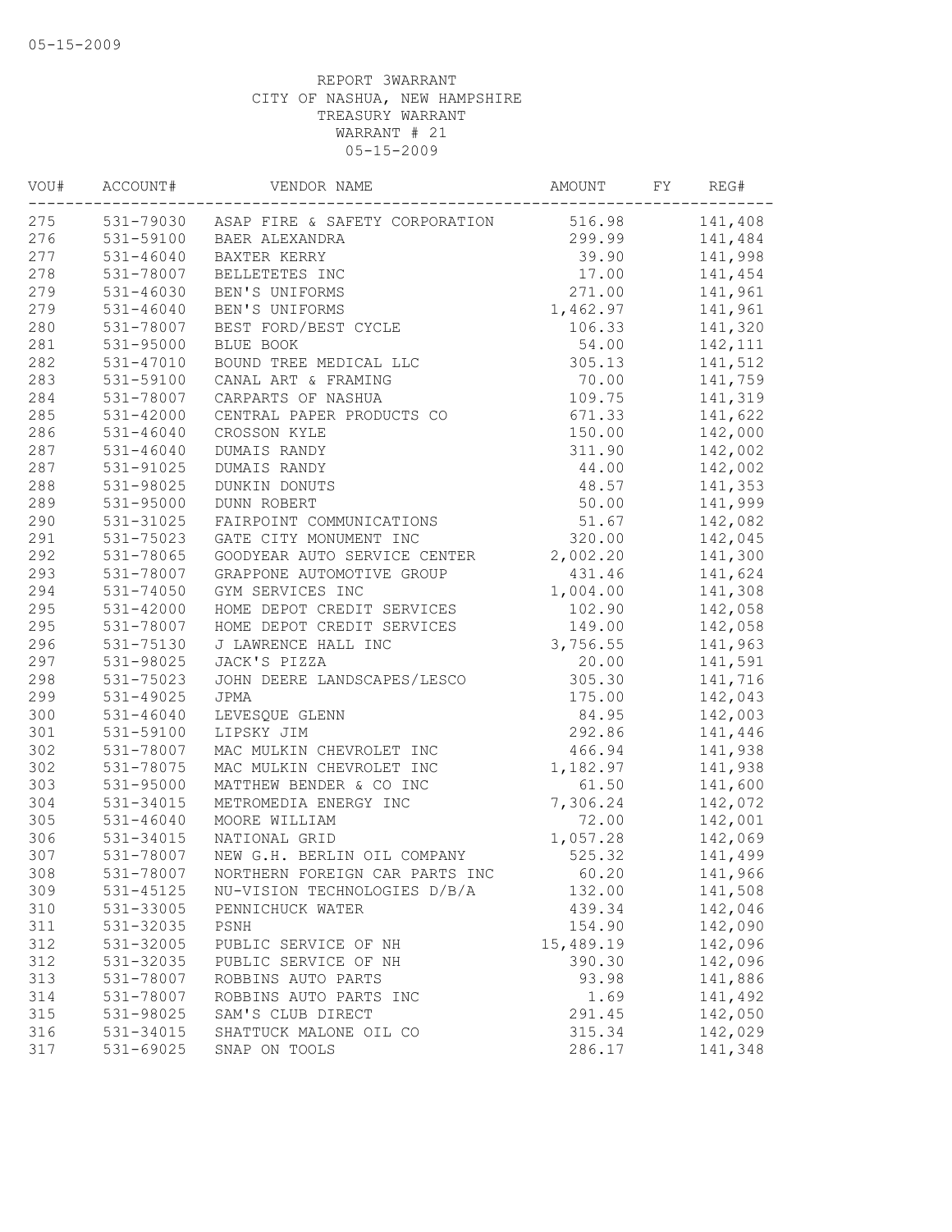05-15-2009

REPORT 3WARRANT
CITY OF NASHUA, NEW HAMPSHIRE
TREASURY WARRANT
WARRANT # 21
05-15-2009

| VOU# | ACCOUNT# | VENDOR NAME | AMOUNT | FY | REG# |
|---|---|---|---|---|---|
| 275 | 531-79030 | ASAP FIRE & SAFETY CORPORATION | 516.98 | | 141,408 |
| 276 | 531-59100 | BAER ALEXANDRA | 299.99 | | 141,484 |
| 277 | 531-46040 | BAXTER KERRY | 39.90 | | 141,998 |
| 278 | 531-78007 | BELLETETES INC | 17.00 | | 141,454 |
| 279 | 531-46030 | BEN'S UNIFORMS | 271.00 | | 141,961 |
| 279 | 531-46040 | BEN'S UNIFORMS | 1,462.97 | | 141,961 |
| 280 | 531-78007 | BEST FORD/BEST CYCLE | 106.33 | | 141,320 |
| 281 | 531-95000 | BLUE BOOK | 54.00 | | 142,111 |
| 282 | 531-47010 | BOUND TREE MEDICAL LLC | 305.13 | | 141,512 |
| 283 | 531-59100 | CANAL ART & FRAMING | 70.00 | | 141,759 |
| 284 | 531-78007 | CARPARTS OF NASHUA | 109.75 | | 141,319 |
| 285 | 531-42000 | CENTRAL PAPER PRODUCTS CO | 671.33 | | 141,622 |
| 286 | 531-46040 | CROSSON KYLE | 150.00 | | 142,000 |
| 287 | 531-46040 | DUMAIS RANDY | 311.90 | | 142,002 |
| 287 | 531-91025 | DUMAIS RANDY | 44.00 | | 142,002 |
| 288 | 531-98025 | DUNKIN DONUTS | 48.57 | | 141,353 |
| 289 | 531-95000 | DUNN ROBERT | 50.00 | | 141,999 |
| 290 | 531-31025 | FAIRPOINT COMMUNICATIONS | 51.67 | | 142,082 |
| 291 | 531-75023 | GATE CITY MONUMENT INC | 320.00 | | 142,045 |
| 292 | 531-78065 | GOODYEAR AUTO SERVICE CENTER | 2,002.20 | | 141,300 |
| 293 | 531-78007 | GRAPPONE AUTOMOTIVE GROUP | 431.46 | | 141,624 |
| 294 | 531-74050 | GYM SERVICES INC | 1,004.00 | | 141,308 |
| 295 | 531-42000 | HOME DEPOT CREDIT SERVICES | 102.90 | | 142,058 |
| 295 | 531-78007 | HOME DEPOT CREDIT SERVICES | 149.00 | | 142,058 |
| 296 | 531-75130 | J LAWRENCE HALL INC | 3,756.55 | | 141,963 |
| 297 | 531-98025 | JACK'S PIZZA | 20.00 | | 141,591 |
| 298 | 531-75023 | JOHN DEERE LANDSCAPES/LESCO | 305.30 | | 141,716 |
| 299 | 531-49025 | JPMA | 175.00 | | 142,043 |
| 300 | 531-46040 | LEVESQUE GLENN | 84.95 | | 142,003 |
| 301 | 531-59100 | LIPSKY JIM | 292.86 | | 141,446 |
| 302 | 531-78007 | MAC MULKIN CHEVROLET INC | 466.94 | | 141,938 |
| 302 | 531-78075 | MAC MULKIN CHEVROLET INC | 1,182.97 | | 141,938 |
| 303 | 531-95000 | MATTHEW BENDER & CO INC | 61.50 | | 141,600 |
| 304 | 531-34015 | METROMEDIA ENERGY INC | 7,306.24 | | 142,072 |
| 305 | 531-46040 | MOORE WILLIAM | 72.00 | | 142,001 |
| 306 | 531-34015 | NATIONAL GRID | 1,057.28 | | 142,069 |
| 307 | 531-78007 | NEW G.H. BERLIN OIL COMPANY | 525.32 | | 141,499 |
| 308 | 531-78007 | NORTHERN FOREIGN CAR PARTS INC | 60.20 | | 141,966 |
| 309 | 531-45125 | NU-VISION TECHNOLOGIES D/B/A | 132.00 | | 141,508 |
| 310 | 531-33005 | PENNICHUCK WATER | 439.34 | | 142,046 |
| 311 | 531-32035 | PSNH | 154.90 | | 142,090 |
| 312 | 531-32005 | PUBLIC SERVICE OF NH | 15,489.19 | | 142,096 |
| 312 | 531-32035 | PUBLIC SERVICE OF NH | 390.30 | | 142,096 |
| 313 | 531-78007 | ROBBINS AUTO PARTS | 93.98 | | 141,886 |
| 314 | 531-78007 | ROBBINS AUTO PARTS INC | 1.69 | | 141,492 |
| 315 | 531-98025 | SAM'S CLUB DIRECT | 291.45 | | 142,050 |
| 316 | 531-34015 | SHATTUCK MALONE OIL CO | 315.34 | | 142,029 |
| 317 | 531-69025 | SNAP ON TOOLS | 286.17 | | 141,348 |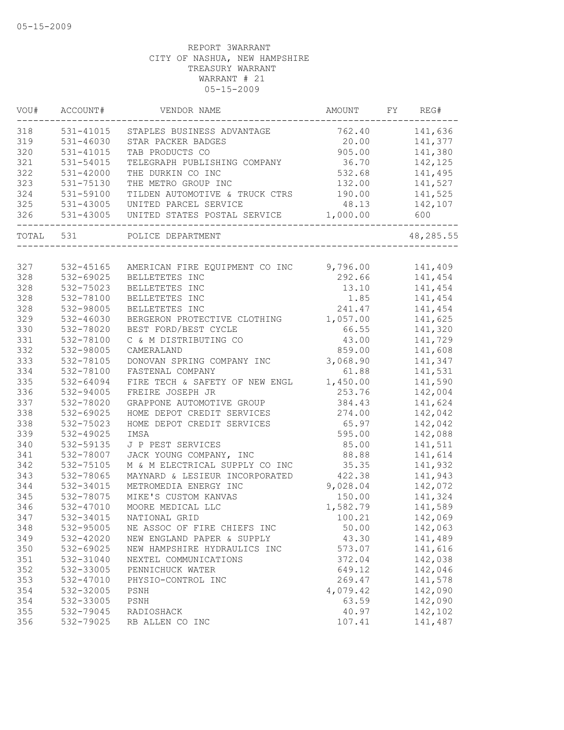05-15-2009

REPORT 3WARRANT
CITY OF NASHUA, NEW HAMPSHIRE
TREASURY WARRANT
WARRANT # 21
05-15-2009

| VOU# | ACCOUNT# | VENDOR NAME | AMOUNT | FY | REG# |
|---|---|---|---|---|---|
| 318 | 531-41015 | STAPLES BUSINESS ADVANTAGE | 762.40 | | 141,636 |
| 319 | 531-46030 | STAR PACKER BADGES | 20.00 | | 141,377 |
| 320 | 531-41015 | TAB PRODUCTS CO | 905.00 | | 141,380 |
| 321 | 531-54015 | TELEGRAPH PUBLISHING COMPANY | 36.70 | | 142,125 |
| 322 | 531-42000 | THE DURKIN CO INC | 532.68 | | 141,495 |
| 323 | 531-75130 | THE METRO GROUP INC | 132.00 | | 141,527 |
| 324 | 531-59100 | TILDEN AUTOMOTIVE & TRUCK CTRS | 190.00 | | 141,525 |
| 325 | 531-43005 | UNITED PARCEL SERVICE | 48.13 | | 142,107 |
| 326 | 531-43005 | UNITED STATES POSTAL SERVICE | 1,000.00 | | 600 |
| TOTAL | 531 | POLICE DEPARTMENT | | | 48,285.55 |
| 327 | 532-45165 | AMERICAN FIRE EQUIPMENT CO INC | 9,796.00 | | 141,409 |
| 328 | 532-69025 | BELLETETES INC | 292.66 | | 141,454 |
| 328 | 532-75023 | BELLETETES INC | 13.10 | | 141,454 |
| 328 | 532-78100 | BELLETETES INC | 1.85 | | 141,454 |
| 328 | 532-98005 | BELLETETES INC | 241.47 | | 141,454 |
| 329 | 532-46030 | BERGERON PROTECTIVE CLOTHING | 1,057.00 | | 141,625 |
| 330 | 532-78020 | BEST FORD/BEST CYCLE | 66.55 | | 141,320 |
| 331 | 532-78100 | C & M DISTRIBUTING CO | 43.00 | | 141,729 |
| 332 | 532-98005 | CAMERALAND | 859.00 | | 141,608 |
| 333 | 532-78105 | DONOVAN SPRING COMPANY INC | 3,068.90 | | 141,347 |
| 334 | 532-78100 | FASTENAL COMPANY | 61.88 | | 141,531 |
| 335 | 532-64094 | FIRE TECH & SAFETY OF NEW ENGL | 1,450.00 | | 141,590 |
| 336 | 532-94005 | FREIRE JOSEPH JR | 253.76 | | 142,004 |
| 337 | 532-78020 | GRAPPONE AUTOMOTIVE GROUP | 384.43 | | 141,624 |
| 338 | 532-69025 | HOME DEPOT CREDIT SERVICES | 274.00 | | 142,042 |
| 338 | 532-75023 | HOME DEPOT CREDIT SERVICES | 65.97 | | 142,042 |
| 339 | 532-49025 | IMSA | 595.00 | | 142,088 |
| 340 | 532-59135 | J P PEST SERVICES | 85.00 | | 141,511 |
| 341 | 532-78007 | JACK YOUNG COMPANY, INC | 88.88 | | 141,614 |
| 342 | 532-75105 | M & M ELECTRICAL SUPPLY CO INC | 35.35 | | 141,932 |
| 343 | 532-78065 | MAYNARD & LESIEUR INCORPORATED | 422.38 | | 141,943 |
| 344 | 532-34015 | METROMEDIA ENERGY INC | 9,028.04 | | 142,072 |
| 345 | 532-78075 | MIKE'S CUSTOM KANVAS | 150.00 | | 141,324 |
| 346 | 532-47010 | MOORE MEDICAL LLC | 1,582.79 | | 141,589 |
| 347 | 532-34015 | NATIONAL GRID | 100.21 | | 142,069 |
| 348 | 532-95005 | NE ASSOC OF FIRE CHIEFS INC | 50.00 | | 142,063 |
| 349 | 532-42020 | NEW ENGLAND PAPER & SUPPLY | 43.30 | | 141,489 |
| 350 | 532-69025 | NEW HAMPSHIRE HYDRAULICS INC | 573.07 | | 141,616 |
| 351 | 532-31040 | NEXTEL COMMUNICATIONS | 372.04 | | 142,038 |
| 352 | 532-33005 | PENNICHUCK WATER | 649.12 | | 142,046 |
| 353 | 532-47010 | PHYSIO-CONTROL INC | 269.47 | | 141,578 |
| 354 | 532-32005 | PSNH | 4,079.42 | | 142,090 |
| 354 | 532-33005 | PSNH | 63.59 | | 142,090 |
| 355 | 532-79045 | RADIOSHACK | 40.97 | | 142,102 |
| 356 | 532-79025 | RB ALLEN CO INC | 107.41 | | 141,487 |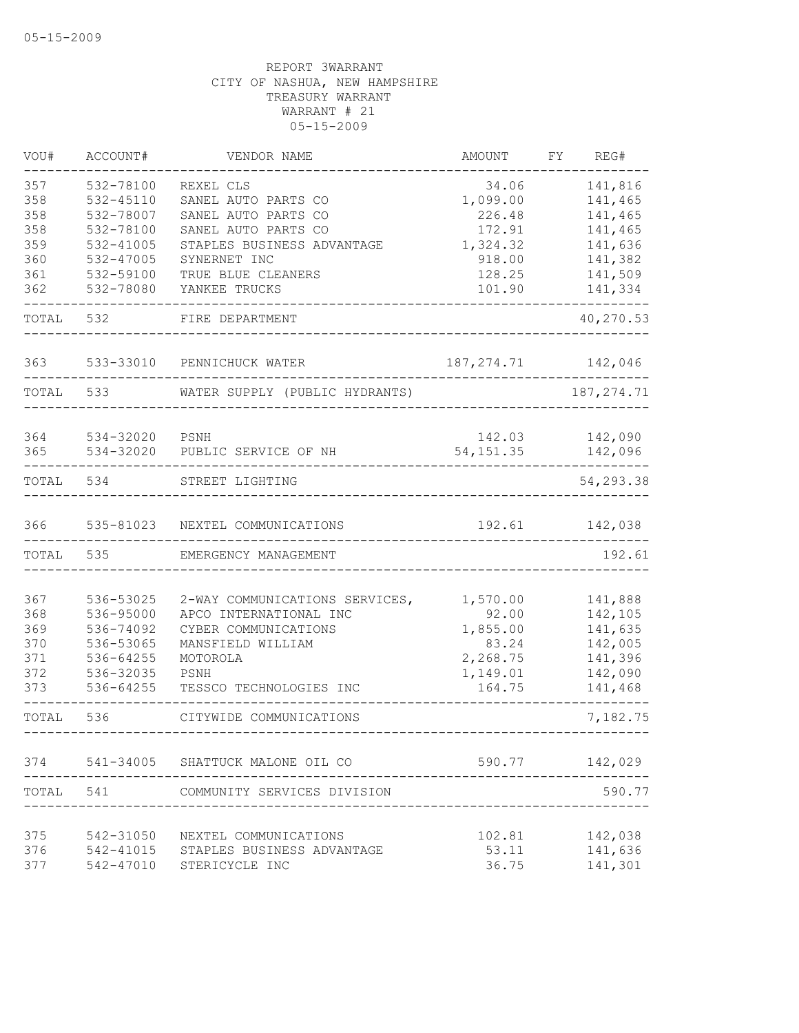05-15-2009

REPORT 3WARRANT
CITY OF NASHUA, NEW HAMPSHIRE
TREASURY WARRANT
WARRANT # 21
05-15-2009

| VOU# | ACCOUNT# | VENDOR NAME | AMOUNT | FY | REG# |
|---|---|---|---|---|---|
| 357 | 532-78100 | REXEL CLS | 34.06 | | 141,816 |
| 358 | 532-45110 | SANEL AUTO PARTS CO | 1,099.00 | | 141,465 |
| 358 | 532-78007 | SANEL AUTO PARTS CO | 226.48 | | 141,465 |
| 358 | 532-78100 | SANEL AUTO PARTS CO | 172.91 | | 141,465 |
| 359 | 532-41005 | STAPLES BUSINESS ADVANTAGE | 1,324.32 | | 141,636 |
| 360 | 532-47005 | SYNERNET INC | 918.00 | | 141,382 |
| 361 | 532-59100 | TRUE BLUE CLEANERS | 128.25 | | 141,509 |
| 362 | 532-78080 | YANKEE TRUCKS | 101.90 | | 141,334 |
| TOTAL | 532 | FIRE DEPARTMENT | | | 40,270.53 |
| 363 | 533-33010 | PENNICHUCK WATER | 187,274.71 | | 142,046 |
| TOTAL | 533 | WATER SUPPLY (PUBLIC HYDRANTS) | | | 187,274.71 |
| 364 | 534-32020 | PSNH | 142.03 | | 142,090 |
| 365 | 534-32020 | PUBLIC SERVICE OF NH | 54,151.35 | | 142,096 |
| TOTAL | 534 | STREET LIGHTING | | | 54,293.38 |
| 366 | 535-81023 | NEXTEL COMMUNICATIONS | 192.61 | | 142,038 |
| TOTAL | 535 | EMERGENCY MANAGEMENT | | | 192.61 |
| 367 | 536-53025 | 2-WAY COMMUNICATIONS SERVICES, | 1,570.00 | | 141,888 |
| 368 | 536-95000 | APCO INTERNATIONAL INC | 92.00 | | 142,105 |
| 369 | 536-74092 | CYBER COMMUNICATIONS | 1,855.00 | | 141,635 |
| 370 | 536-53065 | MANSFIELD WILLIAM | 83.24 | | 142,005 |
| 371 | 536-64255 | MOTOROLA | 2,268.75 | | 141,396 |
| 372 | 536-32035 | PSNH | 1,149.01 | | 142,090 |
| 373 | 536-64255 | TESSCO TECHNOLOGIES INC | 164.75 | | 141,468 |
| TOTAL | 536 | CITYWIDE COMMUNICATIONS | | | 7,182.75 |
| 374 | 541-34005 | SHATTUCK MALONE OIL CO | 590.77 | | 142,029 |
| TOTAL | 541 | COMMUNITY SERVICES DIVISION | | | 590.77 |
| 375 | 542-31050 | NEXTEL COMMUNICATIONS | 102.81 | | 142,038 |
| 376 | 542-41015 | STAPLES BUSINESS ADVANTAGE | 53.11 | | 141,636 |
| 377 | 542-47010 | STERICYCLE INC | 36.75 | | 141,301 |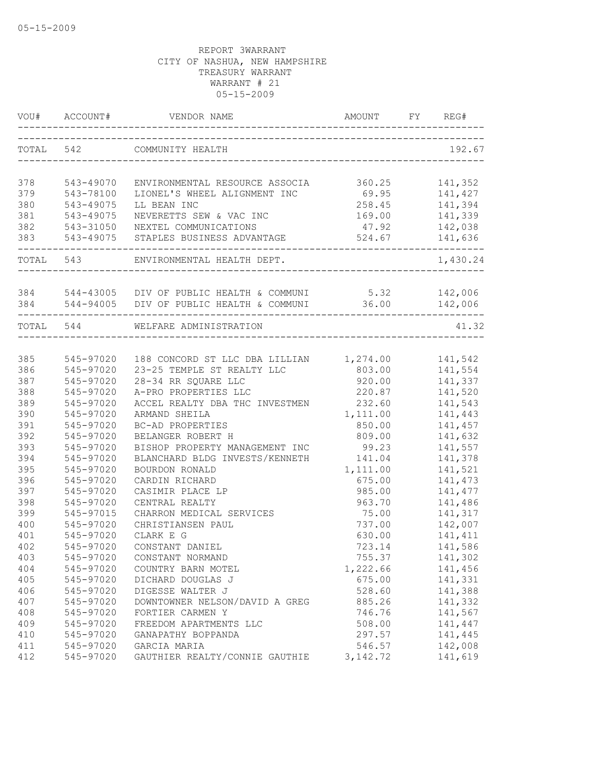05-15-2009

REPORT 3WARRANT
CITY OF NASHUA, NEW HAMPSHIRE
TREASURY WARRANT
WARRANT # 21
05-15-2009

| VOU# | ACCOUNT# | VENDOR NAME | AMOUNT | FY | REG# |
|---|---|---|---|---|---|
| TOTAL | 542 | COMMUNITY HEALTH | | | 192.67 |
| 378 | 543-49070 | ENVIRONMENTAL RESOURCE ASSOCIA | 360.25 | | 141,352 |
| 379 | 543-78100 | LIONEL'S WHEEL ALIGNMENT INC | 69.95 | | 141,427 |
| 380 | 543-49075 | LL BEAN INC | 258.45 | | 141,394 |
| 381 | 543-49075 | NEVERETTS SEW & VAC INC | 169.00 | | 141,339 |
| 382 | 543-31050 | NEXTEL COMMUNICATIONS | 47.92 | | 142,038 |
| 383 | 543-49075 | STAPLES BUSINESS ADVANTAGE | 524.67 | | 141,636 |
| TOTAL | 543 | ENVIRONMENTAL HEALTH DEPT. | | | 1,430.24 |
| 384 | 544-43005 | DIV OF PUBLIC HEALTH & COMMUNI | 5.32 | | 142,006 |
| 384 | 544-94005 | DIV OF PUBLIC HEALTH & COMMUNI | 36.00 | | 142,006 |
| TOTAL | 544 | WELFARE ADMINISTRATION | | | 41.32 |
| 385 | 545-97020 | 188 CONCORD ST LLC DBA LILLIAN | 1,274.00 | | 141,542 |
| 386 | 545-97020 | 23-25 TEMPLE ST REALTY LLC | 803.00 | | 141,554 |
| 387 | 545-97020 | 28-34 RR SQUARE LLC | 920.00 | | 141,337 |
| 388 | 545-97020 | A-PRO PROPERTIES LLC | 220.87 | | 141,520 |
| 389 | 545-97020 | ACCEL REALTY DBA THC INVESTMEN | 232.60 | | 141,543 |
| 390 | 545-97020 | ARMAND SHEILA | 1,111.00 | | 141,443 |
| 391 | 545-97020 | BC-AD PROPERTIES | 850.00 | | 141,457 |
| 392 | 545-97020 | BELANGER ROBERT H | 809.00 | | 141,632 |
| 393 | 545-97020 | BISHOP PROPERTY MANAGEMENT INC | 99.23 | | 141,557 |
| 394 | 545-97020 | BLANCHARD BLDG INVESTS/KENNETH | 141.04 | | 141,378 |
| 395 | 545-97020 | BOURDON RONALD | 1,111.00 | | 141,521 |
| 396 | 545-97020 | CARDIN RICHARD | 675.00 | | 141,473 |
| 397 | 545-97020 | CASIMIR PLACE LP | 985.00 | | 141,477 |
| 398 | 545-97020 | CENTRAL REALTY | 963.70 | | 141,486 |
| 399 | 545-97015 | CHARRON MEDICAL SERVICES | 75.00 | | 141,317 |
| 400 | 545-97020 | CHRISTIANSEN PAUL | 737.00 | | 142,007 |
| 401 | 545-97020 | CLARK E G | 630.00 | | 141,411 |
| 402 | 545-97020 | CONSTANT DANIEL | 723.14 | | 141,586 |
| 403 | 545-97020 | CONSTANT NORMAND | 755.37 | | 141,302 |
| 404 | 545-97020 | COUNTRY BARN MOTEL | 1,222.66 | | 141,456 |
| 405 | 545-97020 | DICHARD DOUGLAS J | 675.00 | | 141,331 |
| 406 | 545-97020 | DIGESSE WALTER J | 528.60 | | 141,388 |
| 407 | 545-97020 | DOWNTOWNER NELSON/DAVID A GREG | 885.26 | | 141,332 |
| 408 | 545-97020 | FORTIER CARMEN Y | 746.76 | | 141,567 |
| 409 | 545-97020 | FREEDOM APARTMENTS LLC | 508.00 | | 141,447 |
| 410 | 545-97020 | GANAPATHY BOPPANDA | 297.57 | | 141,445 |
| 411 | 545-97020 | GARCIA MARIA | 546.57 | | 142,008 |
| 412 | 545-97020 | GAUTHIER REALTY/CONNIE GAUTHIE | 3,142.72 | | 141,619 |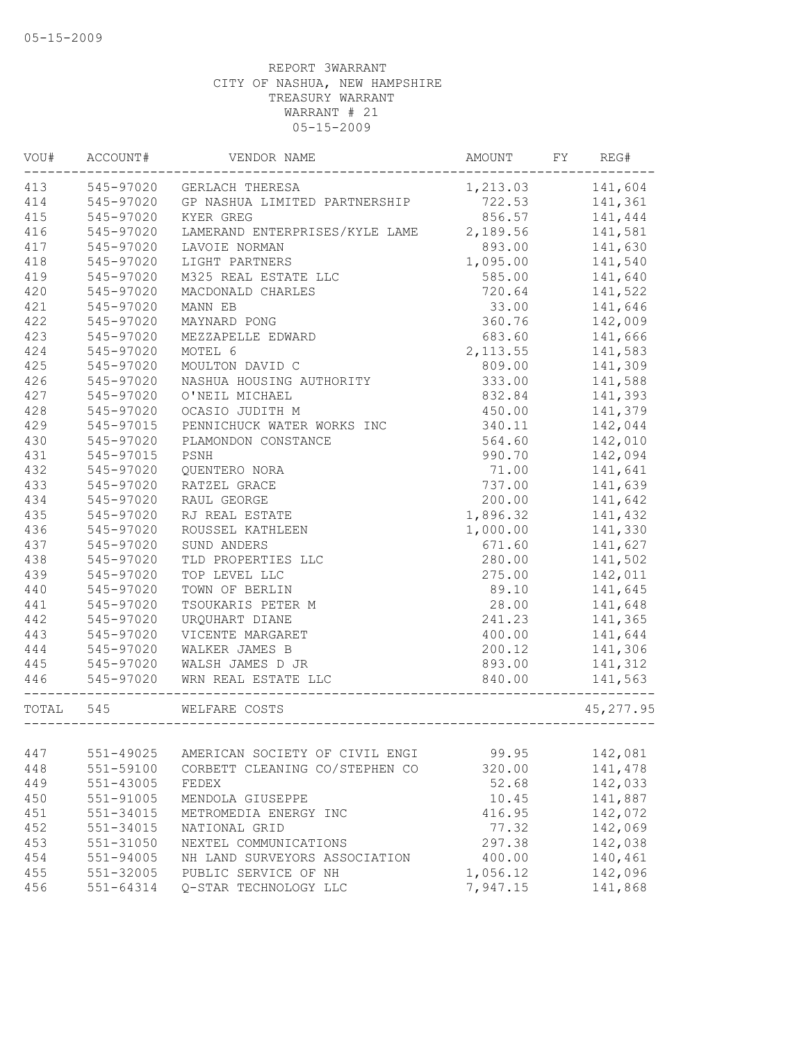05-15-2009

REPORT 3WARRANT
CITY OF NASHUA, NEW HAMPSHIRE
TREASURY WARRANT
WARRANT # 21
05-15-2009

| VOU# | ACCOUNT# | VENDOR NAME | AMOUNT | FY | REG# |
|---|---|---|---|---|---|
| 413 | 545-97020 | GERLACH THERESA | 1,213.03 | | 141,604 |
| 414 | 545-97020 | GP NASHUA LIMITED PARTNERSHIP | 722.53 | | 141,361 |
| 415 | 545-97020 | KYER GREG | 856.57 | | 141,444 |
| 416 | 545-97020 | LAMERAND ENTERPRISES/KYLE LAME | 2,189.56 | | 141,581 |
| 417 | 545-97020 | LAVOIE NORMAN | 893.00 | | 141,630 |
| 418 | 545-97020 | LIGHT PARTNERS | 1,095.00 | | 141,540 |
| 419 | 545-97020 | M325 REAL ESTATE LLC | 585.00 | | 141,640 |
| 420 | 545-97020 | MACDONALD CHARLES | 720.64 | | 141,522 |
| 421 | 545-97020 | MANN EB | 33.00 | | 141,646 |
| 422 | 545-97020 | MAYNARD PONG | 360.76 | | 142,009 |
| 423 | 545-97020 | MEZZAPELLE EDWARD | 683.60 | | 141,666 |
| 424 | 545-97020 | MOTEL 6 | 2,113.55 | | 141,583 |
| 425 | 545-97020 | MOULTON DAVID C | 809.00 | | 141,309 |
| 426 | 545-97020 | NASHUA HOUSING AUTHORITY | 333.00 | | 141,588 |
| 427 | 545-97020 | O'NEIL MICHAEL | 832.84 | | 141,393 |
| 428 | 545-97020 | OCASIO JUDITH M | 450.00 | | 141,379 |
| 429 | 545-97015 | PENNICHUCK WATER WORKS INC | 340.11 | | 142,044 |
| 430 | 545-97020 | PLAMONDON CONSTANCE | 564.60 | | 142,010 |
| 431 | 545-97015 | PSNH | 990.70 | | 142,094 |
| 432 | 545-97020 | QUENTERO NORA | 71.00 | | 141,641 |
| 433 | 545-97020 | RATZEL GRACE | 737.00 | | 141,639 |
| 434 | 545-97020 | RAUL GEORGE | 200.00 | | 141,642 |
| 435 | 545-97020 | RJ REAL ESTATE | 1,896.32 | | 141,432 |
| 436 | 545-97020 | ROUSSEL KATHLEEN | 1,000.00 | | 141,330 |
| 437 | 545-97020 | SUND ANDERS | 671.60 | | 141,627 |
| 438 | 545-97020 | TLD PROPERTIES LLC | 280.00 | | 141,502 |
| 439 | 545-97020 | TOP LEVEL LLC | 275.00 | | 142,011 |
| 440 | 545-97020 | TOWN OF BERLIN | 89.10 | | 141,645 |
| 441 | 545-97020 | TSOUKARIS PETER M | 28.00 | | 141,648 |
| 442 | 545-97020 | URQUHART DIANE | 241.23 | | 141,365 |
| 443 | 545-97020 | VICENTE MARGARET | 400.00 | | 141,644 |
| 444 | 545-97020 | WALKER JAMES B | 200.12 | | 141,306 |
| 445 | 545-97020 | WALSH JAMES D JR | 893.00 | | 141,312 |
| 446 | 545-97020 | WRN REAL ESTATE LLC | 840.00 | | 141,563 |
| TOTAL | 545 | WELFARE COSTS | | | 45,277.95 |
| 447 | 551-49025 | AMERICAN SOCIETY OF CIVIL ENGI | 99.95 | | 142,081 |
| 448 | 551-59100 | CORBETT CLEANING CO/STEPHEN CO | 320.00 | | 141,478 |
| 449 | 551-43005 | FEDEX | 52.68 | | 142,033 |
| 450 | 551-91005 | MENDOLA GIUSEPPE | 10.45 | | 141,887 |
| 451 | 551-34015 | METROMEDIA ENERGY INC | 416.95 | | 142,072 |
| 452 | 551-34015 | NATIONAL GRID | 77.32 | | 142,069 |
| 453 | 551-31050 | NEXTEL COMMUNICATIONS | 297.38 | | 142,038 |
| 454 | 551-94005 | NH LAND SURVEYORS ASSOCIATION | 400.00 | | 140,461 |
| 455 | 551-32005 | PUBLIC SERVICE OF NH | 1,056.12 | | 142,096 |
| 456 | 551-64314 | Q-STAR TECHNOLOGY LLC | 7,947.15 | | 141,868 |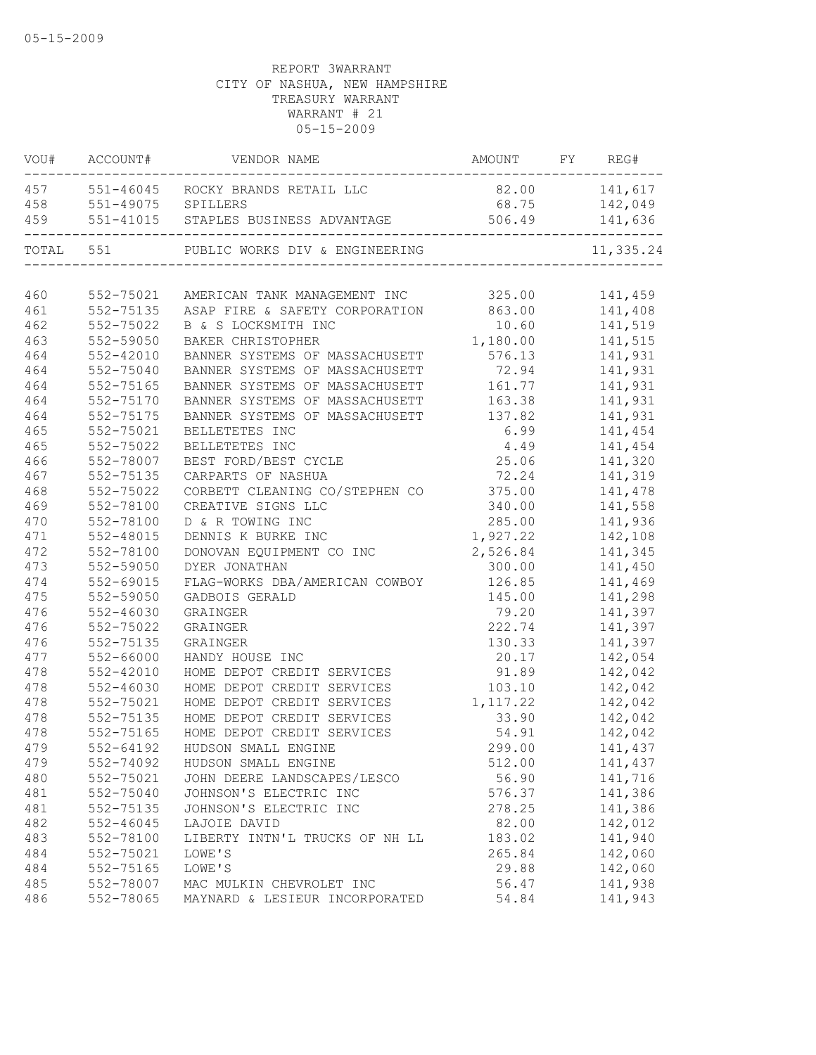05-15-2009

REPORT 3WARRANT
CITY OF NASHUA, NEW HAMPSHIRE
TREASURY WARRANT
WARRANT # 21
05-15-2009

| VOU# | ACCOUNT# | VENDOR NAME | AMOUNT | FY | REG# |
|---|---|---|---|---|---|
| 457 | 551-46045 | ROCKY BRANDS RETAIL LLC | 82.00 | | 141,617 |
| 458 | 551-49075 | SPILLERS | 68.75 | | 142,049 |
| 459 | 551-41015 | STAPLES BUSINESS ADVANTAGE | 506.49 | | 141,636 |
| TOTAL | 551 | PUBLIC WORKS DIV & ENGINEERING | | | 11,335.24 |
| 460 | 552-75021 | AMERICAN TANK MANAGEMENT INC | 325.00 | | 141,459 |
| 461 | 552-75135 | ASAP FIRE & SAFETY CORPORATION | 863.00 | | 141,408 |
| 462 | 552-75022 | B & S LOCKSMITH INC | 10.60 | | 141,519 |
| 463 | 552-59050 | BAKER CHRISTOPHER | 1,180.00 | | 141,515 |
| 464 | 552-42010 | BANNER SYSTEMS OF MASSACHUSETT | 576.13 | | 141,931 |
| 464 | 552-75040 | BANNER SYSTEMS OF MASSACHUSETT | 72.94 | | 141,931 |
| 464 | 552-75165 | BANNER SYSTEMS OF MASSACHUSETT | 161.77 | | 141,931 |
| 464 | 552-75170 | BANNER SYSTEMS OF MASSACHUSETT | 163.38 | | 141,931 |
| 464 | 552-75175 | BANNER SYSTEMS OF MASSACHUSETT | 137.82 | | 141,931 |
| 465 | 552-75021 | BELLETETES INC | 6.99 | | 141,454 |
| 465 | 552-75022 | BELLETETES INC | 4.49 | | 141,454 |
| 466 | 552-78007 | BEST FORD/BEST CYCLE | 25.06 | | 141,320 |
| 467 | 552-75135 | CARPARTS OF NASHUA | 72.24 | | 141,319 |
| 468 | 552-75022 | CORBETT CLEANING CO/STEPHEN CO | 375.00 | | 141,478 |
| 469 | 552-78100 | CREATIVE SIGNS LLC | 340.00 | | 141,558 |
| 470 | 552-78100 | D & R TOWING INC | 285.00 | | 141,936 |
| 471 | 552-48015 | DENNIS K BURKE INC | 1,927.22 | | 142,108 |
| 472 | 552-78100 | DONOVAN EQUIPMENT CO INC | 2,526.84 | | 141,345 |
| 473 | 552-59050 | DYER JONATHAN | 300.00 | | 141,450 |
| 474 | 552-69015 | FLAG-WORKS DBA/AMERICAN COWBOY | 126.85 | | 141,469 |
| 475 | 552-59050 | GADBOIS GERALD | 145.00 | | 141,298 |
| 476 | 552-46030 | GRAINGER | 79.20 | | 141,397 |
| 476 | 552-75022 | GRAINGER | 222.74 | | 141,397 |
| 476 | 552-75135 | GRAINGER | 130.33 | | 141,397 |
| 477 | 552-66000 | HANDY HOUSE INC | 20.17 | | 142,054 |
| 478 | 552-42010 | HOME DEPOT CREDIT SERVICES | 91.89 | | 142,042 |
| 478 | 552-46030 | HOME DEPOT CREDIT SERVICES | 103.10 | | 142,042 |
| 478 | 552-75021 | HOME DEPOT CREDIT SERVICES | 1,117.22 | | 142,042 |
| 478 | 552-75135 | HOME DEPOT CREDIT SERVICES | 33.90 | | 142,042 |
| 478 | 552-75165 | HOME DEPOT CREDIT SERVICES | 54.91 | | 142,042 |
| 479 | 552-64192 | HUDSON SMALL ENGINE | 299.00 | | 141,437 |
| 479 | 552-74092 | HUDSON SMALL ENGINE | 512.00 | | 141,437 |
| 480 | 552-75021 | JOHN DEERE LANDSCAPES/LESCO | 56.90 | | 141,716 |
| 481 | 552-75040 | JOHNSON'S ELECTRIC INC | 576.37 | | 141,386 |
| 481 | 552-75135 | JOHNSON'S ELECTRIC INC | 278.25 | | 141,386 |
| 482 | 552-46045 | LAJOIE DAVID | 82.00 | | 142,012 |
| 483 | 552-78100 | LIBERTY INTN'L TRUCKS OF NH LL | 183.02 | | 141,940 |
| 484 | 552-75021 | LOWE'S | 265.84 | | 142,060 |
| 484 | 552-75165 | LOWE'S | 29.88 | | 142,060 |
| 485 | 552-78007 | MAC MULKIN CHEVROLET INC | 56.47 | | 141,938 |
| 486 | 552-78065 | MAYNARD & LESIEUR INCORPORATED | 54.84 | | 141,943 |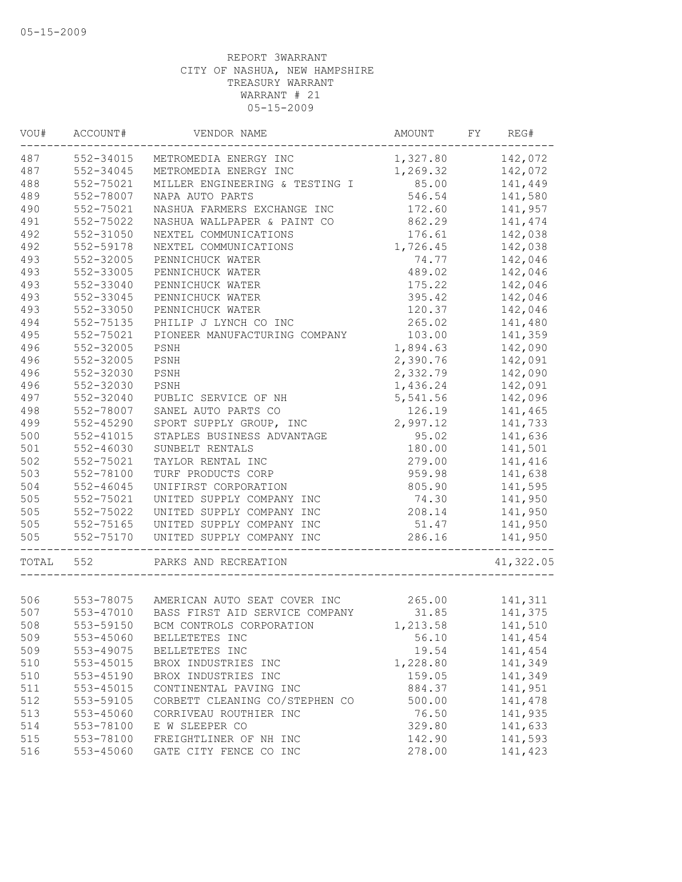05-15-2009

REPORT 3WARRANT
CITY OF NASHUA, NEW HAMPSHIRE
TREASURY WARRANT
WARRANT # 21
05-15-2009

| VOU# | ACCOUNT# | VENDOR NAME | AMOUNT | FY | REG# |
|---|---|---|---|---|---|
| 487 | 552-34015 | METROMEDIA ENERGY INC | 1,327.80 | | 142,072 |
| 487 | 552-34045 | METROMEDIA ENERGY INC | 1,269.32 | | 142,072 |
| 488 | 552-75021 | MILLER ENGINEERING & TESTING I | 85.00 | | 141,449 |
| 489 | 552-78007 | NAPA AUTO PARTS | 546.54 | | 141,580 |
| 490 | 552-75021 | NASHUA FARMERS EXCHANGE INC | 172.60 | | 141,957 |
| 491 | 552-75022 | NASHUA WALLPAPER & PAINT CO | 862.29 | | 141,474 |
| 492 | 552-31050 | NEXTEL COMMUNICATIONS | 176.61 | | 142,038 |
| 492 | 552-59178 | NEXTEL COMMUNICATIONS | 1,726.45 | | 142,038 |
| 493 | 552-32005 | PENNICHUCK WATER | 74.77 | | 142,046 |
| 493 | 552-33005 | PENNICHUCK WATER | 489.02 | | 142,046 |
| 493 | 552-33040 | PENNICHUCK WATER | 175.22 | | 142,046 |
| 493 | 552-33045 | PENNICHUCK WATER | 395.42 | | 142,046 |
| 493 | 552-33050 | PENNICHUCK WATER | 120.37 | | 142,046 |
| 494 | 552-75135 | PHILIP J LYNCH CO INC | 265.02 | | 141,480 |
| 495 | 552-75021 | PIONEER MANUFACTURING COMPANY | 103.00 | | 141,359 |
| 496 | 552-32005 | PSNH | 1,894.63 | | 142,090 |
| 496 | 552-32005 | PSNH | 2,390.76 | | 142,091 |
| 496 | 552-32030 | PSNH | 2,332.79 | | 142,090 |
| 496 | 552-32030 | PSNH | 1,436.24 | | 142,091 |
| 497 | 552-32040 | PUBLIC SERVICE OF NH | 5,541.56 | | 142,096 |
| 498 | 552-78007 | SANEL AUTO PARTS CO | 126.19 | | 141,465 |
| 499 | 552-45290 | SPORT SUPPLY GROUP, INC | 2,997.12 | | 141,733 |
| 500 | 552-41015 | STAPLES BUSINESS ADVANTAGE | 95.02 | | 141,636 |
| 501 | 552-46030 | SUNBELT RENTALS | 180.00 | | 141,501 |
| 502 | 552-75021 | TAYLOR RENTAL INC | 279.00 | | 141,416 |
| 503 | 552-78100 | TURF PRODUCTS CORP | 959.98 | | 141,638 |
| 504 | 552-46045 | UNIFIRST CORPORATION | 805.90 | | 141,595 |
| 505 | 552-75021 | UNITED SUPPLY COMPANY INC | 74.30 | | 141,950 |
| 505 | 552-75022 | UNITED SUPPLY COMPANY INC | 208.14 | | 141,950 |
| 505 | 552-75165 | UNITED SUPPLY COMPANY INC | 51.47 | | 141,950 |
| 505 | 552-75170 | UNITED SUPPLY COMPANY INC | 286.16 | | 141,950 |
| TOTAL | 552 | PARKS AND RECREATION | | | 41,322.05 |
| 506 | 553-78075 | AMERICAN AUTO SEAT COVER INC | 265.00 | | 141,311 |
| 507 | 553-47010 | BASS FIRST AID SERVICE COMPANY | 31.85 | | 141,375 |
| 508 | 553-59150 | BCM CONTROLS CORPORATION | 1,213.58 | | 141,510 |
| 509 | 553-45060 | BELLETETES INC | 56.10 | | 141,454 |
| 509 | 553-49075 | BELLETETES INC | 19.54 | | 141,454 |
| 510 | 553-45015 | BROX INDUSTRIES INC | 1,228.80 | | 141,349 |
| 510 | 553-45190 | BROX INDUSTRIES INC | 159.05 | | 141,349 |
| 511 | 553-45015 | CONTINENTAL PAVING INC | 884.37 | | 141,951 |
| 512 | 553-59105 | CORBETT CLEANING CO/STEPHEN CO | 500.00 | | 141,478 |
| 513 | 553-45060 | CORRIVEAU ROUTHIER INC | 76.50 | | 141,935 |
| 514 | 553-78100 | E W SLEEPER CO | 329.80 | | 141,633 |
| 515 | 553-78100 | FREIGHTLINER OF NH INC | 142.90 | | 141,593 |
| 516 | 553-45060 | GATE CITY FENCE CO INC | 278.00 | | 141,423 |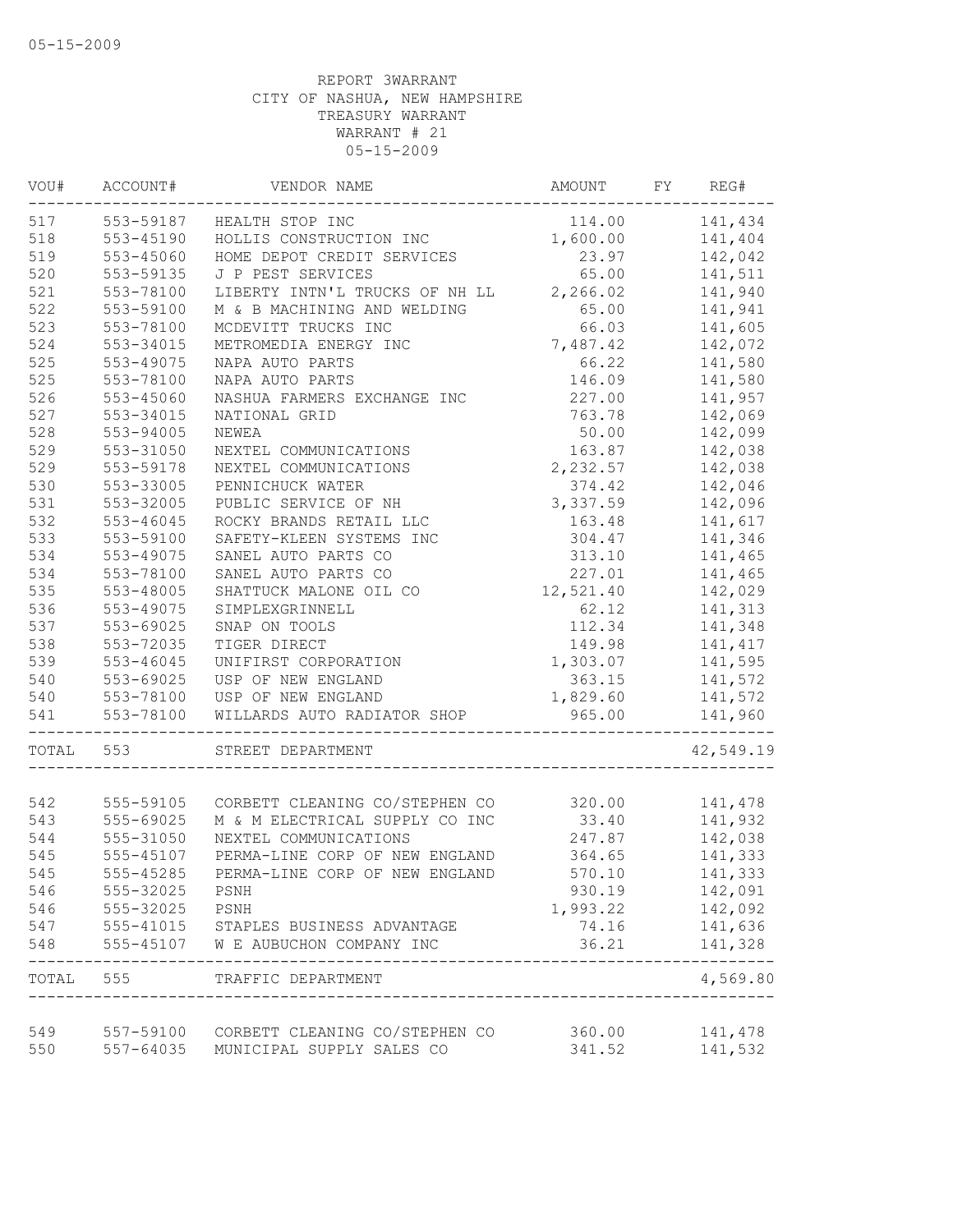05-15-2009

REPORT 3WARRANT
CITY OF NASHUA, NEW HAMPSHIRE
TREASURY WARRANT
WARRANT # 21
05-15-2009

| VOU# | ACCOUNT# | VENDOR NAME | AMOUNT | FY | REG# |
|---|---|---|---|---|---|
| 517 | 553-59187 | HEALTH STOP INC | 114.00 | | 141,434 |
| 518 | 553-45190 | HOLLIS CONSTRUCTION INC | 1,600.00 | | 141,404 |
| 519 | 553-45060 | HOME DEPOT CREDIT SERVICES | 23.97 | | 142,042 |
| 520 | 553-59135 | J P PEST SERVICES | 65.00 | | 141,511 |
| 521 | 553-78100 | LIBERTY INTN'L TRUCKS OF NH LL | 2,266.02 | | 141,940 |
| 522 | 553-59100 | M & B MACHINING AND WELDING | 65.00 | | 141,941 |
| 523 | 553-78100 | MCDEVITT TRUCKS INC | 66.03 | | 141,605 |
| 524 | 553-34015 | METROMEDIA ENERGY INC | 7,487.42 | | 142,072 |
| 525 | 553-49075 | NAPA AUTO PARTS | 66.22 | | 141,580 |
| 525 | 553-78100 | NAPA AUTO PARTS | 146.09 | | 141,580 |
| 526 | 553-45060 | NASHUA FARMERS EXCHANGE INC | 227.00 | | 141,957 |
| 527 | 553-34015 | NATIONAL GRID | 763.78 | | 142,069 |
| 528 | 553-94005 | NEWEA | 50.00 | | 142,099 |
| 529 | 553-31050 | NEXTEL COMMUNICATIONS | 163.87 | | 142,038 |
| 529 | 553-59178 | NEXTEL COMMUNICATIONS | 2,232.57 | | 142,038 |
| 530 | 553-33005 | PENNICHUCK WATER | 374.42 | | 142,046 |
| 531 | 553-32005 | PUBLIC SERVICE OF NH | 3,337.59 | | 142,096 |
| 532 | 553-46045 | ROCKY BRANDS RETAIL LLC | 163.48 | | 141,617 |
| 533 | 553-59100 | SAFETY-KLEEN SYSTEMS INC | 304.47 | | 141,346 |
| 534 | 553-49075 | SANEL AUTO PARTS CO | 313.10 | | 141,465 |
| 534 | 553-78100 | SANEL AUTO PARTS CO | 227.01 | | 141,465 |
| 535 | 553-48005 | SHATTUCK MALONE OIL CO | 12,521.40 | | 142,029 |
| 536 | 553-49075 | SIMPLEXGRINNELL | 62.12 | | 141,313 |
| 537 | 553-69025 | SNAP ON TOOLS | 112.34 | | 141,348 |
| 538 | 553-72035 | TIGER DIRECT | 149.98 | | 141,417 |
| 539 | 553-46045 | UNIFIRST CORPORATION | 1,303.07 | | 141,595 |
| 540 | 553-69025 | USP OF NEW ENGLAND | 363.15 | | 141,572 |
| 540 | 553-78100 | USP OF NEW ENGLAND | 1,829.60 | | 141,572 |
| 541 | 553-78100 | WILLARDS AUTO RADIATOR SHOP | 965.00 | | 141,960 |
| TOTAL | 553 | STREET DEPARTMENT | | | 42,549.19 |
| 542 | 555-59105 | CORBETT CLEANING CO/STEPHEN CO | 320.00 | | 141,478 |
| 543 | 555-69025 | M & M ELECTRICAL SUPPLY CO INC | 33.40 | | 141,932 |
| 544 | 555-31050 | NEXTEL COMMUNICATIONS | 247.87 | | 142,038 |
| 545 | 555-45107 | PERMA-LINE CORP OF NEW ENGLAND | 364.65 | | 141,333 |
| 545 | 555-45285 | PERMA-LINE CORP OF NEW ENGLAND | 570.10 | | 141,333 |
| 546 | 555-32025 | PSNH | 930.19 | | 142,091 |
| 546 | 555-32025 | PSNH | 1,993.22 | | 142,092 |
| 547 | 555-41015 | STAPLES BUSINESS ADVANTAGE | 74.16 | | 141,636 |
| 548 | 555-45107 | W E AUBUCHON COMPANY INC | 36.21 | | 141,328 |
| TOTAL | 555 | TRAFFIC DEPARTMENT | | | 4,569.80 |
| 549 | 557-59100 | CORBETT CLEANING CO/STEPHEN CO | 360.00 | | 141,478 |
| 550 | 557-64035 | MUNICIPAL SUPPLY SALES CO | 341.52 | | 141,532 |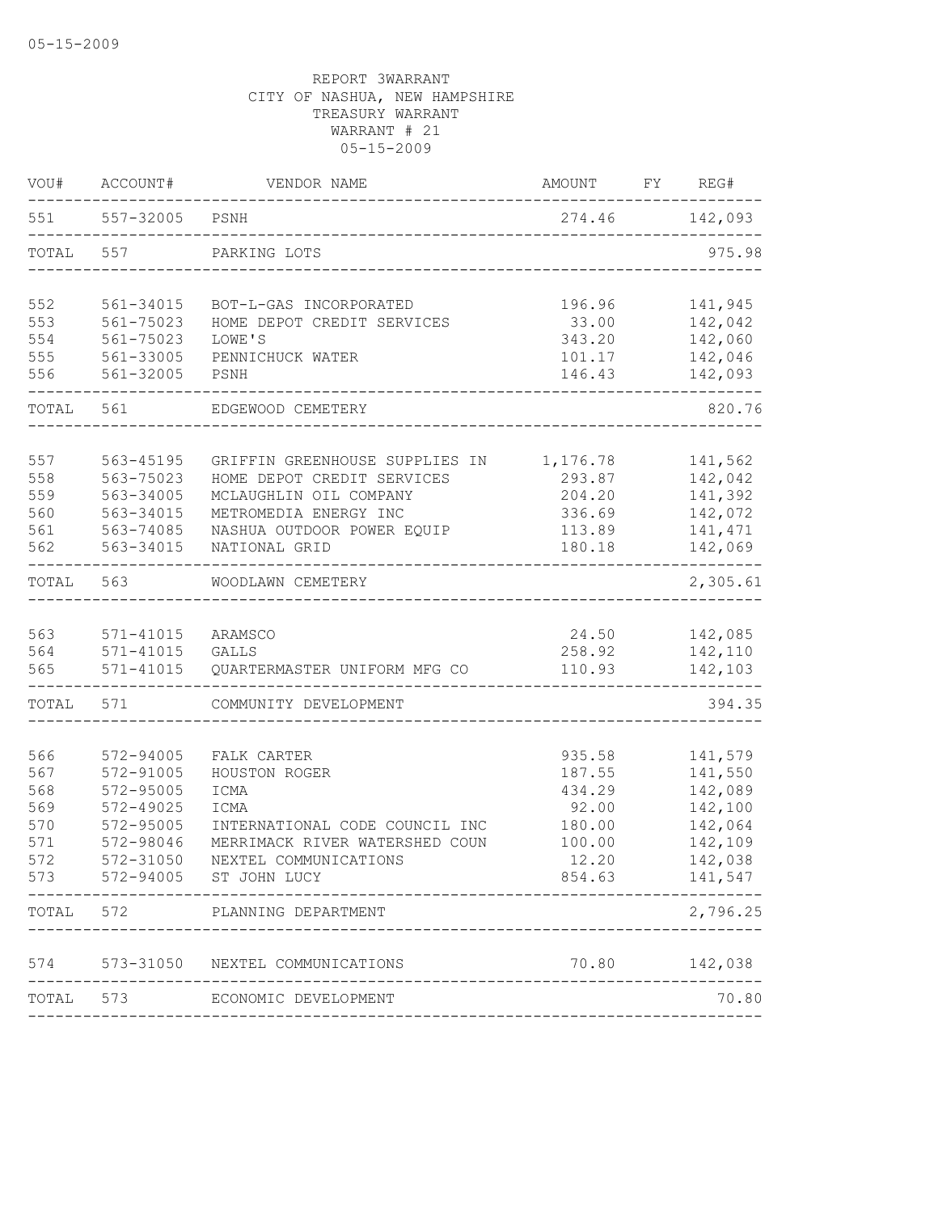05-15-2009

REPORT 3WARRANT
CITY OF NASHUA, NEW HAMPSHIRE
TREASURY WARRANT
WARRANT # 21
05-15-2009

| VOU# | ACCOUNT# | VENDOR NAME | AMOUNT | FY | REG# |
|---|---|---|---|---|---|
| 551 | 557-32005 | PSNH | 274.46 | | 142,093 |
| TOTAL | 557 | PARKING LOTS | | | 975.98 |
| 552 | 561-34015 | BOT-L-GAS INCORPORATED | 196.96 | | 141,945 |
| 553 | 561-75023 | HOME DEPOT CREDIT SERVICES | 33.00 | | 142,042 |
| 554 | 561-75023 | LOWE'S | 343.20 | | 142,060 |
| 555 | 561-33005 | PENNICHUCK WATER | 101.17 | | 142,046 |
| 556 | 561-32005 | PSNH | 146.43 | | 142,093 |
| TOTAL | 561 | EDGEWOOD CEMETERY | | | 820.76 |
| 557 | 563-45195 | GRIFFIN GREENHOUSE SUPPLIES IN | 1,176.78 | | 141,562 |
| 558 | 563-75023 | HOME DEPOT CREDIT SERVICES | 293.87 | | 142,042 |
| 559 | 563-34005 | MCLAUGHLIN OIL COMPANY | 204.20 | | 141,392 |
| 560 | 563-34015 | METROMEDIA ENERGY INC | 336.69 | | 142,072 |
| 561 | 563-74085 | NASHUA OUTDOOR POWER EQUIP | 113.89 | | 141,471 |
| 562 | 563-34015 | NATIONAL GRID | 180.18 | | 142,069 |
| TOTAL | 563 | WOODLAWN CEMETERY | | | 2,305.61 |
| 563 | 571-41015 | ARAMSCO | 24.50 | | 142,085 |
| 564 | 571-41015 | GALLS | 258.92 | | 142,110 |
| 565 | 571-41015 | QUARTERMASTER UNIFORM MFG CO | 110.93 | | 142,103 |
| TOTAL | 571 | COMMUNITY DEVELOPMENT | | | 394.35 |
| 566 | 572-94005 | FALK CARTER | 935.58 | | 141,579 |
| 567 | 572-91005 | HOUSTON ROGER | 187.55 | | 141,550 |
| 568 | 572-95005 | ICMA | 434.29 | | 142,089 |
| 569 | 572-49025 | ICMA | 92.00 | | 142,100 |
| 570 | 572-95005 | INTERNATIONAL CODE COUNCIL INC | 180.00 | | 142,064 |
| 571 | 572-98046 | MERRIMACK RIVER WATERSHED COUN | 100.00 | | 142,109 |
| 572 | 572-31050 | NEXTEL COMMUNICATIONS | 12.20 | | 142,038 |
| 573 | 572-94005 | ST JOHN LUCY | 854.63 | | 141,547 |
| TOTAL | 572 | PLANNING DEPARTMENT | | | 2,796.25 |
| 574 | 573-31050 | NEXTEL COMMUNICATIONS | 70.80 | | 142,038 |
| TOTAL | 573 | ECONOMIC DEVELOPMENT | | | 70.80 |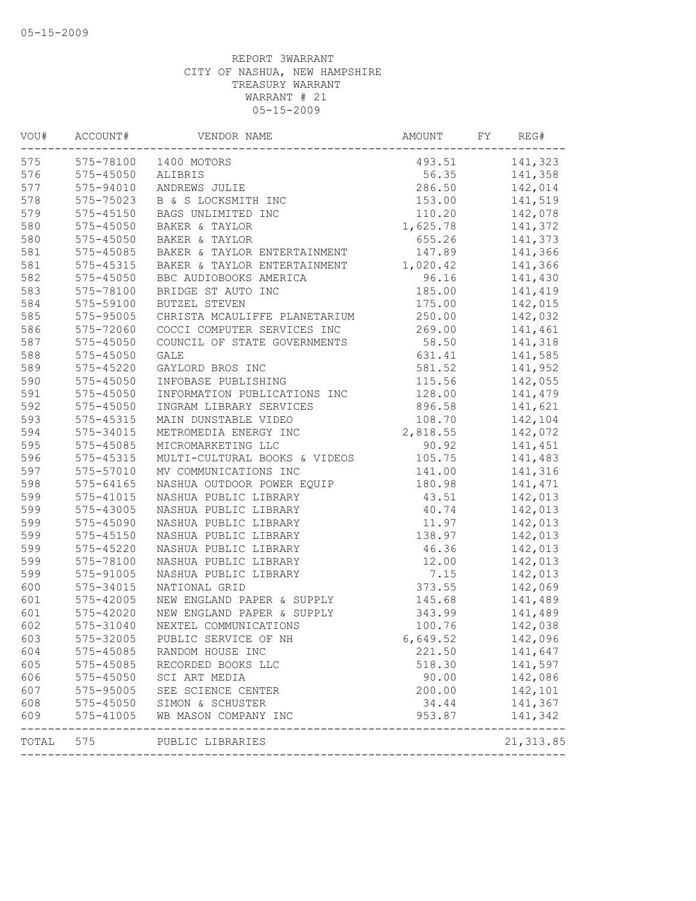05-15-2009

REPORT 3WARRANT
CITY OF NASHUA, NEW HAMPSHIRE
TREASURY WARRANT
WARRANT # 21
05-15-2009

| VOU# | ACCOUNT# | VENDOR NAME | AMOUNT | FY | REG# |
|---|---|---|---|---|---|
| 575 | 575-78100 | 1400 MOTORS | 493.51 | | 141,323 |
| 576 | 575-45050 | ALIBRIS | 56.35 | | 141,358 |
| 577 | 575-94010 | ANDREWS JULIE | 286.50 | | 142,014 |
| 578 | 575-75023 | B & S LOCKSMITH INC | 153.00 | | 141,519 |
| 579 | 575-45150 | BAGS UNLIMITED INC | 110.20 | | 142,078 |
| 580 | 575-45050 | BAKER & TAYLOR | 1,625.78 | | 141,372 |
| 580 | 575-45050 | BAKER & TAYLOR | 655.26 | | 141,373 |
| 581 | 575-45085 | BAKER & TAYLOR ENTERTAINMENT | 147.89 | | 141,366 |
| 581 | 575-45315 | BAKER & TAYLOR ENTERTAINMENT | 1,020.42 | | 141,366 |
| 582 | 575-45050 | BBC AUDIOBOOKS AMERICA | 96.16 | | 141,430 |
| 583 | 575-78100 | BRIDGE ST AUTO INC | 185.00 | | 141,419 |
| 584 | 575-59100 | BUTZEL STEVEN | 175.00 | | 142,015 |
| 585 | 575-95005 | CHRISTA MCAULIFFE PLANETARIUM | 250.00 | | 142,032 |
| 586 | 575-72060 | COCCI COMPUTER SERVICES INC | 269.00 | | 141,461 |
| 587 | 575-45050 | COUNCIL OF STATE GOVERNMENTS | 58.50 | | 141,318 |
| 588 | 575-45050 | GALE | 631.41 | | 141,585 |
| 589 | 575-45220 | GAYLORD BROS INC | 581.52 | | 141,952 |
| 590 | 575-45050 | INFOBASE PUBLISHING | 115.56 | | 142,055 |
| 591 | 575-45050 | INFORMATION PUBLICATIONS INC | 128.00 | | 141,479 |
| 592 | 575-45050 | INGRAM LIBRARY SERVICES | 896.58 | | 141,621 |
| 593 | 575-45315 | MAIN DUNSTABLE VIDEO | 108.70 | | 142,104 |
| 594 | 575-34015 | METROMEDIA ENERGY INC | 2,818.55 | | 142,072 |
| 595 | 575-45085 | MICROMARKETING LLC | 90.92 | | 141,451 |
| 596 | 575-45315 | MULTI-CULTURAL BOOKS & VIDEOS | 105.75 | | 141,483 |
| 597 | 575-57010 | MV COMMUNICATIONS INC | 141.00 | | 141,316 |
| 598 | 575-64165 | NASHUA OUTDOOR POWER EQUIP | 180.98 | | 141,471 |
| 599 | 575-41015 | NASHUA PUBLIC LIBRARY | 43.51 | | 142,013 |
| 599 | 575-43005 | NASHUA PUBLIC LIBRARY | 40.74 | | 142,013 |
| 599 | 575-45090 | NASHUA PUBLIC LIBRARY | 11.97 | | 142,013 |
| 599 | 575-45150 | NASHUA PUBLIC LIBRARY | 138.97 | | 142,013 |
| 599 | 575-45220 | NASHUA PUBLIC LIBRARY | 46.36 | | 142,013 |
| 599 | 575-78100 | NASHUA PUBLIC LIBRARY | 12.00 | | 142,013 |
| 599 | 575-91005 | NASHUA PUBLIC LIBRARY | 7.15 | | 142,013 |
| 600 | 575-34015 | NATIONAL GRID | 373.55 | | 142,069 |
| 601 | 575-42005 | NEW ENGLAND PAPER & SUPPLY | 145.68 | | 141,489 |
| 601 | 575-42020 | NEW ENGLAND PAPER & SUPPLY | 343.99 | | 141,489 |
| 602 | 575-31040 | NEXTEL COMMUNICATIONS | 100.76 | | 142,038 |
| 603 | 575-32005 | PUBLIC SERVICE OF NH | 6,649.52 | | 142,096 |
| 604 | 575-45085 | RANDOM HOUSE INC | 221.50 | | 141,647 |
| 605 | 575-45085 | RECORDED BOOKS LLC | 518.30 | | 141,597 |
| 606 | 575-45050 | SCI ART MEDIA | 90.00 | | 142,086 |
| 607 | 575-95005 | SEE SCIENCE CENTER | 200.00 | | 142,101 |
| 608 | 575-45050 | SIMON & SCHUSTER | 34.44 | | 141,367 |
| 609 | 575-41005 | WB MASON COMPANY INC | 953.87 | | 141,342 |
| TOTAL | 575 | PUBLIC LIBRARIES | | | 21,313.85 |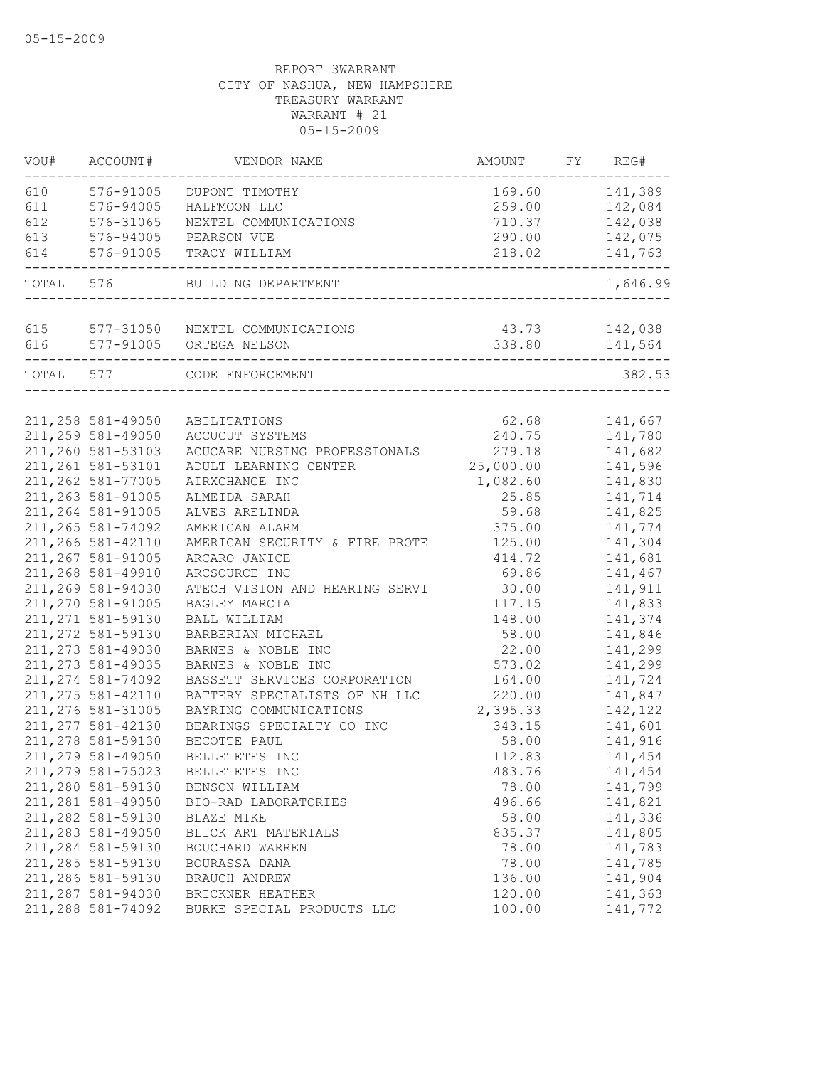05-15-2009

REPORT 3WARRANT
CITY OF NASHUA, NEW HAMPSHIRE
TREASURY WARRANT
WARRANT # 21
05-15-2009

| VOU# | ACCOUNT# | VENDOR NAME | AMOUNT | FY | REG# |
|---|---|---|---|---|---|
| 610 | 576-91005 | DUPONT TIMOTHY | 169.60 | | 141,389 |
| 611 | 576-94005 | HALFMOON LLC | 259.00 | | 142,084 |
| 612 | 576-31065 | NEXTEL COMMUNICATIONS | 710.37 | | 142,038 |
| 613 | 576-94005 | PEARSON VUE | 290.00 | | 142,075 |
| 614 | 576-91005 | TRACY WILLIAM | 218.02 | | 141,763 |
| TOTAL | 576 | BUILDING DEPARTMENT | | | 1,646.99 |
| 615 | 577-31050 | NEXTEL COMMUNICATIONS | 43.73 | | 142,038 |
| 616 | 577-91005 | ORTEGA NELSON | 338.80 | | 141,564 |
| TOTAL | 577 | CODE ENFORCEMENT | | | 382.53 |
| 211,258 | 581-49050 | ABILITATIONS | 62.68 | | 141,667 |
| 211,259 | 581-49050 | ACCUCUT SYSTEMS | 240.75 | | 141,780 |
| 211,260 | 581-53103 | ACUCARE NURSING PROFESSIONALS | 279.18 | | 141,682 |
| 211,261 | 581-53101 | ADULT LEARNING CENTER | 25,000.00 | | 141,596 |
| 211,262 | 581-77005 | AIRXCHANGE INC | 1,082.60 | | 141,830 |
| 211,263 | 581-91005 | ALMEIDA SARAH | 25.85 | | 141,714 |
| 211,264 | 581-91005 | ALVES ARELINDA | 59.68 | | 141,825 |
| 211,265 | 581-74092 | AMERICAN ALARM | 375.00 | | 141,774 |
| 211,266 | 581-42110 | AMERICAN SECURITY & FIRE PROTE | 125.00 | | 141,304 |
| 211,267 | 581-91005 | ARCARO JANICE | 414.72 | | 141,681 |
| 211,268 | 581-49910 | ARCSOURCE INC | 69.86 | | 141,467 |
| 211,269 | 581-94030 | ATECH VISION AND HEARING SERVI | 30.00 | | 141,911 |
| 211,270 | 581-91005 | BAGLEY MARCIA | 117.15 | | 141,833 |
| 211,271 | 581-59130 | BALL WILLIAM | 148.00 | | 141,374 |
| 211,272 | 581-59130 | BARBERIAN MICHAEL | 58.00 | | 141,846 |
| 211,273 | 581-49030 | BARNES & NOBLE INC | 22.00 | | 141,299 |
| 211,273 | 581-49035 | BARNES & NOBLE INC | 573.02 | | 141,299 |
| 211,274 | 581-74092 | BASSETT SERVICES CORPORATION | 164.00 | | 141,724 |
| 211,275 | 581-42110 | BATTERY SPECIALISTS OF NH LLC | 220.00 | | 141,847 |
| 211,276 | 581-31005 | BAYRING COMMUNICATIONS | 2,395.33 | | 142,122 |
| 211,277 | 581-42130 | BEARINGS SPECIALTY CO INC | 343.15 | | 141,601 |
| 211,278 | 581-59130 | BECOTTE PAUL | 58.00 | | 141,916 |
| 211,279 | 581-49050 | BELLETETES INC | 112.83 | | 141,454 |
| 211,279 | 581-75023 | BELLETETES INC | 483.76 | | 141,454 |
| 211,280 | 581-59130 | BENSON WILLIAM | 78.00 | | 141,799 |
| 211,281 | 581-49050 | BIO-RAD LABORATORIES | 496.66 | | 141,821 |
| 211,282 | 581-59130 | BLAZE MIKE | 58.00 | | 141,336 |
| 211,283 | 581-49050 | BLICK ART MATERIALS | 835.37 | | 141,805 |
| 211,284 | 581-59130 | BOUCHARD WARREN | 78.00 | | 141,783 |
| 211,285 | 581-59130 | BOURASSA DANA | 78.00 | | 141,785 |
| 211,286 | 581-59130 | BRAUCH ANDREW | 136.00 | | 141,904 |
| 211,287 | 581-94030 | BRICKNER HEATHER | 120.00 | | 141,363 |
| 211,288 | 581-74092 | BURKE SPECIAL PRODUCTS LLC | 100.00 | | 141,772 |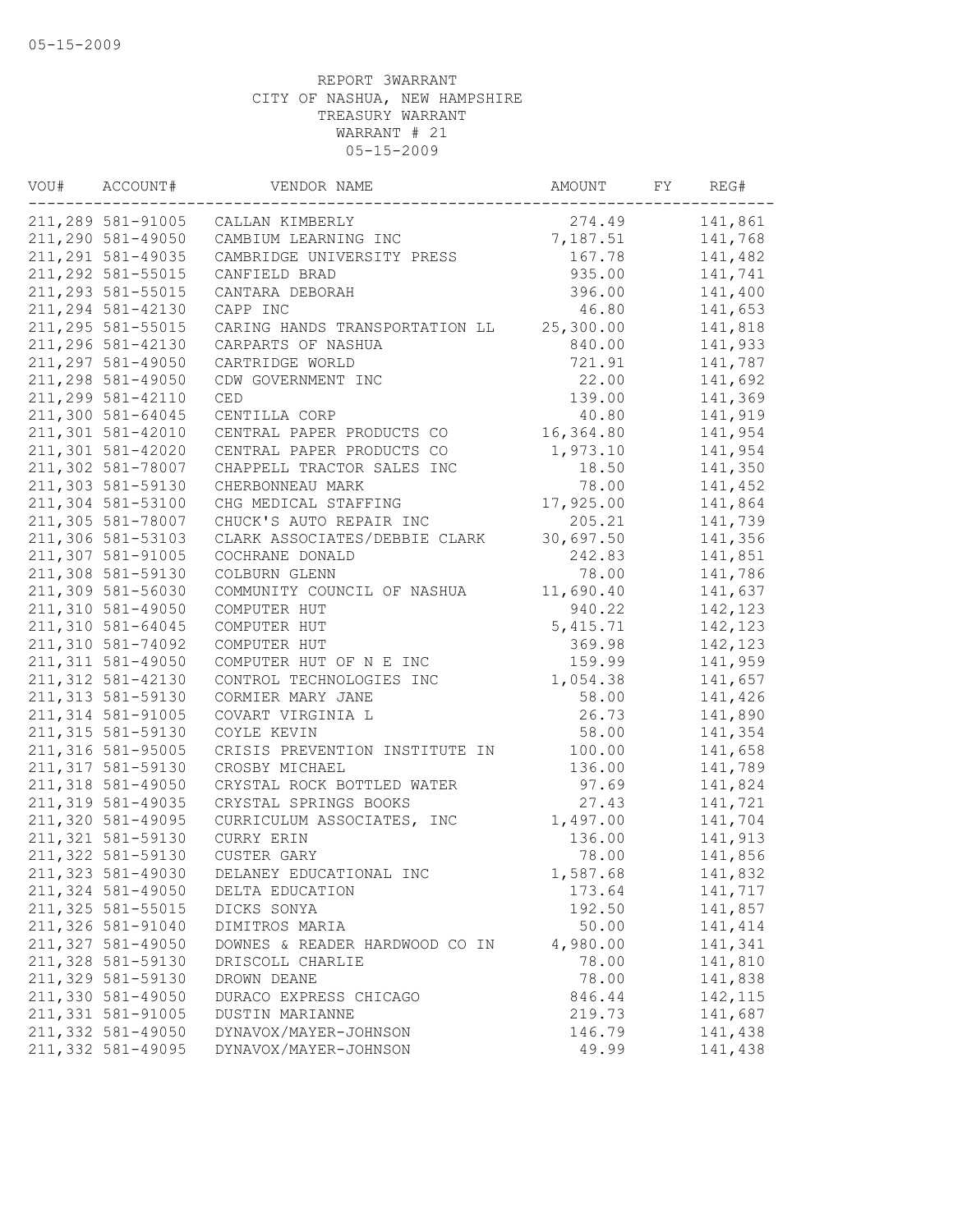05-15-2009

REPORT 3WARRANT
CITY OF NASHUA, NEW HAMPSHIRE
TREASURY WARRANT
WARRANT # 21
05-15-2009

| VOU# | ACCOUNT# | VENDOR NAME | AMOUNT | FY | REG# |
|---|---|---|---|---|---|
| 211,289 | 581-91005 | CALLAN KIMBERLY | 274.49 | | 141,861 |
| 211,290 | 581-49050 | CAMBIUM LEARNING INC | 7,187.51 | | 141,768 |
| 211,291 | 581-49035 | CAMBRIDGE UNIVERSITY PRESS | 167.78 | | 141,482 |
| 211,292 | 581-55015 | CANFIELD BRAD | 935.00 | | 141,741 |
| 211,293 | 581-55015 | CANTARA DEBORAH | 396.00 | | 141,400 |
| 211,294 | 581-42130 | CAPP INC | 46.80 | | 141,653 |
| 211,295 | 581-55015 | CARING HANDS TRANSPORTATION LL | 25,300.00 | | 141,818 |
| 211,296 | 581-42130 | CARPARTS OF NASHUA | 840.00 | | 141,933 |
| 211,297 | 581-49050 | CARTRIDGE WORLD | 721.91 | | 141,787 |
| 211,298 | 581-49050 | CDW GOVERNMENT INC | 22.00 | | 141,692 |
| 211,299 | 581-42110 | CED | 139.00 | | 141,369 |
| 211,300 | 581-64045 | CENTILLA CORP | 40.80 | | 141,919 |
| 211,301 | 581-42010 | CENTRAL PAPER PRODUCTS CO | 16,364.80 | | 141,954 |
| 211,301 | 581-42020 | CENTRAL PAPER PRODUCTS CO | 1,973.10 | | 141,954 |
| 211,302 | 581-78007 | CHAPPELL TRACTOR SALES INC | 18.50 | | 141,350 |
| 211,303 | 581-59130 | CHERBONNEAU MARK | 78.00 | | 141,452 |
| 211,304 | 581-53100 | CHG MEDICAL STAFFING | 17,925.00 | | 141,864 |
| 211,305 | 581-78007 | CHUCK'S AUTO REPAIR INC | 205.21 | | 141,739 |
| 211,306 | 581-53103 | CLARK ASSOCIATES/DEBBIE CLARK | 30,697.50 | | 141,356 |
| 211,307 | 581-91005 | COCHRANE DONALD | 242.83 | | 141,851 |
| 211,308 | 581-59130 | COLBURN GLENN | 78.00 | | 141,786 |
| 211,309 | 581-56030 | COMMUNITY COUNCIL OF NASHUA | 11,690.40 | | 141,637 |
| 211,310 | 581-49050 | COMPUTER HUT | 940.22 | | 142,123 |
| 211,310 | 581-64045 | COMPUTER HUT | 5,415.71 | | 142,123 |
| 211,310 | 581-74092 | COMPUTER HUT | 369.98 | | 142,123 |
| 211,311 | 581-49050 | COMPUTER HUT OF N E INC | 159.99 | | 141,959 |
| 211,312 | 581-42130 | CONTROL TECHNOLOGIES INC | 1,054.38 | | 141,657 |
| 211,313 | 581-59130 | CORMIER MARY JANE | 58.00 | | 141,426 |
| 211,314 | 581-91005 | COVART VIRGINIA L | 26.73 | | 141,890 |
| 211,315 | 581-59130 | COYLE KEVIN | 58.00 | | 141,354 |
| 211,316 | 581-95005 | CRISIS PREVENTION INSTITUTE IN | 100.00 | | 141,658 |
| 211,317 | 581-59130 | CROSBY MICHAEL | 136.00 | | 141,789 |
| 211,318 | 581-49050 | CRYSTAL ROCK BOTTLED WATER | 97.69 | | 141,824 |
| 211,319 | 581-49035 | CRYSTAL SPRINGS BOOKS | 27.43 | | 141,721 |
| 211,320 | 581-49095 | CURRICULUM ASSOCIATES, INC | 1,497.00 | | 141,704 |
| 211,321 | 581-59130 | CURRY ERIN | 136.00 | | 141,913 |
| 211,322 | 581-59130 | CUSTER GARY | 78.00 | | 141,856 |
| 211,323 | 581-49030 | DELANEY EDUCATIONAL INC | 1,587.68 | | 141,832 |
| 211,324 | 581-49050 | DELTA EDUCATION | 173.64 | | 141,717 |
| 211,325 | 581-55015 | DICKS SONYA | 192.50 | | 141,857 |
| 211,326 | 581-91040 | DIMITROS MARIA | 50.00 | | 141,414 |
| 211,327 | 581-49050 | DOWNES & READER HARDWOOD CO IN | 4,980.00 | | 141,341 |
| 211,328 | 581-59130 | DRISCOLL CHARLIE | 78.00 | | 141,810 |
| 211,329 | 581-59130 | DROWN DEANE | 78.00 | | 141,838 |
| 211,330 | 581-49050 | DURACO EXPRESS CHICAGO | 846.44 | | 142,115 |
| 211,331 | 581-91005 | DUSTIN MARIANNE | 219.73 | | 141,687 |
| 211,332 | 581-49050 | DYNAVOX/MAYER-JOHNSON | 146.79 | | 141,438 |
| 211,332 | 581-49095 | DYNAVOX/MAYER-JOHNSON | 49.99 | | 141,438 |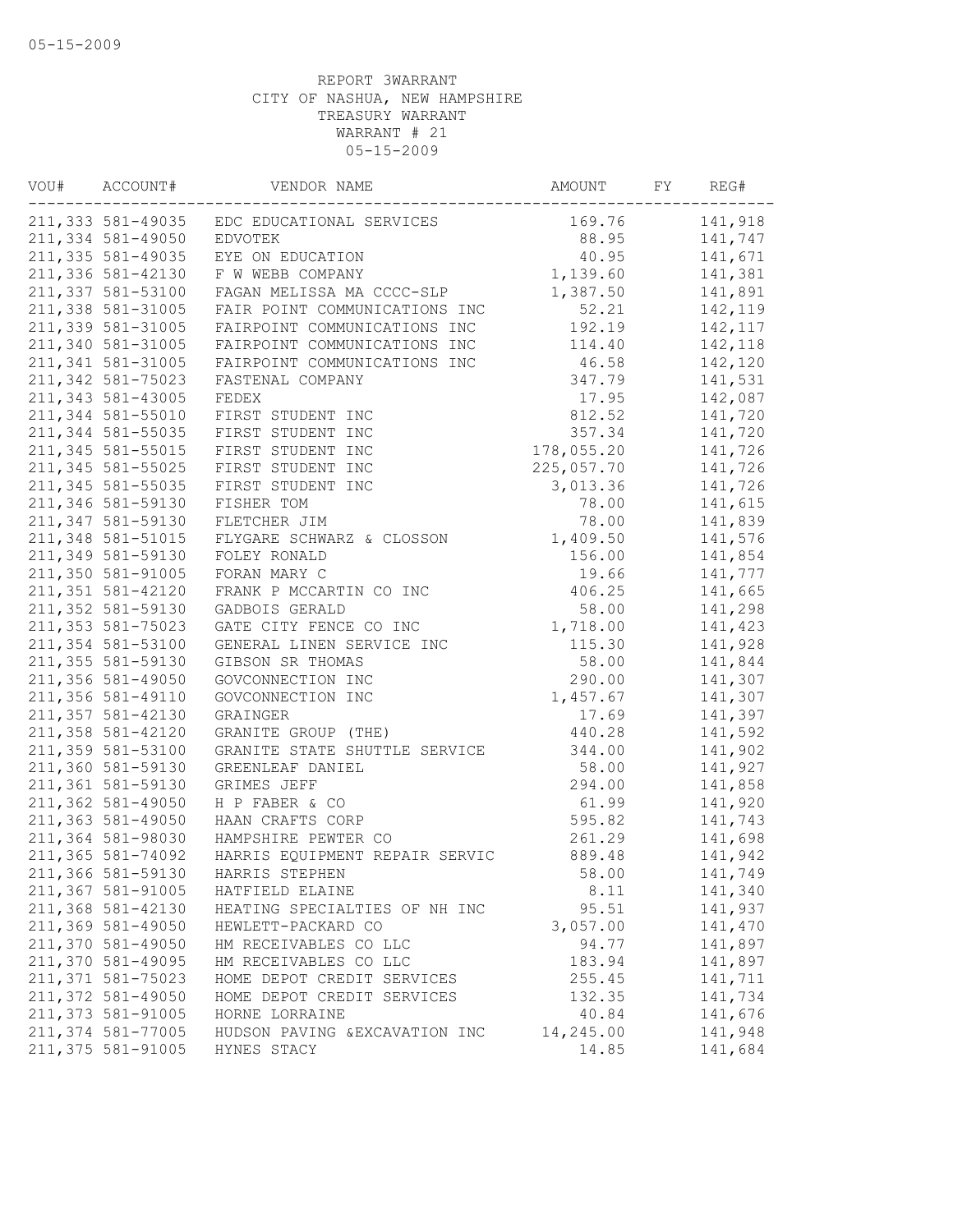05-15-2009

REPORT 3WARRANT
CITY OF NASHUA, NEW HAMPSHIRE
TREASURY WARRANT
WARRANT # 21
05-15-2009

| VOU# | ACCOUNT# | VENDOR NAME | AMOUNT | FY | REG# |
|---|---|---|---|---|---|
| 211,333 | 581-49035 | EDC EDUCATIONAL SERVICES | 169.76 | | 141,918 |
| 211,334 | 581-49050 | EDVOTEK | 88.95 | | 141,747 |
| 211,335 | 581-49035 | EYE ON EDUCATION | 40.95 | | 141,671 |
| 211,336 | 581-42130 | F W WEBB COMPANY | 1,139.60 | | 141,381 |
| 211,337 | 581-53100 | FAGAN MELISSA MA CCCC-SLP | 1,387.50 | | 141,891 |
| 211,338 | 581-31005 | FAIR POINT COMMUNICATIONS INC | 52.21 | | 142,119 |
| 211,339 | 581-31005 | FAIRPOINT COMMUNICATIONS INC | 192.19 | | 142,117 |
| 211,340 | 581-31005 | FAIRPOINT COMMUNICATIONS INC | 114.40 | | 142,118 |
| 211,341 | 581-31005 | FAIRPOINT COMMUNICATIONS INC | 46.58 | | 142,120 |
| 211,342 | 581-75023 | FASTENAL COMPANY | 347.79 | | 141,531 |
| 211,343 | 581-43005 | FEDEX | 17.95 | | 142,087 |
| 211,344 | 581-55010 | FIRST STUDENT INC | 812.52 | | 141,720 |
| 211,344 | 581-55035 | FIRST STUDENT INC | 357.34 | | 141,720 |
| 211,345 | 581-55015 | FIRST STUDENT INC | 178,055.20 | | 141,726 |
| 211,345 | 581-55025 | FIRST STUDENT INC | 225,057.70 | | 141,726 |
| 211,345 | 581-55035 | FIRST STUDENT INC | 3,013.36 | | 141,726 |
| 211,346 | 581-59130 | FISHER TOM | 78.00 | | 141,615 |
| 211,347 | 581-59130 | FLETCHER JIM | 78.00 | | 141,839 |
| 211,348 | 581-51015 | FLYGARE SCHWARZ & CLOSSON | 1,409.50 | | 141,576 |
| 211,349 | 581-59130 | FOLEY RONALD | 156.00 | | 141,854 |
| 211,350 | 581-91005 | FORAN MARY C | 19.66 | | 141,777 |
| 211,351 | 581-42120 | FRANK P MCCARTIN CO INC | 406.25 | | 141,665 |
| 211,352 | 581-59130 | GADBOIS GERALD | 58.00 | | 141,298 |
| 211,353 | 581-75023 | GATE CITY FENCE CO INC | 1,718.00 | | 141,423 |
| 211,354 | 581-53100 | GENERAL LINEN SERVICE INC | 115.30 | | 141,928 |
| 211,355 | 581-59130 | GIBSON SR THOMAS | 58.00 | | 141,844 |
| 211,356 | 581-49050 | GOVCONNECTION INC | 290.00 | | 141,307 |
| 211,356 | 581-49110 | GOVCONNECTION INC | 1,457.67 | | 141,307 |
| 211,357 | 581-42130 | GRAINGER | 17.69 | | 141,397 |
| 211,358 | 581-42120 | GRANITE GROUP (THE) | 440.28 | | 141,592 |
| 211,359 | 581-53100 | GRANITE STATE SHUTTLE SERVICE | 344.00 | | 141,902 |
| 211,360 | 581-59130 | GREENLEAF DANIEL | 58.00 | | 141,927 |
| 211,361 | 581-59130 | GRIMES JEFF | 294.00 | | 141,858 |
| 211,362 | 581-49050 | H P FABER & CO | 61.99 | | 141,920 |
| 211,363 | 581-49050 | HAAN CRAFTS CORP | 595.82 | | 141,743 |
| 211,364 | 581-98030 | HAMPSHIRE PEWTER CO | 261.29 | | 141,698 |
| 211,365 | 581-74092 | HARRIS EQUIPMENT REPAIR SERVIC | 889.48 | | 141,942 |
| 211,366 | 581-59130 | HARRIS STEPHEN | 58.00 | | 141,749 |
| 211,367 | 581-91005 | HATFIELD ELAINE | 8.11 | | 141,340 |
| 211,368 | 581-42130 | HEATING SPECIALTIES OF NH INC | 95.51 | | 141,937 |
| 211,369 | 581-49050 | HEWLETT-PACKARD CO | 3,057.00 | | 141,470 |
| 211,370 | 581-49050 | HM RECEIVABLES CO LLC | 94.77 | | 141,897 |
| 211,370 | 581-49095 | HM RECEIVABLES CO LLC | 183.94 | | 141,897 |
| 211,371 | 581-75023 | HOME DEPOT CREDIT SERVICES | 255.45 | | 141,711 |
| 211,372 | 581-49050 | HOME DEPOT CREDIT SERVICES | 132.35 | | 141,734 |
| 211,373 | 581-91005 | HORNE LORRAINE | 40.84 | | 141,676 |
| 211,374 | 581-77005 | HUDSON PAVING &EXCAVATION INC | 14,245.00 | | 141,948 |
| 211,375 | 581-91005 | HYNES STACY | 14.85 | | 141,684 |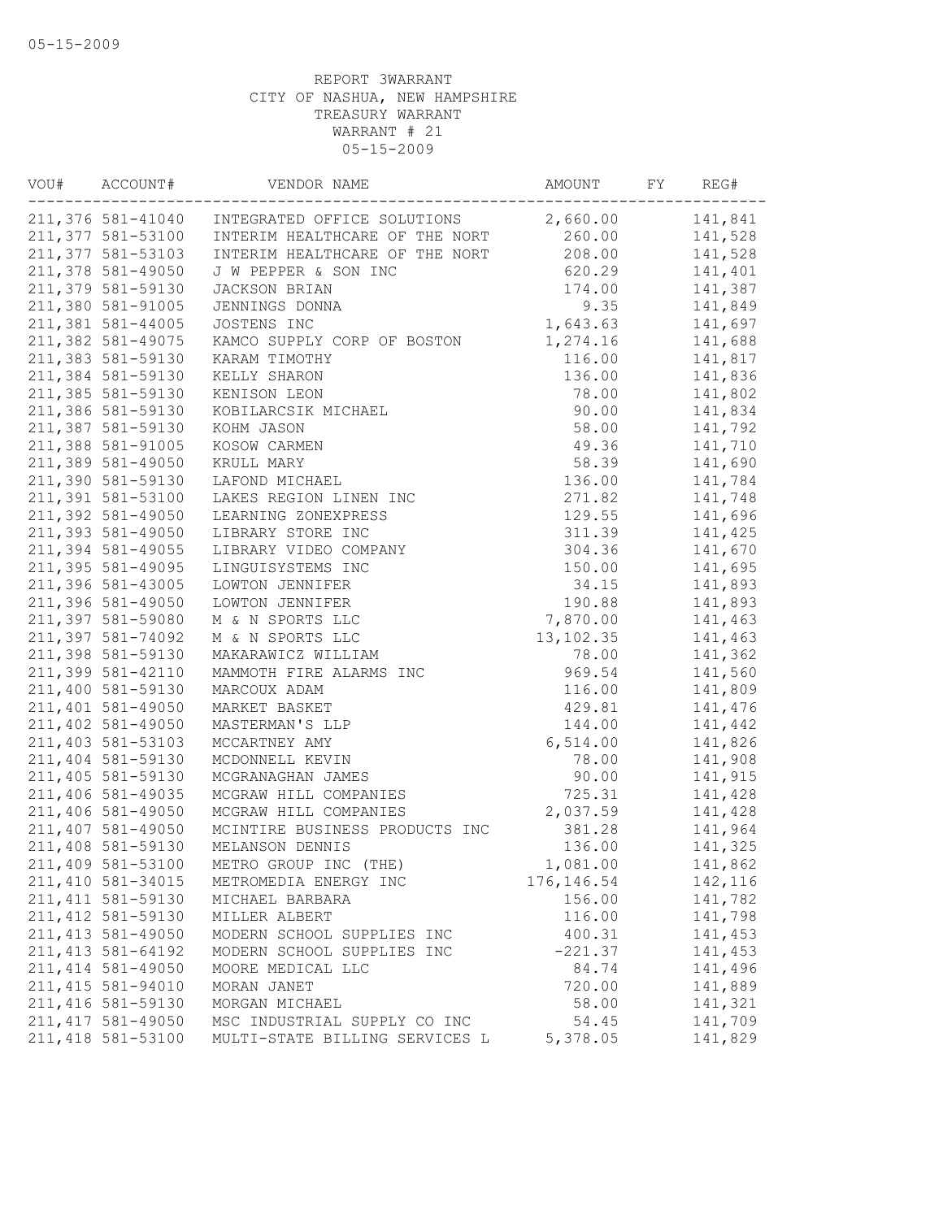05-15-2009

REPORT 3WARRANT
CITY OF NASHUA, NEW HAMPSHIRE
TREASURY WARRANT
WARRANT # 21
05-15-2009

| VOU# | ACCOUNT# | VENDOR NAME | AMOUNT | FY | REG# |
|---|---|---|---|---|---|
| 211,376 | 581-41040 | INTEGRATED OFFICE SOLUTIONS | 2,660.00 | | 141,841 |
| 211,377 | 581-53100 | INTERIM HEALTHCARE OF THE NORT | 260.00 | | 141,528 |
| 211,377 | 581-53103 | INTERIM HEALTHCARE OF THE NORT | 208.00 | | 141,528 |
| 211,378 | 581-49050 | J W PEPPER & SON INC | 620.29 | | 141,401 |
| 211,379 | 581-59130 | JACKSON BRIAN | 174.00 | | 141,387 |
| 211,380 | 581-91005 | JENNINGS DONNA | 9.35 | | 141,849 |
| 211,381 | 581-44005 | JOSTENS INC | 1,643.63 | | 141,697 |
| 211,382 | 581-49075 | KAMCO SUPPLY CORP OF BOSTON | 1,274.16 | | 141,688 |
| 211,383 | 581-59130 | KARAM TIMOTHY | 116.00 | | 141,817 |
| 211,384 | 581-59130 | KELLY SHARON | 136.00 | | 141,836 |
| 211,385 | 581-59130 | KENISON LEON | 78.00 | | 141,802 |
| 211,386 | 581-59130 | KOBILARCSIK MICHAEL | 90.00 | | 141,834 |
| 211,387 | 581-59130 | KOHM JASON | 58.00 | | 141,792 |
| 211,388 | 581-91005 | KOSOW CARMEN | 49.36 | | 141,710 |
| 211,389 | 581-49050 | KRULL MARY | 58.39 | | 141,690 |
| 211,390 | 581-59130 | LAFOND MICHAEL | 136.00 | | 141,784 |
| 211,391 | 581-53100 | LAKES REGION LINEN INC | 271.82 | | 141,748 |
| 211,392 | 581-49050 | LEARNING ZONEXPRESS | 129.55 | | 141,696 |
| 211,393 | 581-49050 | LIBRARY STORE INC | 311.39 | | 141,425 |
| 211,394 | 581-49055 | LIBRARY VIDEO COMPANY | 304.36 | | 141,670 |
| 211,395 | 581-49095 | LINGUISYSTEMS INC | 150.00 | | 141,695 |
| 211,396 | 581-43005 | LOWTON JENNIFER | 34.15 | | 141,893 |
| 211,396 | 581-49050 | LOWTON JENNIFER | 190.88 | | 141,893 |
| 211,397 | 581-59080 | M & N SPORTS LLC | 7,870.00 | | 141,463 |
| 211,397 | 581-74092 | M & N SPORTS LLC | 13,102.35 | | 141,463 |
| 211,398 | 581-59130 | MAKARAWICZ WILLIAM | 78.00 | | 141,362 |
| 211,399 | 581-42110 | MAMMOTH FIRE ALARMS INC | 969.54 | | 141,560 |
| 211,400 | 581-59130 | MARCOUX ADAM | 116.00 | | 141,809 |
| 211,401 | 581-49050 | MARKET BASKET | 429.81 | | 141,476 |
| 211,402 | 581-49050 | MASTERMAN'S LLP | 144.00 | | 141,442 |
| 211,403 | 581-53103 | MCCARTNEY AMY | 6,514.00 | | 141,826 |
| 211,404 | 581-59130 | MCDONNELL KEVIN | 78.00 | | 141,908 |
| 211,405 | 581-59130 | MCGRANAGHAN JAMES | 90.00 | | 141,915 |
| 211,406 | 581-49035 | MCGRAW HILL COMPANIES | 725.31 | | 141,428 |
| 211,406 | 581-49050 | MCGRAW HILL COMPANIES | 2,037.59 | | 141,428 |
| 211,407 | 581-49050 | MCINTIRE BUSINESS PRODUCTS INC | 381.28 | | 141,964 |
| 211,408 | 581-59130 | MELANSON DENNIS | 136.00 | | 141,325 |
| 211,409 | 581-53100 | METRO GROUP INC (THE) | 1,081.00 | | 141,862 |
| 211,410 | 581-34015 | METROMEDIA ENERGY INC | 176,146.54 | | 142,116 |
| 211,411 | 581-59130 | MICHAEL BARBARA | 156.00 | | 141,782 |
| 211,412 | 581-59130 | MILLER ALBERT | 116.00 | | 141,798 |
| 211,413 | 581-49050 | MODERN SCHOOL SUPPLIES INC | 400.31 | | 141,453 |
| 211,413 | 581-64192 | MODERN SCHOOL SUPPLIES INC | -221.37 | | 141,453 |
| 211,414 | 581-49050 | MOORE MEDICAL LLC | 84.74 | | 141,496 |
| 211,415 | 581-94010 | MORAN JANET | 720.00 | | 141,889 |
| 211,416 | 581-59130 | MORGAN MICHAEL | 58.00 | | 141,321 |
| 211,417 | 581-49050 | MSC INDUSTRIAL SUPPLY CO INC | 54.45 | | 141,709 |
| 211,418 | 581-53100 | MULTI-STATE BILLING SERVICES L | 5,378.05 | | 141,829 |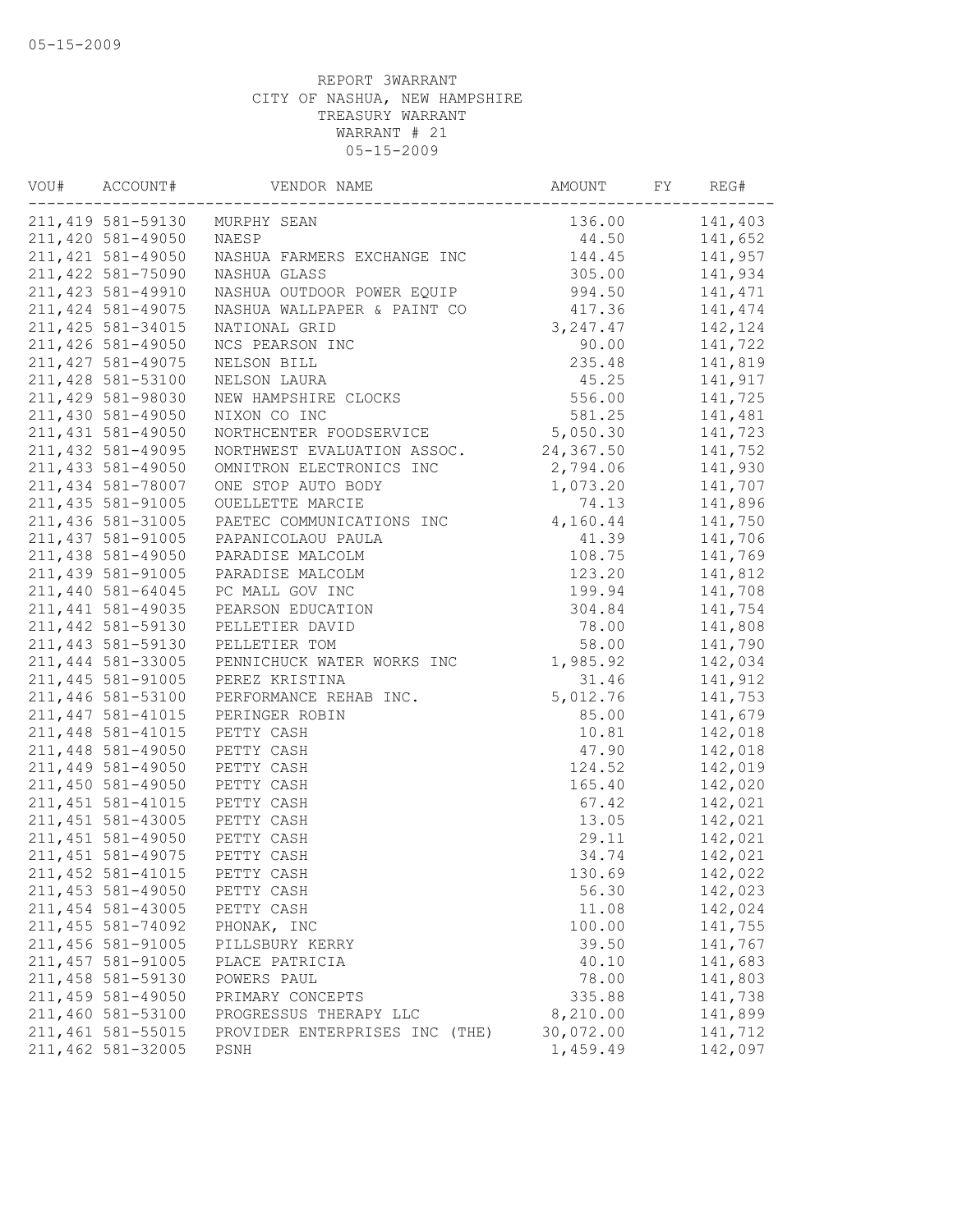05-15-2009

REPORT 3WARRANT
CITY OF NASHUA, NEW HAMPSHIRE
TREASURY WARRANT
WARRANT # 21
05-15-2009

| VOU# | ACCOUNT# | VENDOR NAME | AMOUNT | FY | REG# |
|---|---|---|---|---|---|
| 211,419 | 581-59130 | MURPHY SEAN | 136.00 | | 141,403 |
| 211,420 | 581-49050 | NAESP | 44.50 | | 141,652 |
| 211,421 | 581-49050 | NASHUA FARMERS EXCHANGE INC | 144.45 | | 141,957 |
| 211,422 | 581-75090 | NASHUA GLASS | 305.00 | | 141,934 |
| 211,423 | 581-49910 | NASHUA OUTDOOR POWER EQUIP | 994.50 | | 141,471 |
| 211,424 | 581-49075 | NASHUA WALLPAPER & PAINT CO | 417.36 | | 141,474 |
| 211,425 | 581-34015 | NATIONAL GRID | 3,247.47 | | 142,124 |
| 211,426 | 581-49050 | NCS PEARSON INC | 90.00 | | 141,722 |
| 211,427 | 581-49075 | NELSON BILL | 235.48 | | 141,819 |
| 211,428 | 581-53100 | NELSON LAURA | 45.25 | | 141,917 |
| 211,429 | 581-98030 | NEW HAMPSHIRE CLOCKS | 556.00 | | 141,725 |
| 211,430 | 581-49050 | NIXON CO INC | 581.25 | | 141,481 |
| 211,431 | 581-49050 | NORTHCENTER FOODSERVICE | 5,050.30 | | 141,723 |
| 211,432 | 581-49095 | NORTHWEST EVALUATION ASSOC. | 24,367.50 | | 141,752 |
| 211,433 | 581-49050 | OMNITRON ELECTRONICS INC | 2,794.06 | | 141,930 |
| 211,434 | 581-78007 | ONE STOP AUTO BODY | 1,073.20 | | 141,707 |
| 211,435 | 581-91005 | OUELLETTE MARCIE | 74.13 | | 141,896 |
| 211,436 | 581-31005 | PAETEC COMMUNICATIONS INC | 4,160.44 | | 141,750 |
| 211,437 | 581-91005 | PAPANICOLAOU PAULA | 41.39 | | 141,706 |
| 211,438 | 581-49050 | PARADISE MALCOLM | 108.75 | | 141,769 |
| 211,439 | 581-91005 | PARADISE MALCOLM | 123.20 | | 141,812 |
| 211,440 | 581-64045 | PC MALL GOV INC | 199.94 | | 141,708 |
| 211,441 | 581-49035 | PEARSON EDUCATION | 304.84 | | 141,754 |
| 211,442 | 581-59130 | PELLETIER DAVID | 78.00 | | 141,808 |
| 211,443 | 581-59130 | PELLETIER TOM | 58.00 | | 141,790 |
| 211,444 | 581-33005 | PENNICHUCK WATER WORKS INC | 1,985.92 | | 142,034 |
| 211,445 | 581-91005 | PEREZ KRISTINA | 31.46 | | 141,912 |
| 211,446 | 581-53100 | PERFORMANCE REHAB INC. | 5,012.76 | | 141,753 |
| 211,447 | 581-41015 | PERINGER ROBIN | 85.00 | | 141,679 |
| 211,448 | 581-41015 | PETTY CASH | 10.81 | | 142,018 |
| 211,448 | 581-49050 | PETTY CASH | 47.90 | | 142,018 |
| 211,449 | 581-49050 | PETTY CASH | 124.52 | | 142,019 |
| 211,450 | 581-49050 | PETTY CASH | 165.40 | | 142,020 |
| 211,451 | 581-41015 | PETTY CASH | 67.42 | | 142,021 |
| 211,451 | 581-43005 | PETTY CASH | 13.05 | | 142,021 |
| 211,451 | 581-49050 | PETTY CASH | 29.11 | | 142,021 |
| 211,451 | 581-49075 | PETTY CASH | 34.74 | | 142,021 |
| 211,452 | 581-41015 | PETTY CASH | 130.69 | | 142,022 |
| 211,453 | 581-49050 | PETTY CASH | 56.30 | | 142,023 |
| 211,454 | 581-43005 | PETTY CASH | 11.08 | | 142,024 |
| 211,455 | 581-74092 | PHONAK, INC | 100.00 | | 141,755 |
| 211,456 | 581-91005 | PILLSBURY KERRY | 39.50 | | 141,767 |
| 211,457 | 581-91005 | PLACE PATRICIA | 40.10 | | 141,683 |
| 211,458 | 581-59130 | POWERS PAUL | 78.00 | | 141,803 |
| 211,459 | 581-49050 | PRIMARY CONCEPTS | 335.88 | | 141,738 |
| 211,460 | 581-53100 | PROGRESSUS THERAPY LLC | 8,210.00 | | 141,899 |
| 211,461 | 581-55015 | PROVIDER ENTERPRISES INC (THE) | 30,072.00 | | 141,712 |
| 211,462 | 581-32005 | PSNH | 1,459.49 | | 142,097 |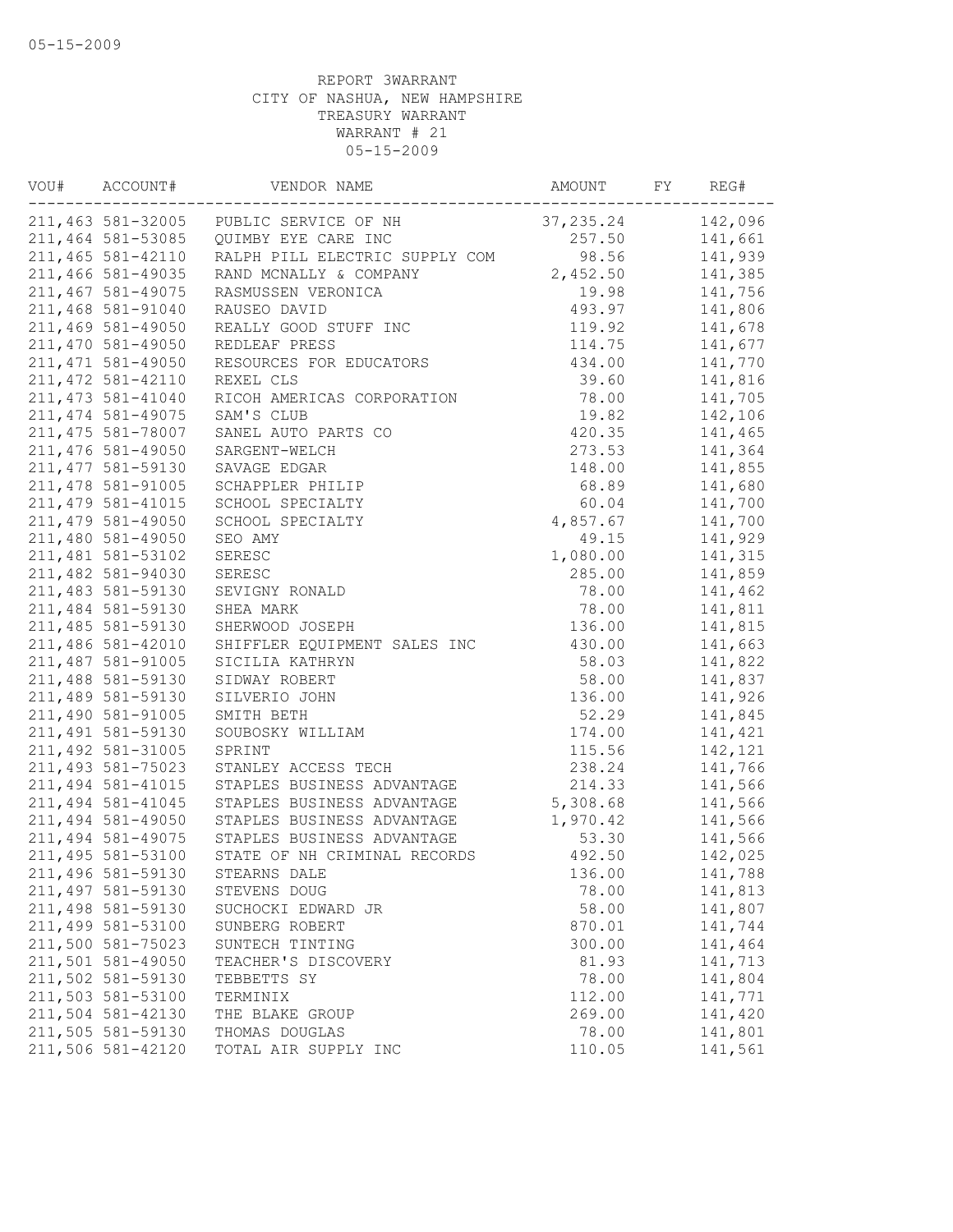05-15-2009

REPORT 3WARRANT
CITY OF NASHUA, NEW HAMPSHIRE
TREASURY WARRANT
WARRANT # 21
05-15-2009

| VOU# | ACCOUNT# | VENDOR NAME | AMOUNT | FY | REG# |
|---|---|---|---|---|---|
| 211,463 | 581-32005 | PUBLIC SERVICE OF NH | 37,235.24 | | 142,096 |
| 211,464 | 581-53085 | QUIMBY EYE CARE INC | 257.50 | | 141,661 |
| 211,465 | 581-42110 | RALPH PILL ELECTRIC SUPPLY COM | 98.56 | | 141,939 |
| 211,466 | 581-49035 | RAND MCNALLY & COMPANY | 2,452.50 | | 141,385 |
| 211,467 | 581-49075 | RASMUSSEN VERONICA | 19.98 | | 141,756 |
| 211,468 | 581-91040 | RAUSEO DAVID | 493.97 | | 141,806 |
| 211,469 | 581-49050 | REALLY GOOD STUFF INC | 119.92 | | 141,678 |
| 211,470 | 581-49050 | REDLEAF PRESS | 114.75 | | 141,677 |
| 211,471 | 581-49050 | RESOURCES FOR EDUCATORS | 434.00 | | 141,770 |
| 211,472 | 581-42110 | REXEL CLS | 39.60 | | 141,816 |
| 211,473 | 581-41040 | RICOH AMERICAS CORPORATION | 78.00 | | 141,705 |
| 211,474 | 581-49075 | SAM'S CLUB | 19.82 | | 142,106 |
| 211,475 | 581-78007 | SANEL AUTO PARTS CO | 420.35 | | 141,465 |
| 211,476 | 581-49050 | SARGENT-WELCH | 273.53 | | 141,364 |
| 211,477 | 581-59130 | SAVAGE EDGAR | 148.00 | | 141,855 |
| 211,478 | 581-91005 | SCHAPPLER PHILIP | 68.89 | | 141,680 |
| 211,479 | 581-41015 | SCHOOL SPECIALTY | 60.04 | | 141,700 |
| 211,479 | 581-49050 | SCHOOL SPECIALTY | 4,857.67 | | 141,700 |
| 211,480 | 581-49050 | SEO AMY | 49.15 | | 141,929 |
| 211,481 | 581-53102 | SERESC | 1,080.00 | | 141,315 |
| 211,482 | 581-94030 | SERESC | 285.00 | | 141,859 |
| 211,483 | 581-59130 | SEVIGNY RONALD | 78.00 | | 141,462 |
| 211,484 | 581-59130 | SHEA MARK | 78.00 | | 141,811 |
| 211,485 | 581-59130 | SHERWOOD JOSEPH | 136.00 | | 141,815 |
| 211,486 | 581-42010 | SHIFFLER EQUIPMENT SALES INC | 430.00 | | 141,663 |
| 211,487 | 581-91005 | SICILIA KATHRYN | 58.03 | | 141,822 |
| 211,488 | 581-59130 | SIDWAY ROBERT | 58.00 | | 141,837 |
| 211,489 | 581-59130 | SILVERIO JOHN | 136.00 | | 141,926 |
| 211,490 | 581-91005 | SMITH BETH | 52.29 | | 141,845 |
| 211,491 | 581-59130 | SOUBOSKY WILLIAM | 174.00 | | 141,421 |
| 211,492 | 581-31005 | SPRINT | 115.56 | | 142,121 |
| 211,493 | 581-75023 | STANLEY ACCESS TECH | 238.24 | | 141,766 |
| 211,494 | 581-41015 | STAPLES BUSINESS ADVANTAGE | 214.33 | | 141,566 |
| 211,494 | 581-41045 | STAPLES BUSINESS ADVANTAGE | 5,308.68 | | 141,566 |
| 211,494 | 581-49050 | STAPLES BUSINESS ADVANTAGE | 1,970.42 | | 141,566 |
| 211,494 | 581-49075 | STAPLES BUSINESS ADVANTAGE | 53.30 | | 141,566 |
| 211,495 | 581-53100 | STATE OF NH CRIMINAL RECORDS | 492.50 | | 142,025 |
| 211,496 | 581-59130 | STEARNS DALE | 136.00 | | 141,788 |
| 211,497 | 581-59130 | STEVENS DOUG | 78.00 | | 141,813 |
| 211,498 | 581-59130 | SUCHOCKI EDWARD JR | 58.00 | | 141,807 |
| 211,499 | 581-53100 | SUNBERG ROBERT | 870.01 | | 141,744 |
| 211,500 | 581-75023 | SUNTECH TINTING | 300.00 | | 141,464 |
| 211,501 | 581-49050 | TEACHER'S DISCOVERY | 81.93 | | 141,713 |
| 211,502 | 581-59130 | TEBBETTS SY | 78.00 | | 141,804 |
| 211,503 | 581-53100 | TERMINIX | 112.00 | | 141,771 |
| 211,504 | 581-42130 | THE BLAKE GROUP | 269.00 | | 141,420 |
| 211,505 | 581-59130 | THOMAS DOUGLAS | 78.00 | | 141,801 |
| 211,506 | 581-42120 | TOTAL AIR SUPPLY INC | 110.05 | | 141,561 |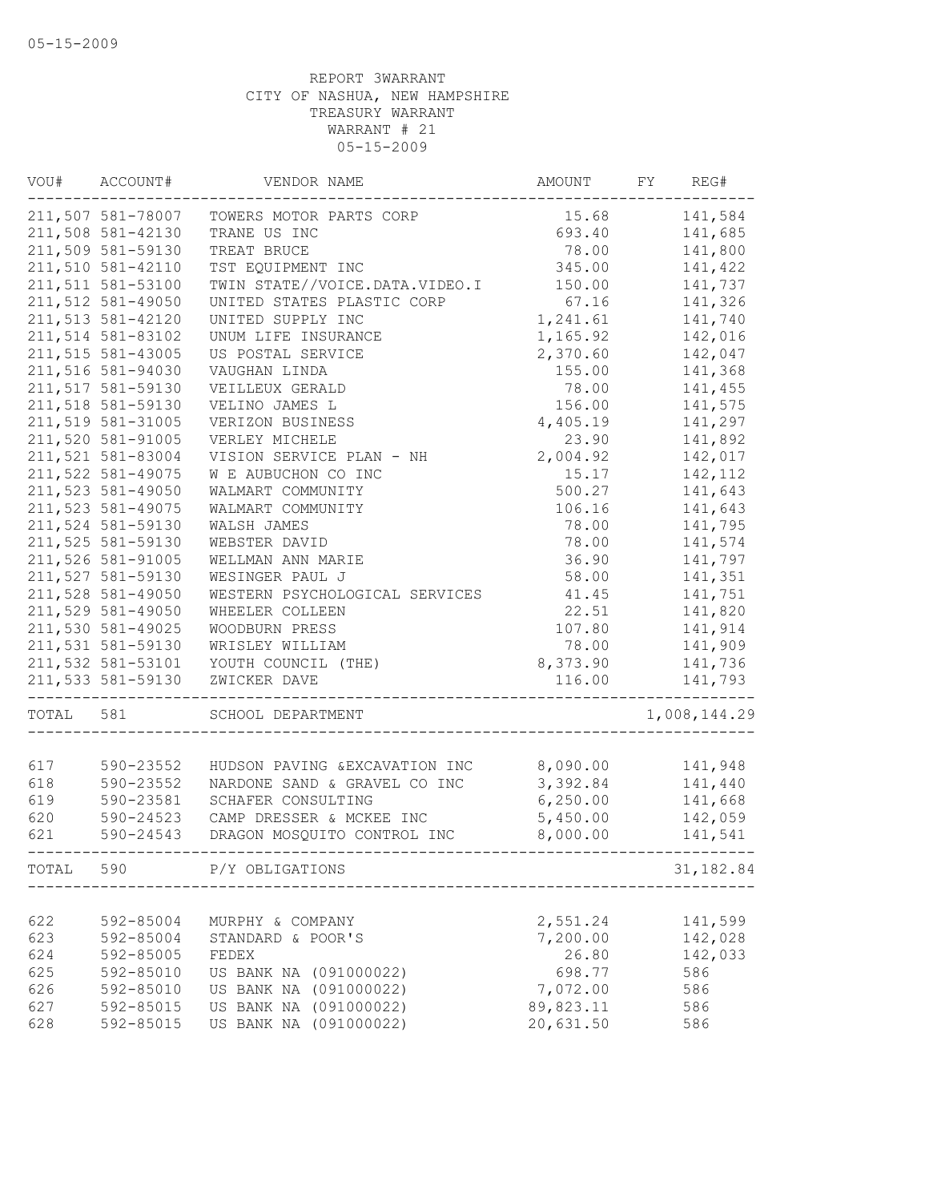05-15-2009

REPORT 3WARRANT
CITY OF NASHUA, NEW HAMPSHIRE
TREASURY WARRANT
WARRANT # 21
05-15-2009

| VOU# | ACCOUNT# | VENDOR NAME | AMOUNT | FY | REG# |
|---|---|---|---|---|---|
| 211,507 | 581-78007 | TOWERS MOTOR PARTS CORP | 15.68 | | 141,584 |
| 211,508 | 581-42130 | TRANE US INC | 693.40 | | 141,685 |
| 211,509 | 581-59130 | TREAT BRUCE | 78.00 | | 141,800 |
| 211,510 | 581-42110 | TST EQUIPMENT INC | 345.00 | | 141,422 |
| 211,511 | 581-53100 | TWIN STATE//VOICE.DATA.VIDEO.I | 150.00 | | 141,737 |
| 211,512 | 581-49050 | UNITED STATES PLASTIC CORP | 67.16 | | 141,326 |
| 211,513 | 581-42120 | UNITED SUPPLY INC | 1,241.61 | | 141,740 |
| 211,514 | 581-83102 | UNUM LIFE INSURANCE | 1,165.92 | | 142,016 |
| 211,515 | 581-43005 | US POSTAL SERVICE | 2,370.60 | | 142,047 |
| 211,516 | 581-94030 | VAUGHAN LINDA | 155.00 | | 141,368 |
| 211,517 | 581-59130 | VEILLEUX GERALD | 78.00 | | 141,455 |
| 211,518 | 581-59130 | VELINO JAMES L | 156.00 | | 141,575 |
| 211,519 | 581-31005 | VERIZON BUSINESS | 4,405.19 | | 141,297 |
| 211,520 | 581-91005 | VERLEY MICHELE | 23.90 | | 141,892 |
| 211,521 | 581-83004 | VISION SERVICE PLAN - NH | 2,004.92 | | 142,017 |
| 211,522 | 581-49075 | W E AUBUCHON CO INC | 15.17 | | 142,112 |
| 211,523 | 581-49050 | WALMART COMMUNITY | 500.27 | | 141,643 |
| 211,523 | 581-49075 | WALMART COMMUNITY | 106.16 | | 141,643 |
| 211,524 | 581-59130 | WALSH JAMES | 78.00 | | 141,795 |
| 211,525 | 581-59130 | WEBSTER DAVID | 78.00 | | 141,574 |
| 211,526 | 581-91005 | WELLMAN ANN MARIE | 36.90 | | 141,797 |
| 211,527 | 581-59130 | WESINGER PAUL J | 58.00 | | 141,351 |
| 211,528 | 581-49050 | WESTERN PSYCHOLOGICAL SERVICES | 41.45 | | 141,751 |
| 211,529 | 581-49050 | WHEELER COLLEEN | 22.51 | | 141,820 |
| 211,530 | 581-49025 | WOODBURN PRESS | 107.80 | | 141,914 |
| 211,531 | 581-59130 | WRISLEY WILLIAM | 78.00 | | 141,909 |
| 211,532 | 581-53101 | YOUTH COUNCIL (THE) | 8,373.90 | | 141,736 |
| 211,533 | 581-59130 | ZWICKER DAVE | 116.00 | | 141,793 |
| TOTAL | 581 | SCHOOL DEPARTMENT | | | 1,008,144.29 |
| 617 | 590-23552 | HUDSON PAVING &EXCAVATION INC | 8,090.00 | | 141,948 |
| 618 | 590-23552 | NARDONE SAND & GRAVEL CO INC | 3,392.84 | | 141,440 |
| 619 | 590-23581 | SCHAFER CONSULTING | 6,250.00 | | 141,668 |
| 620 | 590-24523 | CAMP DRESSER & MCKEE INC | 5,450.00 | | 142,059 |
| 621 | 590-24543 | DRAGON MOSQUITO CONTROL INC | 8,000.00 | | 141,541 |
| TOTAL | 590 | P/Y OBLIGATIONS | | | 31,182.84 |
| 622 | 592-85004 | MURPHY & COMPANY | 2,551.24 | | 141,599 |
| 623 | 592-85004 | STANDARD & POOR'S | 7,200.00 | | 142,028 |
| 624 | 592-85005 | FEDEX | 26.80 | | 142,033 |
| 625 | 592-85010 | US BANK NA (091000022) | 698.77 | | 586 |
| 626 | 592-85010 | US BANK NA (091000022) | 7,072.00 | | 586 |
| 627 | 592-85015 | US BANK NA (091000022) | 89,823.11 | | 586 |
| 628 | 592-85015 | US BANK NA (091000022) | 20,631.50 | | 586 |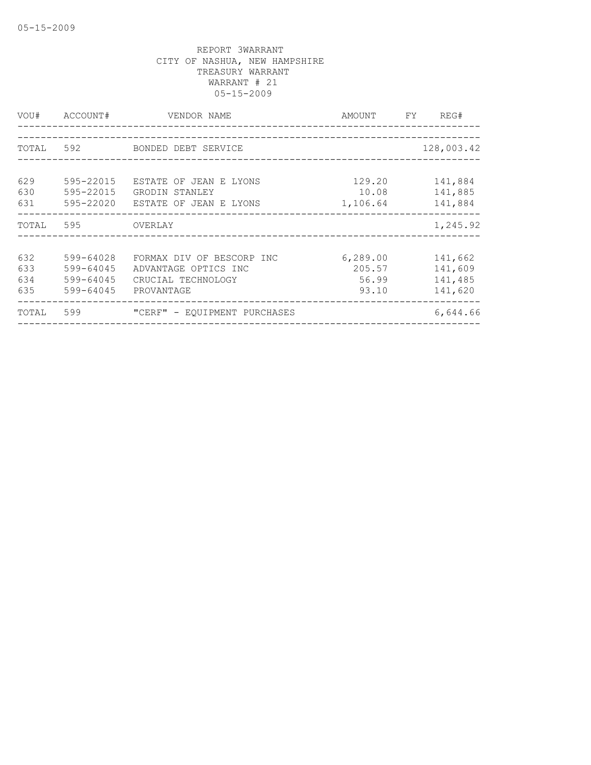REPORT 3WARRANT
CITY OF NASHUA, NEW HAMPSHIRE
TREASURY WARRANT
WARRANT # 21
05-15-2009

| VOU# | ACCOUNT# | VENDOR NAME | AMOUNT | FY | REG# |
|---|---|---|---|---|---|
| TOTAL | 592 | BONDED DEBT SERVICE | | | 128,003.42 |
| 629 | 595-22015 | ESTATE OF JEAN E LYONS | 129.20 | | 141,884 |
| 630 | 595-22015 | GRODIN STANLEY | 10.08 | | 141,885 |
| 631 | 595-22020 | ESTATE OF JEAN E LYONS | 1,106.64 | | 141,884 |
| TOTAL | 595 | OVERLAY | | | 1,245.92 |
| 632 | 599-64028 | FORMAX DIV OF BESCORP INC | 6,289.00 | | 141,662 |
| 633 | 599-64045 | ADVANTAGE OPTICS INC | 205.57 | | 141,609 |
| 634 | 599-64045 | CRUCIAL TECHNOLOGY | 56.99 | | 141,485 |
| 635 | 599-64045 | PROVANTAGE | 93.10 | | 141,620 |
| TOTAL | 599 | "CERF" - EQUIPMENT PURCHASES | | | 6,644.66 |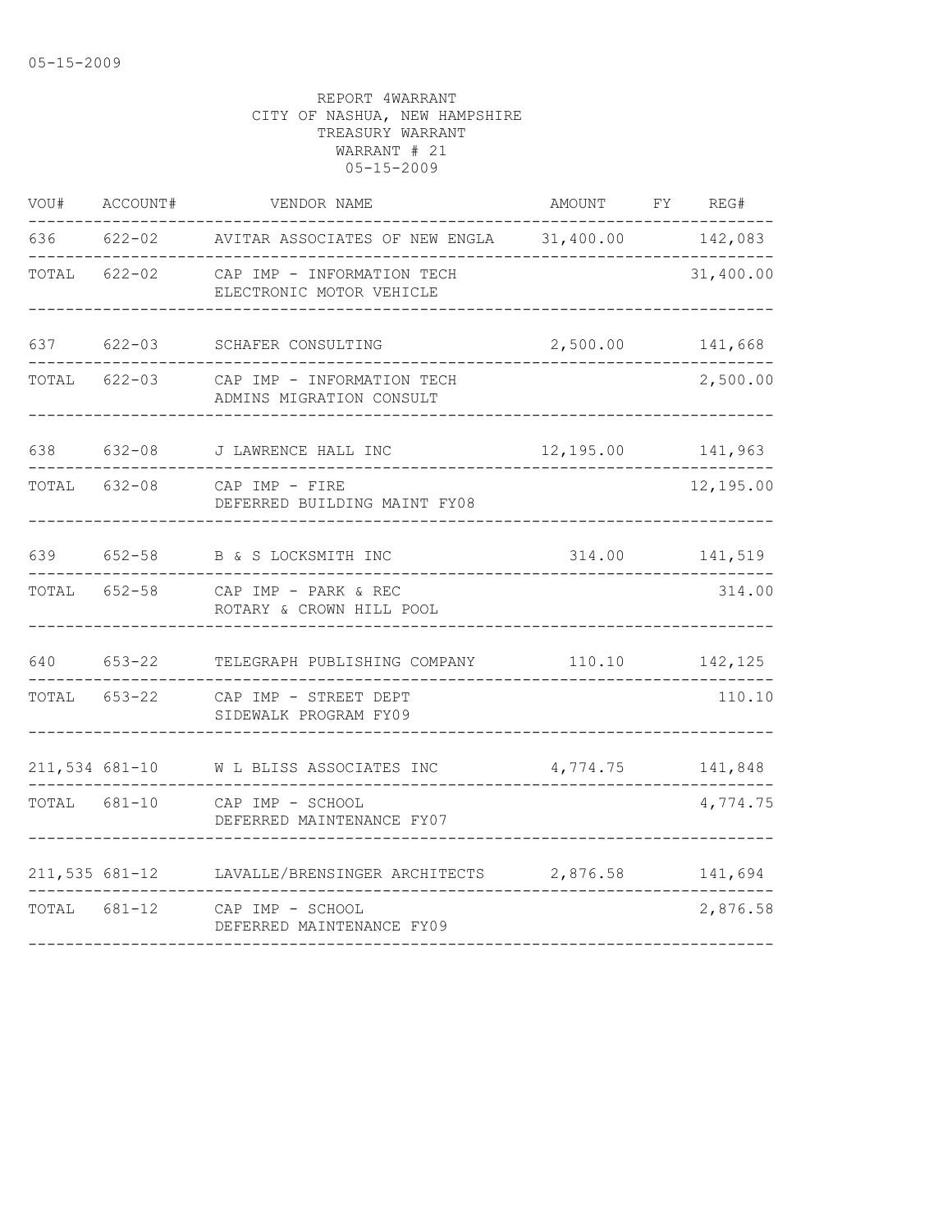05-15-2009

REPORT 4WARRANT
CITY OF NASHUA, NEW HAMPSHIRE
TREASURY WARRANT
WARRANT # 21
05-15-2009

| VOU# | ACCOUNT# | VENDOR NAME | AMOUNT | FY | REG# |
|---|---|---|---|---|---|
| 636 | 622-02 | AVITAR ASSOCIATES OF NEW ENGLA | 31,400.00 | | 142,083 |
| TOTAL | 622-02 | CAP IMP - INFORMATION TECH<br>ELECTRONIC MOTOR VEHICLE | | | 31,400.00 |
| 637 | 622-03 | SCHAFER CONSULTING | 2,500.00 | | 141,668 |
| TOTAL | 622-03 | CAP IMP - INFORMATION TECH<br>ADMINS MIGRATION CONSULT | | | 2,500.00 |
| 638 | 632-08 | J LAWRENCE HALL INC | 12,195.00 | | 141,963 |
| TOTAL | 632-08 | CAP IMP - FIRE<br>DEFERRED BUILDING MAINT FY08 | | | 12,195.00 |
| 639 | 652-58 | B & S LOCKSMITH INC | 314.00 | | 141,519 |
| TOTAL | 652-58 | CAP IMP - PARK & REC<br>ROTARY & CROWN HILL POOL | | | 314.00 |
| 640 | 653-22 | TELEGRAPH PUBLISHING COMPANY | 110.10 | | 142,125 |
| TOTAL | 653-22 | CAP IMP - STREET DEPT<br>SIDEWALK PROGRAM FY09 | | | 110.10 |
| 211,534 | 681-10 | W L BLISS ASSOCIATES INC | 4,774.75 | | 141,848 |
| TOTAL | 681-10 | CAP IMP - SCHOOL<br>DEFERRED MAINTENANCE FY07 | | | 4,774.75 |
| 211,535 | 681-12 | LAVALLE/BRENSINGER ARCHITECTS | 2,876.58 | | 141,694 |
| TOTAL | 681-12 | CAP IMP - SCHOOL<br>DEFERRED MAINTENANCE FY09 | | | 2,876.58 |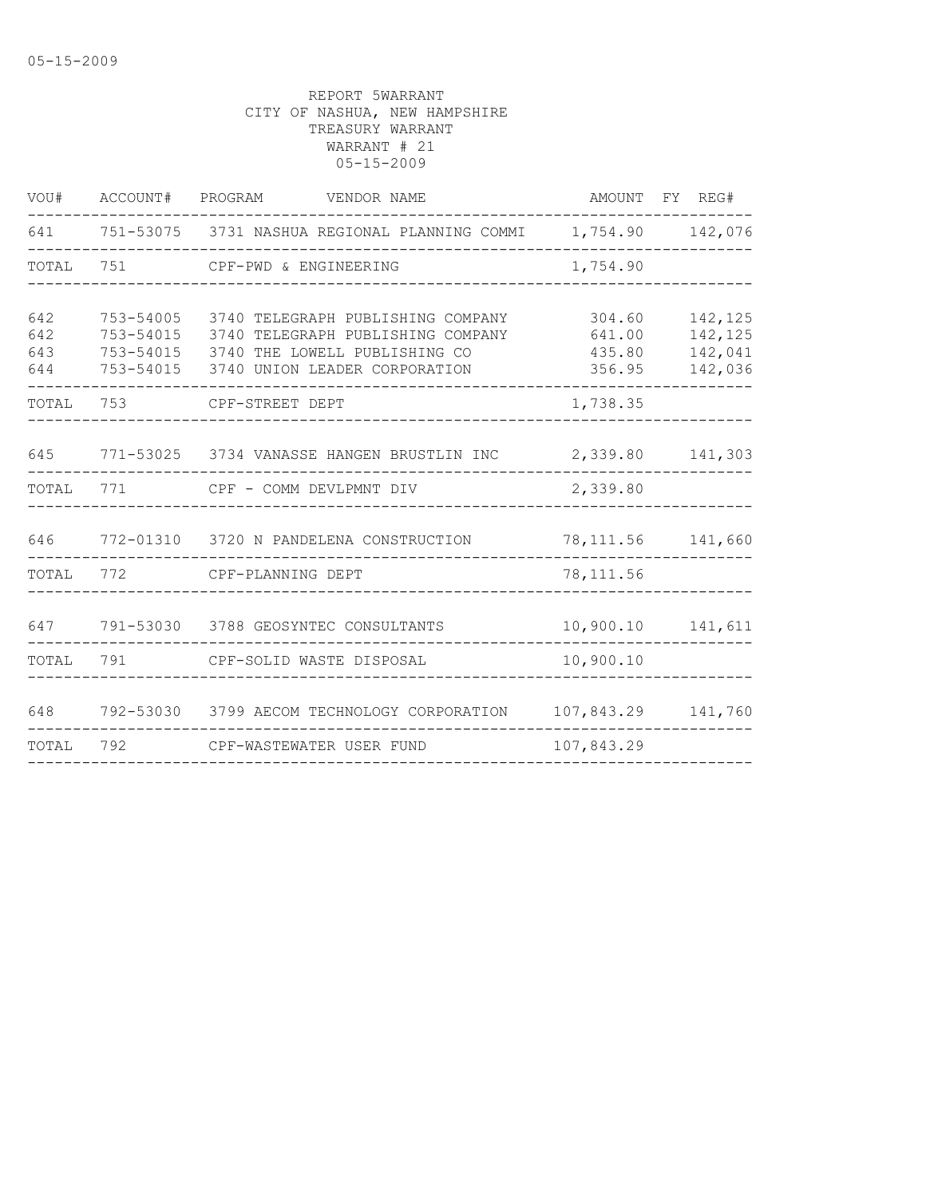REPORT 5WARRANT
CITY OF NASHUA, NEW HAMPSHIRE
TREASURY WARRANT
WARRANT # 21
05-15-2009

| VOU# | ACCOUNT# | PROGRAM | VENDOR NAME | AMOUNT | FY | REG# |
|---|---|---|---|---|---|---|
| 641 | 751-53075 | 3731 | NASHUA REGIONAL PLANNING COMMI | 1,754.90 | | 142,076 |
| TOTAL | 751 | | CPF-PWD & ENGINEERING | 1,754.90 | | |
| 642 | 753-54005 | 3740 | TELEGRAPH PUBLISHING COMPANY | 304.60 | | 142,125 |
| 642 | 753-54015 | 3740 | TELEGRAPH PUBLISHING COMPANY | 641.00 | | 142,125 |
| 643 | 753-54015 | 3740 | THE LOWELL PUBLISHING CO | 435.80 | | 142,041 |
| 644 | 753-54015 | 3740 | UNION LEADER CORPORATION | 356.95 | | 142,036 |
| TOTAL | 753 | | CPF-STREET DEPT | 1,738.35 | | |
| 645 | 771-53025 | 3734 | VANASSE HANGEN BRUSTLIN INC | 2,339.80 | | 141,303 |
| TOTAL | 771 | | CPF - COMM DEVLPMNT DIV | 2,339.80 | | |
| 646 | 772-01310 | 3720 | N PANDELENA CONSTRUCTION | 78,111.56 | | 141,660 |
| TOTAL | 772 | | CPF-PLANNING DEPT | 78,111.56 | | |
| 647 | 791-53030 | 3788 | GEOSYNTEC CONSULTANTS | 10,900.10 | | 141,611 |
| TOTAL | 791 | | CPF-SOLID WASTE DISPOSAL | 10,900.10 | | |
| 648 | 792-53030 | 3799 | AECOM TECHNOLOGY CORPORATION | 107,843.29 | | 141,760 |
| TOTAL | 792 | | CPF-WASTEWATER USER FUND | 107,843.29 | | |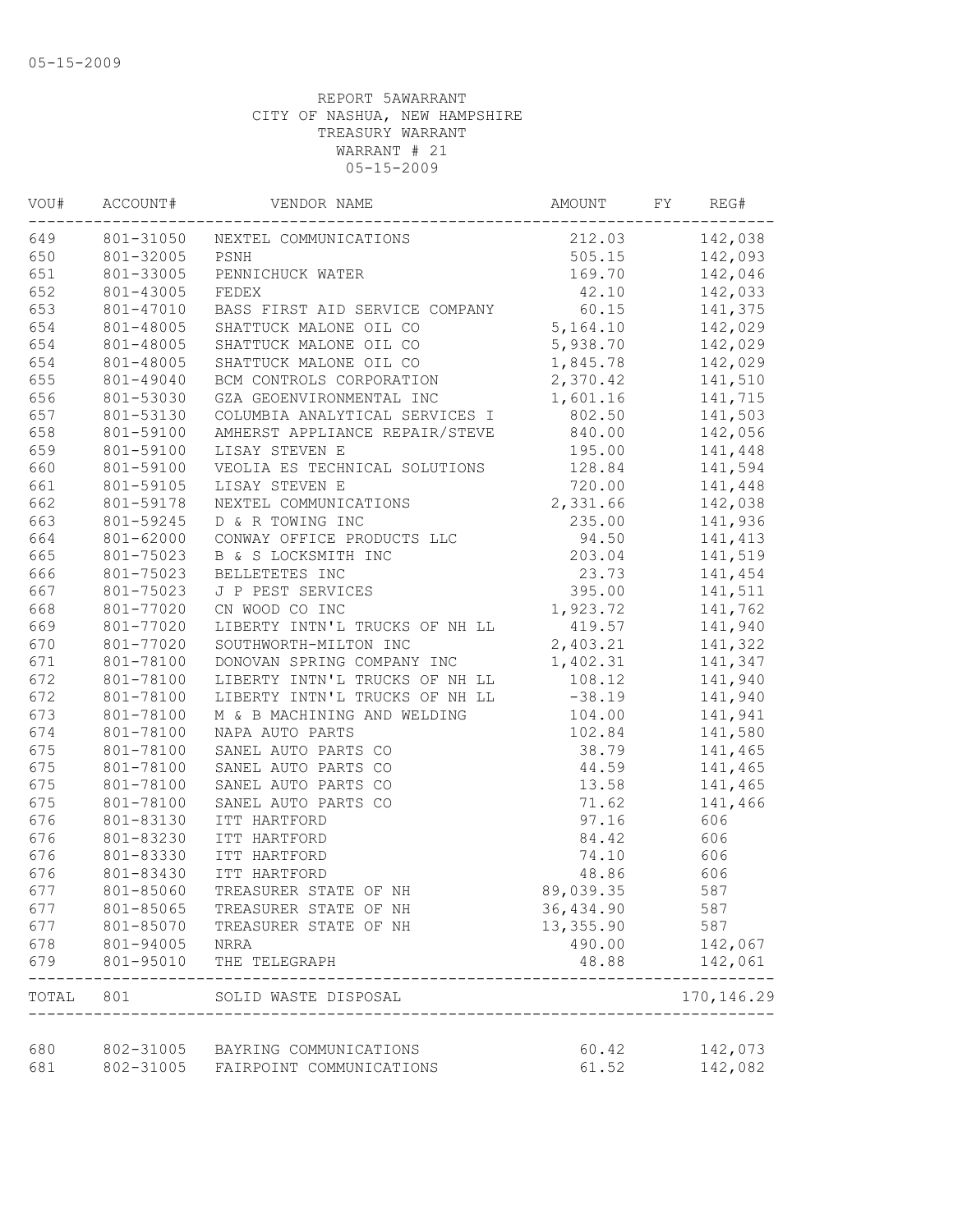05-15-2009

REPORT 5AWARRANT
CITY OF NASHUA, NEW HAMPSHIRE
TREASURY WARRANT
WARRANT # 21
05-15-2009

| VOU# | ACCOUNT# | VENDOR NAME | AMOUNT | FY | REG# |
|---|---|---|---|---|---|
| 649 | 801-31050 | NEXTEL COMMUNICATIONS | 212.03 | | 142,038 |
| 650 | 801-32005 | PSNH | 505.15 | | 142,093 |
| 651 | 801-33005 | PENNICHUCK WATER | 169.70 | | 142,046 |
| 652 | 801-43005 | FEDEX | 42.10 | | 142,033 |
| 653 | 801-47010 | BASS FIRST AID SERVICE COMPANY | 60.15 | | 141,375 |
| 654 | 801-48005 | SHATTUCK MALONE OIL CO | 5,164.10 | | 142,029 |
| 654 | 801-48005 | SHATTUCK MALONE OIL CO | 5,938.70 | | 142,029 |
| 654 | 801-48005 | SHATTUCK MALONE OIL CO | 1,845.78 | | 142,029 |
| 655 | 801-49040 | BCM CONTROLS CORPORATION | 2,370.42 | | 141,510 |
| 656 | 801-53030 | GZA GEOENVIRONMENTAL INC | 1,601.16 | | 141,715 |
| 657 | 801-53130 | COLUMBIA ANALYTICAL SERVICES I | 802.50 | | 141,503 |
| 658 | 801-59100 | AMHERST APPLIANCE REPAIR/STEVE | 840.00 | | 142,056 |
| 659 | 801-59100 | LISAY STEVEN E | 195.00 | | 141,448 |
| 660 | 801-59100 | VEOLIA ES TECHNICAL SOLUTIONS | 128.84 | | 141,594 |
| 661 | 801-59105 | LISAY STEVEN E | 720.00 | | 141,448 |
| 662 | 801-59178 | NEXTEL COMMUNICATIONS | 2,331.66 | | 142,038 |
| 663 | 801-59245 | D & R TOWING INC | 235.00 | | 141,936 |
| 664 | 801-62000 | CONWAY OFFICE PRODUCTS LLC | 94.50 | | 141,413 |
| 665 | 801-75023 | B & S LOCKSMITH INC | 203.04 | | 141,519 |
| 666 | 801-75023 | BELLETETES INC | 23.73 | | 141,454 |
| 667 | 801-75023 | J P PEST SERVICES | 395.00 | | 141,511 |
| 668 | 801-77020 | CN WOOD CO INC | 1,923.72 | | 141,762 |
| 669 | 801-77020 | LIBERTY INTN'L TRUCKS OF NH LL | 419.57 | | 141,940 |
| 670 | 801-77020 | SOUTHWORTH-MILTON INC | 2,403.21 | | 141,322 |
| 671 | 801-78100 | DONOVAN SPRING COMPANY INC | 1,402.31 | | 141,347 |
| 672 | 801-78100 | LIBERTY INTN'L TRUCKS OF NH LL | 108.12 | | 141,940 |
| 672 | 801-78100 | LIBERTY INTN'L TRUCKS OF NH LL | -38.19 | | 141,940 |
| 673 | 801-78100 | M & B MACHINING AND WELDING | 104.00 | | 141,941 |
| 674 | 801-78100 | NAPA AUTO PARTS | 102.84 | | 141,580 |
| 675 | 801-78100 | SANEL AUTO PARTS CO | 38.79 | | 141,465 |
| 675 | 801-78100 | SANEL AUTO PARTS CO | 44.59 | | 141,465 |
| 675 | 801-78100 | SANEL AUTO PARTS CO | 13.58 | | 141,465 |
| 675 | 801-78100 | SANEL AUTO PARTS CO | 71.62 | | 141,466 |
| 676 | 801-83130 | ITT HARTFORD | 97.16 | | 606 |
| 676 | 801-83230 | ITT HARTFORD | 84.42 | | 606 |
| 676 | 801-83330 | ITT HARTFORD | 74.10 | | 606 |
| 676 | 801-83430 | ITT HARTFORD | 48.86 | | 606 |
| 677 | 801-85060 | TREASURER STATE OF NH | 89,039.35 | | 587 |
| 677 | 801-85065 | TREASURER STATE OF NH | 36,434.90 | | 587 |
| 677 | 801-85070 | TREASURER STATE OF NH | 13,355.90 | | 587 |
| 678 | 801-94005 | NRRA | 490.00 | | 142,067 |
| 679 | 801-95010 | THE TELEGRAPH | 48.88 | | 142,061 |
| TOTAL | 801 | SOLID WASTE DISPOSAL | | | 170,146.29 |
| 680 | 802-31005 | BAYRING COMMUNICATIONS | 60.42 | | 142,073 |
| 681 | 802-31005 | FAIRPOINT COMMUNICATIONS | 61.52 | | 142,082 |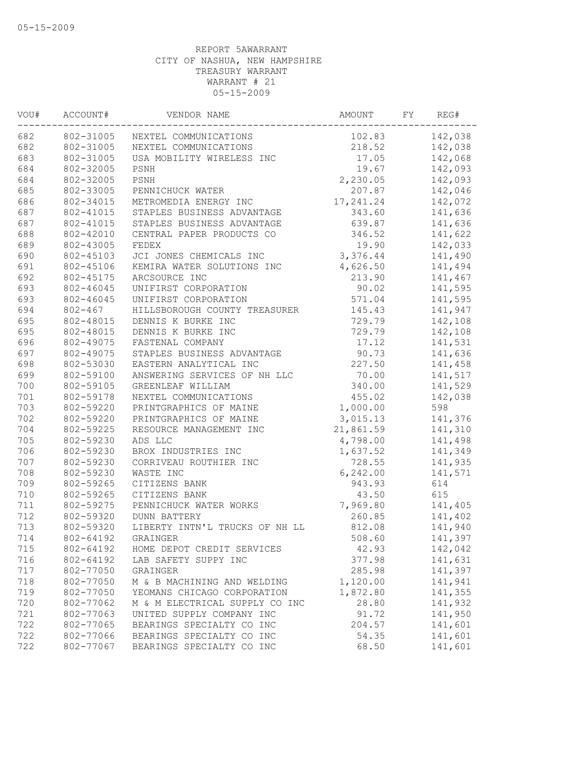05-15-2009

REPORT 5AWARRANT
CITY OF NASHUA, NEW HAMPSHIRE
TREASURY WARRANT
WARRANT # 21
05-15-2009

| VOU# | ACCOUNT# | VENDOR NAME | AMOUNT | FY | REG# |
|---|---|---|---|---|---|
| 682 | 802-31005 | NEXTEL COMMUNICATIONS | 102.83 | | 142,038 |
| 682 | 802-31005 | NEXTEL COMMUNICATIONS | 218.52 | | 142,038 |
| 683 | 802-31005 | USA MOBILITY WIRELESS INC | 17.05 | | 142,068 |
| 684 | 802-32005 | PSNH | 19.67 | | 142,093 |
| 684 | 802-32005 | PSNH | 2,230.05 | | 142,093 |
| 685 | 802-33005 | PENNICHUCK WATER | 207.87 | | 142,046 |
| 686 | 802-34015 | METROMEDIA ENERGY INC | 17,241.24 | | 142,072 |
| 687 | 802-41015 | STAPLES BUSINESS ADVANTAGE | 343.60 | | 141,636 |
| 687 | 802-41015 | STAPLES BUSINESS ADVANTAGE | 639.87 | | 141,636 |
| 688 | 802-42010 | CENTRAL PAPER PRODUCTS CO | 346.52 | | 141,622 |
| 689 | 802-43005 | FEDEX | 19.90 | | 142,033 |
| 690 | 802-45103 | JCI JONES CHEMICALS INC | 3,376.44 | | 141,490 |
| 691 | 802-45106 | KEMIRA WATER SOLUTIONS INC | 4,626.50 | | 141,494 |
| 692 | 802-45175 | ARCSOURCE INC | 213.90 | | 141,467 |
| 693 | 802-46045 | UNIFIRST CORPORATION | 90.02 | | 141,595 |
| 693 | 802-46045 | UNIFIRST CORPORATION | 571.04 | | 141,595 |
| 694 | 802-467 | HILLSBOROUGH COUNTY TREASURER | 145.43 | | 141,947 |
| 695 | 802-48015 | DENNIS K BURKE INC | 729.79 | | 142,108 |
| 695 | 802-48015 | DENNIS K BURKE INC | 729.79 | | 142,108 |
| 696 | 802-49075 | FASTENAL COMPANY | 17.12 | | 141,531 |
| 697 | 802-49075 | STAPLES BUSINESS ADVANTAGE | 90.73 | | 141,636 |
| 698 | 802-53030 | EASTERN ANALYTICAL INC | 227.50 | | 141,458 |
| 699 | 802-59100 | ANSWERING SERVICES OF NH LLC | 70.00 | | 141,517 |
| 700 | 802-59105 | GREENLEAF WILLIAM | 340.00 | | 141,529 |
| 701 | 802-59178 | NEXTEL COMMUNICATIONS | 455.02 | | 142,038 |
| 703 | 802-59220 | PRINTGRAPHICS OF MAINE | 1,000.00 | | 598 |
| 702 | 802-59220 | PRINTGRAPHICS OF MAINE | 3,015.13 | | 141,376 |
| 704 | 802-59225 | RESOURCE MANAGEMENT INC | 21,861.59 | | 141,310 |
| 705 | 802-59230 | ADS LLC | 4,798.00 | | 141,498 |
| 706 | 802-59230 | BROX INDUSTRIES INC | 1,637.52 | | 141,349 |
| 707 | 802-59230 | CORRIVEAU ROUTHIER INC | 728.55 | | 141,935 |
| 708 | 802-59230 | WASTE INC | 6,242.00 | | 141,571 |
| 709 | 802-59265 | CITIZENS BANK | 943.93 | | 614 |
| 710 | 802-59265 | CITIZENS BANK | 43.50 | | 615 |
| 711 | 802-59275 | PENNICHUCK WATER WORKS | 7,969.80 | | 141,405 |
| 712 | 802-59320 | DUNN BATTERY | 260.85 | | 141,402 |
| 713 | 802-59320 | LIBERTY INTN'L TRUCKS OF NH LL | 812.08 | | 141,940 |
| 714 | 802-64192 | GRAINGER | 508.60 | | 141,397 |
| 715 | 802-64192 | HOME DEPOT CREDIT SERVICES | 42.93 | | 142,042 |
| 716 | 802-64192 | LAB SAFETY SUPPY INC | 377.98 | | 141,631 |
| 717 | 802-77050 | GRAINGER | 285.98 | | 141,397 |
| 718 | 802-77050 | M & B MACHINING AND WELDING | 1,120.00 | | 141,941 |
| 719 | 802-77050 | YEOMANS CHICAGO CORPORATION | 1,872.80 | | 141,355 |
| 720 | 802-77062 | M & M ELECTRICAL SUPPLY CO INC | 28.80 | | 141,932 |
| 721 | 802-77063 | UNITED SUPPLY COMPANY INC | 91.72 | | 141,950 |
| 722 | 802-77065 | BEARINGS SPECIALTY CO INC | 204.57 | | 141,601 |
| 722 | 802-77066 | BEARINGS SPECIALTY CO INC | 54.35 | | 141,601 |
| 722 | 802-77067 | BEARINGS SPECIALTY CO INC | 68.50 | | 141,601 |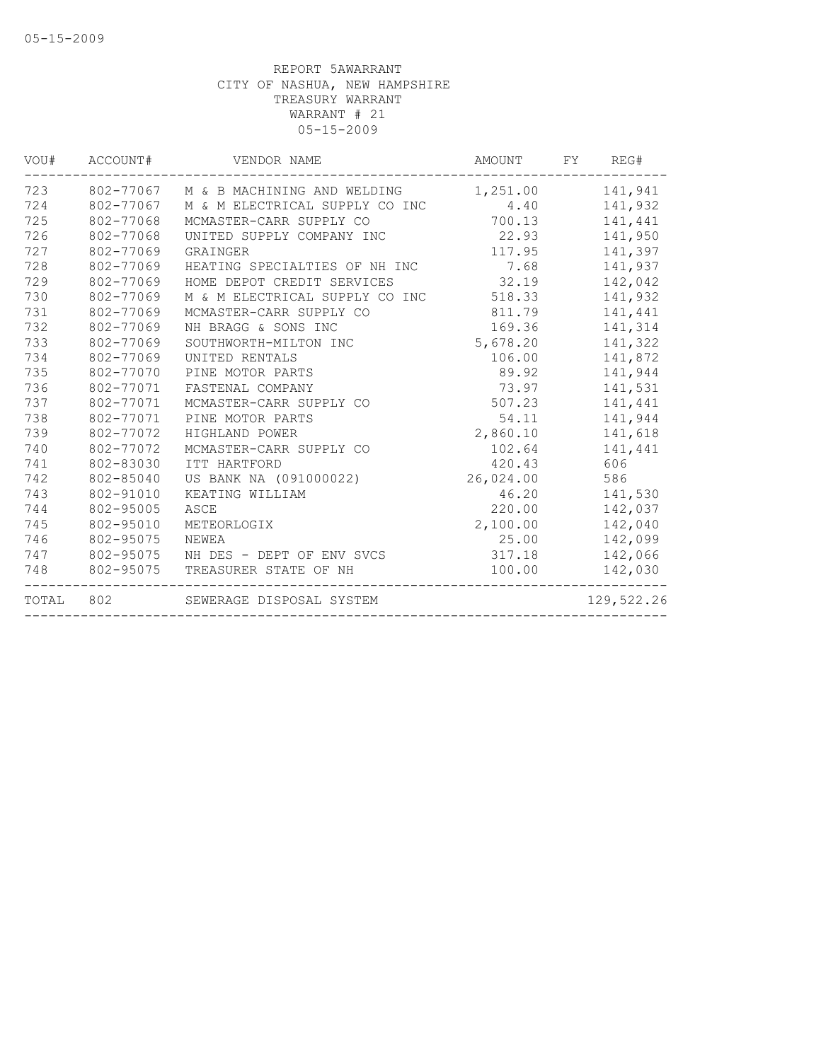REPORT 5AWARRANT
CITY OF NASHUA, NEW HAMPSHIRE
TREASURY WARRANT
WARRANT # 21
05-15-2009

| VOU# | ACCOUNT# | VENDOR NAME | AMOUNT | FY | REG# |
|---|---|---|---|---|---|
| 723 | 802-77067 | M & B MACHINING AND WELDING | 1,251.00 | | 141,941 |
| 724 | 802-77067 | M & M ELECTRICAL SUPPLY CO INC | 4.40 | | 141,932 |
| 725 | 802-77068 | MCMASTER-CARR SUPPLY CO | 700.13 | | 141,441 |
| 726 | 802-77068 | UNITED SUPPLY COMPANY INC | 22.93 | | 141,950 |
| 727 | 802-77069 | GRAINGER | 117.95 | | 141,397 |
| 728 | 802-77069 | HEATING SPECIALTIES OF NH INC | 7.68 | | 141,937 |
| 729 | 802-77069 | HOME DEPOT CREDIT SERVICES | 32.19 | | 142,042 |
| 730 | 802-77069 | M & M ELECTRICAL SUPPLY CO INC | 518.33 | | 141,932 |
| 731 | 802-77069 | MCMASTER-CARR SUPPLY CO | 811.79 | | 141,441 |
| 732 | 802-77069 | NH BRAGG & SONS INC | 169.36 | | 141,314 |
| 733 | 802-77069 | SOUTHWORTH-MILTON INC | 5,678.20 | | 141,322 |
| 734 | 802-77069 | UNITED RENTALS | 106.00 | | 141,872 |
| 735 | 802-77070 | PINE MOTOR PARTS | 89.92 | | 141,944 |
| 736 | 802-77071 | FASTENAL COMPANY | 73.97 | | 141,531 |
| 737 | 802-77071 | MCMASTER-CARR SUPPLY CO | 507.23 | | 141,441 |
| 738 | 802-77071 | PINE MOTOR PARTS | 54.11 | | 141,944 |
| 739 | 802-77072 | HIGHLAND POWER | 2,860.10 | | 141,618 |
| 740 | 802-77072 | MCMASTER-CARR SUPPLY CO | 102.64 | | 141,441 |
| 741 | 802-83030 | ITT HARTFORD | 420.43 | | 606 |
| 742 | 802-85040 | US BANK NA (091000022) | 26,024.00 | | 586 |
| 743 | 802-91010 | KEATING WILLIAM | 46.20 | | 141,530 |
| 744 | 802-95005 | ASCE | 220.00 | | 142,037 |
| 745 | 802-95010 | METEORLOGIX | 2,100.00 | | 142,040 |
| 746 | 802-95075 | NEWEA | 25.00 | | 142,099 |
| 747 | 802-95075 | NH DES - DEPT OF ENV SVCS | 317.18 | | 142,066 |
| 748 | 802-95075 | TREASURER STATE OF NH | 100.00 | | 142,030 |
| TOTAL | 802 | SEWERAGE DISPOSAL SYSTEM | | | 129,522.26 |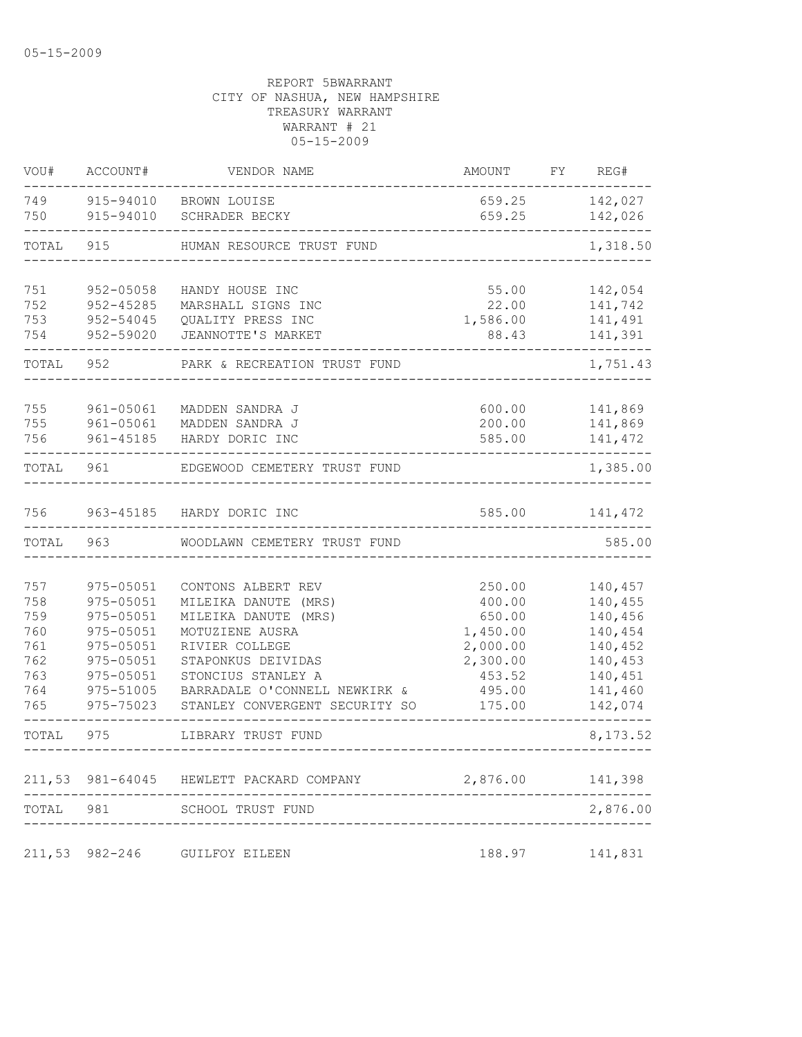05-15-2009

REPORT 5BWARRANT
CITY OF NASHUA, NEW HAMPSHIRE
TREASURY WARRANT
WARRANT # 21
05-15-2009

| VOU# | ACCOUNT# | VENDOR NAME | AMOUNT | FY | REG# |
|---|---|---|---|---|---|
| 749 | 915-94010 | BROWN LOUISE | 659.25 | | 142,027 |
| 750 | 915-94010 | SCHRADER BECKY | 659.25 | | 142,026 |
| TOTAL | 915 | HUMAN RESOURCE TRUST FUND | | | 1,318.50 |
| 751 | 952-05058 | HANDY HOUSE INC | 55.00 | | 142,054 |
| 752 | 952-45285 | MARSHALL SIGNS INC | 22.00 | | 141,742 |
| 753 | 952-54045 | QUALITY PRESS INC | 1,586.00 | | 141,491 |
| 754 | 952-59020 | JEANNOTTE'S MARKET | 88.43 | | 141,391 |
| TOTAL | 952 | PARK & RECREATION TRUST FUND | | | 1,751.43 |
| 755 | 961-05061 | MADDEN SANDRA J | 600.00 | | 141,869 |
| 755 | 961-05061 | MADDEN SANDRA J | 200.00 | | 141,869 |
| 756 | 961-45185 | HARDY DORIC INC | 585.00 | | 141,472 |
| TOTAL | 961 | EDGEWOOD CEMETERY TRUST FUND | | | 1,385.00 |
| 756 | 963-45185 | HARDY DORIC INC | 585.00 | | 141,472 |
| TOTAL | 963 | WOODLAWN CEMETERY TRUST FUND | | | 585.00 |
| 757 | 975-05051 | CONTONS ALBERT REV | 250.00 | | 140,457 |
| 758 | 975-05051 | MILEIKA DANUTE (MRS) | 400.00 | | 140,455 |
| 759 | 975-05051 | MILEIKA DANUTE (MRS) | 650.00 | | 140,456 |
| 760 | 975-05051 | MOTUZIENE AUSRA | 1,450.00 | | 140,454 |
| 761 | 975-05051 | RIVIER COLLEGE | 2,000.00 | | 140,452 |
| 762 | 975-05051 | STAPONKUS DEIVIDAS | 2,300.00 | | 140,453 |
| 763 | 975-05051 | STONCIUS STANLEY A | 453.52 | | 140,451 |
| 764 | 975-51005 | BARRADALE O'CONNELL NEWKIRK & | 495.00 | | 141,460 |
| 765 | 975-75023 | STANLEY CONVERGENT SECURITY SO | 175.00 | | 142,074 |
| TOTAL | 975 | LIBRARY TRUST FUND | | | 8,173.52 |
| 211,53 | 981-64045 | HEWLETT PACKARD COMPANY | 2,876.00 | | 141,398 |
| TOTAL | 981 | SCHOOL TRUST FUND | | | 2,876.00 |
| 211,53 | 982-246 | GUILFOY EILEEN | 188.97 | | 141,831 |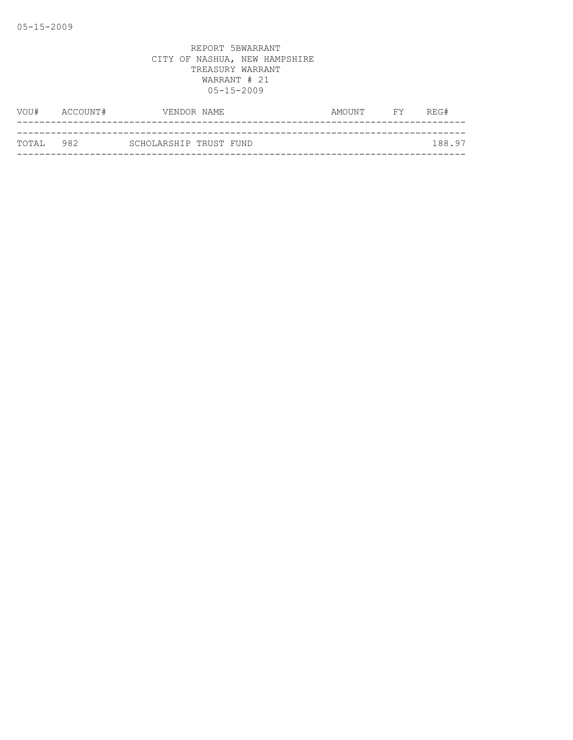REPORT 5BWARRANT
CITY OF NASHUA, NEW HAMPSHIRE
TREASURY WARRANT
WARRANT # 21
05-15-2009

| VOU# | ACCOUNT# | VENDOR NAME | AMOUNT | FY | REG# |
|---|---|---|---|---|---|
| TOTAL | 982 | SCHOLARSHIP TRUST FUND | | | 188.97 |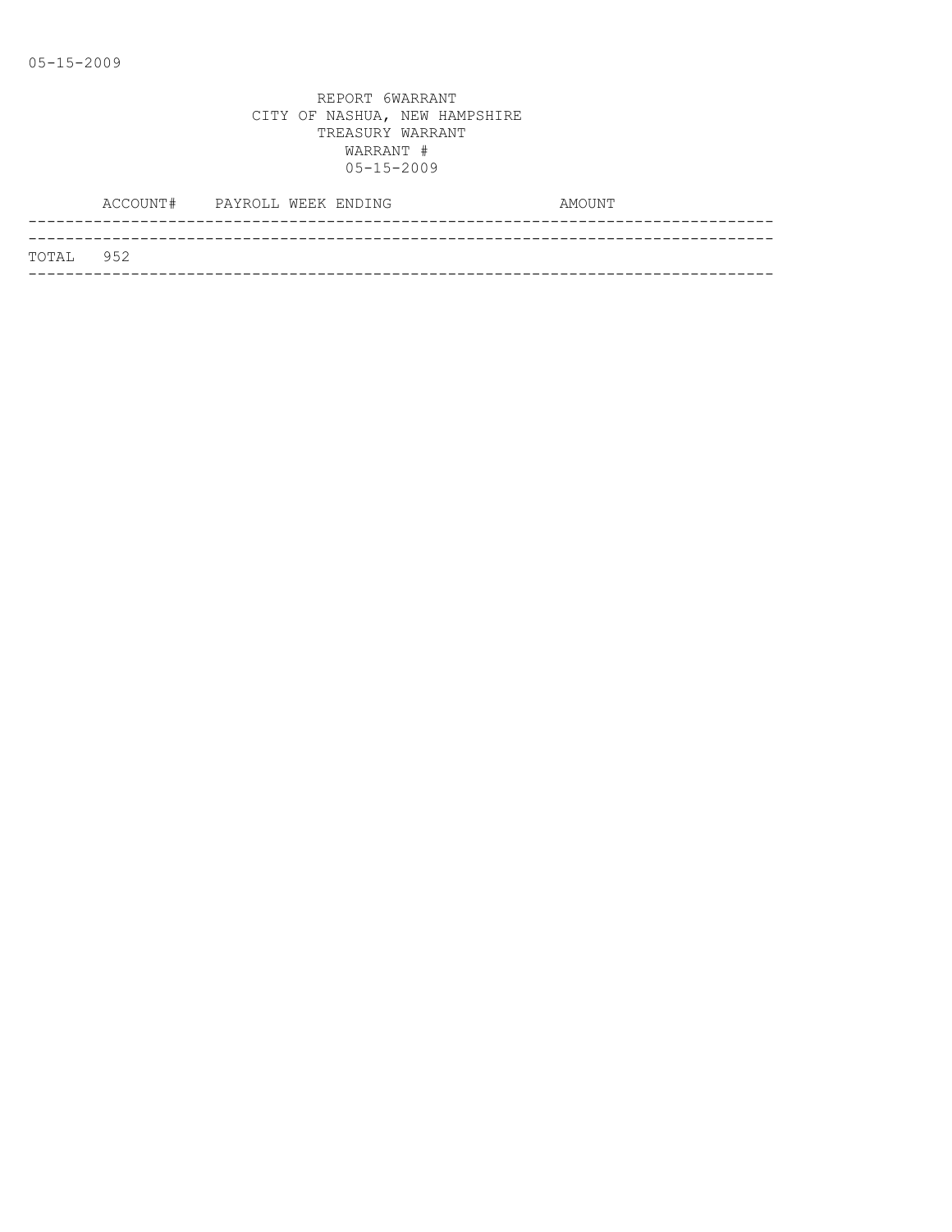REPORT 6WARRANT
CITY OF NASHUA, NEW HAMPSHIRE
TREASURY WARRANT
WARRANT #
05-15-2009

| ACCOUNT# | PAYROLL WEEK ENDING | AMOUNT |
|---|---|---|
| TOTAL 952 | | |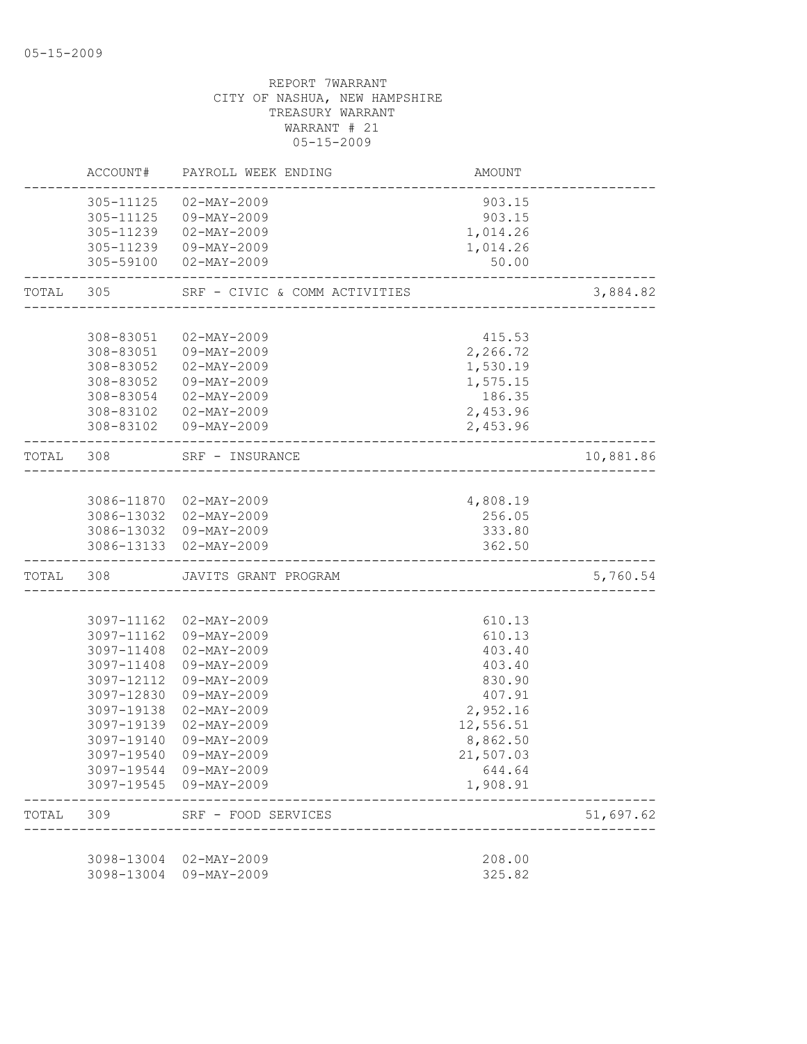REPORT 7WARRANT
CITY OF NASHUA, NEW HAMPSHIRE
TREASURY WARRANT
WARRANT # 21
05-15-2009

| | ACCOUNT# | PAYROLL WEEK ENDING | AMOUNT | |
|---|---|---|---|---|
| | 305-11125 | 02-MAY-2009 | 903.15 | |
| | 305-11125 | 09-MAY-2009 | 903.15 | |
| | 305-11239 | 02-MAY-2009 | 1,014.26 | |
| | 305-11239 | 09-MAY-2009 | 1,014.26 | |
| | 305-59100 | 02-MAY-2009 | 50.00 | |
| TOTAL | 305 | SRF - CIVIC & COMM ACTIVITIES | | 3,884.82 |
| | 308-83051 | 02-MAY-2009 | 415.53 | |
| | 308-83051 | 09-MAY-2009 | 2,266.72 | |
| | 308-83052 | 02-MAY-2009 | 1,530.19 | |
| | 308-83052 | 09-MAY-2009 | 1,575.15 | |
| | 308-83054 | 02-MAY-2009 | 186.35 | |
| | 308-83102 | 02-MAY-2009 | 2,453.96 | |
| | 308-83102 | 09-MAY-2009 | 2,453.96 | |
| TOTAL | 308 | SRF - INSURANCE | | 10,881.86 |
| | 3086-11870 | 02-MAY-2009 | 4,808.19 | |
| | 3086-13032 | 02-MAY-2009 | 256.05 | |
| | 3086-13032 | 09-MAY-2009 | 333.80 | |
| | 3086-13133 | 02-MAY-2009 | 362.50 | |
| TOTAL | 308 | JAVITS GRANT PROGRAM | | 5,760.54 |
| | 3097-11162 | 02-MAY-2009 | 610.13 | |
| | 3097-11162 | 09-MAY-2009 | 610.13 | |
| | 3097-11408 | 02-MAY-2009 | 403.40 | |
| | 3097-11408 | 09-MAY-2009 | 403.40 | |
| | 3097-12112 | 09-MAY-2009 | 830.90 | |
| | 3097-12830 | 09-MAY-2009 | 407.91 | |
| | 3097-19138 | 02-MAY-2009 | 2,952.16 | |
| | 3097-19139 | 02-MAY-2009 | 12,556.51 | |
| | 3097-19140 | 09-MAY-2009 | 8,862.50 | |
| | 3097-19540 | 09-MAY-2009 | 21,507.03 | |
| | 3097-19544 | 09-MAY-2009 | 644.64 | |
| | 3097-19545 | 09-MAY-2009 | 1,908.91 | |
| TOTAL | 309 | SRF - FOOD SERVICES | | 51,697.62 |
| | 3098-13004 | 02-MAY-2009 | 208.00 | |
| | 3098-13004 | 09-MAY-2009 | 325.82 | |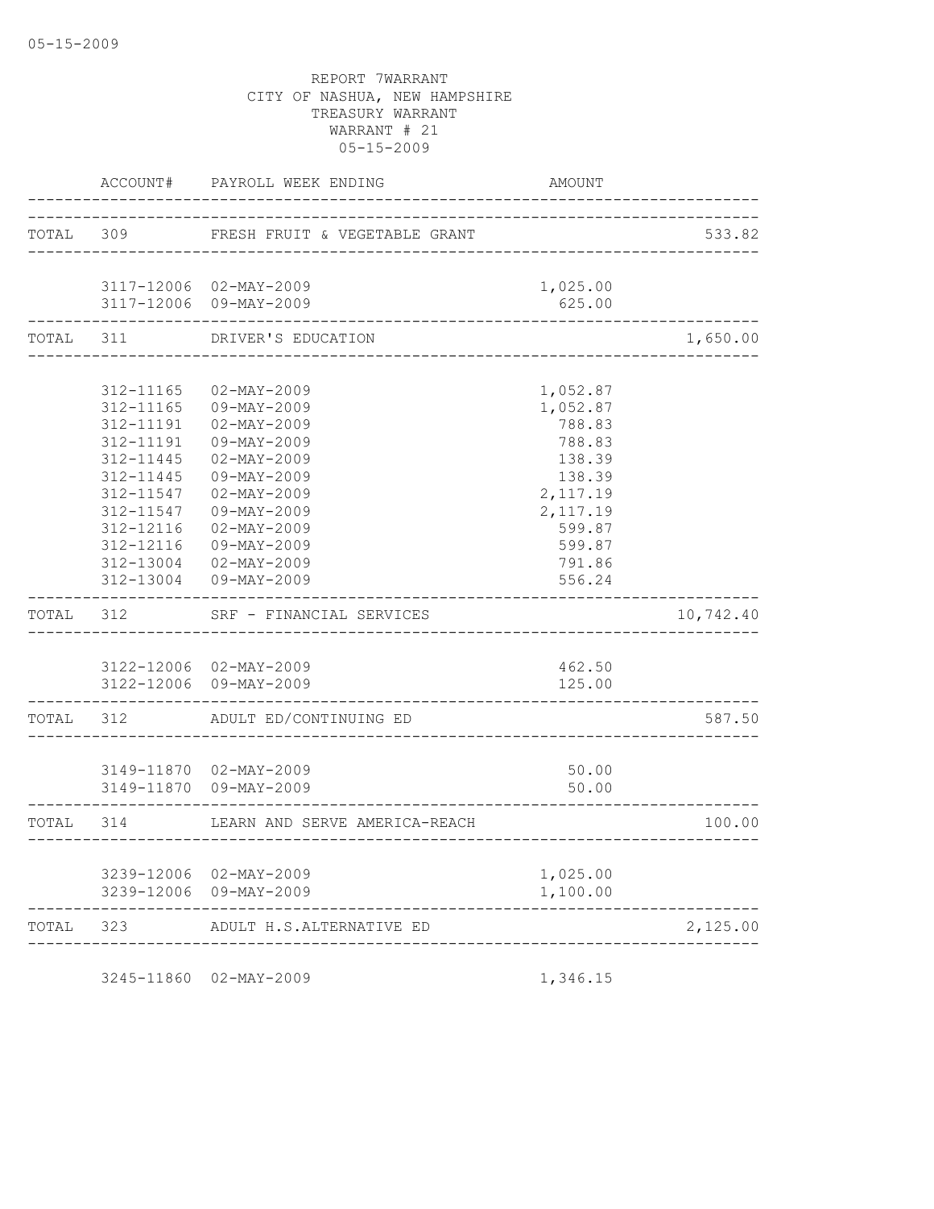REPORT 7WARRANT
CITY OF NASHUA, NEW HAMPSHIRE
TREASURY WARRANT
WARRANT # 21
05-15-2009

| | ACCOUNT# | PAYROLL WEEK ENDING | AMOUNT | |
|---|---|---|---|---|
| TOTAL | 309 | FRESH FRUIT & VEGETABLE GRANT | | 533.82 |
| | 3117-12006 | 02-MAY-2009 | 1,025.00 | |
| | 3117-12006 | 09-MAY-2009 | 625.00 | |
| TOTAL | 311 | DRIVER'S EDUCATION | | 1,650.00 |
| | 312-11165 | 02-MAY-2009 | 1,052.87 | |
| | 312-11165 | 09-MAY-2009 | 1,052.87 | |
| | 312-11191 | 02-MAY-2009 | 788.83 | |
| | 312-11191 | 09-MAY-2009 | 788.83 | |
| | 312-11445 | 02-MAY-2009 | 138.39 | |
| | 312-11445 | 09-MAY-2009 | 138.39 | |
| | 312-11547 | 02-MAY-2009 | 2,117.19 | |
| | 312-11547 | 09-MAY-2009 | 2,117.19 | |
| | 312-12116 | 02-MAY-2009 | 599.87 | |
| | 312-12116 | 09-MAY-2009 | 599.87 | |
| | 312-13004 | 02-MAY-2009 | 791.86 | |
| | 312-13004 | 09-MAY-2009 | 556.24 | |
| TOTAL | 312 | SRF - FINANCIAL SERVICES | | 10,742.40 |
| | 3122-12006 | 02-MAY-2009 | 462.50 | |
| | 3122-12006 | 09-MAY-2009 | 125.00 | |
| TOTAL | 312 | ADULT ED/CONTINUING ED | | 587.50 |
| | 3149-11870 | 02-MAY-2009 | 50.00 | |
| | 3149-11870 | 09-MAY-2009 | 50.00 | |
| TOTAL | 314 | LEARN AND SERVE AMERICA-REACH | | 100.00 |
| | 3239-12006 | 02-MAY-2009 | 1,025.00 | |
| | 3239-12006 | 09-MAY-2009 | 1,100.00 | |
| TOTAL | 323 | ADULT H.S.ALTERNATIVE ED | | 2,125.00 |
| | 3245-11860 | 02-MAY-2009 | 1,346.15 | |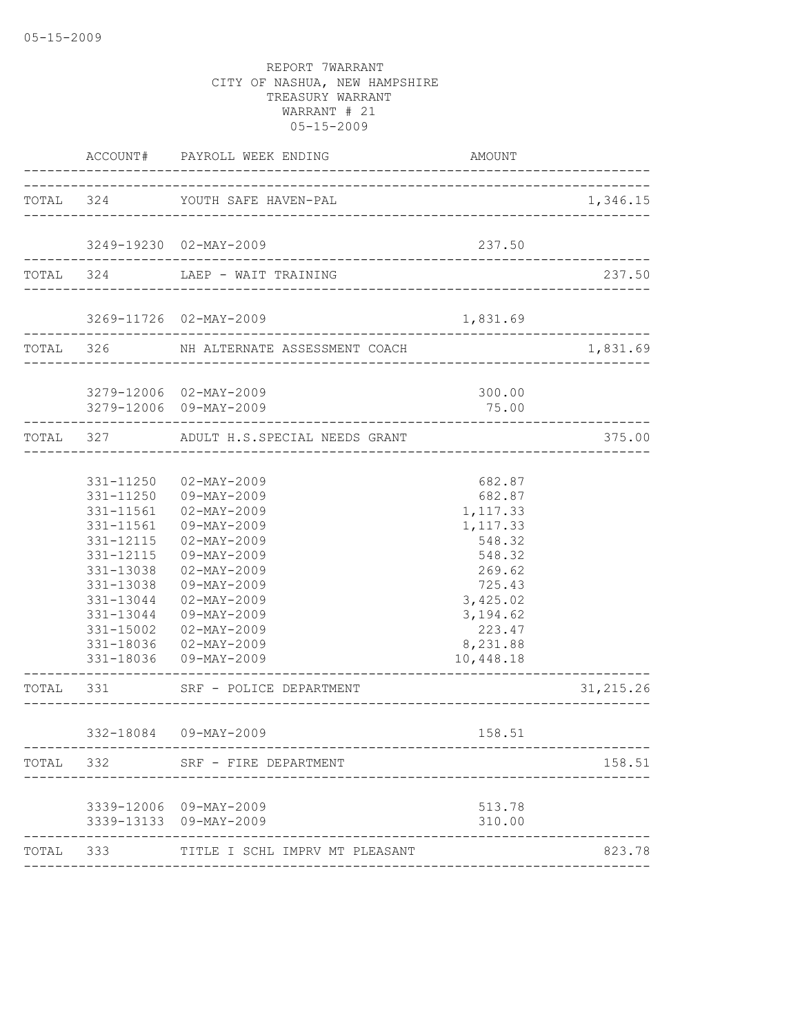05-15-2009

REPORT 7WARRANT
CITY OF NASHUA, NEW HAMPSHIRE
TREASURY WARRANT
WARRANT # 21
05-15-2009

| | ACCOUNT# | PAYROLL WEEK ENDING | AMOUNT | |
|---|---|---|---|---|
| TOTAL | 324 | YOUTH SAFE HAVEN-PAL | | 1,346.15 |
| | 3249-19230 | 02-MAY-2009 | 237.50 | |
| TOTAL | 324 | LAEP - WAIT TRAINING | | 237.50 |
| | 3269-11726 | 02-MAY-2009 | 1,831.69 | |
| TOTAL | 326 | NH ALTERNATE ASSESSMENT COACH | | 1,831.69 |
| | 3279-12006 | 02-MAY-2009 | 300.00 | |
| | 3279-12006 | 09-MAY-2009 | 75.00 | |
| TOTAL | 327 | ADULT H.S.SPECIAL NEEDS GRANT | | 375.00 |
| | 331-11250 | 02-MAY-2009 | 682.87 | |
| | 331-11250 | 09-MAY-2009 | 682.87 | |
| | 331-11561 | 02-MAY-2009 | 1,117.33 | |
| | 331-11561 | 09-MAY-2009 | 1,117.33 | |
| | 331-12115 | 02-MAY-2009 | 548.32 | |
| | 331-12115 | 09-MAY-2009 | 548.32 | |
| | 331-13038 | 02-MAY-2009 | 269.62 | |
| | 331-13038 | 09-MAY-2009 | 725.43 | |
| | 331-13044 | 02-MAY-2009 | 3,425.02 | |
| | 331-13044 | 09-MAY-2009 | 3,194.62 | |
| | 331-15002 | 02-MAY-2009 | 223.47 | |
| | 331-18036 | 02-MAY-2009 | 8,231.88 | |
| | 331-18036 | 09-MAY-2009 | 10,448.18 | |
| TOTAL | 331 | SRF - POLICE DEPARTMENT | | 31,215.26 |
| | 332-18084 | 09-MAY-2009 | 158.51 | |
| TOTAL | 332 | SRF - FIRE DEPARTMENT | | 158.51 |
| | 3339-12006 | 09-MAY-2009 | 513.78 | |
| | 3339-13133 | 09-MAY-2009 | 310.00 | |
| TOTAL | 333 | TITLE I SCHL IMPRV MT PLEASANT | | 823.78 |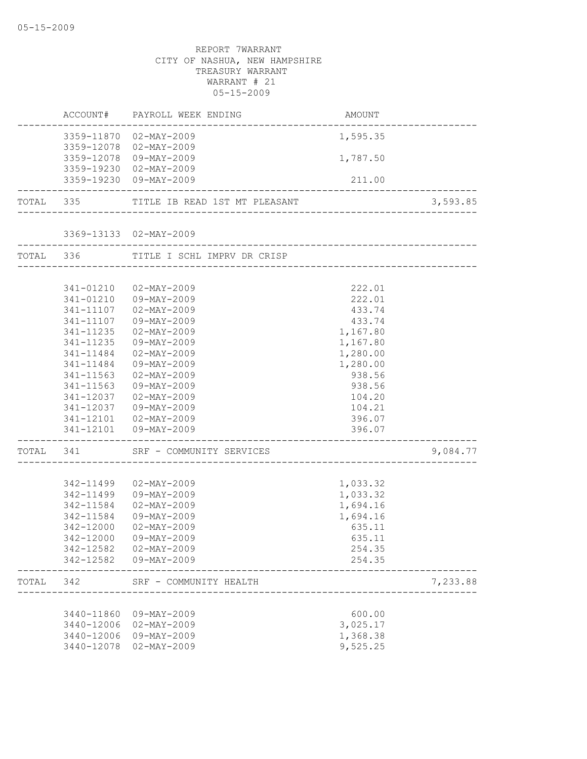REPORT 7WARRANT
CITY OF NASHUA, NEW HAMPSHIRE
TREASURY WARRANT
WARRANT # 21
05-15-2009

| | ACCOUNT# | PAYROLL WEEK ENDING | AMOUNT | |
|---|---|---|---|---|
| | 3359-11870 | 02-MAY-2009 | 1,595.35 | |
| | 3359-12078 | 02-MAY-2009 | | |
| | 3359-12078 | 09-MAY-2009 | 1,787.50 | |
| | 3359-19230 | 02-MAY-2009 | | |
| | 3359-19230 | 09-MAY-2009 | 211.00 | |
| TOTAL | 335 | TITLE IB READ 1ST MT PLEASANT | | 3,593.85 |
| | 3369-13133 | 02-MAY-2009 | | |
| TOTAL | 336 | TITLE I SCHL IMPRV DR CRISP | | |
| | 341-01210 | 02-MAY-2009 | 222.01 | |
| | 341-01210 | 09-MAY-2009 | 222.01 | |
| | 341-11107 | 02-MAY-2009 | 433.74 | |
| | 341-11107 | 09-MAY-2009 | 433.74 | |
| | 341-11235 | 02-MAY-2009 | 1,167.80 | |
| | 341-11235 | 09-MAY-2009 | 1,167.80 | |
| | 341-11484 | 02-MAY-2009 | 1,280.00 | |
| | 341-11484 | 09-MAY-2009 | 1,280.00 | |
| | 341-11563 | 02-MAY-2009 | 938.56 | |
| | 341-11563 | 09-MAY-2009 | 938.56 | |
| | 341-12037 | 02-MAY-2009 | 104.20 | |
| | 341-12037 | 09-MAY-2009 | 104.21 | |
| | 341-12101 | 02-MAY-2009 | 396.07 | |
| | 341-12101 | 09-MAY-2009 | 396.07 | |
| TOTAL | 341 | SRF - COMMUNITY SERVICES | | 9,084.77 |
| | 342-11499 | 02-MAY-2009 | 1,033.32 | |
| | 342-11499 | 09-MAY-2009 | 1,033.32 | |
| | 342-11584 | 02-MAY-2009 | 1,694.16 | |
| | 342-11584 | 09-MAY-2009 | 1,694.16 | |
| | 342-12000 | 02-MAY-2009 | 635.11 | |
| | 342-12000 | 09-MAY-2009 | 635.11 | |
| | 342-12582 | 02-MAY-2009 | 254.35 | |
| | 342-12582 | 09-MAY-2009 | 254.35 | |
| TOTAL | 342 | SRF - COMMUNITY HEALTH | | 7,233.88 |
| | 3440-11860 | 09-MAY-2009 | 600.00 | |
| | 3440-12006 | 02-MAY-2009 | 3,025.17 | |
| | 3440-12006 | 09-MAY-2009 | 1,368.38 | |
| | 3440-12078 | 02-MAY-2009 | 9,525.25 | |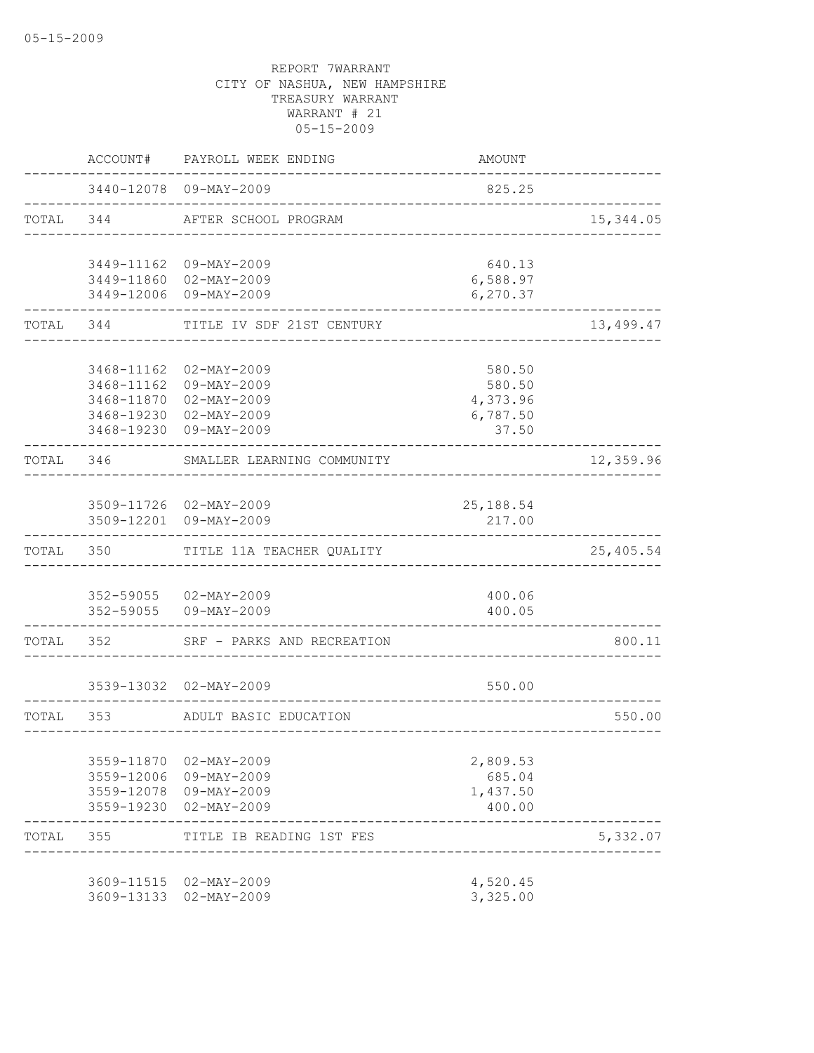05-15-2009

REPORT 7WARRANT
CITY OF NASHUA, NEW HAMPSHIRE
TREASURY WARRANT
WARRANT # 21
05-15-2009

| | ACCOUNT# | PAYROLL WEEK ENDING | AMOUNT | |
|---|---|---|---|---|
| | 3440-12078 | 09-MAY-2009 | 825.25 | |
| TOTAL | 344 | AFTER SCHOOL PROGRAM | | 15,344.05 |
| | 3449-11162 | 09-MAY-2009 | 640.13 | |
| | 3449-11860 | 02-MAY-2009 | 6,588.97 | |
| | 3449-12006 | 09-MAY-2009 | 6,270.37 | |
| TOTAL | 344 | TITLE IV SDF 21ST CENTURY | | 13,499.47 |
| | 3468-11162 | 02-MAY-2009 | 580.50 | |
| | 3468-11162 | 09-MAY-2009 | 580.50 | |
| | 3468-11870 | 02-MAY-2009 | 4,373.96 | |
| | 3468-19230 | 02-MAY-2009 | 6,787.50 | |
| | 3468-19230 | 09-MAY-2009 | 37.50 | |
| TOTAL | 346 | SMALLER LEARNING COMMUNITY | | 12,359.96 |
| | 3509-11726 | 02-MAY-2009 | 25,188.54 | |
| | 3509-12201 | 09-MAY-2009 | 217.00 | |
| TOTAL | 350 | TITLE 11A TEACHER QUALITY | | 25,405.54 |
| | 352-59055 | 02-MAY-2009 | 400.06 | |
| | 352-59055 | 09-MAY-2009 | 400.05 | |
| TOTAL | 352 | SRF - PARKS AND RECREATION | | 800.11 |
| | 3539-13032 | 02-MAY-2009 | 550.00 | |
| TOTAL | 353 | ADULT BASIC EDUCATION | | 550.00 |
| | 3559-11870 | 02-MAY-2009 | 2,809.53 | |
| | 3559-12006 | 09-MAY-2009 | 685.04 | |
| | 3559-12078 | 09-MAY-2009 | 1,437.50 | |
| | 3559-19230 | 02-MAY-2009 | 400.00 | |
| TOTAL | 355 | TITLE IB READING 1ST FES | | 5,332.07 |
| | 3609-11515 | 02-MAY-2009 | 4,520.45 | |
| | 3609-13133 | 02-MAY-2009 | 3,325.00 | |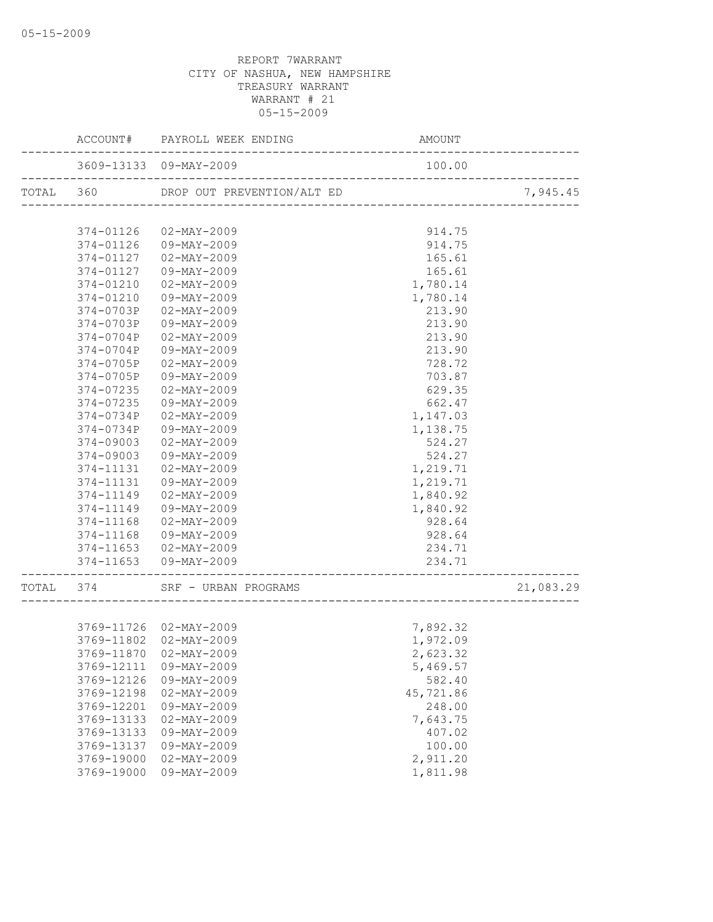REPORT 7WARRANT
CITY OF NASHUA, NEW HAMPSHIRE
TREASURY WARRANT
WARRANT # 21
05-15-2009

| ACCOUNT# | PAYROLL WEEK ENDING | AMOUNT | |
|---|---|---|---|
| 3609-13133 | 09-MAY-2009 | 100.00 | |
| TOTAL 360 | DROP OUT PREVENTION/ALT ED | | 7,945.45 |
| 374-01126 | 02-MAY-2009 | 914.75 | |
| 374-01126 | 09-MAY-2009 | 914.75 | |
| 374-01127 | 02-MAY-2009 | 165.61 | |
| 374-01127 | 09-MAY-2009 | 165.61 | |
| 374-01210 | 02-MAY-2009 | 1,780.14 | |
| 374-01210 | 09-MAY-2009 | 1,780.14 | |
| 374-0703P | 02-MAY-2009 | 213.90 | |
| 374-0703P | 09-MAY-2009 | 213.90 | |
| 374-0704P | 02-MAY-2009 | 213.90 | |
| 374-0704P | 09-MAY-2009 | 213.90 | |
| 374-0705P | 02-MAY-2009 | 728.72 | |
| 374-0705P | 09-MAY-2009 | 703.87 | |
| 374-07235 | 02-MAY-2009 | 629.35 | |
| 374-07235 | 09-MAY-2009 | 662.47 | |
| 374-0734P | 02-MAY-2009 | 1,147.03 | |
| 374-0734P | 09-MAY-2009 | 1,138.75 | |
| 374-09003 | 02-MAY-2009 | 524.27 | |
| 374-09003 | 09-MAY-2009 | 524.27 | |
| 374-11131 | 02-MAY-2009 | 1,219.71 | |
| 374-11131 | 09-MAY-2009 | 1,219.71 | |
| 374-11149 | 02-MAY-2009 | 1,840.92 | |
| 374-11149 | 09-MAY-2009 | 1,840.92 | |
| 374-11168 | 02-MAY-2009 | 928.64 | |
| 374-11168 | 09-MAY-2009 | 928.64 | |
| 374-11653 | 02-MAY-2009 | 234.71 | |
| 374-11653 | 09-MAY-2009 | 234.71 | |
| TOTAL 374 | SRF - URBAN PROGRAMS | | 21,083.29 |
| 3769-11726 | 02-MAY-2009 | 7,892.32 | |
| 3769-11802 | 02-MAY-2009 | 1,972.09 | |
| 3769-11870 | 02-MAY-2009 | 2,623.32 | |
| 3769-12111 | 09-MAY-2009 | 5,469.57 | |
| 3769-12126 | 09-MAY-2009 | 582.40 | |
| 3769-12198 | 02-MAY-2009 | 45,721.86 | |
| 3769-12201 | 09-MAY-2009 | 248.00 | |
| 3769-13133 | 02-MAY-2009 | 7,643.75 | |
| 3769-13133 | 09-MAY-2009 | 407.02 | |
| 3769-13137 | 09-MAY-2009 | 100.00 | |
| 3769-19000 | 02-MAY-2009 | 2,911.20 | |
| 3769-19000 | 09-MAY-2009 | 1,811.98 | |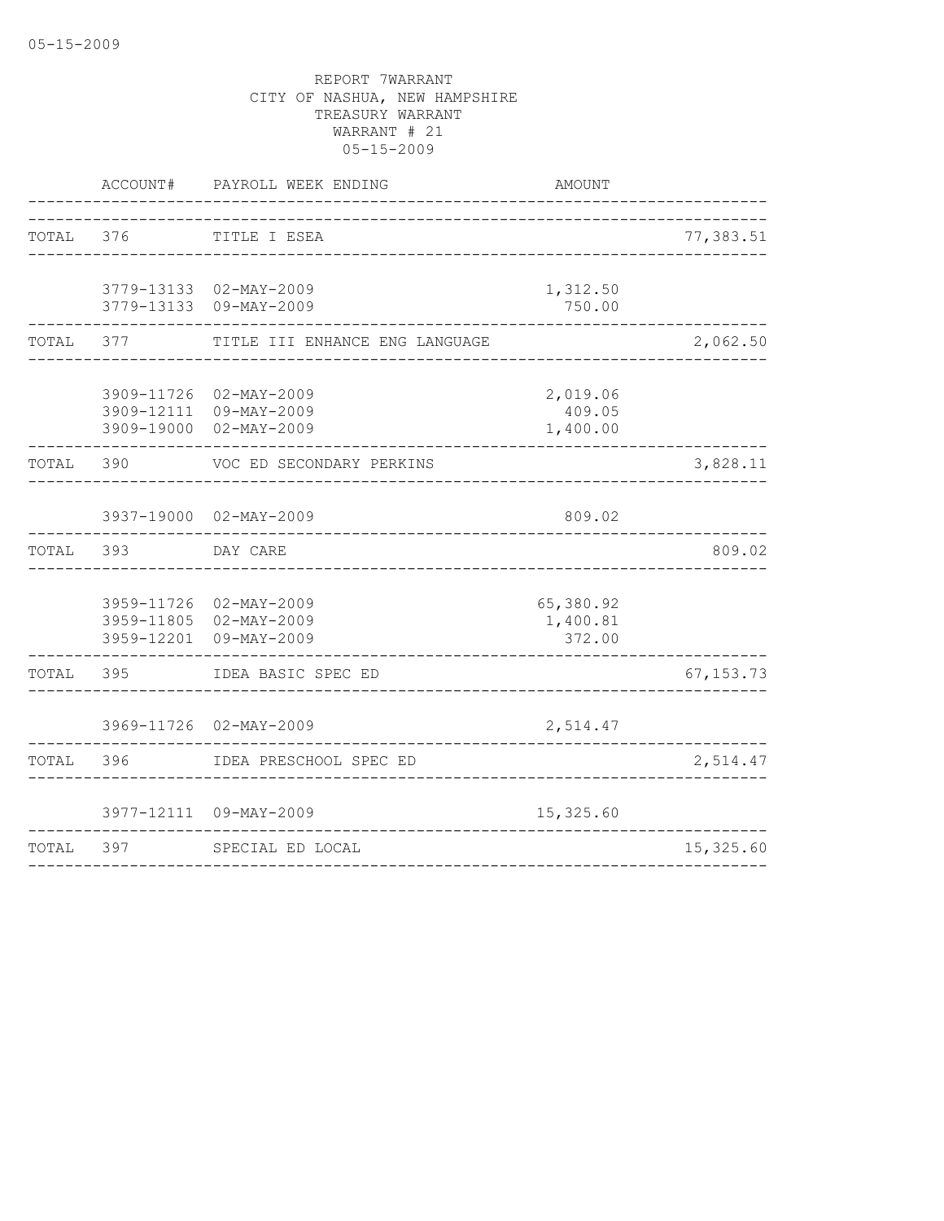REPORT 7WARRANT
CITY OF NASHUA, NEW HAMPSHIRE
TREASURY WARRANT
WARRANT # 21
05-15-2009

| | ACCOUNT# | PAYROLL WEEK ENDING | AMOUNT | |
|---|---|---|---|---|
| TOTAL | 376 | TITLE I ESEA | | 77,383.51 |
| | 3779-13133 | 02-MAY-2009 | 1,312.50 | |
| | 3779-13133 | 09-MAY-2009 | 750.00 | |
| TOTAL | 377 | TITLE III ENHANCE ENG LANGUAGE | | 2,062.50 |
| | 3909-11726 | 02-MAY-2009 | 2,019.06 | |
| | 3909-12111 | 09-MAY-2009 | 409.05 | |
| | 3909-19000 | 02-MAY-2009 | 1,400.00 | |
| TOTAL | 390 | VOC ED SECONDARY PERKINS | | 3,828.11 |
| | 3937-19000 | 02-MAY-2009 | 809.02 | |
| TOTAL | 393 | DAY CARE | | 809.02 |
| | 3959-11726 | 02-MAY-2009 | 65,380.92 | |
| | 3959-11805 | 02-MAY-2009 | 1,400.81 | |
| | 3959-12201 | 09-MAY-2009 | 372.00 | |
| TOTAL | 395 | IDEA BASIC SPEC ED | | 67,153.73 |
| | 3969-11726 | 02-MAY-2009 | 2,514.47 | |
| TOTAL | 396 | IDEA PRESCHOOL SPEC ED | | 2,514.47 |
| | 3977-12111 | 09-MAY-2009 | 15,325.60 | |
| TOTAL | 397 | SPECIAL ED LOCAL | | 15,325.60 |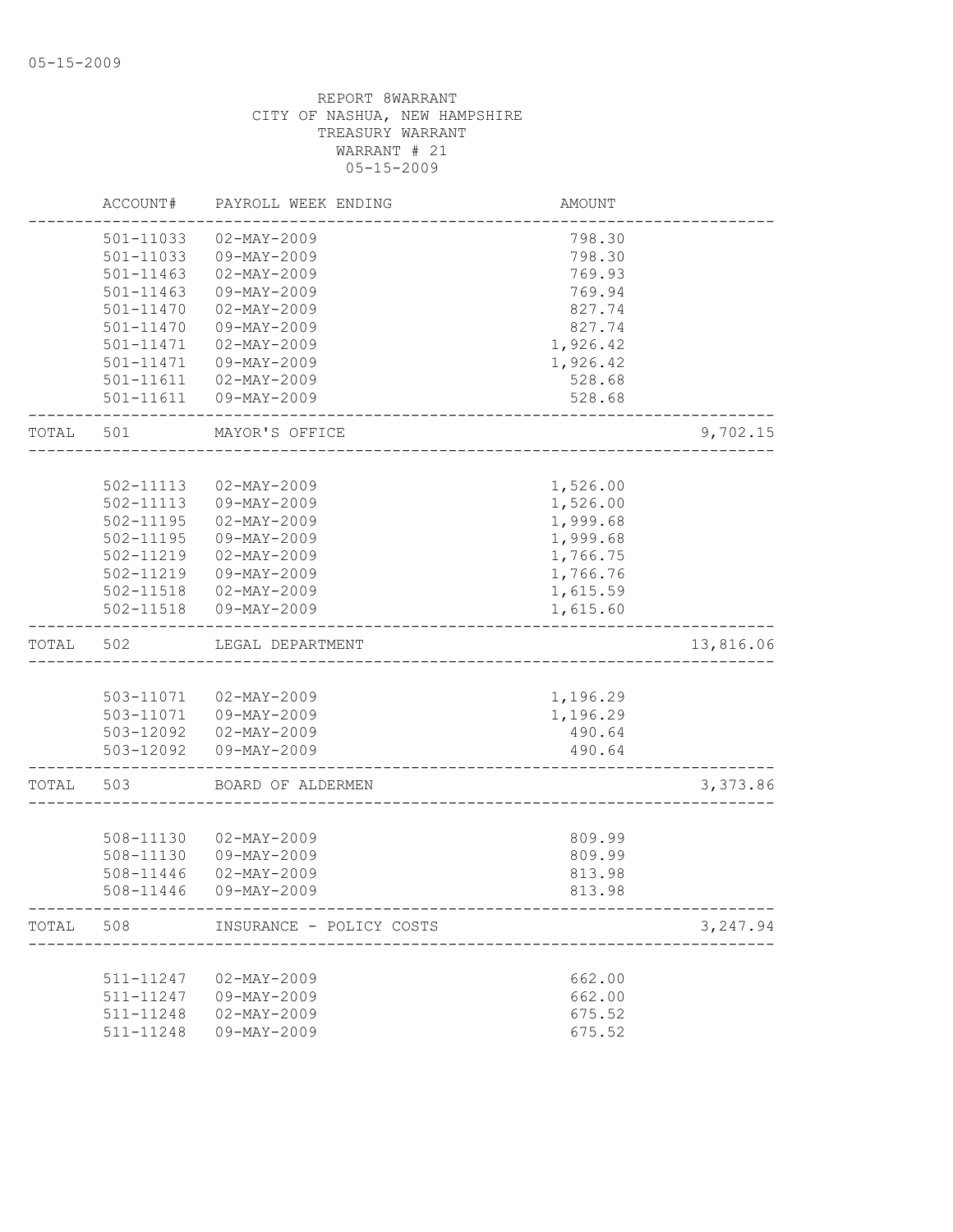REPORT 8WARRANT
CITY OF NASHUA, NEW HAMPSHIRE
TREASURY WARRANT
WARRANT # 21
05-15-2009

| | ACCOUNT# | PAYROLL WEEK ENDING | AMOUNT | |
|---|---|---|---|---|
| | 501-11033 | 02-MAY-2009 | 798.30 | |
| | 501-11033 | 09-MAY-2009 | 798.30 | |
| | 501-11463 | 02-MAY-2009 | 769.93 | |
| | 501-11463 | 09-MAY-2009 | 769.94 | |
| | 501-11470 | 02-MAY-2009 | 827.74 | |
| | 501-11470 | 09-MAY-2009 | 827.74 | |
| | 501-11471 | 02-MAY-2009 | 1,926.42 | |
| | 501-11471 | 09-MAY-2009 | 1,926.42 | |
| | 501-11611 | 02-MAY-2009 | 528.68 | |
| | 501-11611 | 09-MAY-2009 | 528.68 | |
| TOTAL | 501 | MAYOR'S OFFICE | | 9,702.15 |
| | 502-11113 | 02-MAY-2009 | 1,526.00 | |
| | 502-11113 | 09-MAY-2009 | 1,526.00 | |
| | 502-11195 | 02-MAY-2009 | 1,999.68 | |
| | 502-11195 | 09-MAY-2009 | 1,999.68 | |
| | 502-11219 | 02-MAY-2009 | 1,766.75 | |
| | 502-11219 | 09-MAY-2009 | 1,766.76 | |
| | 502-11518 | 02-MAY-2009 | 1,615.59 | |
| | 502-11518 | 09-MAY-2009 | 1,615.60 | |
| TOTAL | 502 | LEGAL DEPARTMENT | | 13,816.06 |
| | 503-11071 | 02-MAY-2009 | 1,196.29 | |
| | 503-11071 | 09-MAY-2009 | 1,196.29 | |
| | 503-12092 | 02-MAY-2009 | 490.64 | |
| | 503-12092 | 09-MAY-2009 | 490.64 | |
| TOTAL | 503 | BOARD OF ALDERMEN | | 3,373.86 |
| | 508-11130 | 02-MAY-2009 | 809.99 | |
| | 508-11130 | 09-MAY-2009 | 809.99 | |
| | 508-11446 | 02-MAY-2009 | 813.98 | |
| | 508-11446 | 09-MAY-2009 | 813.98 | |
| TOTAL | 508 | INSURANCE - POLICY COSTS | | 3,247.94 |
| | 511-11247 | 02-MAY-2009 | 662.00 | |
| | 511-11247 | 09-MAY-2009 | 662.00 | |
| | 511-11248 | 02-MAY-2009 | 675.52 | |
| | 511-11248 | 09-MAY-2009 | 675.52 | |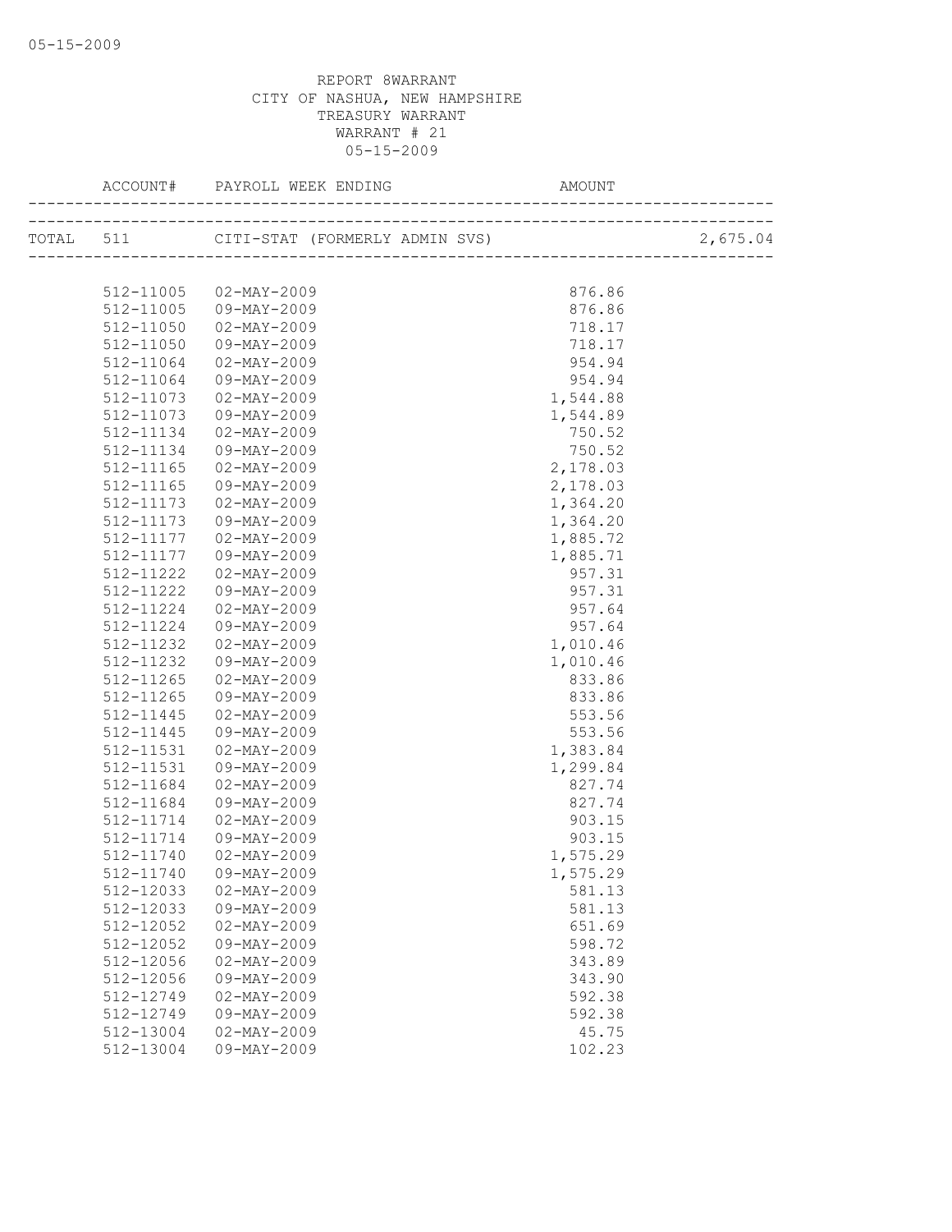REPORT 8WARRANT
CITY OF NASHUA, NEW HAMPSHIRE
TREASURY WARRANT
WARRANT # 21
05-15-2009

| ACCOUNT# | PAYROLL WEEK ENDING | AMOUNT | |
|---|---|---|---|
| TOTAL 511 | CITI-STAT (FORMERLY ADMIN SVS) | | 2,675.04 |
| 512-11005 | 02-MAY-2009 | 876.86 | |
| 512-11005 | 09-MAY-2009 | 876.86 | |
| 512-11050 | 02-MAY-2009 | 718.17 | |
| 512-11050 | 09-MAY-2009 | 718.17 | |
| 512-11064 | 02-MAY-2009 | 954.94 | |
| 512-11064 | 09-MAY-2009 | 954.94 | |
| 512-11073 | 02-MAY-2009 | 1,544.88 | |
| 512-11073 | 09-MAY-2009 | 1,544.89 | |
| 512-11134 | 02-MAY-2009 | 750.52 | |
| 512-11134 | 09-MAY-2009 | 750.52 | |
| 512-11165 | 02-MAY-2009 | 2,178.03 | |
| 512-11165 | 09-MAY-2009 | 2,178.03 | |
| 512-11173 | 02-MAY-2009 | 1,364.20 | |
| 512-11173 | 09-MAY-2009 | 1,364.20 | |
| 512-11177 | 02-MAY-2009 | 1,885.72 | |
| 512-11177 | 09-MAY-2009 | 1,885.71 | |
| 512-11222 | 02-MAY-2009 | 957.31 | |
| 512-11222 | 09-MAY-2009 | 957.31 | |
| 512-11224 | 02-MAY-2009 | 957.64 | |
| 512-11224 | 09-MAY-2009 | 957.64 | |
| 512-11232 | 02-MAY-2009 | 1,010.46 | |
| 512-11232 | 09-MAY-2009 | 1,010.46 | |
| 512-11265 | 02-MAY-2009 | 833.86 | |
| 512-11265 | 09-MAY-2009 | 833.86 | |
| 512-11445 | 02-MAY-2009 | 553.56 | |
| 512-11445 | 09-MAY-2009 | 553.56 | |
| 512-11531 | 02-MAY-2009 | 1,383.84 | |
| 512-11531 | 09-MAY-2009 | 1,299.84 | |
| 512-11684 | 02-MAY-2009 | 827.74 | |
| 512-11684 | 09-MAY-2009 | 827.74 | |
| 512-11714 | 02-MAY-2009 | 903.15 | |
| 512-11714 | 09-MAY-2009 | 903.15 | |
| 512-11740 | 02-MAY-2009 | 1,575.29 | |
| 512-11740 | 09-MAY-2009 | 1,575.29 | |
| 512-12033 | 02-MAY-2009 | 581.13 | |
| 512-12033 | 09-MAY-2009 | 581.13 | |
| 512-12052 | 02-MAY-2009 | 651.69 | |
| 512-12052 | 09-MAY-2009 | 598.72 | |
| 512-12056 | 02-MAY-2009 | 343.89 | |
| 512-12056 | 09-MAY-2009 | 343.90 | |
| 512-12749 | 02-MAY-2009 | 592.38 | |
| 512-12749 | 09-MAY-2009 | 592.38 | |
| 512-13004 | 02-MAY-2009 | 45.75 | |
| 512-13004 | 09-MAY-2009 | 102.23 | |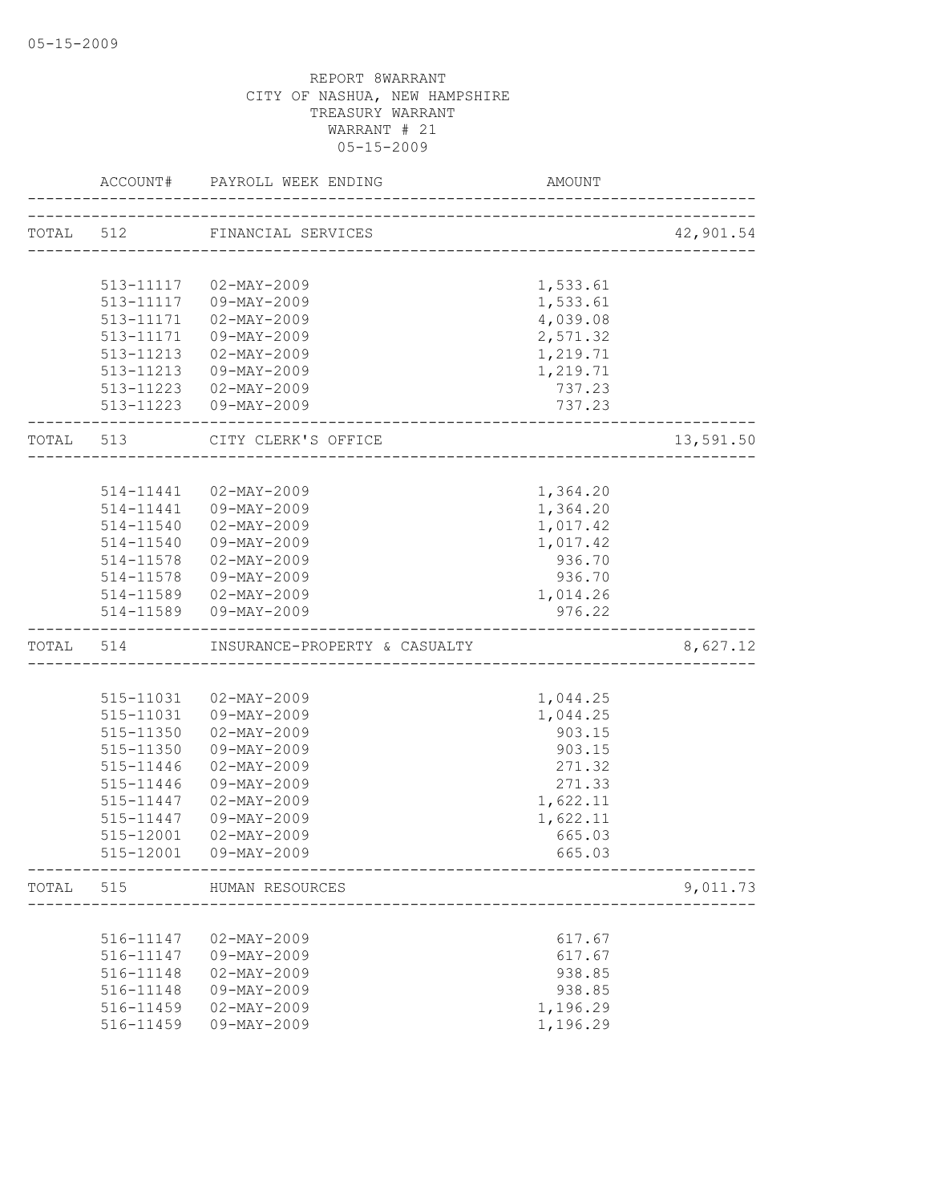REPORT 8WARRANT
CITY OF NASHUA, NEW HAMPSHIRE
TREASURY WARRANT
WARRANT # 21
05-15-2009

| | ACCOUNT# | PAYROLL WEEK ENDING | AMOUNT | |
|---|---|---|---|---|
| TOTAL | 512 | FINANCIAL SERVICES | | 42,901.54 |
| | 513-11117 | 02-MAY-2009 | 1,533.61 | |
| | 513-11117 | 09-MAY-2009 | 1,533.61 | |
| | 513-11171 | 02-MAY-2009 | 4,039.08 | |
| | 513-11171 | 09-MAY-2009 | 2,571.32 | |
| | 513-11213 | 02-MAY-2009 | 1,219.71 | |
| | 513-11213 | 09-MAY-2009 | 1,219.71 | |
| | 513-11223 | 02-MAY-2009 | 737.23 | |
| | 513-11223 | 09-MAY-2009 | 737.23 | |
| TOTAL | 513 | CITY CLERK'S OFFICE | | 13,591.50 |
| | 514-11441 | 02-MAY-2009 | 1,364.20 | |
| | 514-11441 | 09-MAY-2009 | 1,364.20 | |
| | 514-11540 | 02-MAY-2009 | 1,017.42 | |
| | 514-11540 | 09-MAY-2009 | 1,017.42 | |
| | 514-11578 | 02-MAY-2009 | 936.70 | |
| | 514-11578 | 09-MAY-2009 | 936.70 | |
| | 514-11589 | 02-MAY-2009 | 1,014.26 | |
| | 514-11589 | 09-MAY-2009 | 976.22 | |
| TOTAL | 514 | INSURANCE-PROPERTY & CASUALTY | | 8,627.12 |
| | 515-11031 | 02-MAY-2009 | 1,044.25 | |
| | 515-11031 | 09-MAY-2009 | 1,044.25 | |
| | 515-11350 | 02-MAY-2009 | 903.15 | |
| | 515-11350 | 09-MAY-2009 | 903.15 | |
| | 515-11446 | 02-MAY-2009 | 271.32 | |
| | 515-11446 | 09-MAY-2009 | 271.33 | |
| | 515-11447 | 02-MAY-2009 | 1,622.11 | |
| | 515-11447 | 09-MAY-2009 | 1,622.11 | |
| | 515-12001 | 02-MAY-2009 | 665.03 | |
| | 515-12001 | 09-MAY-2009 | 665.03 | |
| TOTAL | 515 | HUMAN RESOURCES | | 9,011.73 |
| | 516-11147 | 02-MAY-2009 | 617.67 | |
| | 516-11147 | 09-MAY-2009 | 617.67 | |
| | 516-11148 | 02-MAY-2009 | 938.85 | |
| | 516-11148 | 09-MAY-2009 | 938.85 | |
| | 516-11459 | 02-MAY-2009 | 1,196.29 | |
| | 516-11459 | 09-MAY-2009 | 1,196.29 | |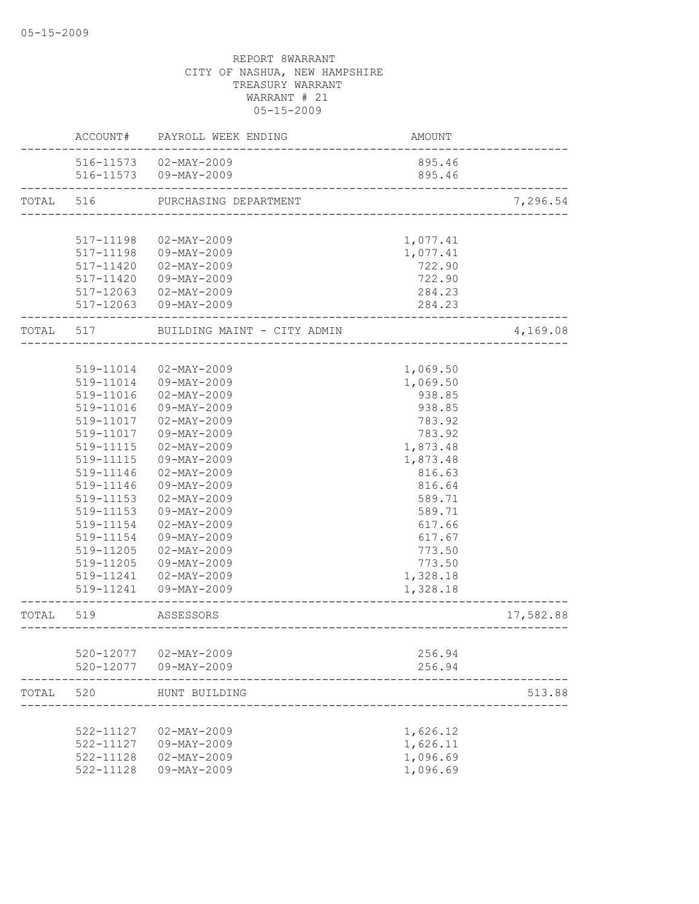REPORT 8WARRANT
CITY OF NASHUA, NEW HAMPSHIRE
TREASURY WARRANT
WARRANT # 21
05-15-2009

| | ACCOUNT# | PAYROLL WEEK ENDING | AMOUNT | |
|---|---|---|---|---|
| | 516-11573 | 02-MAY-2009 | 895.46 | |
| | 516-11573 | 09-MAY-2009 | 895.46 | |
| TOTAL | 516 | PURCHASING DEPARTMENT | | 7,296.54 |
| | 517-11198 | 02-MAY-2009 | 1,077.41 | |
| | 517-11198 | 09-MAY-2009 | 1,077.41 | |
| | 517-11420 | 02-MAY-2009 | 722.90 | |
| | 517-11420 | 09-MAY-2009 | 722.90 | |
| | 517-12063 | 02-MAY-2009 | 284.23 | |
| | 517-12063 | 09-MAY-2009 | 284.23 | |
| TOTAL | 517 | BUILDING MAINT - CITY ADMIN | | 4,169.08 |
| | 519-11014 | 02-MAY-2009 | 1,069.50 | |
| | 519-11014 | 09-MAY-2009 | 1,069.50 | |
| | 519-11016 | 02-MAY-2009 | 938.85 | |
| | 519-11016 | 09-MAY-2009 | 938.85 | |
| | 519-11017 | 02-MAY-2009 | 783.92 | |
| | 519-11017 | 09-MAY-2009 | 783.92 | |
| | 519-11115 | 02-MAY-2009 | 1,873.48 | |
| | 519-11115 | 09-MAY-2009 | 1,873.48 | |
| | 519-11146 | 02-MAY-2009 | 816.63 | |
| | 519-11146 | 09-MAY-2009 | 816.64 | |
| | 519-11153 | 02-MAY-2009 | 589.71 | |
| | 519-11153 | 09-MAY-2009 | 589.71 | |
| | 519-11154 | 02-MAY-2009 | 617.66 | |
| | 519-11154 | 09-MAY-2009 | 617.67 | |
| | 519-11205 | 02-MAY-2009 | 773.50 | |
| | 519-11205 | 09-MAY-2009 | 773.50 | |
| | 519-11241 | 02-MAY-2009 | 1,328.18 | |
| | 519-11241 | 09-MAY-2009 | 1,328.18 | |
| TOTAL | 519 | ASSESSORS | | 17,582.88 |
| | 520-12077 | 02-MAY-2009 | 256.94 | |
| | 520-12077 | 09-MAY-2009 | 256.94 | |
| TOTAL | 520 | HUNT BUILDING | | 513.88 |
| | 522-11127 | 02-MAY-2009 | 1,626.12 | |
| | 522-11127 | 09-MAY-2009 | 1,626.11 | |
| | 522-11128 | 02-MAY-2009 | 1,096.69 | |
| | 522-11128 | 09-MAY-2009 | 1,096.69 | |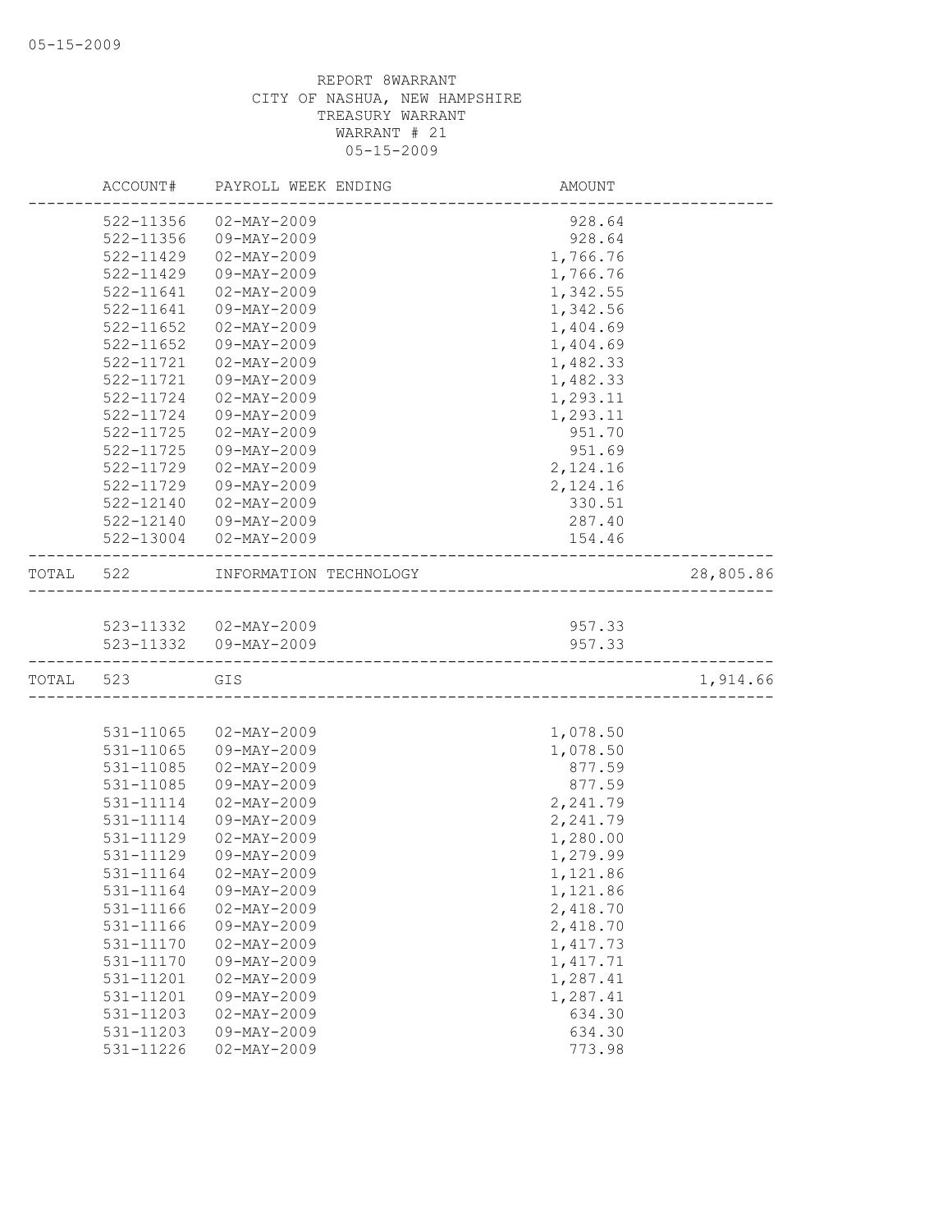REPORT 8WARRANT
CITY OF NASHUA, NEW HAMPSHIRE
TREASURY WARRANT
WARRANT # 21
05-15-2009

| | ACCOUNT# | PAYROLL WEEK ENDING | AMOUNT | |
|---|---|---|---|---|
| | 522-11356 | 02-MAY-2009 | 928.64 | |
| | 522-11356 | 09-MAY-2009 | 928.64 | |
| | 522-11429 | 02-MAY-2009 | 1,766.76 | |
| | 522-11429 | 09-MAY-2009 | 1,766.76 | |
| | 522-11641 | 02-MAY-2009 | 1,342.55 | |
| | 522-11641 | 09-MAY-2009 | 1,342.56 | |
| | 522-11652 | 02-MAY-2009 | 1,404.69 | |
| | 522-11652 | 09-MAY-2009 | 1,404.69 | |
| | 522-11721 | 02-MAY-2009 | 1,482.33 | |
| | 522-11721 | 09-MAY-2009 | 1,482.33 | |
| | 522-11724 | 02-MAY-2009 | 1,293.11 | |
| | 522-11724 | 09-MAY-2009 | 1,293.11 | |
| | 522-11725 | 02-MAY-2009 | 951.70 | |
| | 522-11725 | 09-MAY-2009 | 951.69 | |
| | 522-11729 | 02-MAY-2009 | 2,124.16 | |
| | 522-11729 | 09-MAY-2009 | 2,124.16 | |
| | 522-12140 | 02-MAY-2009 | 330.51 | |
| | 522-12140 | 09-MAY-2009 | 287.40 | |
| | 522-13004 | 02-MAY-2009 | 154.46 | |
| TOTAL | 522 | INFORMATION TECHNOLOGY | | 28,805.86 |
| | 523-11332 | 02-MAY-2009 | 957.33 | |
| | 523-11332 | 09-MAY-2009 | 957.33 | |
| TOTAL | 523 | GIS | | 1,914.66 |
| | 531-11065 | 02-MAY-2009 | 1,078.50 | |
| | 531-11065 | 09-MAY-2009 | 1,078.50 | |
| | 531-11085 | 02-MAY-2009 | 877.59 | |
| | 531-11085 | 09-MAY-2009 | 877.59 | |
| | 531-11114 | 02-MAY-2009 | 2,241.79 | |
| | 531-11114 | 09-MAY-2009 | 2,241.79 | |
| | 531-11129 | 02-MAY-2009 | 1,280.00 | |
| | 531-11129 | 09-MAY-2009 | 1,279.99 | |
| | 531-11164 | 02-MAY-2009 | 1,121.86 | |
| | 531-11164 | 09-MAY-2009 | 1,121.86 | |
| | 531-11166 | 02-MAY-2009 | 2,418.70 | |
| | 531-11166 | 09-MAY-2009 | 2,418.70 | |
| | 531-11170 | 02-MAY-2009 | 1,417.73 | |
| | 531-11170 | 09-MAY-2009 | 1,417.71 | |
| | 531-11201 | 02-MAY-2009 | 1,287.41 | |
| | 531-11201 | 09-MAY-2009 | 1,287.41 | |
| | 531-11203 | 02-MAY-2009 | 634.30 | |
| | 531-11203 | 09-MAY-2009 | 634.30 | |
| | 531-11226 | 02-MAY-2009 | 773.98 | |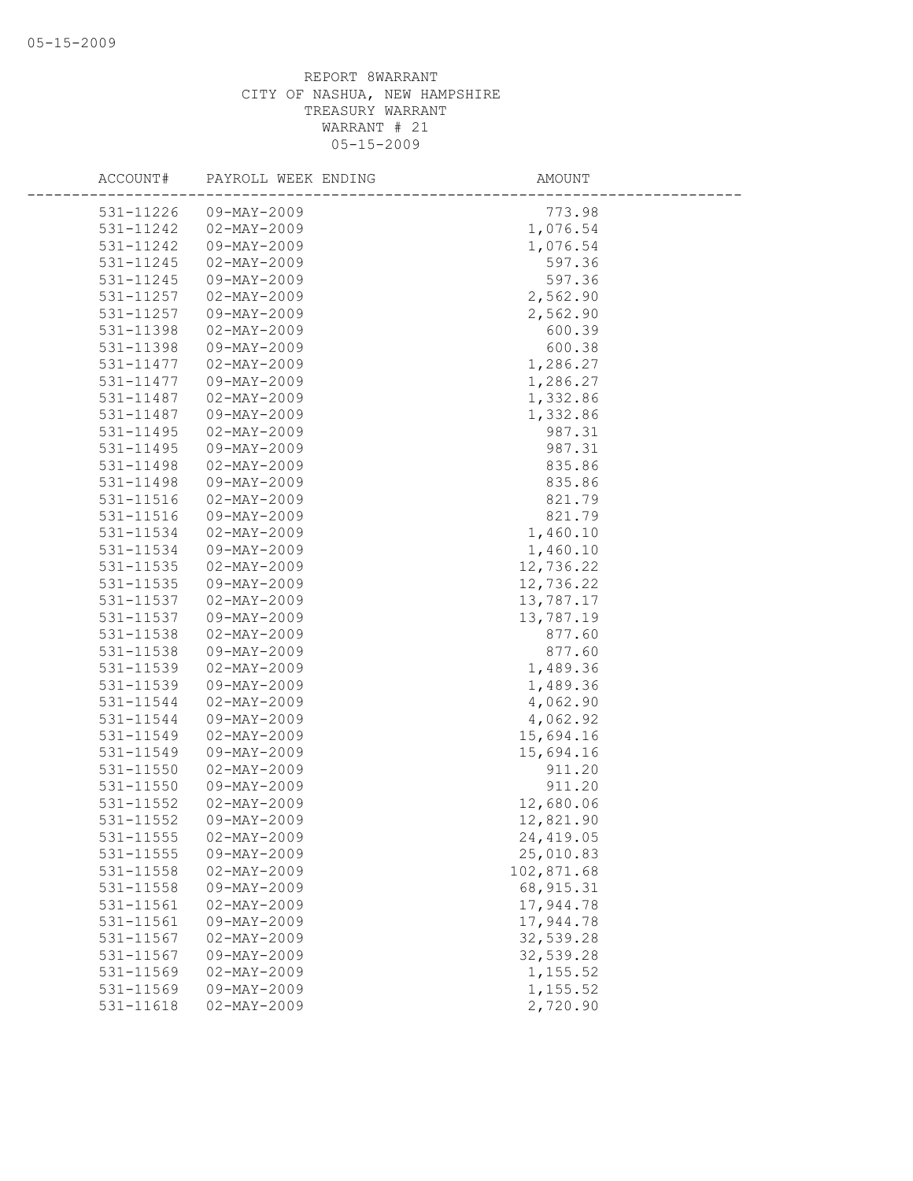REPORT 8WARRANT
CITY OF NASHUA, NEW HAMPSHIRE
TREASURY WARRANT
WARRANT # 21
05-15-2009

| ACCOUNT# | PAYROLL WEEK ENDING | AMOUNT |
|---|---|---|
| 531-11226 | 09-MAY-2009 | 773.98 |
| 531-11242 | 02-MAY-2009 | 1,076.54 |
| 531-11242 | 09-MAY-2009 | 1,076.54 |
| 531-11245 | 02-MAY-2009 | 597.36 |
| 531-11245 | 09-MAY-2009 | 597.36 |
| 531-11257 | 02-MAY-2009 | 2,562.90 |
| 531-11257 | 09-MAY-2009 | 2,562.90 |
| 531-11398 | 02-MAY-2009 | 600.39 |
| 531-11398 | 09-MAY-2009 | 600.38 |
| 531-11477 | 02-MAY-2009 | 1,286.27 |
| 531-11477 | 09-MAY-2009 | 1,286.27 |
| 531-11487 | 02-MAY-2009 | 1,332.86 |
| 531-11487 | 09-MAY-2009 | 1,332.86 |
| 531-11495 | 02-MAY-2009 | 987.31 |
| 531-11495 | 09-MAY-2009 | 987.31 |
| 531-11498 | 02-MAY-2009 | 835.86 |
| 531-11498 | 09-MAY-2009 | 835.86 |
| 531-11516 | 02-MAY-2009 | 821.79 |
| 531-11516 | 09-MAY-2009 | 821.79 |
| 531-11534 | 02-MAY-2009 | 1,460.10 |
| 531-11534 | 09-MAY-2009 | 1,460.10 |
| 531-11535 | 02-MAY-2009 | 12,736.22 |
| 531-11535 | 09-MAY-2009 | 12,736.22 |
| 531-11537 | 02-MAY-2009 | 13,787.17 |
| 531-11537 | 09-MAY-2009 | 13,787.19 |
| 531-11538 | 02-MAY-2009 | 877.60 |
| 531-11538 | 09-MAY-2009 | 877.60 |
| 531-11539 | 02-MAY-2009 | 1,489.36 |
| 531-11539 | 09-MAY-2009 | 1,489.36 |
| 531-11544 | 02-MAY-2009 | 4,062.90 |
| 531-11544 | 09-MAY-2009 | 4,062.92 |
| 531-11549 | 02-MAY-2009 | 15,694.16 |
| 531-11549 | 09-MAY-2009 | 15,694.16 |
| 531-11550 | 02-MAY-2009 | 911.20 |
| 531-11550 | 09-MAY-2009 | 911.20 |
| 531-11552 | 02-MAY-2009 | 12,680.06 |
| 531-11552 | 09-MAY-2009 | 12,821.90 |
| 531-11555 | 02-MAY-2009 | 24,419.05 |
| 531-11555 | 09-MAY-2009 | 25,010.83 |
| 531-11558 | 02-MAY-2009 | 102,871.68 |
| 531-11558 | 09-MAY-2009 | 68,915.31 |
| 531-11561 | 02-MAY-2009 | 17,944.78 |
| 531-11561 | 09-MAY-2009 | 17,944.78 |
| 531-11567 | 02-MAY-2009 | 32,539.28 |
| 531-11567 | 09-MAY-2009 | 32,539.28 |
| 531-11569 | 02-MAY-2009 | 1,155.52 |
| 531-11569 | 09-MAY-2009 | 1,155.52 |
| 531-11618 | 02-MAY-2009 | 2,720.90 |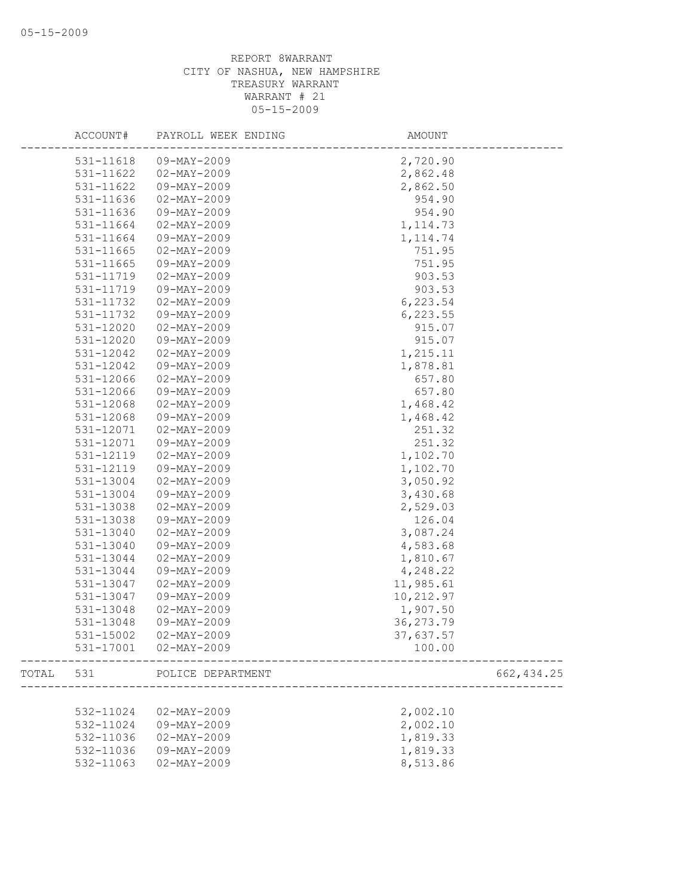REPORT 8WARRANT
CITY OF NASHUA, NEW HAMPSHIRE
TREASURY WARRANT
WARRANT # 21
05-15-2009

| ACCOUNT# | PAYROLL WEEK ENDING | AMOUNT | |
|---|---|---|---|
| 531-11618 | 09-MAY-2009 | 2,720.90 | |
| 531-11622 | 02-MAY-2009 | 2,862.48 | |
| 531-11622 | 09-MAY-2009 | 2,862.50 | |
| 531-11636 | 02-MAY-2009 | 954.90 | |
| 531-11636 | 09-MAY-2009 | 954.90 | |
| 531-11664 | 02-MAY-2009 | 1,114.73 | |
| 531-11664 | 09-MAY-2009 | 1,114.74 | |
| 531-11665 | 02-MAY-2009 | 751.95 | |
| 531-11665 | 09-MAY-2009 | 751.95 | |
| 531-11719 | 02-MAY-2009 | 903.53 | |
| 531-11719 | 09-MAY-2009 | 903.53 | |
| 531-11732 | 02-MAY-2009 | 6,223.54 | |
| 531-11732 | 09-MAY-2009 | 6,223.55 | |
| 531-12020 | 02-MAY-2009 | 915.07 | |
| 531-12020 | 09-MAY-2009 | 915.07 | |
| 531-12042 | 02-MAY-2009 | 1,215.11 | |
| 531-12042 | 09-MAY-2009 | 1,878.81 | |
| 531-12066 | 02-MAY-2009 | 657.80 | |
| 531-12066 | 09-MAY-2009 | 657.80 | |
| 531-12068 | 02-MAY-2009 | 1,468.42 | |
| 531-12068 | 09-MAY-2009 | 1,468.42 | |
| 531-12071 | 02-MAY-2009 | 251.32 | |
| 531-12071 | 09-MAY-2009 | 251.32 | |
| 531-12119 | 02-MAY-2009 | 1,102.70 | |
| 531-12119 | 09-MAY-2009 | 1,102.70 | |
| 531-13004 | 02-MAY-2009 | 3,050.92 | |
| 531-13004 | 09-MAY-2009 | 3,430.68 | |
| 531-13038 | 02-MAY-2009 | 2,529.03 | |
| 531-13038 | 09-MAY-2009 | 126.04 | |
| 531-13040 | 02-MAY-2009 | 3,087.24 | |
| 531-13040 | 09-MAY-2009 | 4,583.68 | |
| 531-13044 | 02-MAY-2009 | 1,810.67 | |
| 531-13044 | 09-MAY-2009 | 4,248.22 | |
| 531-13047 | 02-MAY-2009 | 11,985.61 | |
| 531-13047 | 09-MAY-2009 | 10,212.97 | |
| 531-13048 | 02-MAY-2009 | 1,907.50 | |
| 531-13048 | 09-MAY-2009 | 36,273.79 | |
| 531-15002 | 02-MAY-2009 | 37,637.57 | |
| 531-17001 | 02-MAY-2009 | 100.00 | |
| TOTAL 531 | POLICE DEPARTMENT | | 662,434.25 |
| 532-11024 | 02-MAY-2009 | 2,002.10 | |
| 532-11024 | 09-MAY-2009 | 2,002.10 | |
| 532-11036 | 02-MAY-2009 | 1,819.33 | |
| 532-11036 | 09-MAY-2009 | 1,819.33 | |
| 532-11063 | 02-MAY-2009 | 8,513.86 | |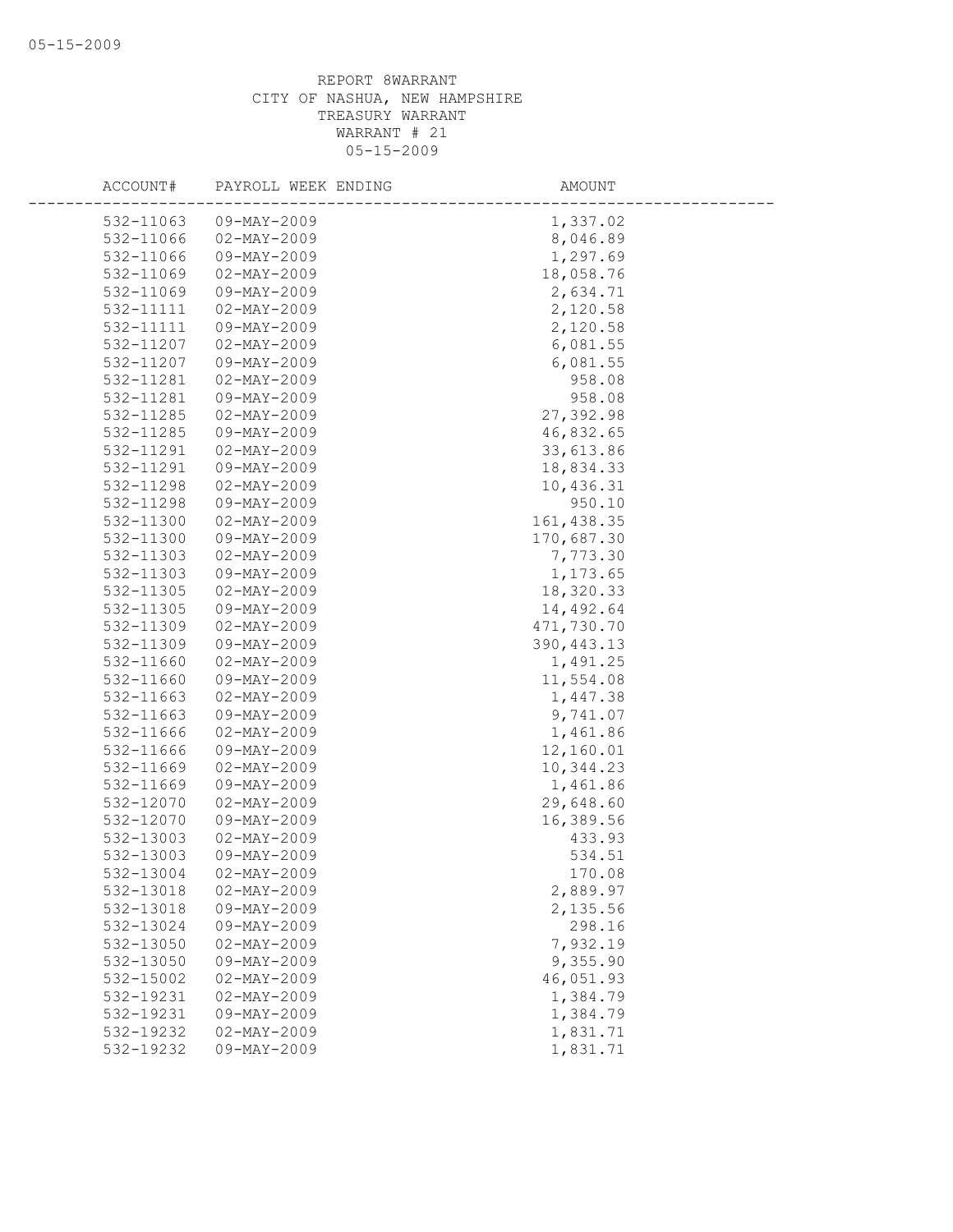REPORT 8WARRANT
CITY OF NASHUA, NEW HAMPSHIRE
TREASURY WARRANT
WARRANT # 21
05-15-2009

| ACCOUNT# | PAYROLL WEEK ENDING | AMOUNT |
|---|---|---|
| 532-11063 | 09-MAY-2009 | 1,337.02 |
| 532-11066 | 02-MAY-2009 | 8,046.89 |
| 532-11066 | 09-MAY-2009 | 1,297.69 |
| 532-11069 | 02-MAY-2009 | 18,058.76 |
| 532-11069 | 09-MAY-2009 | 2,634.71 |
| 532-11111 | 02-MAY-2009 | 2,120.58 |
| 532-11111 | 09-MAY-2009 | 2,120.58 |
| 532-11207 | 02-MAY-2009 | 6,081.55 |
| 532-11207 | 09-MAY-2009 | 6,081.55 |
| 532-11281 | 02-MAY-2009 | 958.08 |
| 532-11281 | 09-MAY-2009 | 958.08 |
| 532-11285 | 02-MAY-2009 | 27,392.98 |
| 532-11285 | 09-MAY-2009 | 46,832.65 |
| 532-11291 | 02-MAY-2009 | 33,613.86 |
| 532-11291 | 09-MAY-2009 | 18,834.33 |
| 532-11298 | 02-MAY-2009 | 10,436.31 |
| 532-11298 | 09-MAY-2009 | 950.10 |
| 532-11300 | 02-MAY-2009 | 161,438.35 |
| 532-11300 | 09-MAY-2009 | 170,687.30 |
| 532-11303 | 02-MAY-2009 | 7,773.30 |
| 532-11303 | 09-MAY-2009 | 1,173.65 |
| 532-11305 | 02-MAY-2009 | 18,320.33 |
| 532-11305 | 09-MAY-2009 | 14,492.64 |
| 532-11309 | 02-MAY-2009 | 471,730.70 |
| 532-11309 | 09-MAY-2009 | 390,443.13 |
| 532-11660 | 02-MAY-2009 | 1,491.25 |
| 532-11660 | 09-MAY-2009 | 11,554.08 |
| 532-11663 | 02-MAY-2009 | 1,447.38 |
| 532-11663 | 09-MAY-2009 | 9,741.07 |
| 532-11666 | 02-MAY-2009 | 1,461.86 |
| 532-11666 | 09-MAY-2009 | 12,160.01 |
| 532-11669 | 02-MAY-2009 | 10,344.23 |
| 532-11669 | 09-MAY-2009 | 1,461.86 |
| 532-12070 | 02-MAY-2009 | 29,648.60 |
| 532-12070 | 09-MAY-2009 | 16,389.56 |
| 532-13003 | 02-MAY-2009 | 433.93 |
| 532-13003 | 09-MAY-2009 | 534.51 |
| 532-13004 | 02-MAY-2009 | 170.08 |
| 532-13018 | 02-MAY-2009 | 2,889.97 |
| 532-13018 | 09-MAY-2009 | 2,135.56 |
| 532-13024 | 09-MAY-2009 | 298.16 |
| 532-13050 | 02-MAY-2009 | 7,932.19 |
| 532-13050 | 09-MAY-2009 | 9,355.90 |
| 532-15002 | 02-MAY-2009 | 46,051.93 |
| 532-19231 | 02-MAY-2009 | 1,384.79 |
| 532-19231 | 09-MAY-2009 | 1,384.79 |
| 532-19232 | 02-MAY-2009 | 1,831.71 |
| 532-19232 | 09-MAY-2009 | 1,831.71 |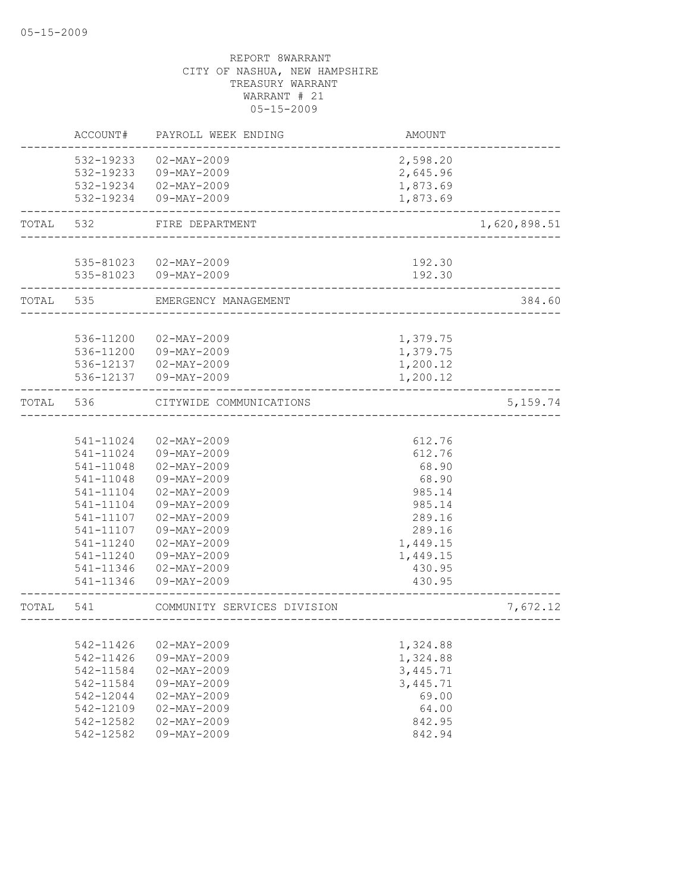05-15-2009

REPORT 8WARRANT
CITY OF NASHUA, NEW HAMPSHIRE
TREASURY WARRANT
WARRANT # 21
05-15-2009

| | ACCOUNT# | PAYROLL WEEK ENDING | AMOUNT | |
|---|---|---|---|---|
| | 532-19233 | 02-MAY-2009 | 2,598.20 | |
| | 532-19233 | 09-MAY-2009 | 2,645.96 | |
| | 532-19234 | 02-MAY-2009 | 1,873.69 | |
| | 532-19234 | 09-MAY-2009 | 1,873.69 | |
| TOTAL | 532 | FIRE DEPARTMENT | | 1,620,898.51 |
| | 535-81023 | 02-MAY-2009 | 192.30 | |
| | 535-81023 | 09-MAY-2009 | 192.30 | |
| TOTAL | 535 | EMERGENCY MANAGEMENT | | 384.60 |
| | 536-11200 | 02-MAY-2009 | 1,379.75 | |
| | 536-11200 | 09-MAY-2009 | 1,379.75 | |
| | 536-12137 | 02-MAY-2009 | 1,200.12 | |
| | 536-12137 | 09-MAY-2009 | 1,200.12 | |
| TOTAL | 536 | CITYWIDE COMMUNICATIONS | | 5,159.74 |
| | 541-11024 | 02-MAY-2009 | 612.76 | |
| | 541-11024 | 09-MAY-2009 | 612.76 | |
| | 541-11048 | 02-MAY-2009 | 68.90 | |
| | 541-11048 | 09-MAY-2009 | 68.90 | |
| | 541-11104 | 02-MAY-2009 | 985.14 | |
| | 541-11104 | 09-MAY-2009 | 985.14 | |
| | 541-11107 | 02-MAY-2009 | 289.16 | |
| | 541-11107 | 09-MAY-2009 | 289.16 | |
| | 541-11240 | 02-MAY-2009 | 1,449.15 | |
| | 541-11240 | 09-MAY-2009 | 1,449.15 | |
| | 541-11346 | 02-MAY-2009 | 430.95 | |
| | 541-11346 | 09-MAY-2009 | 430.95 | |
| TOTAL | 541 | COMMUNITY SERVICES DIVISION | | 7,672.12 |
| | 542-11426 | 02-MAY-2009 | 1,324.88 | |
| | 542-11426 | 09-MAY-2009 | 1,324.88 | |
| | 542-11584 | 02-MAY-2009 | 3,445.71 | |
| | 542-11584 | 09-MAY-2009 | 3,445.71 | |
| | 542-12044 | 02-MAY-2009 | 69.00 | |
| | 542-12109 | 02-MAY-2009 | 64.00 | |
| | 542-12582 | 02-MAY-2009 | 842.95 | |
| | 542-12582 | 09-MAY-2009 | 842.94 | |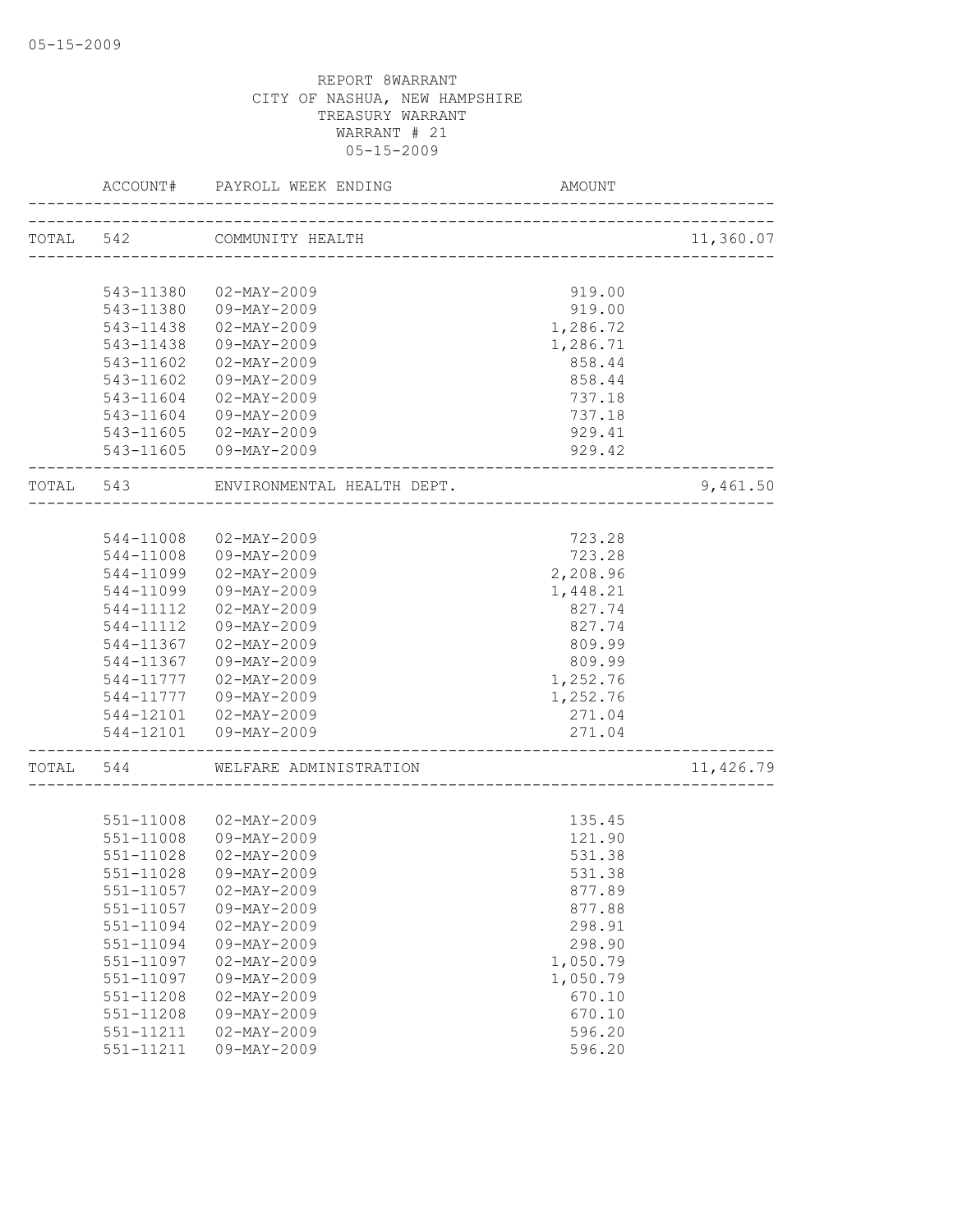REPORT 8WARRANT
CITY OF NASHUA, NEW HAMPSHIRE
TREASURY WARRANT
WARRANT # 21
05-15-2009

| ACCOUNT# | PAYROLL WEEK ENDING | AMOUNT | |
|---|---|---|---|
| TOTAL 542 | COMMUNITY HEALTH | | 11,360.07 |
| 543-11380 | 02-MAY-2009 | 919.00 | |
| 543-11380 | 09-MAY-2009 | 919.00 | |
| 543-11438 | 02-MAY-2009 | 1,286.72 | |
| 543-11438 | 09-MAY-2009 | 1,286.71 | |
| 543-11602 | 02-MAY-2009 | 858.44 | |
| 543-11602 | 09-MAY-2009 | 858.44 | |
| 543-11604 | 02-MAY-2009 | 737.18 | |
| 543-11604 | 09-MAY-2009 | 737.18 | |
| 543-11605 | 02-MAY-2009 | 929.41 | |
| 543-11605 | 09-MAY-2009 | 929.42 | |
| TOTAL 543 | ENVIRONMENTAL HEALTH DEPT. | | 9,461.50 |
| 544-11008 | 02-MAY-2009 | 723.28 | |
| 544-11008 | 09-MAY-2009 | 723.28 | |
| 544-11099 | 02-MAY-2009 | 2,208.96 | |
| 544-11099 | 09-MAY-2009 | 1,448.21 | |
| 544-11112 | 02-MAY-2009 | 827.74 | |
| 544-11112 | 09-MAY-2009 | 827.74 | |
| 544-11367 | 02-MAY-2009 | 809.99 | |
| 544-11367 | 09-MAY-2009 | 809.99 | |
| 544-11777 | 02-MAY-2009 | 1,252.76 | |
| 544-11777 | 09-MAY-2009 | 1,252.76 | |
| 544-12101 | 02-MAY-2009 | 271.04 | |
| 544-12101 | 09-MAY-2009 | 271.04 | |
| TOTAL 544 | WELFARE ADMINISTRATION | | 11,426.79 |
| 551-11008 | 02-MAY-2009 | 135.45 | |
| 551-11008 | 09-MAY-2009 | 121.90 | |
| 551-11028 | 02-MAY-2009 | 531.38 | |
| 551-11028 | 09-MAY-2009 | 531.38 | |
| 551-11057 | 02-MAY-2009 | 877.89 | |
| 551-11057 | 09-MAY-2009 | 877.88 | |
| 551-11094 | 02-MAY-2009 | 298.91 | |
| 551-11094 | 09-MAY-2009 | 298.90 | |
| 551-11097 | 02-MAY-2009 | 1,050.79 | |
| 551-11097 | 09-MAY-2009 | 1,050.79 | |
| 551-11208 | 02-MAY-2009 | 670.10 | |
| 551-11208 | 09-MAY-2009 | 670.10 | |
| 551-11211 | 02-MAY-2009 | 596.20 | |
| 551-11211 | 09-MAY-2009 | 596.20 | |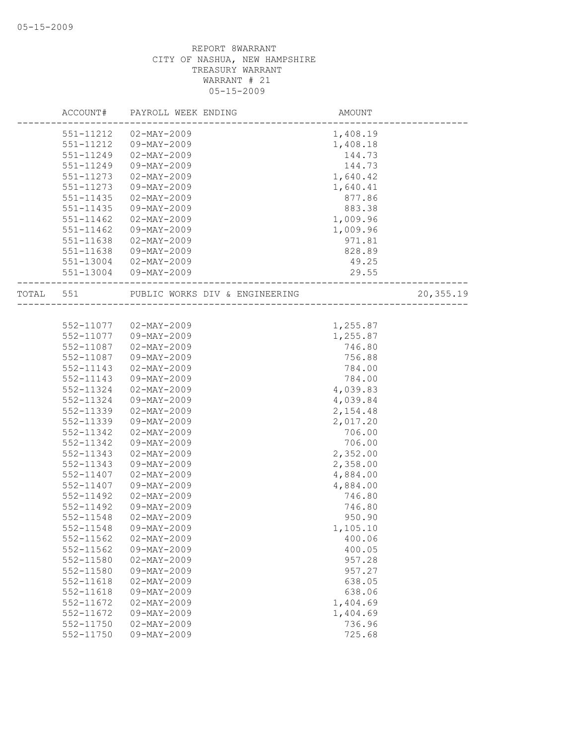REPORT 8WARRANT
CITY OF NASHUA, NEW HAMPSHIRE
TREASURY WARRANT
WARRANT # 21
05-15-2009

| | ACCOUNT# | PAYROLL WEEK ENDING | AMOUNT | |
|---|---|---|---|---|
| | 551-11212 | 02-MAY-2009 | 1,408.19 | |
| | 551-11212 | 09-MAY-2009 | 1,408.18 | |
| | 551-11249 | 02-MAY-2009 | 144.73 | |
| | 551-11249 | 09-MAY-2009 | 144.73 | |
| | 551-11273 | 02-MAY-2009 | 1,640.42 | |
| | 551-11273 | 09-MAY-2009 | 1,640.41 | |
| | 551-11435 | 02-MAY-2009 | 877.86 | |
| | 551-11435 | 09-MAY-2009 | 883.38 | |
| | 551-11462 | 02-MAY-2009 | 1,009.96 | |
| | 551-11462 | 09-MAY-2009 | 1,009.96 | |
| | 551-11638 | 02-MAY-2009 | 971.81 | |
| | 551-11638 | 09-MAY-2009 | 828.89 | |
| | 551-13004 | 02-MAY-2009 | 49.25 | |
| | 551-13004 | 09-MAY-2009 | 29.55 | |
| TOTAL | 551 | PUBLIC WORKS DIV & ENGINEERING | | 20,355.19 |
| | 552-11077 | 02-MAY-2009 | 1,255.87 | |
| | 552-11077 | 09-MAY-2009 | 1,255.87 | |
| | 552-11087 | 02-MAY-2009 | 746.80 | |
| | 552-11087 | 09-MAY-2009 | 756.88 | |
| | 552-11143 | 02-MAY-2009 | 784.00 | |
| | 552-11143 | 09-MAY-2009 | 784.00 | |
| | 552-11324 | 02-MAY-2009 | 4,039.83 | |
| | 552-11324 | 09-MAY-2009 | 4,039.84 | |
| | 552-11339 | 02-MAY-2009 | 2,154.48 | |
| | 552-11339 | 09-MAY-2009 | 2,017.20 | |
| | 552-11342 | 02-MAY-2009 | 706.00 | |
| | 552-11342 | 09-MAY-2009 | 706.00 | |
| | 552-11343 | 02-MAY-2009 | 2,352.00 | |
| | 552-11343 | 09-MAY-2009 | 2,358.00 | |
| | 552-11407 | 02-MAY-2009 | 4,884.00 | |
| | 552-11407 | 09-MAY-2009 | 4,884.00 | |
| | 552-11492 | 02-MAY-2009 | 746.80 | |
| | 552-11492 | 09-MAY-2009 | 746.80 | |
| | 552-11548 | 02-MAY-2009 | 950.90 | |
| | 552-11548 | 09-MAY-2009 | 1,105.10 | |
| | 552-11562 | 02-MAY-2009 | 400.06 | |
| | 552-11562 | 09-MAY-2009 | 400.05 | |
| | 552-11580 | 02-MAY-2009 | 957.28 | |
| | 552-11580 | 09-MAY-2009 | 957.27 | |
| | 552-11618 | 02-MAY-2009 | 638.05 | |
| | 552-11618 | 09-MAY-2009 | 638.06 | |
| | 552-11672 | 02-MAY-2009 | 1,404.69 | |
| | 552-11672 | 09-MAY-2009 | 1,404.69 | |
| | 552-11750 | 02-MAY-2009 | 736.96 | |
| | 552-11750 | 09-MAY-2009 | 725.68 | |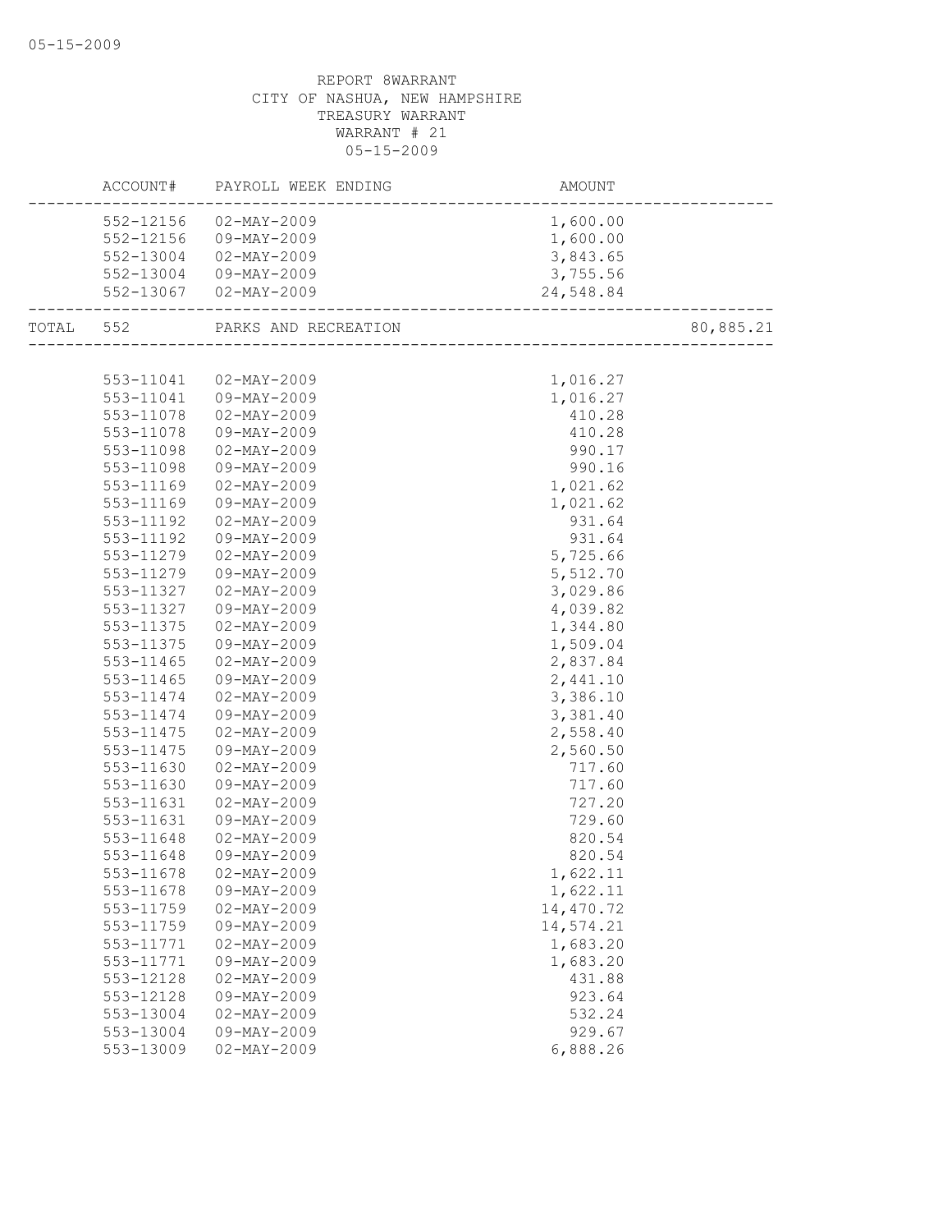REPORT 8WARRANT
CITY OF NASHUA, NEW HAMPSHIRE
TREASURY WARRANT
WARRANT # 21
05-15-2009

| | ACCOUNT# | PAYROLL WEEK ENDING | AMOUNT | |
|---|---|---|---|---|
| | 552-12156 | 02-MAY-2009 | 1,600.00 | |
| | 552-12156 | 09-MAY-2009 | 1,600.00 | |
| | 552-13004 | 02-MAY-2009 | 3,843.65 | |
| | 552-13004 | 09-MAY-2009 | 3,755.56 | |
| | 552-13067 | 02-MAY-2009 | 24,548.84 | |
| TOTAL | 552 | PARKS AND RECREATION | | 80,885.21 |
| | 553-11041 | 02-MAY-2009 | 1,016.27 | |
| | 553-11041 | 09-MAY-2009 | 1,016.27 | |
| | 553-11078 | 02-MAY-2009 | 410.28 | |
| | 553-11078 | 09-MAY-2009 | 410.28 | |
| | 553-11098 | 02-MAY-2009 | 990.17 | |
| | 553-11098 | 09-MAY-2009 | 990.16 | |
| | 553-11169 | 02-MAY-2009 | 1,021.62 | |
| | 553-11169 | 09-MAY-2009 | 1,021.62 | |
| | 553-11192 | 02-MAY-2009 | 931.64 | |
| | 553-11192 | 09-MAY-2009 | 931.64 | |
| | 553-11279 | 02-MAY-2009 | 5,725.66 | |
| | 553-11279 | 09-MAY-2009 | 5,512.70 | |
| | 553-11327 | 02-MAY-2009 | 3,029.86 | |
| | 553-11327 | 09-MAY-2009 | 4,039.82 | |
| | 553-11375 | 02-MAY-2009 | 1,344.80 | |
| | 553-11375 | 09-MAY-2009 | 1,509.04 | |
| | 553-11465 | 02-MAY-2009 | 2,837.84 | |
| | 553-11465 | 09-MAY-2009 | 2,441.10 | |
| | 553-11474 | 02-MAY-2009 | 3,386.10 | |
| | 553-11474 | 09-MAY-2009 | 3,381.40 | |
| | 553-11475 | 02-MAY-2009 | 2,558.40 | |
| | 553-11475 | 09-MAY-2009 | 2,560.50 | |
| | 553-11630 | 02-MAY-2009 | 717.60 | |
| | 553-11630 | 09-MAY-2009 | 717.60 | |
| | 553-11631 | 02-MAY-2009 | 727.20 | |
| | 553-11631 | 09-MAY-2009 | 729.60 | |
| | 553-11648 | 02-MAY-2009 | 820.54 | |
| | 553-11648 | 09-MAY-2009 | 820.54 | |
| | 553-11678 | 02-MAY-2009 | 1,622.11 | |
| | 553-11678 | 09-MAY-2009 | 1,622.11 | |
| | 553-11759 | 02-MAY-2009 | 14,470.72 | |
| | 553-11759 | 09-MAY-2009 | 14,574.21 | |
| | 553-11771 | 02-MAY-2009 | 1,683.20 | |
| | 553-11771 | 09-MAY-2009 | 1,683.20 | |
| | 553-12128 | 02-MAY-2009 | 431.88 | |
| | 553-12128 | 09-MAY-2009 | 923.64 | |
| | 553-13004 | 02-MAY-2009 | 532.24 | |
| | 553-13004 | 09-MAY-2009 | 929.67 | |
| | 553-13009 | 02-MAY-2009 | 6,888.26 | |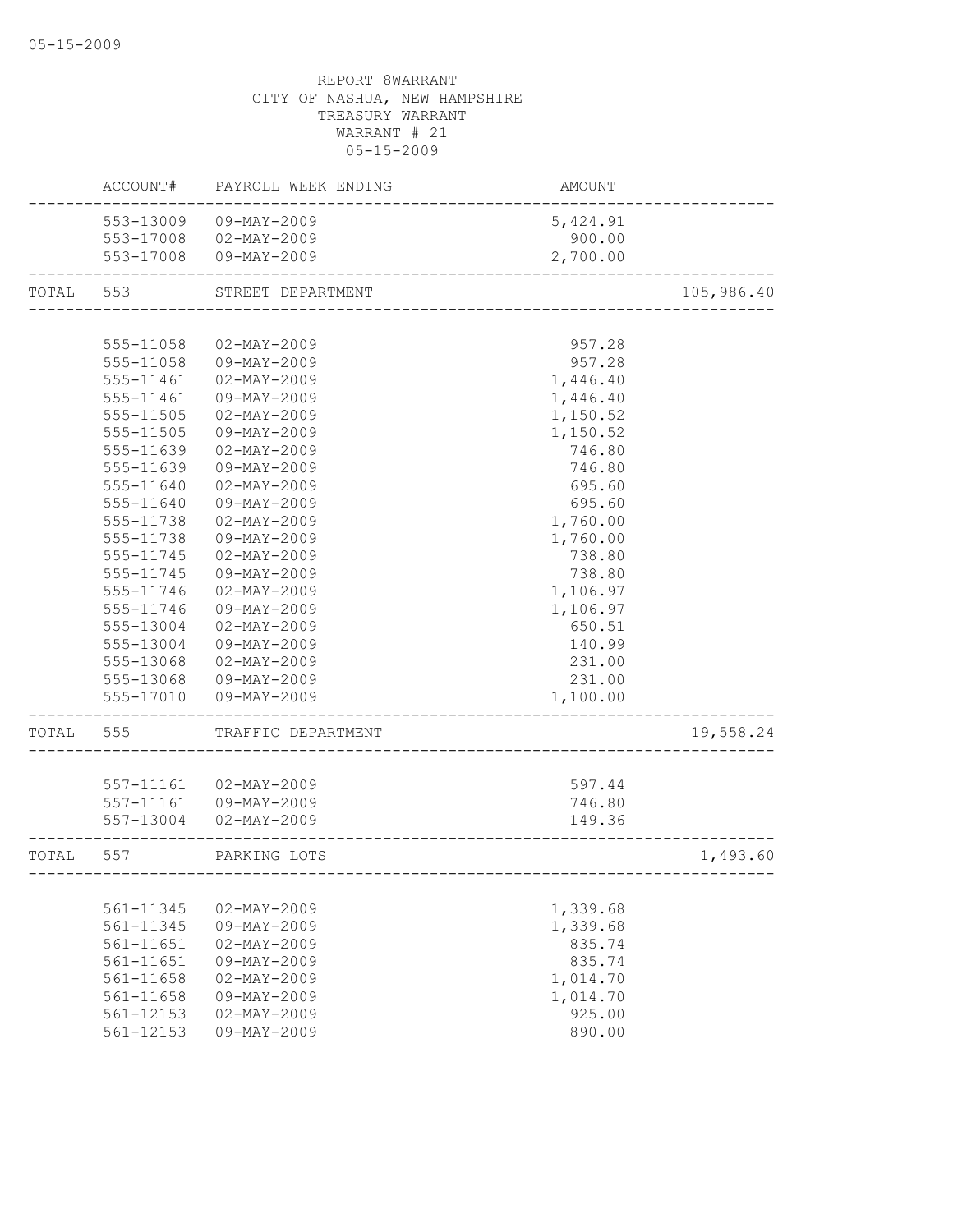REPORT 8WARRANT
CITY OF NASHUA, NEW HAMPSHIRE
TREASURY WARRANT
WARRANT # 21
05-15-2009

| | ACCOUNT# | PAYROLL WEEK ENDING | AMOUNT | |
|---|---|---|---|---|
| | 553-13009 | 09-MAY-2009 | 5,424.91 | |
| | 553-17008 | 02-MAY-2009 | 900.00 | |
| | 553-17008 | 09-MAY-2009 | 2,700.00 | |
| TOTAL | 553 | STREET DEPARTMENT | | 105,986.40 |
| | 555-11058 | 02-MAY-2009 | 957.28 | |
| | 555-11058 | 09-MAY-2009 | 957.28 | |
| | 555-11461 | 02-MAY-2009 | 1,446.40 | |
| | 555-11461 | 09-MAY-2009 | 1,446.40 | |
| | 555-11505 | 02-MAY-2009 | 1,150.52 | |
| | 555-11505 | 09-MAY-2009 | 1,150.52 | |
| | 555-11639 | 02-MAY-2009 | 746.80 | |
| | 555-11639 | 09-MAY-2009 | 746.80 | |
| | 555-11640 | 02-MAY-2009 | 695.60 | |
| | 555-11640 | 09-MAY-2009 | 695.60 | |
| | 555-11738 | 02-MAY-2009 | 1,760.00 | |
| | 555-11738 | 09-MAY-2009 | 1,760.00 | |
| | 555-11745 | 02-MAY-2009 | 738.80 | |
| | 555-11745 | 09-MAY-2009 | 738.80 | |
| | 555-11746 | 02-MAY-2009 | 1,106.97 | |
| | 555-11746 | 09-MAY-2009 | 1,106.97 | |
| | 555-13004 | 02-MAY-2009 | 650.51 | |
| | 555-13004 | 09-MAY-2009 | 140.99 | |
| | 555-13068 | 02-MAY-2009 | 231.00 | |
| | 555-13068 | 09-MAY-2009 | 231.00 | |
| | 555-17010 | 09-MAY-2009 | 1,100.00 | |
| TOTAL | 555 | TRAFFIC DEPARTMENT | | 19,558.24 |
| | 557-11161 | 02-MAY-2009 | 597.44 | |
| | 557-11161 | 09-MAY-2009 | 746.80 | |
| | 557-13004 | 02-MAY-2009 | 149.36 | |
| TOTAL | 557 | PARKING LOTS | | 1,493.60 |
| | 561-11345 | 02-MAY-2009 | 1,339.68 | |
| | 561-11345 | 09-MAY-2009 | 1,339.68 | |
| | 561-11651 | 02-MAY-2009 | 835.74 | |
| | 561-11651 | 09-MAY-2009 | 835.74 | |
| | 561-11658 | 02-MAY-2009 | 1,014.70 | |
| | 561-11658 | 09-MAY-2009 | 1,014.70 | |
| | 561-12153 | 02-MAY-2009 | 925.00 | |
| | 561-12153 | 09-MAY-2009 | 890.00 | |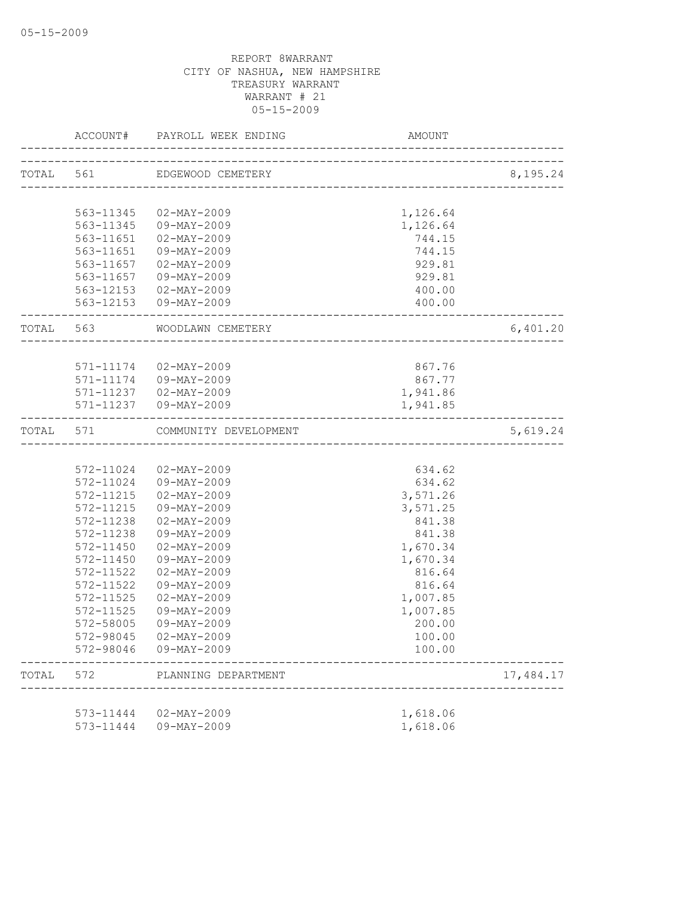REPORT 8WARRANT
CITY OF NASHUA, NEW HAMPSHIRE
TREASURY WARRANT
WARRANT # 21
05-15-2009

| | ACCOUNT# | PAYROLL WEEK ENDING | AMOUNT | |
|---|---|---|---|---|
| TOTAL | 561 | EDGEWOOD CEMETERY | | 8,195.24 |
| | 563-11345 | 02-MAY-2009 | 1,126.64 | |
| | 563-11345 | 09-MAY-2009 | 1,126.64 | |
| | 563-11651 | 02-MAY-2009 | 744.15 | |
| | 563-11651 | 09-MAY-2009 | 744.15 | |
| | 563-11657 | 02-MAY-2009 | 929.81 | |
| | 563-11657 | 09-MAY-2009 | 929.81 | |
| | 563-12153 | 02-MAY-2009 | 400.00 | |
| | 563-12153 | 09-MAY-2009 | 400.00 | |
| TOTAL | 563 | WOODLAWN CEMETERY | | 6,401.20 |
| | 571-11174 | 02-MAY-2009 | 867.76 | |
| | 571-11174 | 09-MAY-2009 | 867.77 | |
| | 571-11237 | 02-MAY-2009 | 1,941.86 | |
| | 571-11237 | 09-MAY-2009 | 1,941.85 | |
| TOTAL | 571 | COMMUNITY DEVELOPMENT | | 5,619.24 |
| | 572-11024 | 02-MAY-2009 | 634.62 | |
| | 572-11024 | 09-MAY-2009 | 634.62 | |
| | 572-11215 | 02-MAY-2009 | 3,571.26 | |
| | 572-11215 | 09-MAY-2009 | 3,571.25 | |
| | 572-11238 | 02-MAY-2009 | 841.38 | |
| | 572-11238 | 09-MAY-2009 | 841.38 | |
| | 572-11450 | 02-MAY-2009 | 1,670.34 | |
| | 572-11450 | 09-MAY-2009 | 1,670.34 | |
| | 572-11522 | 02-MAY-2009 | 816.64 | |
| | 572-11522 | 09-MAY-2009 | 816.64 | |
| | 572-11525 | 02-MAY-2009 | 1,007.85 | |
| | 572-11525 | 09-MAY-2009 | 1,007.85 | |
| | 572-58005 | 09-MAY-2009 | 200.00 | |
| | 572-98045 | 02-MAY-2009 | 100.00 | |
| | 572-98046 | 09-MAY-2009 | 100.00 | |
| TOTAL | 572 | PLANNING DEPARTMENT | | 17,484.17 |
| | 573-11444 | 02-MAY-2009 | 1,618.06 | |
| | 573-11444 | 09-MAY-2009 | 1,618.06 | |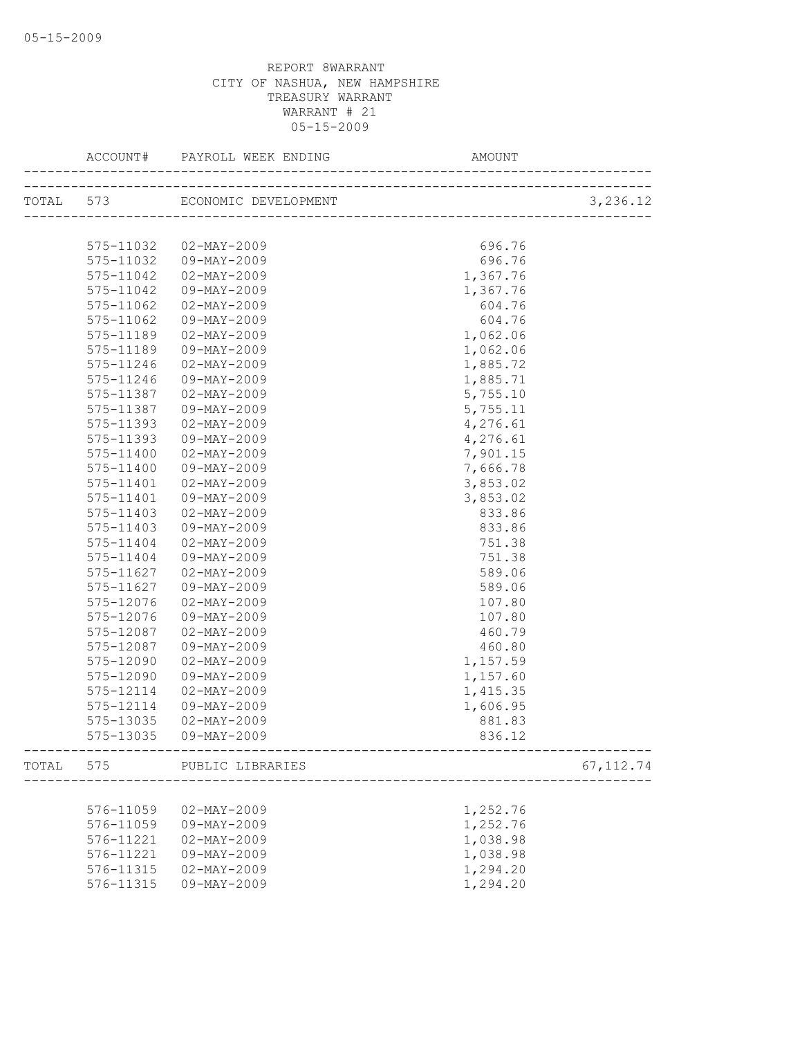05-15-2009

REPORT 8WARRANT
CITY OF NASHUA, NEW HAMPSHIRE
TREASURY WARRANT
WARRANT # 21
05-15-2009

| | ACCOUNT# | PAYROLL WEEK ENDING | AMOUNT | |
|---|---|---|---|---|
| TOTAL | 573 | ECONOMIC DEVELOPMENT | | 3,236.12 |
| | 575-11032 | 02-MAY-2009 | 696.76 | |
| | 575-11032 | 09-MAY-2009 | 696.76 | |
| | 575-11042 | 02-MAY-2009 | 1,367.76 | |
| | 575-11042 | 09-MAY-2009 | 1,367.76 | |
| | 575-11062 | 02-MAY-2009 | 604.76 | |
| | 575-11062 | 09-MAY-2009 | 604.76 | |
| | 575-11189 | 02-MAY-2009 | 1,062.06 | |
| | 575-11189 | 09-MAY-2009 | 1,062.06 | |
| | 575-11246 | 02-MAY-2009 | 1,885.72 | |
| | 575-11246 | 09-MAY-2009 | 1,885.71 | |
| | 575-11387 | 02-MAY-2009 | 5,755.10 | |
| | 575-11387 | 09-MAY-2009 | 5,755.11 | |
| | 575-11393 | 02-MAY-2009 | 4,276.61 | |
| | 575-11393 | 09-MAY-2009 | 4,276.61 | |
| | 575-11400 | 02-MAY-2009 | 7,901.15 | |
| | 575-11400 | 09-MAY-2009 | 7,666.78 | |
| | 575-11401 | 02-MAY-2009 | 3,853.02 | |
| | 575-11401 | 09-MAY-2009 | 3,853.02 | |
| | 575-11403 | 02-MAY-2009 | 833.86 | |
| | 575-11403 | 09-MAY-2009 | 833.86 | |
| | 575-11404 | 02-MAY-2009 | 751.38 | |
| | 575-11404 | 09-MAY-2009 | 751.38 | |
| | 575-11627 | 02-MAY-2009 | 589.06 | |
| | 575-11627 | 09-MAY-2009 | 589.06 | |
| | 575-12076 | 02-MAY-2009 | 107.80 | |
| | 575-12076 | 09-MAY-2009 | 107.80 | |
| | 575-12087 | 02-MAY-2009 | 460.79 | |
| | 575-12087 | 09-MAY-2009 | 460.80 | |
| | 575-12090 | 02-MAY-2009 | 1,157.59 | |
| | 575-12090 | 09-MAY-2009 | 1,157.60 | |
| | 575-12114 | 02-MAY-2009 | 1,415.35 | |
| | 575-12114 | 09-MAY-2009 | 1,606.95 | |
| | 575-13035 | 02-MAY-2009 | 881.83 | |
| | 575-13035 | 09-MAY-2009 | 836.12 | |
| TOTAL | 575 | PUBLIC LIBRARIES | | 67,112.74 |
| | 576-11059 | 02-MAY-2009 | 1,252.76 | |
| | 576-11059 | 09-MAY-2009 | 1,252.76 | |
| | 576-11221 | 02-MAY-2009 | 1,038.98 | |
| | 576-11221 | 09-MAY-2009 | 1,038.98 | |
| | 576-11315 | 02-MAY-2009 | 1,294.20 | |
| | 576-11315 | 09-MAY-2009 | 1,294.20 | |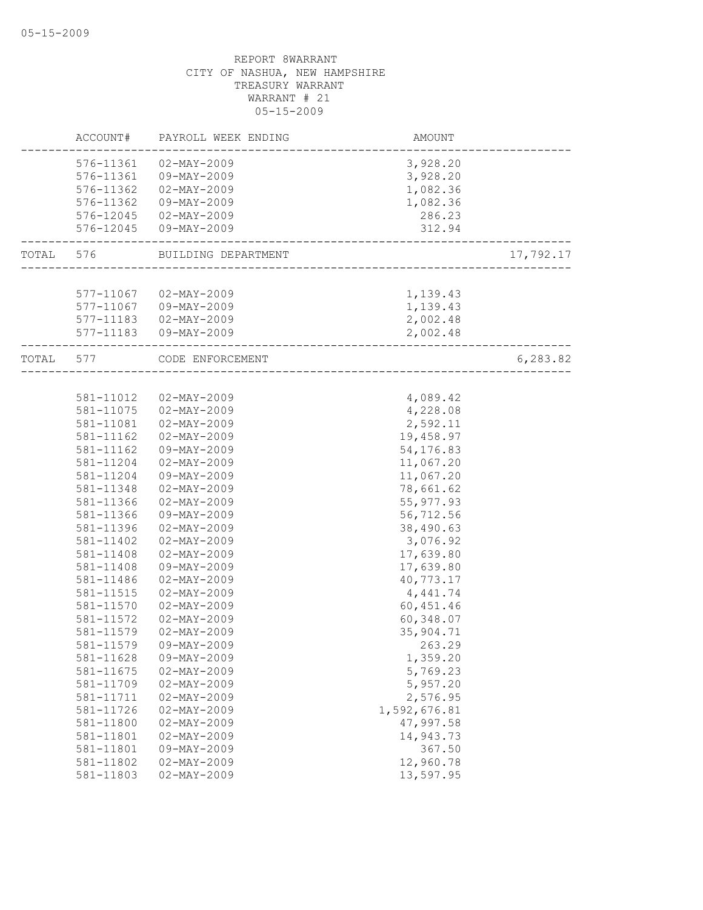REPORT 8WARRANT
CITY OF NASHUA, NEW HAMPSHIRE
TREASURY WARRANT
WARRANT # 21
05-15-2009

| | ACCOUNT# | PAYROLL WEEK ENDING | AMOUNT | |
|---|---|---|---|---|
| | 576-11361 | 02-MAY-2009 | 3,928.20 | |
| | 576-11361 | 09-MAY-2009 | 3,928.20 | |
| | 576-11362 | 02-MAY-2009 | 1,082.36 | |
| | 576-11362 | 09-MAY-2009 | 1,082.36 | |
| | 576-12045 | 02-MAY-2009 | 286.23 | |
| | 576-12045 | 09-MAY-2009 | 312.94 | |
| TOTAL | 576 | BUILDING DEPARTMENT | | 17,792.17 |
| | 577-11067 | 02-MAY-2009 | 1,139.43 | |
| | 577-11067 | 09-MAY-2009 | 1,139.43 | |
| | 577-11183 | 02-MAY-2009 | 2,002.48 | |
| | 577-11183 | 09-MAY-2009 | 2,002.48 | |
| TOTAL | 577 | CODE ENFORCEMENT | | 6,283.82 |
| | 581-11012 | 02-MAY-2009 | 4,089.42 | |
| | 581-11075 | 02-MAY-2009 | 4,228.08 | |
| | 581-11081 | 02-MAY-2009 | 2,592.11 | |
| | 581-11162 | 02-MAY-2009 | 19,458.97 | |
| | 581-11162 | 09-MAY-2009 | 54,176.83 | |
| | 581-11204 | 02-MAY-2009 | 11,067.20 | |
| | 581-11204 | 09-MAY-2009 | 11,067.20 | |
| | 581-11348 | 02-MAY-2009 | 78,661.62 | |
| | 581-11366 | 02-MAY-2009 | 55,977.93 | |
| | 581-11366 | 09-MAY-2009 | 56,712.56 | |
| | 581-11396 | 02-MAY-2009 | 38,490.63 | |
| | 581-11402 | 02-MAY-2009 | 3,076.92 | |
| | 581-11408 | 02-MAY-2009 | 17,639.80 | |
| | 581-11408 | 09-MAY-2009 | 17,639.80 | |
| | 581-11486 | 02-MAY-2009 | 40,773.17 | |
| | 581-11515 | 02-MAY-2009 | 4,441.74 | |
| | 581-11570 | 02-MAY-2009 | 60,451.46 | |
| | 581-11572 | 02-MAY-2009 | 60,348.07 | |
| | 581-11579 | 02-MAY-2009 | 35,904.71 | |
| | 581-11579 | 09-MAY-2009 | 263.29 | |
| | 581-11628 | 09-MAY-2009 | 1,359.20 | |
| | 581-11675 | 02-MAY-2009 | 5,769.23 | |
| | 581-11709 | 02-MAY-2009 | 5,957.20 | |
| | 581-11711 | 02-MAY-2009 | 2,576.95 | |
| | 581-11726 | 02-MAY-2009 | 1,592,676.81 | |
| | 581-11800 | 02-MAY-2009 | 47,997.58 | |
| | 581-11801 | 02-MAY-2009 | 14,943.73 | |
| | 581-11801 | 09-MAY-2009 | 367.50 | |
| | 581-11802 | 02-MAY-2009 | 12,960.78 | |
| | 581-11803 | 02-MAY-2009 | 13,597.95 | |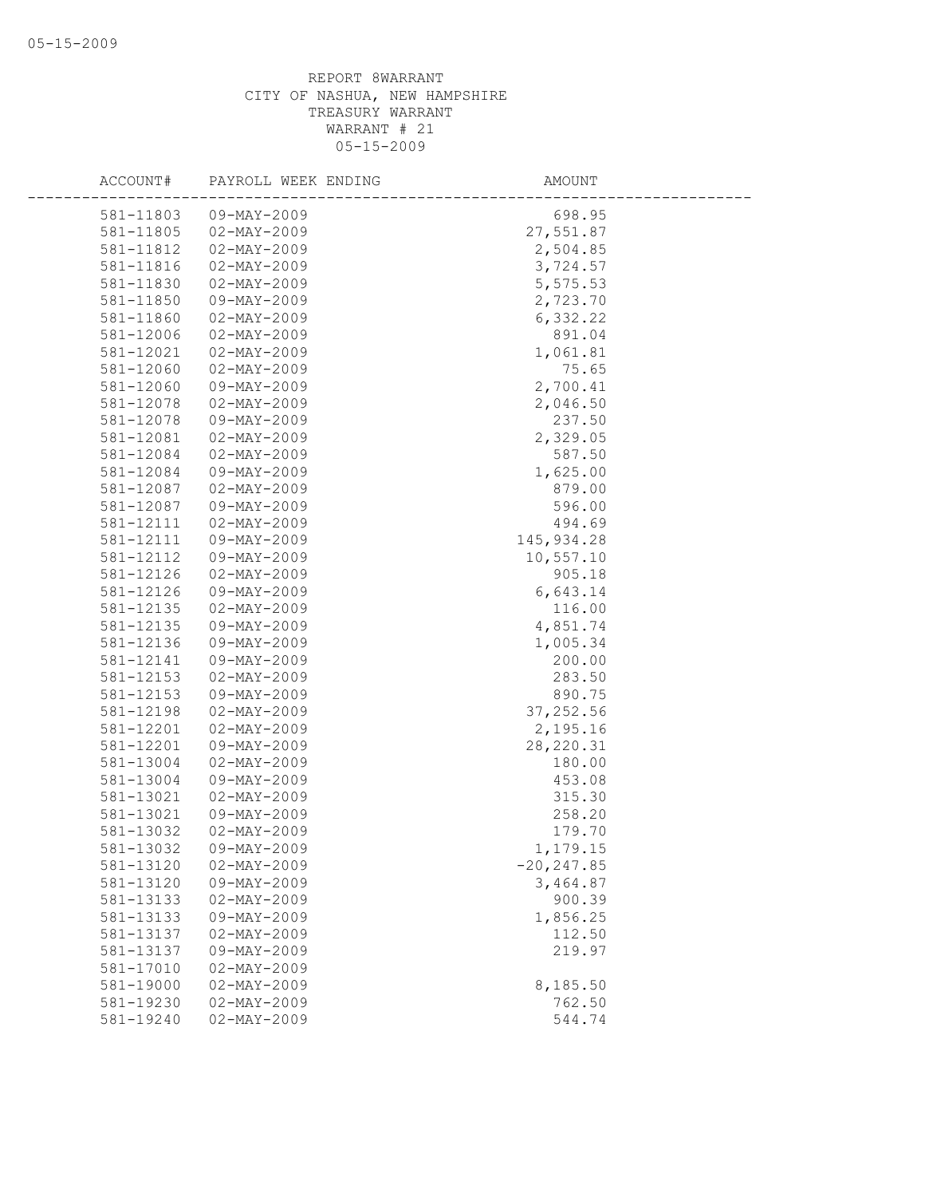REPORT 8WARRANT
CITY OF NASHUA, NEW HAMPSHIRE
TREASURY WARRANT
WARRANT # 21
05-15-2009

| ACCOUNT# | PAYROLL WEEK ENDING | AMOUNT |
|---|---|---|
| 581-11803 | 09-MAY-2009 | 698.95 |
| 581-11805 | 02-MAY-2009 | 27,551.87 |
| 581-11812 | 02-MAY-2009 | 2,504.85 |
| 581-11816 | 02-MAY-2009 | 3,724.57 |
| 581-11830 | 02-MAY-2009 | 5,575.53 |
| 581-11850 | 09-MAY-2009 | 2,723.70 |
| 581-11860 | 02-MAY-2009 | 6,332.22 |
| 581-12006 | 02-MAY-2009 | 891.04 |
| 581-12021 | 02-MAY-2009 | 1,061.81 |
| 581-12060 | 02-MAY-2009 | 75.65 |
| 581-12060 | 09-MAY-2009 | 2,700.41 |
| 581-12078 | 02-MAY-2009 | 2,046.50 |
| 581-12078 | 09-MAY-2009 | 237.50 |
| 581-12081 | 02-MAY-2009 | 2,329.05 |
| 581-12084 | 02-MAY-2009 | 587.50 |
| 581-12084 | 09-MAY-2009 | 1,625.00 |
| 581-12087 | 02-MAY-2009 | 879.00 |
| 581-12087 | 09-MAY-2009 | 596.00 |
| 581-12111 | 02-MAY-2009 | 494.69 |
| 581-12111 | 09-MAY-2009 | 145,934.28 |
| 581-12112 | 09-MAY-2009 | 10,557.10 |
| 581-12126 | 02-MAY-2009 | 905.18 |
| 581-12126 | 09-MAY-2009 | 6,643.14 |
| 581-12135 | 02-MAY-2009 | 116.00 |
| 581-12135 | 09-MAY-2009 | 4,851.74 |
| 581-12136 | 09-MAY-2009 | 1,005.34 |
| 581-12141 | 09-MAY-2009 | 200.00 |
| 581-12153 | 02-MAY-2009 | 283.50 |
| 581-12153 | 09-MAY-2009 | 890.75 |
| 581-12198 | 02-MAY-2009 | 37,252.56 |
| 581-12201 | 02-MAY-2009 | 2,195.16 |
| 581-12201 | 09-MAY-2009 | 28,220.31 |
| 581-13004 | 02-MAY-2009 | 180.00 |
| 581-13004 | 09-MAY-2009 | 453.08 |
| 581-13021 | 02-MAY-2009 | 315.30 |
| 581-13021 | 09-MAY-2009 | 258.20 |
| 581-13032 | 02-MAY-2009 | 179.70 |
| 581-13032 | 09-MAY-2009 | 1,179.15 |
| 581-13120 | 02-MAY-2009 | -20,247.85 |
| 581-13120 | 09-MAY-2009 | 3,464.87 |
| 581-13133 | 02-MAY-2009 | 900.39 |
| 581-13133 | 09-MAY-2009 | 1,856.25 |
| 581-13137 | 02-MAY-2009 | 112.50 |
| 581-13137 | 09-MAY-2009 | 219.97 |
| 581-17010 | 02-MAY-2009 | |
| 581-19000 | 02-MAY-2009 | 8,185.50 |
| 581-19230 | 02-MAY-2009 | 762.50 |
| 581-19240 | 02-MAY-2009 | 544.74 |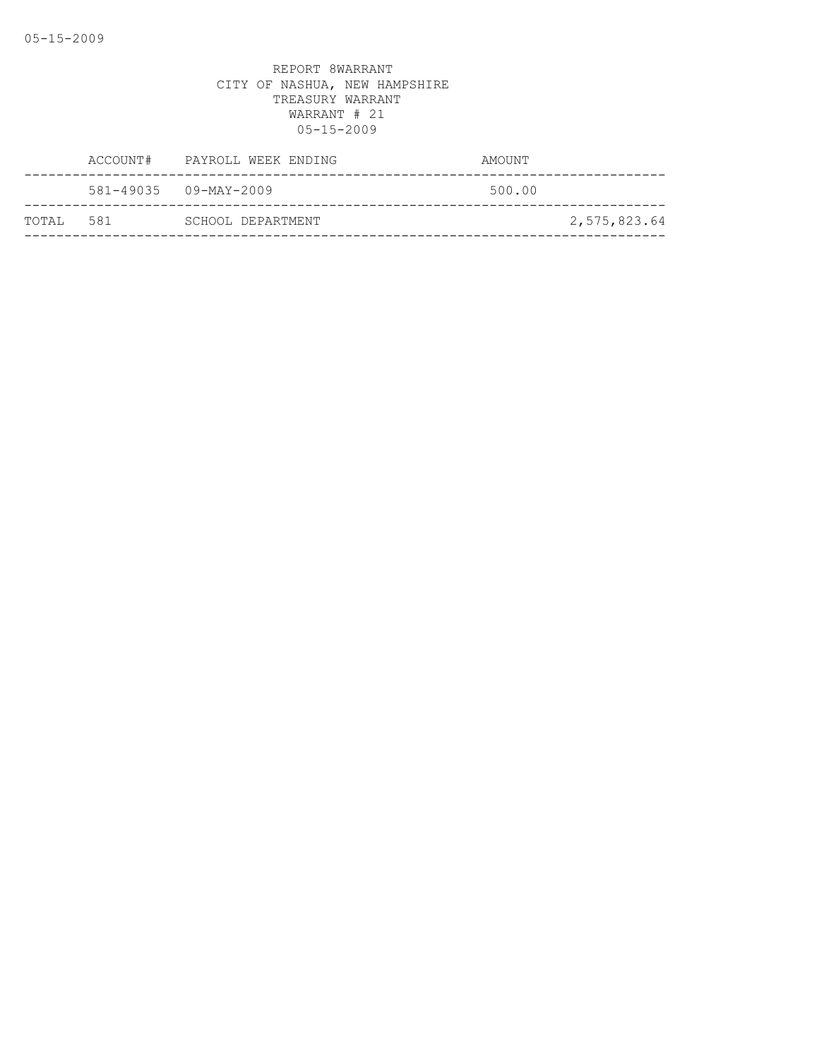REPORT 8WARRANT
CITY OF NASHUA, NEW HAMPSHIRE
TREASURY WARRANT
WARRANT # 21
05-15-2009

| | ACCOUNT# | PAYROLL WEEK ENDING | AMOUNT | |
|---|---|---|---|---|
| | 581-49035 | 09-MAY-2009 | 500.00 | |
| TOTAL | 581 | SCHOOL DEPARTMENT | | 2,575,823.64 |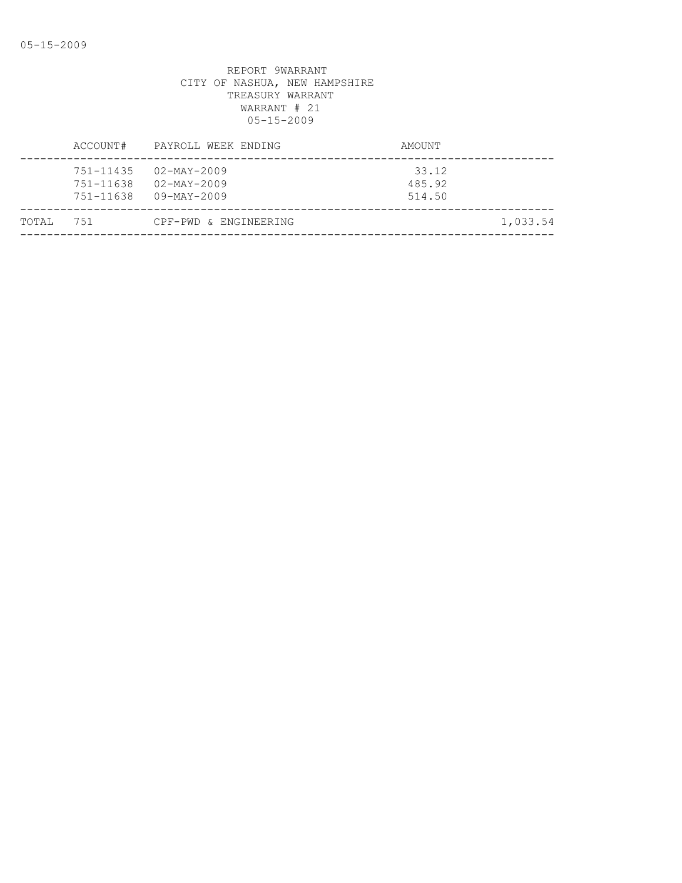REPORT 9WARRANT
CITY OF NASHUA, NEW HAMPSHIRE
TREASURY WARRANT
WARRANT # 21
05-15-2009

| | ACCOUNT# | PAYROLL WEEK ENDING | AMOUNT | |
|---|---|---|---|---|
| | 751-11435 | 02-MAY-2009 | 33.12 | |
| | 751-11638 | 02-MAY-2009 | 485.92 | |
| | 751-11638 | 09-MAY-2009 | 514.50 | |
| TOTAL | 751 | CPF-PWD & ENGINEERING | | 1,033.54 |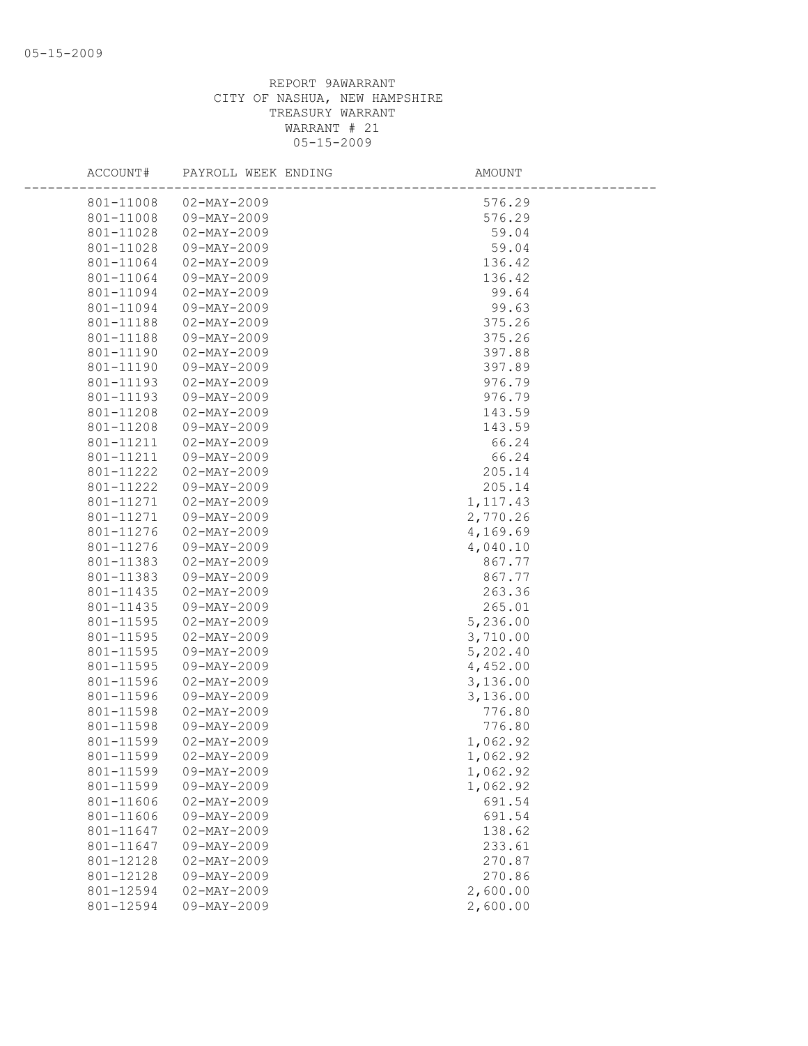REPORT 9AWARRANT
CITY OF NASHUA, NEW HAMPSHIRE
TREASURY WARRANT
WARRANT # 21
05-15-2009

| ACCOUNT# | PAYROLL WEEK ENDING | AMOUNT |
|---|---|---|
| 801-11008 | 02-MAY-2009 | 576.29 |
| 801-11008 | 09-MAY-2009 | 576.29 |
| 801-11028 | 02-MAY-2009 | 59.04 |
| 801-11028 | 09-MAY-2009 | 59.04 |
| 801-11064 | 02-MAY-2009 | 136.42 |
| 801-11064 | 09-MAY-2009 | 136.42 |
| 801-11094 | 02-MAY-2009 | 99.64 |
| 801-11094 | 09-MAY-2009 | 99.63 |
| 801-11188 | 02-MAY-2009 | 375.26 |
| 801-11188 | 09-MAY-2009 | 375.26 |
| 801-11190 | 02-MAY-2009 | 397.88 |
| 801-11190 | 09-MAY-2009 | 397.89 |
| 801-11193 | 02-MAY-2009 | 976.79 |
| 801-11193 | 09-MAY-2009 | 976.79 |
| 801-11208 | 02-MAY-2009 | 143.59 |
| 801-11208 | 09-MAY-2009 | 143.59 |
| 801-11211 | 02-MAY-2009 | 66.24 |
| 801-11211 | 09-MAY-2009 | 66.24 |
| 801-11222 | 02-MAY-2009 | 205.14 |
| 801-11222 | 09-MAY-2009 | 205.14 |
| 801-11271 | 02-MAY-2009 | 1,117.43 |
| 801-11271 | 09-MAY-2009 | 2,770.26 |
| 801-11276 | 02-MAY-2009 | 4,169.69 |
| 801-11276 | 09-MAY-2009 | 4,040.10 |
| 801-11383 | 02-MAY-2009 | 867.77 |
| 801-11383 | 09-MAY-2009 | 867.77 |
| 801-11435 | 02-MAY-2009 | 263.36 |
| 801-11435 | 09-MAY-2009 | 265.01 |
| 801-11595 | 02-MAY-2009 | 5,236.00 |
| 801-11595 | 02-MAY-2009 | 3,710.00 |
| 801-11595 | 09-MAY-2009 | 5,202.40 |
| 801-11595 | 09-MAY-2009 | 4,452.00 |
| 801-11596 | 02-MAY-2009 | 3,136.00 |
| 801-11596 | 09-MAY-2009 | 3,136.00 |
| 801-11598 | 02-MAY-2009 | 776.80 |
| 801-11598 | 09-MAY-2009 | 776.80 |
| 801-11599 | 02-MAY-2009 | 1,062.92 |
| 801-11599 | 02-MAY-2009 | 1,062.92 |
| 801-11599 | 09-MAY-2009 | 1,062.92 |
| 801-11599 | 09-MAY-2009 | 1,062.92 |
| 801-11606 | 02-MAY-2009 | 691.54 |
| 801-11606 | 09-MAY-2009 | 691.54 |
| 801-11647 | 02-MAY-2009 | 138.62 |
| 801-11647 | 09-MAY-2009 | 233.61 |
| 801-12128 | 02-MAY-2009 | 270.87 |
| 801-12128 | 09-MAY-2009 | 270.86 |
| 801-12594 | 02-MAY-2009 | 2,600.00 |
| 801-12594 | 09-MAY-2009 | 2,600.00 |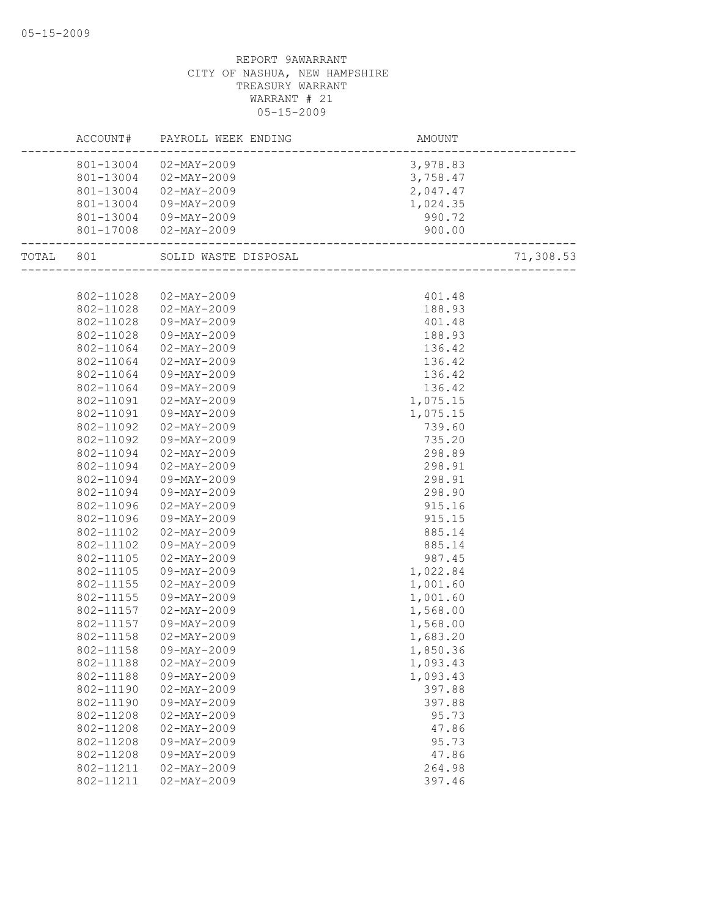REPORT 9AWARRANT
CITY OF NASHUA, NEW HAMPSHIRE
TREASURY WARRANT
WARRANT # 21
05-15-2009

| | ACCOUNT# | PAYROLL WEEK ENDING | AMOUNT | |
|---|---|---|---|---|
| | 801-13004 | 02-MAY-2009 | 3,978.83 | |
| | 801-13004 | 02-MAY-2009 | 3,758.47 | |
| | 801-13004 | 02-MAY-2009 | 2,047.47 | |
| | 801-13004 | 09-MAY-2009 | 1,024.35 | |
| | 801-13004 | 09-MAY-2009 | 990.72 | |
| | 801-17008 | 02-MAY-2009 | 900.00 | |
| TOTAL | 801 | SOLID WASTE DISPOSAL | | 71,308.53 |
| | 802-11028 | 02-MAY-2009 | 401.48 | |
| | 802-11028 | 02-MAY-2009 | 188.93 | |
| | 802-11028 | 09-MAY-2009 | 401.48 | |
| | 802-11028 | 09-MAY-2009 | 188.93 | |
| | 802-11064 | 02-MAY-2009 | 136.42 | |
| | 802-11064 | 02-MAY-2009 | 136.42 | |
| | 802-11064 | 09-MAY-2009 | 136.42 | |
| | 802-11064 | 09-MAY-2009 | 136.42 | |
| | 802-11091 | 02-MAY-2009 | 1,075.15 | |
| | 802-11091 | 09-MAY-2009 | 1,075.15 | |
| | 802-11092 | 02-MAY-2009 | 739.60 | |
| | 802-11092 | 09-MAY-2009 | 735.20 | |
| | 802-11094 | 02-MAY-2009 | 298.89 | |
| | 802-11094 | 02-MAY-2009 | 298.91 | |
| | 802-11094 | 09-MAY-2009 | 298.91 | |
| | 802-11094 | 09-MAY-2009 | 298.90 | |
| | 802-11096 | 02-MAY-2009 | 915.16 | |
| | 802-11096 | 09-MAY-2009 | 915.15 | |
| | 802-11102 | 02-MAY-2009 | 885.14 | |
| | 802-11102 | 09-MAY-2009 | 885.14 | |
| | 802-11105 | 02-MAY-2009 | 987.45 | |
| | 802-11105 | 09-MAY-2009 | 1,022.84 | |
| | 802-11155 | 02-MAY-2009 | 1,001.60 | |
| | 802-11155 | 09-MAY-2009 | 1,001.60 | |
| | 802-11157 | 02-MAY-2009 | 1,568.00 | |
| | 802-11157 | 09-MAY-2009 | 1,568.00 | |
| | 802-11158 | 02-MAY-2009 | 1,683.20 | |
| | 802-11158 | 09-MAY-2009 | 1,850.36 | |
| | 802-11188 | 02-MAY-2009 | 1,093.43 | |
| | 802-11188 | 09-MAY-2009 | 1,093.43 | |
| | 802-11190 | 02-MAY-2009 | 397.88 | |
| | 802-11190 | 09-MAY-2009 | 397.88 | |
| | 802-11208 | 02-MAY-2009 | 95.73 | |
| | 802-11208 | 02-MAY-2009 | 47.86 | |
| | 802-11208 | 09-MAY-2009 | 95.73 | |
| | 802-11208 | 09-MAY-2009 | 47.86 | |
| | 802-11211 | 02-MAY-2009 | 264.98 | |
| | 802-11211 | 02-MAY-2009 | 397.46 | |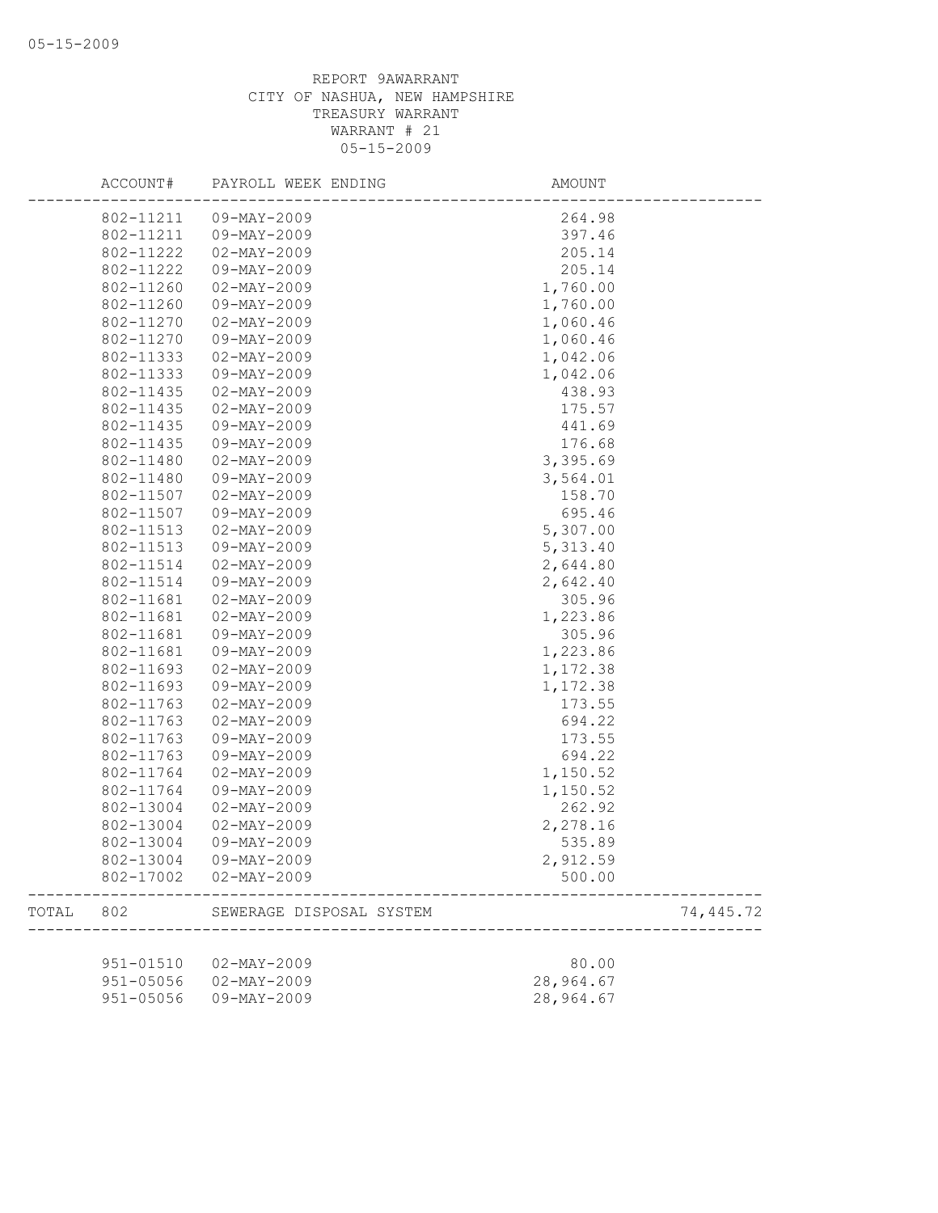REPORT 9AWARRANT
CITY OF NASHUA, NEW HAMPSHIRE
TREASURY WARRANT
WARRANT # 21
05-15-2009

| | ACCOUNT# | PAYROLL WEEK ENDING | AMOUNT | |
|---|---|---|---|---|
| | 802-11211 | 09-MAY-2009 | 264.98 | |
| | 802-11211 | 09-MAY-2009 | 397.46 | |
| | 802-11222 | 02-MAY-2009 | 205.14 | |
| | 802-11222 | 09-MAY-2009 | 205.14 | |
| | 802-11260 | 02-MAY-2009 | 1,760.00 | |
| | 802-11260 | 09-MAY-2009 | 1,760.00 | |
| | 802-11270 | 02-MAY-2009 | 1,060.46 | |
| | 802-11270 | 09-MAY-2009 | 1,060.46 | |
| | 802-11333 | 02-MAY-2009 | 1,042.06 | |
| | 802-11333 | 09-MAY-2009 | 1,042.06 | |
| | 802-11435 | 02-MAY-2009 | 438.93 | |
| | 802-11435 | 02-MAY-2009 | 175.57 | |
| | 802-11435 | 09-MAY-2009 | 441.69 | |
| | 802-11435 | 09-MAY-2009 | 176.68 | |
| | 802-11480 | 02-MAY-2009 | 3,395.69 | |
| | 802-11480 | 09-MAY-2009 | 3,564.01 | |
| | 802-11507 | 02-MAY-2009 | 158.70 | |
| | 802-11507 | 09-MAY-2009 | 695.46 | |
| | 802-11513 | 02-MAY-2009 | 5,307.00 | |
| | 802-11513 | 09-MAY-2009 | 5,313.40 | |
| | 802-11514 | 02-MAY-2009 | 2,644.80 | |
| | 802-11514 | 09-MAY-2009 | 2,642.40 | |
| | 802-11681 | 02-MAY-2009 | 305.96 | |
| | 802-11681 | 02-MAY-2009 | 1,223.86 | |
| | 802-11681 | 09-MAY-2009 | 305.96 | |
| | 802-11681 | 09-MAY-2009 | 1,223.86 | |
| | 802-11693 | 02-MAY-2009 | 1,172.38 | |
| | 802-11693 | 09-MAY-2009 | 1,172.38 | |
| | 802-11763 | 02-MAY-2009 | 173.55 | |
| | 802-11763 | 02-MAY-2009 | 694.22 | |
| | 802-11763 | 09-MAY-2009 | 173.55 | |
| | 802-11763 | 09-MAY-2009 | 694.22 | |
| | 802-11764 | 02-MAY-2009 | 1,150.52 | |
| | 802-11764 | 09-MAY-2009 | 1,150.52 | |
| | 802-13004 | 02-MAY-2009 | 262.92 | |
| | 802-13004 | 02-MAY-2009 | 2,278.16 | |
| | 802-13004 | 09-MAY-2009 | 535.89 | |
| | 802-13004 | 09-MAY-2009 | 2,912.59 | |
| | 802-17002 | 02-MAY-2009 | 500.00 | |
| TOTAL | 802 | SEWERAGE DISPOSAL SYSTEM | | 74,445.72 |
| | 951-01510 | 02-MAY-2009 | 80.00 | |
| | 951-05056 | 02-MAY-2009 | 28,964.67 | |
| | 951-05056 | 09-MAY-2009 | 28,964.67 | |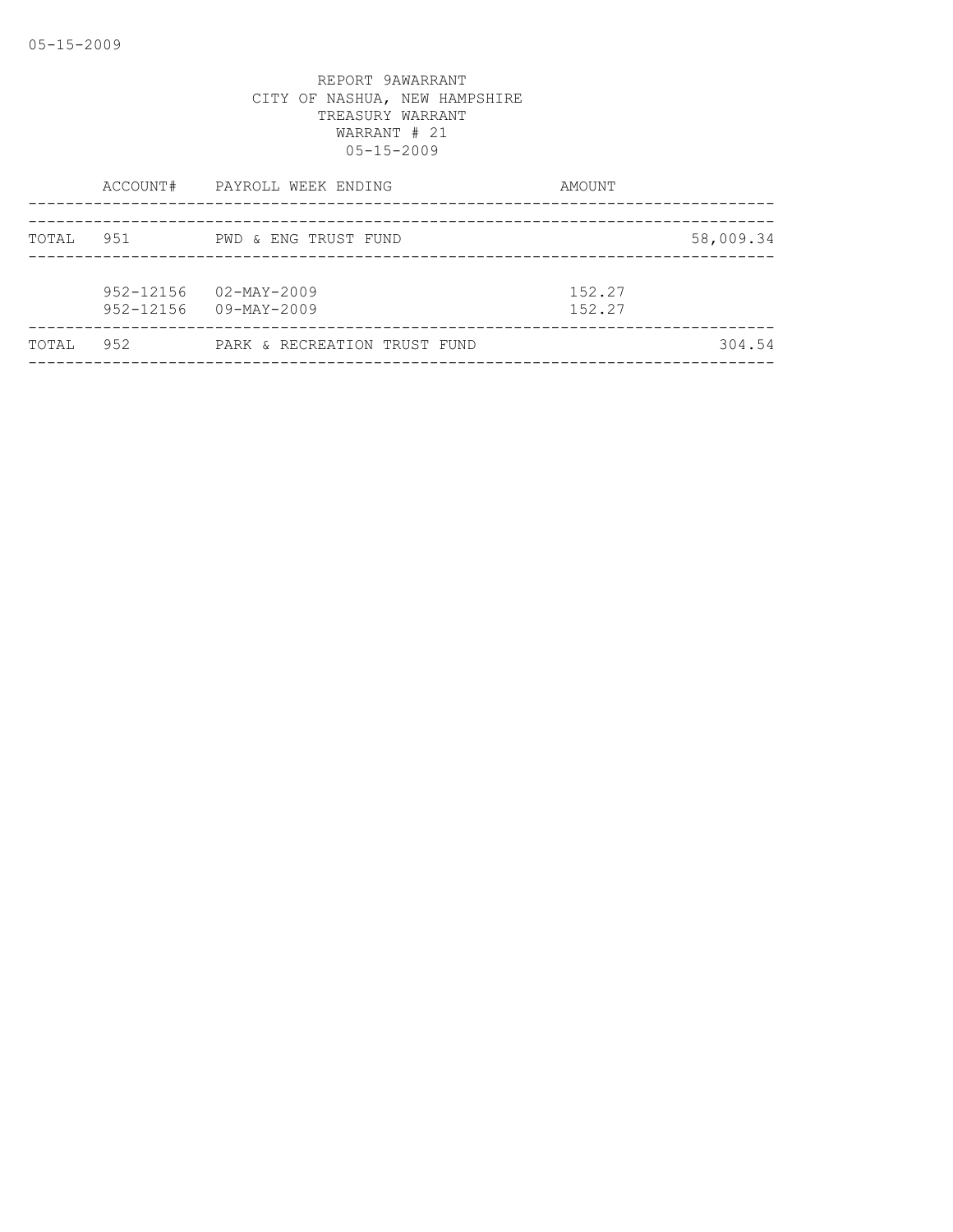REPORT 9AWARRANT
CITY OF NASHUA, NEW HAMPSHIRE
TREASURY WARRANT
WARRANT # 21
05-15-2009

| | ACCOUNT# | PAYROLL WEEK ENDING | AMOUNT | |
|---|---|---|---|---|
| TOTAL | 951 | PWD & ENG TRUST FUND | | 58,009.34 |
| | 952-12156 | 02-MAY-2009 | 152.27 | |
| | 952-12156 | 09-MAY-2009 | 152.27 | |
| TOTAL | 952 | PARK & RECREATION TRUST FUND | | 304.54 |